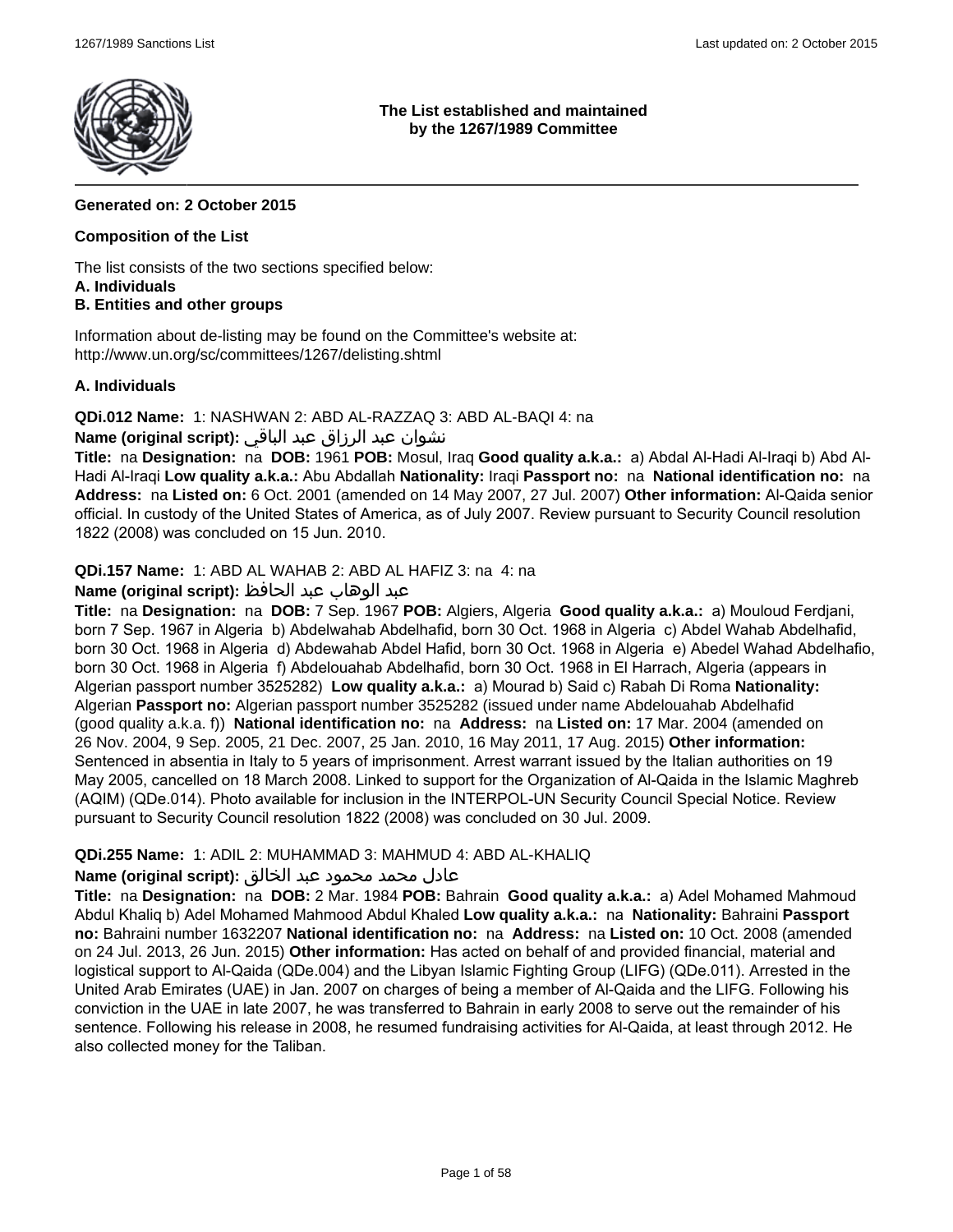**The List established and maintained by the 1267/1989 Committee**

---

**Generated on: 2 October 2015**

**Composition of the List**

The list consists of the two sections specified below:
**A. Individuals**
**B. Entities and other groups**

Information about de-listing may be found on the Committee's website at:
http://www.un.org/sc/committees/1267/delisting.shtml

**A. Individuals**

**QDi.012 Name:** 1: NASHWAN 2: ABD AL-RAZZAQ 3: ABD AL-BAQI 4: na
**Name (original script):** نشوان عبد الرزاق عبد الباقي
**Title:** na **Designation:** na **DOB:** 1961 **POB:** Mosul, Iraq **Good quality a.k.a.:** a) Abdal Al-Hadi Al-Iraqi b) Abd Al-Hadi Al-Iraqi **Low quality a.k.a.:** Abu Abdallah **Nationality:** Iraqi **Passport no:** na **National identification no:** na **Address:** na **Listed on:** 6 Oct. 2001 (amended on 14 May 2007, 27 Jul. 2007) **Other information:** Al-Qaida senior official. In custody of the United States of America, as of July 2007. Review pursuant to Security Council resolution 1822 (2008) was concluded on 15 Jun. 2010.

**QDi.157 Name:** 1: ABD AL WAHAB 2: ABD AL HAFIZ 3: na 4: na
**Name (original script):** عبد الوهاب عبد الحافظ
**Title:** na **Designation:** na **DOB:** 7 Sep. 1967 **POB:** Algiers, Algeria **Good quality a.k.a.:** a) Mouloud Ferdjani, born 7 Sep. 1967 in Algeria b) Abdelwahab Abdelhafid, born 30 Oct. 1968 in Algeria c) Abdel Wahab Abdelhafid, born 30 Oct. 1968 in Algeria d) Abdewahab Abdel Hafid, born 30 Oct. 1968 in Algeria e) Abedel Wahad Abdelhafio, born 30 Oct. 1968 in Algeria f) Abdelouahab Abdelhafid, born 30 Oct. 1968 in El Harrach, Algeria (appears in Algerian passport number 3525282) **Low quality a.k.a.:** a) Mourad b) Said c) Rabah Di Roma **Nationality:** Algerian **Passport no:** Algerian passport number 3525282 (issued under name Abdelouahab Abdelhafid (good quality a.k.a. f)) **National identification no:** na **Address:** na **Listed on:** 17 Mar. 2004 (amended on 26 Nov. 2004, 9 Sep. 2005, 21 Dec. 2007, 25 Jan. 2010, 16 May 2011, 17 Aug. 2015) **Other information:** Sentenced in absentia in Italy to 5 years of imprisonment. Arrest warrant issued by the Italian authorities on 19 May 2005, cancelled on 18 March 2008. Linked to support for the Organization of Al-Qaida in the Islamic Maghreb (AQIM) (QDe.014). Photo available for inclusion in the INTERPOL-UN Security Council Special Notice. Review pursuant to Security Council resolution 1822 (2008) was concluded on 30 Jul. 2009.

**QDi.255 Name:** 1: ADIL 2: MUHAMMAD 3: MAHMUD 4: ABD AL-KHALIQ
**Name (original script):** عادل محمد محمود عبد الخالق
**Title:** na **Designation:** na **DOB:** 2 Mar. 1984 **POB:** Bahrain **Good quality a.k.a.:** a) Adel Mohamed Mahmoud Abdul Khaliq b) Adel Mohamed Mahmood Abdul Khaled **Low quality a.k.a.:** na **Nationality:** Bahraini **Passport no:** Bahraini number 1632207 **National identification no:** na **Address:** na **Listed on:** 10 Oct. 2008 (amended on 24 Jul. 2013, 26 Jun. 2015) **Other information:** Has acted on behalf of and provided financial, material and logistical support to Al-Qaida (QDe.004) and the Libyan Islamic Fighting Group (LIFG) (QDe.011). Arrested in the United Arab Emirates (UAE) in Jan. 2007 on charges of being a member of Al-Qaida and the LIFG. Following his conviction in the UAE in late 2007, he was transferred to Bahrain in early 2008 to serve out the remainder of his sentence. Following his release in 2008, he resumed fundraising activities for Al-Qaida, at least through 2012. He also collected money for the Taliban.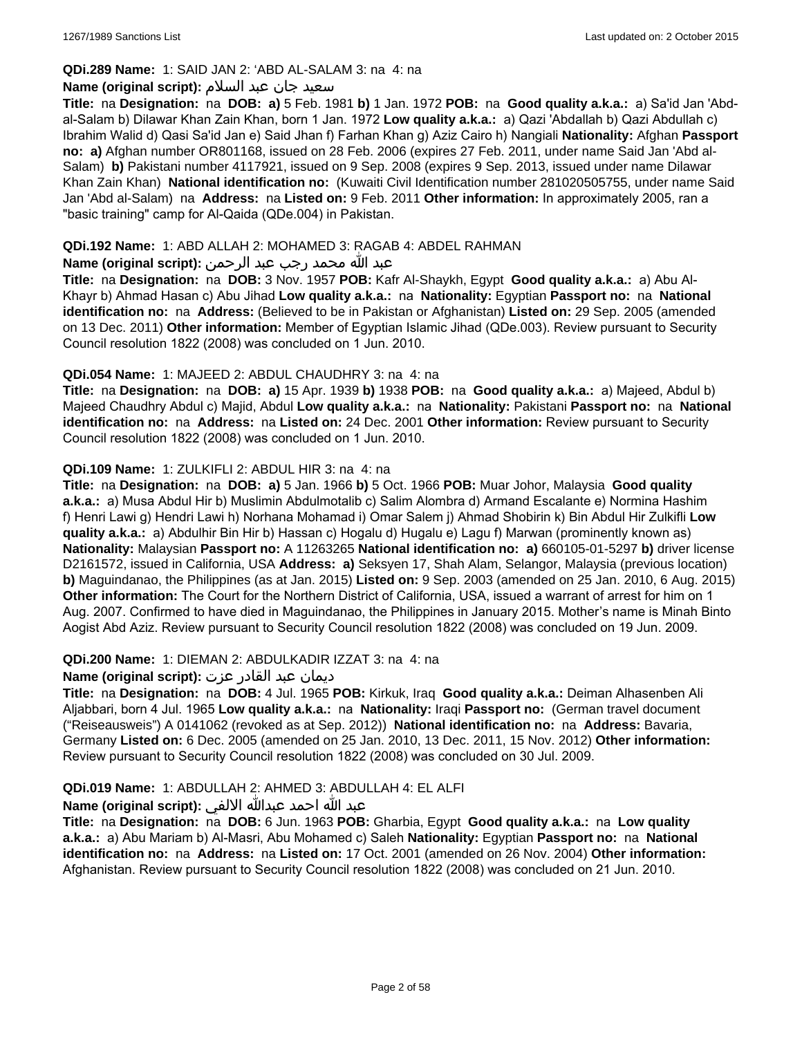**QDi.289 Name:** 1: SAID JAN 2: 'ABD AL-SALAM 3: na 4: na

**Name (original script):** سعيد جان عبد السلام

**Title:** na **Designation:** na **DOB:** **a)** 5 Feb. 1981 **b)** 1 Jan. 1972 **POB:** na **Good quality a.k.a.:** a) Sa'id Jan 'Abd-al-Salam b) Dilawar Khan Zain Khan, born 1 Jan. 1972 **Low quality a.k.a.:** a) Qazi 'Abdallah b) Qazi Abdullah c) Ibrahim Walid d) Qasi Sa'id Jan e) Said Jhan f) Farhan Khan g) Aziz Cairo h) Nangiali **Nationality:** Afghan **Passport no:** **a)** Afghan number OR801168, issued on 28 Feb. 2006 (expires 27 Feb. 2011, under name Said Jan 'Abd al-Salam) **b)** Pakistani number 4117921, issued on 9 Sep. 2008 (expires 9 Sep. 2013, issued under name Dilawar Khan Zain Khan) **National identification no:** (Kuwaiti Civil Identification number 281020505755, under name Said Jan 'Abd al-Salam) na **Address:** na **Listed on:** 9 Feb. 2011 **Other information:** In approximately 2005, ran a "basic training" camp for Al-Qaida (QDe.004) in Pakistan.

**QDi.192 Name:** 1: ABD ALLAH 2: MOHAMED 3: RAGAB 4: ABDEL RAHMAN

**Name (original script):** عبد الله محمد رجب عبد الرحمن

**Title:** na **Designation:** na **DOB:** 3 Nov. 1957 **POB:** Kafr Al-Shaykh, Egypt **Good quality a.k.a.:** a) Abu Al-Khayr b) Ahmad Hasan c) Abu Jihad **Low quality a.k.a.:** na **Nationality:** Egyptian **Passport no:** na **National identification no:** na **Address:** (Believed to be in Pakistan or Afghanistan) **Listed on:** 29 Sep. 2005 (amended on 13 Dec. 2011) **Other information:** Member of Egyptian Islamic Jihad (QDe.003). Review pursuant to Security Council resolution 1822 (2008) was concluded on 1 Jun. 2010.

**QDi.054 Name:** 1: MAJEED 2: ABDUL CHAUDHRY 3: na 4: na

**Title:** na **Designation:** na **DOB:** **a)** 15 Apr. 1939 **b)** 1938 **POB:** na **Good quality a.k.a.:** a) Majeed, Abdul b) Majeed Chaudhry Abdul c) Majid, Abdul **Low quality a.k.a.:** na **Nationality:** Pakistani **Passport no:** na **National identification no:** na **Address:** na **Listed on:** 24 Dec. 2001 **Other information:** Review pursuant to Security Council resolution 1822 (2008) was concluded on 1 Jun. 2010.

**QDi.109 Name:** 1: ZULKIFLI 2: ABDUL HIR 3: na 4: na

**Title:** na **Designation:** na **DOB:** **a)** 5 Jan. 1966 **b)** 5 Oct. 1966 **POB:** Muar Johor, Malaysia **Good quality a.k.a.:** a) Musa Abdul Hir b) Muslimin Abdulmotalib c) Salim Alombra d) Armand Escalante e) Normina Hashim f) Henri Lawi g) Hendri Lawi h) Norhana Mohamad i) Omar Salem j) Ahmad Shobirin k) Bin Abdul Hir Zulkifli **Low quality a.k.a.:** a) Abdulhir Bin Hir b) Hassan c) Hogalu d) Hugalu e) Lagu f) Marwan (prominently known as) **Nationality:** Malaysian **Passport no:** A 11263265 **National identification no:** **a)** 660105-01-5297 **b)** driver license D2161572, issued in California, USA **Address:** **a)** Seksyen 17, Shah Alam, Selangor, Malaysia (previous location) **b)** Maguindanao, the Philippines (as at Jan. 2015) **Listed on:** 9 Sep. 2003 (amended on 25 Jan. 2010, 6 Aug. 2015) **Other information:** The Court for the Northern District of California, USA, issued a warrant of arrest for him on 1 Aug. 2007. Confirmed to have died in Maguindanao, the Philippines in January 2015. Mother's name is Minah Binto Aogist Abd Aziz. Review pursuant to Security Council resolution 1822 (2008) was concluded on 19 Jun. 2009.

**QDi.200 Name:** 1: DIEMAN 2: ABDULKADIR IZZAT 3: na 4: na

**Name (original script):** ديمان عبد القادر عزت

**Title:** na **Designation:** na **DOB:** 4 Jul. 1965 **POB:** Kirkuk, Iraq **Good quality a.k.a.:** Deiman Alhasenben Ali Aljabbari, born 4 Jul. 1965 **Low quality a.k.a.:** na **Nationality:** Iraqi **Passport no:** (German travel document ("Reiseausweis") A 0141062 (revoked as at Sep. 2012)) **National identification no:** na **Address:** Bavaria, Germany **Listed on:** 6 Dec. 2005 (amended on 25 Jan. 2010, 13 Dec. 2011, 15 Nov. 2012) **Other information:** Review pursuant to Security Council resolution 1822 (2008) was concluded on 30 Jul. 2009.

**QDi.019 Name:** 1: ABDULLAH 2: AHMED 3: ABDULLAH 4: EL ALFI

**Name (original script):** عبد الله احمد عبدالله الالفي

**Title:** na **Designation:** na **DOB:** 6 Jun. 1963 **POB:** Gharbia, Egypt **Good quality a.k.a.:** na **Low quality a.k.a.:** a) Abu Mariam b) Al-Masri, Abu Mohamed c) Saleh **Nationality:** Egyptian **Passport no:** na **National identification no:** na **Address:** na **Listed on:** 17 Oct. 2001 (amended on 26 Nov. 2004) **Other information:** Afghanistan. Review pursuant to Security Council resolution 1822 (2008) was concluded on 21 Jun. 2010.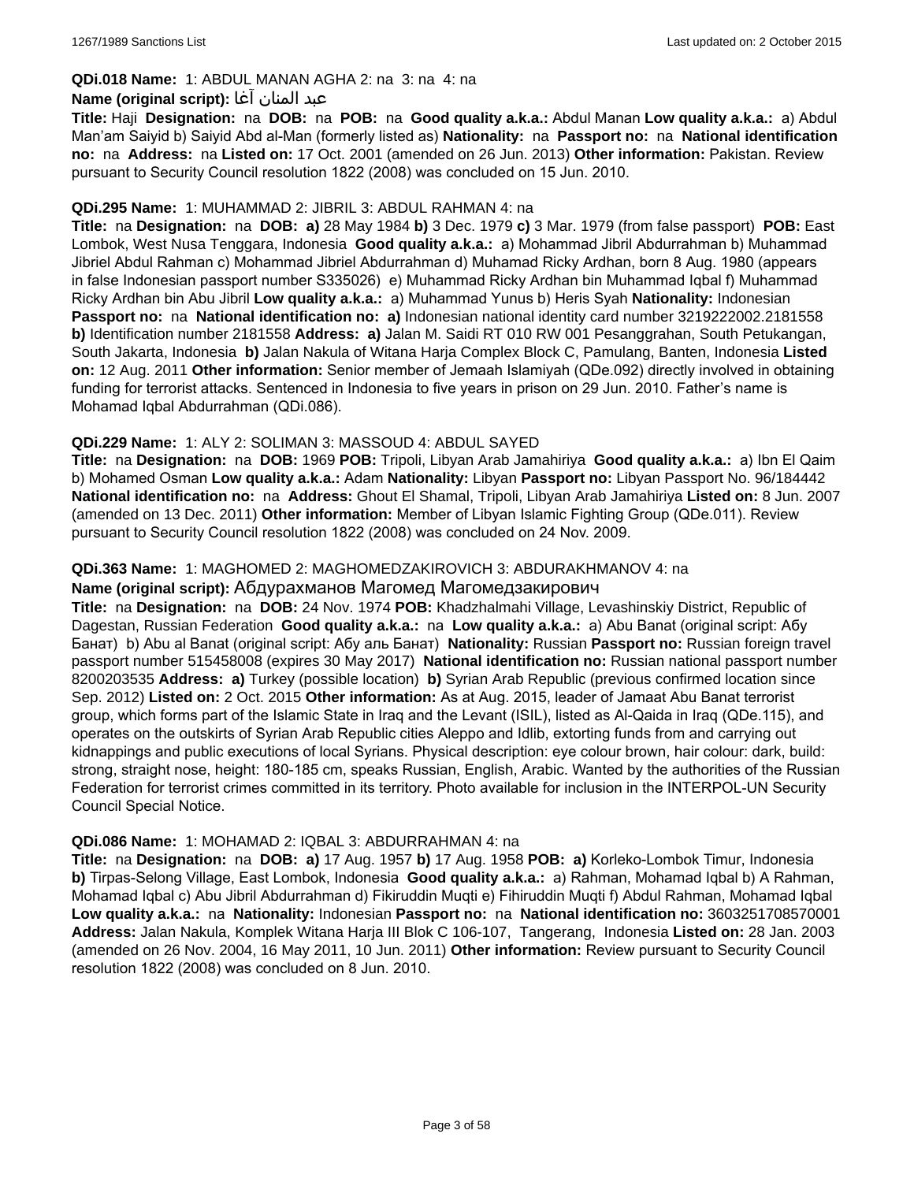**QDi.018 Name:** 1: ABDUL MANAN AGHA 2: na 3: na 4: na

**Name (original script):** عبد المنان آغا

**Title:** Haji **Designation:** na **DOB:** na **POB:** na **Good quality a.k.a.:** Abdul Manan **Low quality a.k.a.:** a) Abdul Man'am Saiyid b) Saiyid Abd al-Man (formerly listed as) **Nationality:** na **Passport no:** na **National identification no:** na **Address:** na **Listed on:** 17 Oct. 2001 (amended on 26 Jun. 2013) **Other information:** Pakistan. Review pursuant to Security Council resolution 1822 (2008) was concluded on 15 Jun. 2010.

**QDi.295 Name:** 1: MUHAMMAD 2: JIBRIL 3: ABDUL RAHMAN 4: na

**Title:** na **Designation:** na **DOB:** **a)** 28 May 1984 **b)** 3 Dec. 1979 **c)** 3 Mar. 1979 (from false passport) **POB:** East Lombok, West Nusa Tenggara, Indonesia **Good quality a.k.a.:** a) Mohammad Jibril Abdurrahman b) Muhammad Jibriel Abdul Rahman c) Mohammad Jibriel Abdurrahman d) Muhamad Ricky Ardhan, born 8 Aug. 1980 (appears in false Indonesian passport number S335026) e) Muhammad Ricky Ardhan bin Muhammad Iqbal f) Muhammad Ricky Ardhan bin Abu Jibril **Low quality a.k.a.:** a) Muhammad Yunus b) Heris Syah **Nationality:** Indonesian **Passport no:** na **National identification no:** **a)** Indonesian national identity card number 3219222002.2181558 **b)** Identification number 2181558 **Address:** **a)** Jalan M. Saidi RT 010 RW 001 Pesanggrahan, South Petukangan, South Jakarta, Indonesia **b)** Jalan Nakula of Witana Harja Complex Block C, Pamulang, Banten, Indonesia **Listed on:** 12 Aug. 2011 **Other information:** Senior member of Jemaah Islamiyah (QDe.092) directly involved in obtaining funding for terrorist attacks. Sentenced in Indonesia to five years in prison on 29 Jun. 2010. Father's name is Mohamad Iqbal Abdurrahman (QDi.086).

**QDi.229 Name:** 1: ALY 2: SOLIMAN 3: MASSOUD 4: ABDUL SAYED

**Title:** na **Designation:** na **DOB:** 1969 **POB:** Tripoli, Libyan Arab Jamahiriya **Good quality a.k.a.:** a) Ibn El Qaim b) Mohamed Osman **Low quality a.k.a.:** Adam **Nationality:** Libyan **Passport no:** Libyan Passport No. 96/184442 **National identification no:** na **Address:** Ghout El Shamal, Tripoli, Libyan Arab Jamahiriya **Listed on:** 8 Jun. 2007 (amended on 13 Dec. 2011) **Other information:** Member of Libyan Islamic Fighting Group (QDe.011). Review pursuant to Security Council resolution 1822 (2008) was concluded on 24 Nov. 2009.

**QDi.363 Name:** 1: MAGHOMED 2: MAGHOMEDZAKIROVICH 3: ABDURAKHMANOV 4: na

**Name (original script):** Абдурахманов Магомед Магомедзакирович

**Title:** na **Designation:** na **DOB:** 24 Nov. 1974 **POB:** Khadzhalmahi Village, Levashinskiy District, Republic of Dagestan, Russian Federation **Good quality a.k.a.:** na **Low quality a.k.a.:** a) Abu Banat (original script: Абу Банат) b) Abu al Banat (original script: Абу аль Банат) **Nationality:** Russian **Passport no:** Russian foreign travel passport number 515458008 (expires 30 May 2017) **National identification no:** Russian national passport number 8200203535 **Address:** **a)** Turkey (possible location) **b)** Syrian Arab Republic (previous confirmed location since Sep. 2012) **Listed on:** 2 Oct. 2015 **Other information:** As at Aug. 2015, leader of Jamaat Abu Banat terrorist group, which forms part of the Islamic State in Iraq and the Levant (ISIL), listed as Al-Qaida in Iraq (QDe.115), and operates on the outskirts of Syrian Arab Republic cities Aleppo and Idlib, extorting funds from and carrying out kidnappings and public executions of local Syrians. Physical description: eye colour brown, hair colour: dark, build: strong, straight nose, height: 180-185 cm, speaks Russian, English, Arabic. Wanted by the authorities of the Russian Federation for terrorist crimes committed in its territory. Photo available for inclusion in the INTERPOL-UN Security Council Special Notice.

**QDi.086 Name:** 1: MOHAMAD 2: IQBAL 3: ABDURRAHMAN 4: na

**Title:** na **Designation:** na **DOB:** **a)** 17 Aug. 1957 **b)** 17 Aug. 1958 **POB:** **a)** Korleko-Lombok Timur, Indonesia **b)** Tirpas-Selong Village, East Lombok, Indonesia **Good quality a.k.a.:** a) Rahman, Mohamad Iqbal b) A Rahman, Mohamad Iqbal c) Abu Jibril Abdurrahman d) Fikiruddin Muqti e) Fihiruddin Muqti f) Abdul Rahman, Mohamad Iqbal **Low quality a.k.a.:** na **Nationality:** Indonesian **Passport no:** na **National identification no:** 3603251708570001 **Address:** Jalan Nakula, Komplek Witana Harja III Blok C 106-107, Tangerang, Indonesia **Listed on:** 28 Jan. 2003 (amended on 26 Nov. 2004, 16 May 2011, 10 Jun. 2011) **Other information:** Review pursuant to Security Council resolution 1822 (2008) was concluded on 8 Jun. 2010.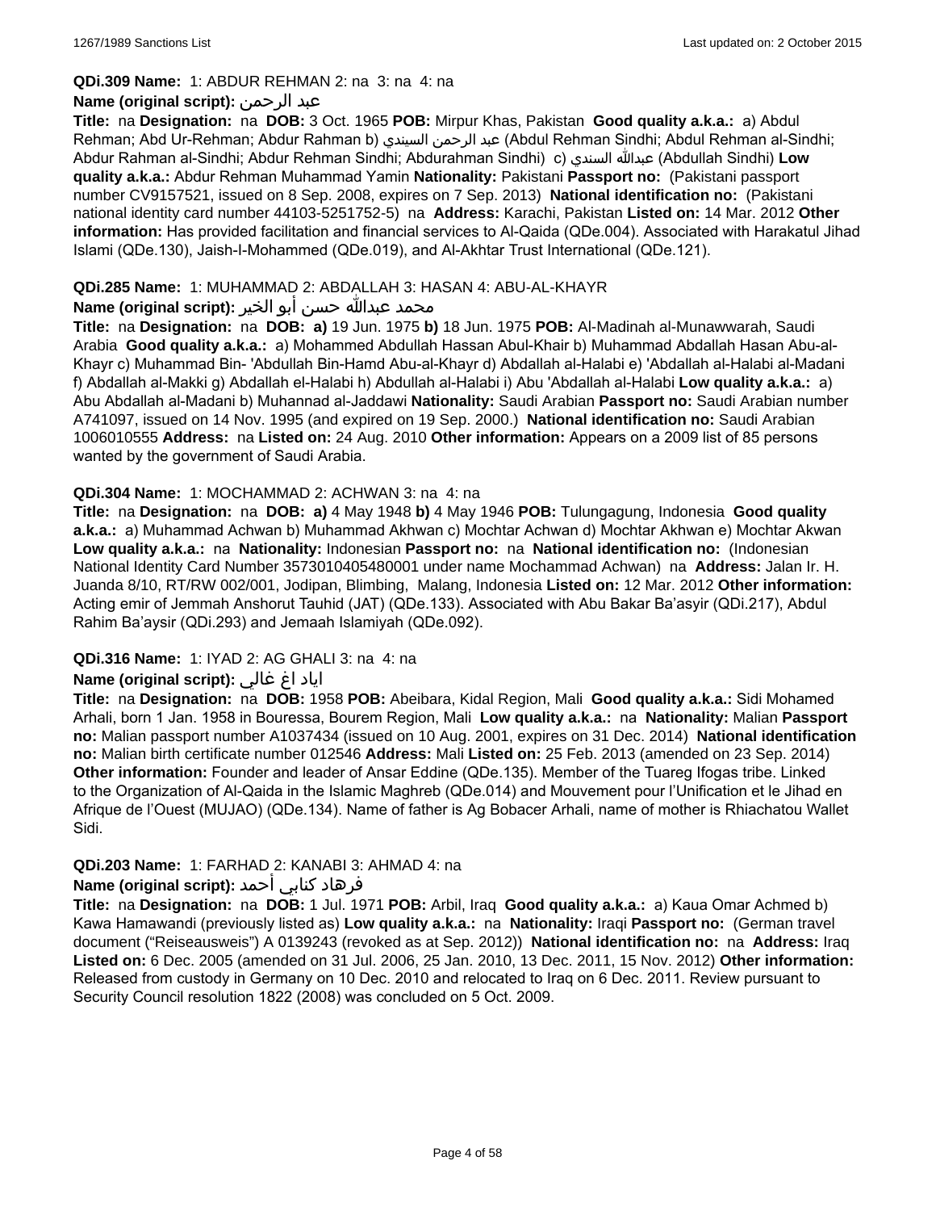**QDi.309 Name:** 1: ABDUR REHMAN 2: na 3: na 4: na

**Name (original script):** عبد الرحمن

**Title:** na **Designation:** na **DOB:** 3 Oct. 1965 **POB:** Mirpur Khas, Pakistan **Good quality a.k.a.:** a) Abdul Rehman; Abd Ur-Rehman; Abdur Rahman b) عبد الرحمن السيندي (Abdul Rehman Sindhi; Abdul Rehman al-Sindhi; Abdur Rahman al-Sindhi; Abdur Rehman Sindhi; Abdurahman Sindhi) c) عبدالله السندي (Abdullah Sindhi) **Low quality a.k.a.:** Abdur Rehman Muhammad Yamin **Nationality:** Pakistani **Passport no:** (Pakistani passport number CV9157521, issued on 8 Sep. 2008, expires on 7 Sep. 2013) **National identification no:** (Pakistani national identity card number 44103-5251752-5) na **Address:** Karachi, Pakistan **Listed on:** 14 Mar. 2012 **Other information:** Has provided facilitation and financial services to Al-Qaida (QDe.004). Associated with Harakatul Jihad Islami (QDe.130), Jaish-I-Mohammed (QDe.019), and Al-Akhtar Trust International (QDe.121).

**QDi.285 Name:** 1: MUHAMMAD 2: ABDALLAH 3: HASAN 4: ABU-AL-KHAYR

**Name (original script):** محمد عبدالله حسن أبو الخير

**Title:** na **Designation:** na **DOB:** **a)** 19 Jun. 1975 **b)** 18 Jun. 1975 **POB:** Al-Madinah al-Munawwarah, Saudi Arabia **Good quality a.k.a.:** a) Mohammed Abdullah Hassan Abul-Khair b) Muhammad Abdallah Hasan Abu-al-Khayr c) Muhammad Bin- 'Abdullah Bin-Hamd Abu-al-Khayr d) Abdallah al-Halabi e) 'Abdallah al-Halabi al-Madani f) Abdallah al-Makki g) Abdallah el-Halabi h) Abdullah al-Halabi i) Abu 'Abdallah al-Halabi **Low quality a.k.a.:** a) Abu Abdallah al-Madani b) Muhannad al-Jaddawi **Nationality:** Saudi Arabian **Passport no:** Saudi Arabian number A741097, issued on 14 Nov. 1995 (and expired on 19 Sep. 2000.) **National identification no:** Saudi Arabian 1006010555 **Address:** na **Listed on:** 24 Aug. 2010 **Other information:** Appears on a 2009 list of 85 persons wanted by the government of Saudi Arabia.

**QDi.304 Name:** 1: MOCHAMMAD 2: ACHWAN 3: na 4: na

**Title:** na **Designation:** na **DOB:** **a)** 4 May 1948 **b)** 4 May 1946 **POB:** Tulungagung, Indonesia **Good quality a.k.a.:** a) Muhammad Achwan b) Muhammad Akhwan c) Mochtar Achwan d) Mochtar Akhwan e) Mochtar Akwan **Low quality a.k.a.:** na **Nationality:** Indonesian **Passport no:** na **National identification no:** (Indonesian National Identity Card Number 3573010405480001 under name Mochammad Achwan) na **Address:** Jalan Ir. H. Juanda 8/10, RT/RW 002/001, Jodipan, Blimbing, Malang, Indonesia **Listed on:** 12 Mar. 2012 **Other information:** Acting emir of Jemmah Anshorut Tauhid (JAT) (QDe.133). Associated with Abu Bakar Ba'asyir (QDi.217), Abdul Rahim Ba'aysir (QDi.293) and Jemaah Islamiyah (QDe.092).

**QDi.316 Name:** 1: IYAD 2: AG GHALI 3: na 4: na

**Name (original script):** اياد اغ غالي

**Title:** na **Designation:** na **DOB:** 1958 **POB:** Abeibara, Kidal Region, Mali **Good quality a.k.a.:** Sidi Mohamed Arhali, born 1 Jan. 1958 in Bouressa, Bourem Region, Mali **Low quality a.k.a.:** na **Nationality:** Malian **Passport no:** Malian passport number A1037434 (issued on 10 Aug. 2001, expires on 31 Dec. 2014) **National identification no:** Malian birth certificate number 012546 **Address:** Mali **Listed on:** 25 Feb. 2013 (amended on 23 Sep. 2014) **Other information:** Founder and leader of Ansar Eddine (QDe.135). Member of the Tuareg Ifogas tribe. Linked to the Organization of Al-Qaida in the Islamic Maghreb (QDe.014) and Mouvement pour l'Unification et le Jihad en Afrique de l'Ouest (MUJAO) (QDe.134). Name of father is Ag Bobacer Arhali, name of mother is Rhiachatou Wallet Sidi.

**QDi.203 Name:** 1: FARHAD 2: KANABI 3: AHMAD 4: na

**Name (original script):** فرهاد كنابي أحمد

**Title:** na **Designation:** na **DOB:** 1 Jul. 1971 **POB:** Arbil, Iraq **Good quality a.k.a.:** a) Kaua Omar Achmed b) Kawa Hamawandi (previously listed as) **Low quality a.k.a.:** na **Nationality:** Iraqi **Passport no:** (German travel document ("Reiseausweis") A 0139243 (revoked as at Sep. 2012)) **National identification no:** na **Address:** Iraq **Listed on:** 6 Dec. 2005 (amended on 31 Jul. 2006, 25 Jan. 2010, 13 Dec. 2011, 15 Nov. 2012) **Other information:** Released from custody in Germany on 10 Dec. 2010 and relocated to Iraq on 6 Dec. 2011. Review pursuant to Security Council resolution 1822 (2008) was concluded on 5 Oct. 2009.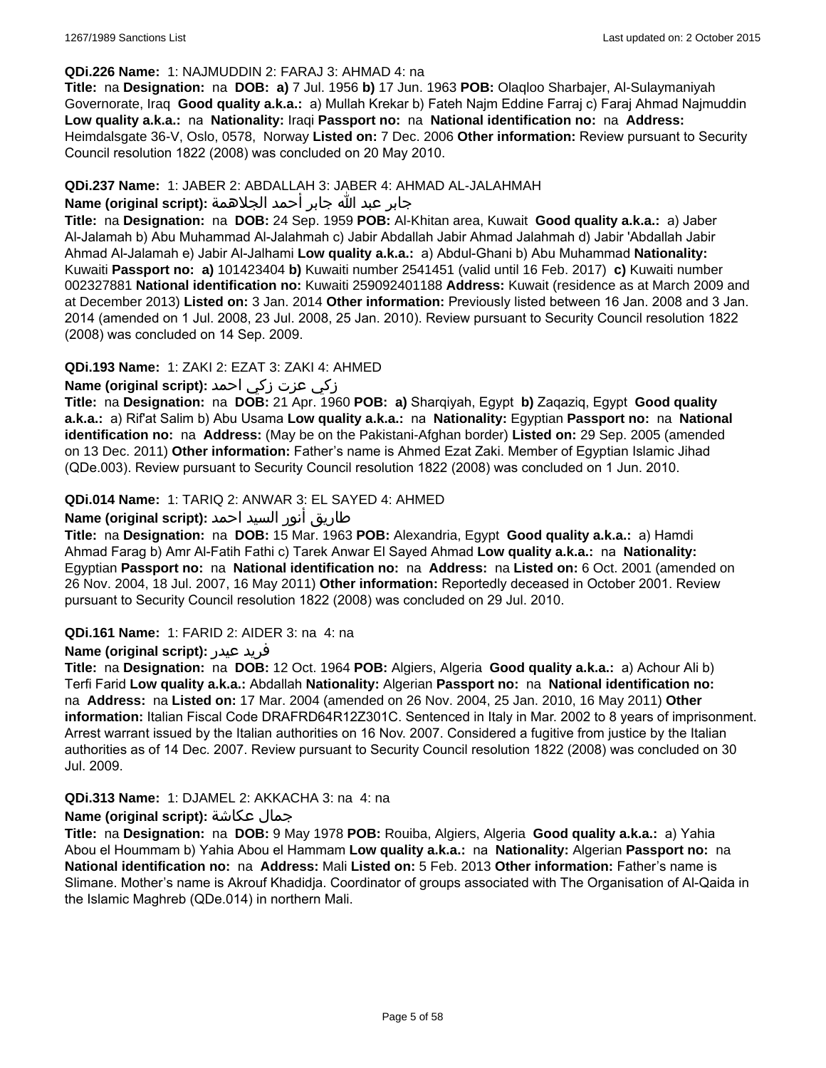**QDi.226 Name:** 1: NAJMUDDIN 2: FARAJ 3: AHMAD 4: na

**Title:** na **Designation:** na **DOB:** **a)** 7 Jul. 1956 **b)** 17 Jun. 1963 **POB:** Olaqloo Sharbajer, Al-Sulaymaniyah Governorate, Iraq **Good quality a.k.a.:** a) Mullah Krekar b) Fateh Najm Eddine Farraj c) Faraj Ahmad Najmuddin **Low quality a.k.a.:** na **Nationality:** Iraqi **Passport no:** na **National identification no:** na **Address:** Heimdalsgate 36-V, Oslo, 0578, Norway **Listed on:** 7 Dec. 2006 **Other information:** Review pursuant to Security Council resolution 1822 (2008) was concluded on 20 May 2010.

**QDi.237 Name:** 1: JABER 2: ABDALLAH 3: JABER 4: AHMAD AL-JALAHMAH

**Name (original script):** جابر عبد الله جابر أحمد الجلاهمة

**Title:** na **Designation:** na **DOB:** 24 Sep. 1959 **POB:** Al-Khitan area, Kuwait **Good quality a.k.a.:** a) Jaber Al-Jalamah b) Abu Muhammad Al-Jalahmah c) Jabir Abdallah Jabir Ahmad Jalahmah d) Jabir 'Abdallah Jabir Ahmad Al-Jalamah e) Jabir Al-Jalhami **Low quality a.k.a.:** a) Abdul-Ghani b) Abu Muhammad **Nationality:** Kuwaiti **Passport no:** **a)** 101423404 **b)** Kuwaiti number 2541451 (valid until 16 Feb. 2017) **c)** Kuwaiti number 002327881 **National identification no:** Kuwaiti 259092401188 **Address:** Kuwait (residence as at March 2009 and at December 2013) **Listed on:** 3 Jan. 2014 **Other information:** Previously listed between 16 Jan. 2008 and 3 Jan. 2014 (amended on 1 Jul. 2008, 23 Jul. 2008, 25 Jan. 2010). Review pursuant to Security Council resolution 1822 (2008) was concluded on 14 Sep. 2009.

**QDi.193 Name:** 1: ZAKI 2: EZAT 3: ZAKI 4: AHMED

**Name (original script):** زكي عزت زكي احمد

**Title:** na **Designation:** na **DOB:** 21 Apr. 1960 **POB:** **a)** Sharqiyah, Egypt **b)** Zaqaziq, Egypt **Good quality a.k.a.:** a) Rif'at Salim b) Abu Usama **Low quality a.k.a.:** na **Nationality:** Egyptian **Passport no:** na **National identification no:** na **Address:** (May be on the Pakistani-Afghan border) **Listed on:** 29 Sep. 2005 (amended on 13 Dec. 2011) **Other information:** Father's name is Ahmed Ezat Zaki. Member of Egyptian Islamic Jihad (QDe.003). Review pursuant to Security Council resolution 1822 (2008) was concluded on 1 Jun. 2010.

**QDi.014 Name:** 1: TARIQ 2: ANWAR 3: EL SAYED 4: AHMED

**Name (original script):** طاريق أنور السيد احمد

**Title:** na **Designation:** na **DOB:** 15 Mar. 1963 **POB:** Alexandria, Egypt **Good quality a.k.a.:** a) Hamdi Ahmad Farag b) Amr Al-Fatih Fathi c) Tarek Anwar El Sayed Ahmad **Low quality a.k.a.:** na **Nationality:** Egyptian **Passport no:** na **National identification no:** na **Address:** na **Listed on:** 6 Oct. 2001 (amended on 26 Nov. 2004, 18 Jul. 2007, 16 May 2011) **Other information:** Reportedly deceased in October 2001. Review pursuant to Security Council resolution 1822 (2008) was concluded on 29 Jul. 2010.

**QDi.161 Name:** 1: FARID 2: AIDER 3: na 4: na

**Name (original script):** فريد عيدر

**Title:** na **Designation:** na **DOB:** 12 Oct. 1964 **POB:** Algiers, Algeria **Good quality a.k.a.:** a) Achour Ali b) Terfi Farid **Low quality a.k.a.:** Abdallah **Nationality:** Algerian **Passport no:** na **National identification no:** na **Address:** na **Listed on:** 17 Mar. 2004 (amended on 26 Nov. 2004, 25 Jan. 2010, 16 May 2011) **Other information:** Italian Fiscal Code DRAFRD64R12Z301C. Sentenced in Italy in Mar. 2002 to 8 years of imprisonment. Arrest warrant issued by the Italian authorities on 16 Nov. 2007. Considered a fugitive from justice by the Italian authorities as of 14 Dec. 2007. Review pursuant to Security Council resolution 1822 (2008) was concluded on 30 Jul. 2009.

**QDi.313 Name:** 1: DJAMEL 2: AKKACHA 3: na 4: na

**Name (original script):** جمال عكاشة

**Title:** na **Designation:** na **DOB:** 9 May 1978 **POB:** Rouiba, Algiers, Algeria **Good quality a.k.a.:** a) Yahia Abou el Hoummam b) Yahia Abou el Hammam **Low quality a.k.a.:** na **Nationality:** Algerian **Passport no:** na **National identification no:** na **Address:** Mali **Listed on:** 5 Feb. 2013 **Other information:** Father's name is Slimane. Mother's name is Akrouf Khadidja. Coordinator of groups associated with The Organisation of Al-Qaida in the Islamic Maghreb (QDe.014) in northern Mali.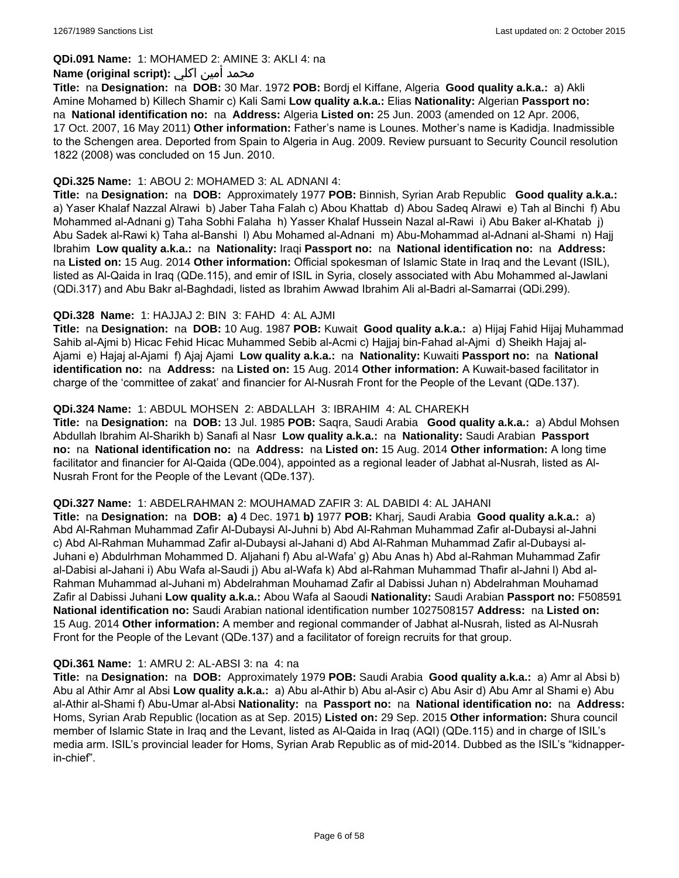**QDi.091 Name:** 1: MOHAMED 2: AMINE 3: AKLI 4: na

**Name (original script):** محمد أمين اكلي

**Title:** na **Designation:** na **DOB:** 30 Mar. 1972 **POB:** Bordj el Kiffane, Algeria **Good quality a.k.a.:** a) Akli Amine Mohamed b) Killech Shamir c) Kali Sami **Low quality a.k.a.:** Elias **Nationality:** Algerian **Passport no:** na **National identification no:** na **Address:** Algeria **Listed on:** 25 Jun. 2003 (amended on 12 Apr. 2006, 17 Oct. 2007, 16 May 2011) **Other information:** Father's name is Lounes. Mother's name is Kadidja. Inadmissible to the Schengen area. Deported from Spain to Algeria in Aug. 2009. Review pursuant to Security Council resolution 1822 (2008) was concluded on 15 Jun. 2010.

**QDi.325 Name:** 1: ABOU 2: MOHAMED 3: AL ADNANI 4:

**Title:** na **Designation:** na **DOB:** Approximately 1977 **POB:** Binnish, Syrian Arab Republic **Good quality a.k.a.:** a) Yaser Khalaf Nazzal Alrawi b) Jaber Taha Falah c) Abou Khattab d) Abou Sadeq Alrawi e) Tah al Binchi f) Abu Mohammed al-Adnani g) Taha Sobhi Falaha h) Yasser Khalaf Hussein Nazal al-Rawi i) Abu Baker al-Khatab j) Abu Sadek al-Rawi k) Taha al-Banshi l) Abu Mohamed al-Adnani m) Abu-Mohammad al-Adnani al-Shami n) Hajj Ibrahim **Low quality a.k.a.:** na **Nationality:** Iraqi **Passport no:** na **National identification no:** na **Address:** na **Listed on:** 15 Aug. 2014 **Other information:** Official spokesman of Islamic State in Iraq and the Levant (ISIL), listed as Al-Qaida in Iraq (QDe.115), and emir of ISIL in Syria, closely associated with Abu Mohammed al-Jawlani (QDi.317) and Abu Bakr al-Baghdadi, listed as Ibrahim Awwad Ibrahim Ali al-Badri al-Samarrai (QDi.299).

**QDi.328 Name:** 1: HAJJAJ 2: BIN 3: FAHD 4: AL AJMI

**Title:** na **Designation:** na **DOB:** 10 Aug. 1987 **POB:** Kuwait **Good quality a.k.a.:** a) Hijaj Fahid Hijaj Muhammad Sahib al-Ajmi b) Hicac Fehid Hicac Muhammed Sebib al-Acmi c) Hajjaj bin-Fahad al-Ajmi d) Sheikh Hajaj al-Ajami e) Hajaj al-Ajami f) Ajaj Ajami **Low quality a.k.a.:** na **Nationality:** Kuwaiti **Passport no:** na **National identification no:** na **Address:** na **Listed on:** 15 Aug. 2014 **Other information:** A Kuwait-based facilitator in charge of the 'committee of zakat' and financier for Al-Nusrah Front for the People of the Levant (QDe.137).

**QDi.324 Name:** 1: ABDUL MOHSEN 2: ABDALLAH 3: IBRAHIM 4: AL CHAREKH

**Title:** na **Designation:** na **DOB:** 13 Jul. 1985 **POB:** Saqra, Saudi Arabia **Good quality a.k.a.:** a) Abdul Mohsen Abdullah Ibrahim Al-Sharikh b) Sanafi al Nasr **Low quality a.k.a.:** na **Nationality:** Saudi Arabian **Passport no:** na **National identification no:** na **Address:** na **Listed on:** 15 Aug. 2014 **Other information:** A long time facilitator and financier for Al-Qaida (QDe.004), appointed as a regional leader of Jabhat al-Nusrah, listed as Al-Nusrah Front for the People of the Levant (QDe.137).

**QDi.327 Name:** 1: ABDELRAHMAN 2: MOUHAMAD ZAFIR 3: AL DABIDI 4: AL JAHANI

**Title:** na **Designation:** na **DOB:** **a)** 4 Dec. 1971 **b)** 1977 **POB:** Kharj, Saudi Arabia **Good quality a.k.a.:** a) Abd Al-Rahman Muhammad Zafir Al-Dubaysi Al-Juhni b) Abd Al-Rahman Muhammad Zafir al-Dubaysi al-Jahni c) Abd Al-Rahman Muhammad Zafir al-Dubaysi al-Jahani d) Abd Al-Rahman Muhammad Zafir al-Dubaysi al-Juhani e) Abdulrhman Mohammed D. Aljahani f) Abu al-Wafa' g) Abu Anas h) Abd al-Rahman Muhammad Zafir al-Dabisi al-Jahani i) Abu Wafa al-Saudi j) Abu al-Wafa k) Abd al-Rahman Muhammad Thafir al-Jahni l) Abd al-Rahman Muhammad al-Juhani m) Abdelrahman Mouhamad Zafir al Dabissi Juhan n) Abdelrahman Mouhamad Zafir al Dabissi Juhani **Low quality a.k.a.:** Abou Wafa al Saoudi **Nationality:** Saudi Arabian **Passport no:** F508591 **National identification no:** Saudi Arabian national identification number 1027508157 **Address:** na **Listed on:** 15 Aug. 2014 **Other information:** A member and regional commander of Jabhat al-Nusrah, listed as Al-Nusrah Front for the People of the Levant (QDe.137) and a facilitator of foreign recruits for that group.

**QDi.361 Name:** 1: AMRU 2: AL-ABSI 3: na 4: na

**Title:** na **Designation:** na **DOB:** Approximately 1979 **POB:** Saudi Arabia **Good quality a.k.a.:** a) Amr al Absi b) Abu al Athir Amr al Absi **Low quality a.k.a.:** a) Abu al-Athir b) Abu al-Asir c) Abu Asir d) Abu Amr al Shami e) Abu al-Athir al-Shami f) Abu-Umar al-Absi **Nationality:** na **Passport no:** na **National identification no:** na **Address:** Homs, Syrian Arab Republic (location as at Sep. 2015) **Listed on:** 29 Sep. 2015 **Other information:** Shura council member of Islamic State in Iraq and the Levant, listed as Al-Qaida in Iraq (AQI) (QDe.115) and in charge of ISIL's media arm. ISIL's provincial leader for Homs, Syrian Arab Republic as of mid-2014. Dubbed as the ISIL's "kidnapper-in-chief".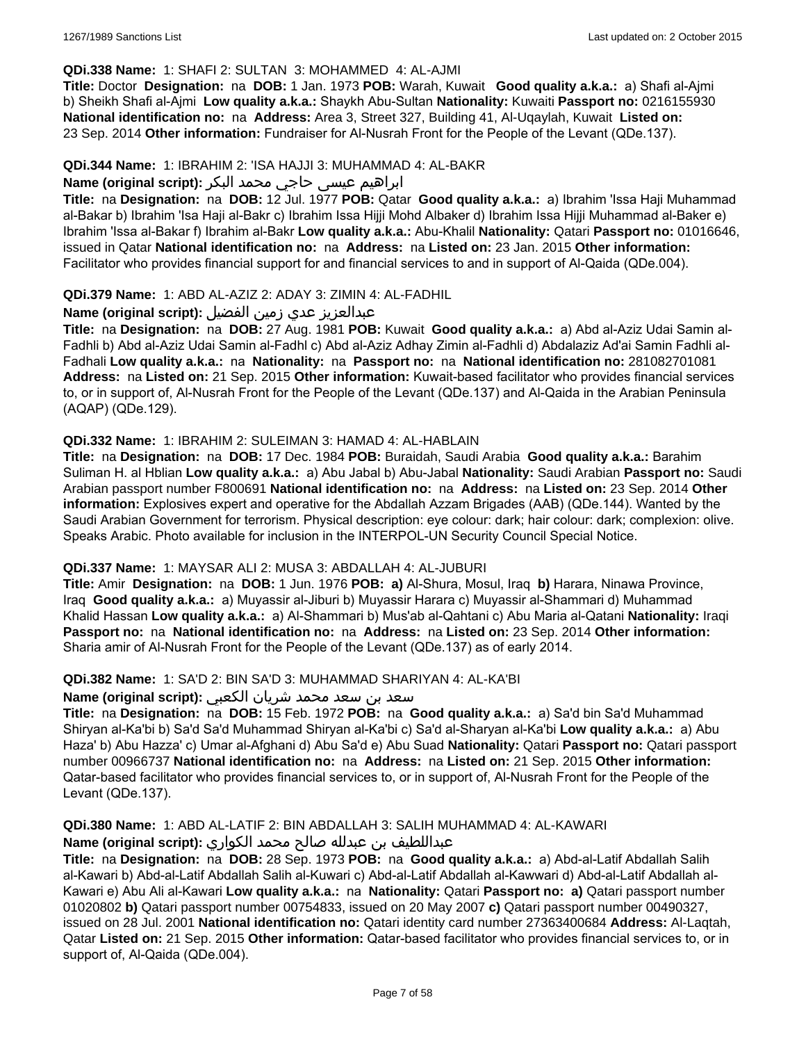**QDi.338 Name:** 1: SHAFI 2: SULTAN 3: MOHAMMED 4: AL-AJMI

**Title:** Doctor **Designation:** na **DOB:** 1 Jan. 1973 **POB:** Warah, Kuwait **Good quality a.k.a.:** a) Shafi al-Ajmi b) Sheikh Shafi al-Ajmi **Low quality a.k.a.:** Shaykh Abu-Sultan **Nationality:** Kuwaiti **Passport no:** 0216155930 **National identification no:** na **Address:** Area 3, Street 327, Building 41, Al-Uqaylah, Kuwait **Listed on:** 23 Sep. 2014 **Other information:** Fundraiser for Al-Nusrah Front for the People of the Levant (QDe.137).

**QDi.344 Name:** 1: IBRAHIM 2: 'ISA HAJJI 3: MUHAMMAD 4: AL-BAKR

**Name (original script):** ابراهيم عيسى حاجي محمد البكر

**Title:** na **Designation:** na **DOB:** 12 Jul. 1977 **POB:** Qatar **Good quality a.k.a.:** a) Ibrahim 'Issa Haji Muhammad al-Bakar b) Ibrahim 'Isa Haji al-Bakr c) Ibrahim Issa Hijji Mohd Albaker d) Ibrahim Issa Hijji Muhammad al-Baker e) Ibrahim 'Issa al-Bakar f) Ibrahim al-Bakr **Low quality a.k.a.:** Abu-Khalil **Nationality:** Qatari **Passport no:** 01016646, issued in Qatar **National identification no:** na **Address:** na **Listed on:** 23 Jan. 2015 **Other information:** Facilitator who provides financial support for and financial services to and in support of Al-Qaida (QDe.004).

**QDi.379 Name:** 1: ABD AL-AZIZ 2: ADAY 3: ZIMIN 4: AL-FADHIL

**Name (original script):** عبدالعزيز عدي زمين الفضيل

**Title:** na **Designation:** na **DOB:** 27 Aug. 1981 **POB:** Kuwait **Good quality a.k.a.:** a) Abd al-Aziz Udai Samin al-Fadhli b) Abd al-Aziz Udai Samin al-Fadhl c) Abd al-Aziz Adhay Zimin al-Fadhli d) Abdalaziz Ad'ai Samin Fadhli al-Fadhali **Low quality a.k.a.:** na **Nationality:** na **Passport no:** na **National identification no:** 281082701081 **Address:** na **Listed on:** 21 Sep. 2015 **Other information:** Kuwait-based facilitator who provides financial services to, or in support of, Al-Nusrah Front for the People of the Levant (QDe.137) and Al-Qaida in the Arabian Peninsula (AQAP) (QDe.129).

**QDi.332 Name:** 1: IBRAHIM 2: SULEIMAN 3: HAMAD 4: AL-HABLAIN

**Title:** na **Designation:** na **DOB:** 17 Dec. 1984 **POB:** Buraidah, Saudi Arabia **Good quality a.k.a.:** Barahim Suliman H. al Hblian **Low quality a.k.a.:** a) Abu Jabal b) Abu-Jabal **Nationality:** Saudi Arabian **Passport no:** Saudi Arabian passport number F800691 **National identification no:** na **Address:** na **Listed on:** 23 Sep. 2014 **Other information:** Explosives expert and operative for the Abdallah Azzam Brigades (AAB) (QDe.144). Wanted by the Saudi Arabian Government for terrorism. Physical description: eye colour: dark; hair colour: dark; complexion: olive. Speaks Arabic. Photo available for inclusion in the INTERPOL-UN Security Council Special Notice.

**QDi.337 Name:** 1: MAYSAR ALI 2: MUSA 3: ABDALLAH 4: AL-JUBURI

**Title:** Amir **Designation:** na **DOB:** 1 Jun. 1976 **POB:** **a)** Al-Shura, Mosul, Iraq **b)** Harara, Ninawa Province, Iraq **Good quality a.k.a.:** a) Muyassir al-Jiburi b) Muyassir Harara c) Muyassir al-Shammari d) Muhammad Khalid Hassan **Low quality a.k.a.:** a) Al-Shammari b) Mus'ab al-Qahtani c) Abu Maria al-Qatani **Nationality:** Iraqi **Passport no:** na **National identification no:** na **Address:** na **Listed on:** 23 Sep. 2014 **Other information:** Sharia amir of Al-Nusrah Front for the People of the Levant (QDe.137) as of early 2014.

**QDi.382 Name:** 1: SA'D 2: BIN SA'D 3: MUHAMMAD SHARIYAN 4: AL-KA'BI

**Name (original script):** سعد بن سعد محمد شريان الكعبي

**Title:** na **Designation:** na **DOB:** 15 Feb. 1972 **POB:** na **Good quality a.k.a.:** a) Sa'd bin Sa'd Muhammad Shiryan al-Ka'bi b) Sa'd Sa'd Muhammad Shiryan al-Ka'bi c) Sa'd al-Sharyan al-Ka'bi **Low quality a.k.a.:** a) Abu Haza' b) Abu Hazza' c) Umar al-Afghani d) Abu Sa'd e) Abu Suad **Nationality:** Qatari **Passport no:** Qatari passport number 00966737 **National identification no:** na **Address:** na **Listed on:** 21 Sep. 2015 **Other information:** Qatar-based facilitator who provides financial services to, or in support of, Al-Nusrah Front for the People of the Levant (QDe.137).

**QDi.380 Name:** 1: ABD AL-LATIF 2: BIN ABDALLAH 3: SALIH MUHAMMAD 4: AL-KAWARI

**Name (original script):** عبداللطيف بن عبدالله صالح محمد الكواري

**Title:** na **Designation:** na **DOB:** 28 Sep. 1973 **POB:** na **Good quality a.k.a.:** a) Abd-al-Latif Abdallah Salih al-Kawari b) Abd-al-Latif Abdallah Salih al-Kuwari c) Abd-al-Latif Abdallah al-Kawwari d) Abd-al-Latif Abdallah al-Kawari e) Abu Ali al-Kawari **Low quality a.k.a.:** na **Nationality:** Qatari **Passport no:** **a)** Qatari passport number 01020802 **b)** Qatari passport number 00754833, issued on 20 May 2007 **c)** Qatari passport number 00490327, issued on 28 Jul. 2001 **National identification no:** Qatari identity card number 27363400684 **Address:** Al-Laqtah, Qatar **Listed on:** 21 Sep. 2015 **Other information:** Qatar-based facilitator who provides financial services to, or in support of, Al-Qaida (QDe.004).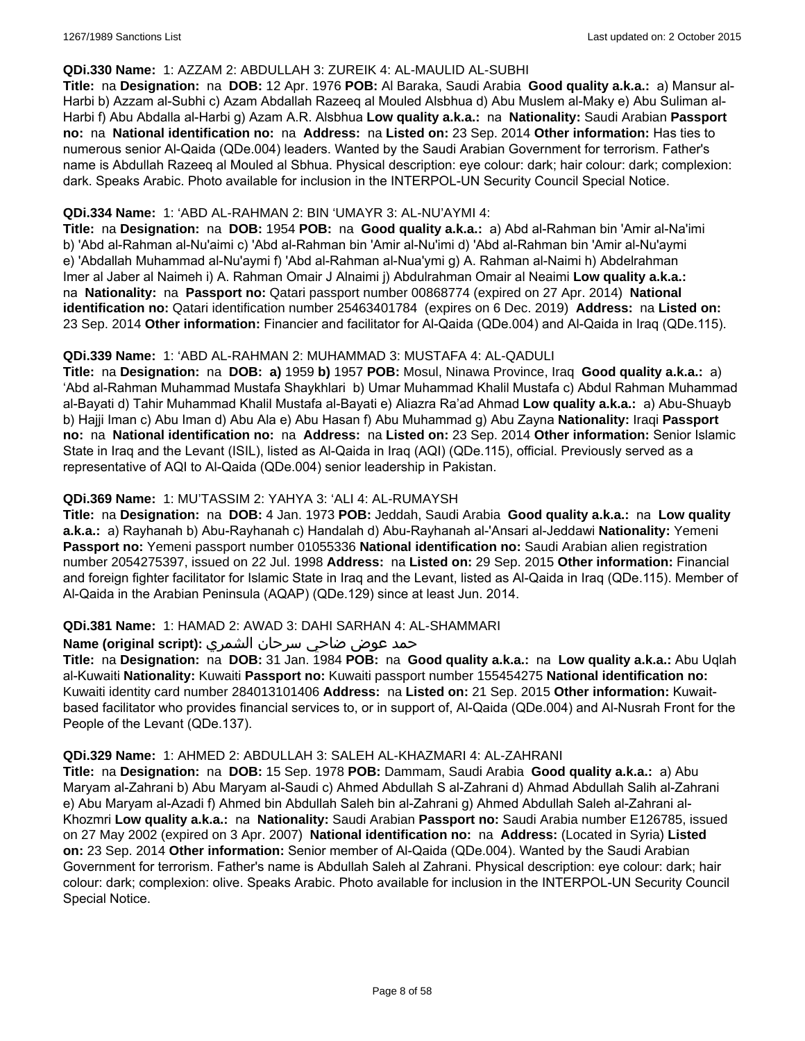**QDi.330 Name:** 1: AZZAM 2: ABDULLAH 3: ZUREIK 4: AL-MAULID AL-SUBHI

**Title:** na **Designation:** na **DOB:** 12 Apr. 1976 **POB:** Al Baraka, Saudi Arabia **Good quality a.k.a.:** a) Mansur al-Harbi b) Azzam al-Subhi c) Azam Abdallah Razeeq al Mouled Alsbhua d) Abu Muslem al-Maky e) Abu Suliman al-Harbi f) Abu Abdalla al-Harbi g) Azam A.R. Alsbhua **Low quality a.k.a.:** na **Nationality:** Saudi Arabian **Passport no:** na **National identification no:** na **Address:** na **Listed on:** 23 Sep. 2014 **Other information:** Has ties to numerous senior Al-Qaida (QDe.004) leaders. Wanted by the Saudi Arabian Government for terrorism. Father's name is Abdullah Razeeq al Mouled al Sbhua. Physical description: eye colour: dark; hair colour: dark; complexion: dark. Speaks Arabic. Photo available for inclusion in the INTERPOL-UN Security Council Special Notice.

**QDi.334 Name:** 1: 'ABD AL-RAHMAN 2: BIN 'UMAYR 3: AL-NU'AYMI 4:

**Title:** na **Designation:** na **DOB:** 1954 **POB:** na **Good quality a.k.a.:** a) Abd al-Rahman bin 'Amir al-Na'imi b) 'Abd al-Rahman al-Nu'aimi c) 'Abd al-Rahman bin 'Amir al-Nu'imi d) 'Abd al-Rahman bin 'Amir al-Nu'aymi e) 'Abdallah Muhammad al-Nu'aymi f) 'Abd al-Rahman al-Nua'ymi g) A. Rahman al-Naimi h) Abdelrahman Imer al Jaber al Naimeh i) A. Rahman Omair J Alnaimi j) Abdulrahman Omair al Neaimi **Low quality a.k.a.:** na **Nationality:** na **Passport no:** Qatari passport number 00868774 (expired on 27 Apr. 2014) **National identification no:** Qatari identification number 25463401784 (expires on 6 Dec. 2019) **Address:** na **Listed on:** 23 Sep. 2014 **Other information:** Financier and facilitator for Al-Qaida (QDe.004) and Al-Qaida in Iraq (QDe.115).

**QDi.339 Name:** 1: 'ABD AL-RAHMAN 2: MUHAMMAD 3: MUSTAFA 4: AL-QADULI

**Title:** na **Designation:** na **DOB:** **a)** 1959 **b)** 1957 **POB:** Mosul, Ninawa Province, Iraq **Good quality a.k.a.:** a) 'Abd al-Rahman Muhammad Mustafa Shaykhlari b) Umar Muhammad Khalil Mustafa c) Abdul Rahman Muhammad al-Bayati d) Tahir Muhammad Khalil Mustafa al-Bayati e) Aliazra Ra'ad Ahmad **Low quality a.k.a.:** a) Abu-Shuayb b) Hajji Iman c) Abu Iman d) Abu Ala e) Abu Hasan f) Abu Muhammad g) Abu Zayna **Nationality:** Iraqi **Passport no:** na **National identification no:** na **Address:** na **Listed on:** 23 Sep. 2014 **Other information:** Senior Islamic State in Iraq and the Levant (ISIL), listed as Al-Qaida in Iraq (AQI) (QDe.115), official. Previously served as a representative of AQI to Al-Qaida (QDe.004) senior leadership in Pakistan.

**QDi.369 Name:** 1: MU'TASSIM 2: YAHYA 3: 'ALI 4: AL-RUMAYSH

**Title:** na **Designation:** na **DOB:** 4 Jan. 1973 **POB:** Jeddah, Saudi Arabia **Good quality a.k.a.:** na **Low quality a.k.a.:** a) Rayhanah b) Abu-Rayhanah c) Handalah d) Abu-Rayhanah al-'Ansari al-Jeddawi **Nationality:** Yemeni **Passport no:** Yemeni passport number 01055336 **National identification no:** Saudi Arabian alien registration number 2054275397, issued on 22 Jul. 1998 **Address:** na **Listed on:** 29 Sep. 2015 **Other information:** Financial and foreign fighter facilitator for Islamic State in Iraq and the Levant, listed as Al-Qaida in Iraq (QDe.115). Member of Al-Qaida in the Arabian Peninsula (AQAP) (QDe.129) since at least Jun. 2014.

**QDi.381 Name:** 1: HAMAD 2: AWAD 3: DAHI SARHAN 4: AL-SHAMMARI

**Name (original script):** حمد عوض ضاحي سرحان الشمري

**Title:** na **Designation:** na **DOB:** 31 Jan. 1984 **POB:** na **Good quality a.k.a.:** na **Low quality a.k.a.:** Abu Uqlah al-Kuwaiti **Nationality:** Kuwaiti **Passport no:** Kuwaiti passport number 155454275 **National identification no:** Kuwaiti identity card number 284013101406 **Address:** na **Listed on:** 21 Sep. 2015 **Other information:** Kuwait-based facilitator who provides financial services to, or in support of, Al-Qaida (QDe.004) and Al-Nusrah Front for the People of the Levant (QDe.137).

**QDi.329 Name:** 1: AHMED 2: ABDULLAH 3: SALEH AL-KHAZMARI 4: AL-ZAHRANI

**Title:** na **Designation:** na **DOB:** 15 Sep. 1978 **POB:** Dammam, Saudi Arabia **Good quality a.k.a.:** a) Abu Maryam al-Zahrani b) Abu Maryam al-Saudi c) Ahmed Abdullah S al-Zahrani d) Ahmad Abdullah Salih al-Zahrani e) Abu Maryam al-Azadi f) Ahmed bin Abdullah Saleh bin al-Zahrani g) Ahmed Abdullah Saleh al-Zahrani al-Khozmri **Low quality a.k.a.:** na **Nationality:** Saudi Arabian **Passport no:** Saudi Arabia number E126785, issued on 27 May 2002 (expired on 3 Apr. 2007) **National identification no:** na **Address:** (Located in Syria) **Listed on:** 23 Sep. 2014 **Other information:** Senior member of Al-Qaida (QDe.004). Wanted by the Saudi Arabian Government for terrorism. Father's name is Abdullah Saleh al Zahrani. Physical description: eye colour: dark; hair colour: dark; complexion: olive. Speaks Arabic. Photo available for inclusion in the INTERPOL-UN Security Council Special Notice.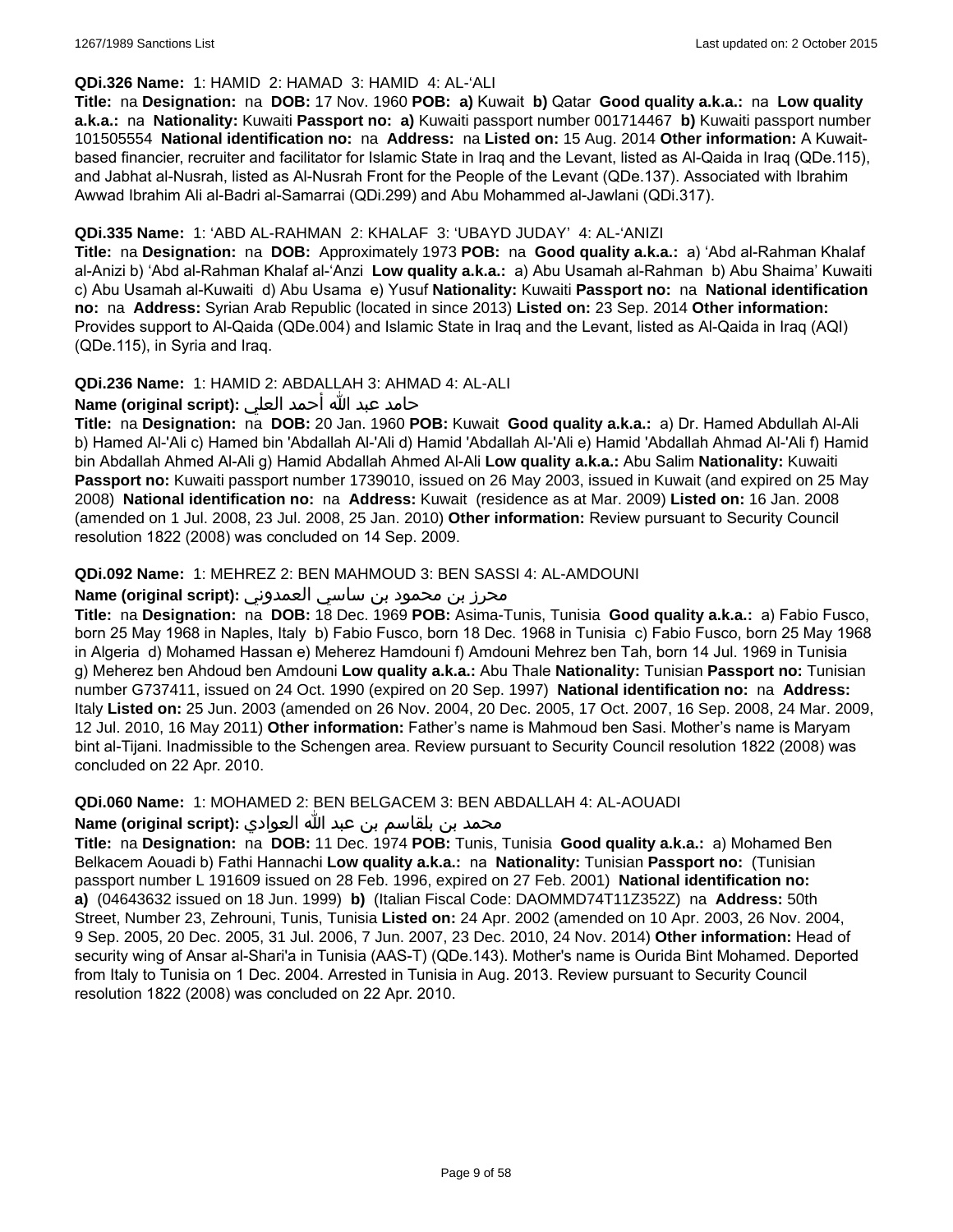**QDi.326 Name:** 1: HAMID 2: HAMAD 3: HAMID 4: AL-'ALI

**Title:** na **Designation:** na **DOB:** 17 Nov. 1960 **POB:** **a)** Kuwait **b)** Qatar **Good quality a.k.a.:** na **Low quality a.k.a.:** na **Nationality:** Kuwaiti **Passport no:** **a)** Kuwaiti passport number 001714467 **b)** Kuwaiti passport number 101505554 **National identification no:** na **Address:** na **Listed on:** 15 Aug. 2014 **Other information:** A Kuwait-based financier, recruiter and facilitator for Islamic State in Iraq and the Levant, listed as Al-Qaida in Iraq (QDe.115), and Jabhat al-Nusrah, listed as Al-Nusrah Front for the People of the Levant (QDe.137). Associated with Ibrahim Awwad Ibrahim Ali al-Badri al-Samarrai (QDi.299) and Abu Mohammed al-Jawlani (QDi.317).

**QDi.335 Name:** 1: 'ABD AL-RAHMAN 2: KHALAF 3: 'UBAYD JUDAY' 4: AL-'ANIZI

**Title:** na **Designation:** na **DOB:** Approximately 1973 **POB:** na **Good quality a.k.a.:** a) 'Abd al-Rahman Khalaf al-Anizi b) 'Abd al-Rahman Khalaf al-'Anzi **Low quality a.k.a.:** a) Abu Usamah al-Rahman b) Abu Shaima' Kuwaiti c) Abu Usamah al-Kuwaiti d) Abu Usama e) Yusuf **Nationality:** Kuwaiti **Passport no:** na **National identification no:** na **Address:** Syrian Arab Republic (located in since 2013) **Listed on:** 23 Sep. 2014 **Other information:** Provides support to Al-Qaida (QDe.004) and Islamic State in Iraq and the Levant, listed as Al-Qaida in Iraq (AQI) (QDe.115), in Syria and Iraq.

**QDi.236 Name:** 1: HAMID 2: ABDALLAH 3: AHMAD 4: AL-ALI

**Name (original script):** حامد عبد الله أحمد العلي

**Title:** na **Designation:** na **DOB:** 20 Jan. 1960 **POB:** Kuwait **Good quality a.k.a.:** a) Dr. Hamed Abdullah Al-Ali b) Hamed Al-'Ali c) Hamed bin 'Abdallah Al-'Ali d) Hamid 'Abdallah Al-'Ali e) Hamid 'Abdallah Ahmad Al-'Ali f) Hamid bin Abdallah Ahmed Al-Ali g) Hamid Abdallah Ahmed Al-Ali **Low quality a.k.a.:** Abu Salim **Nationality:** Kuwaiti **Passport no:** Kuwaiti passport number 1739010, issued on 26 May 2003, issued in Kuwait (and expired on 25 May 2008) **National identification no:** na **Address:** Kuwait (residence as at Mar. 2009) **Listed on:** 16 Jan. 2008 (amended on 1 Jul. 2008, 23 Jul. 2008, 25 Jan. 2010) **Other information:** Review pursuant to Security Council resolution 1822 (2008) was concluded on 14 Sep. 2009.

**QDi.092 Name:** 1: MEHREZ 2: BEN MAHMOUD 3: BEN SASSI 4: AL-AMDOUNI

**Name (original script):** محرز بن محمود بن ساسي العمدوني

**Title:** na **Designation:** na **DOB:** 18 Dec. 1969 **POB:** Asima-Tunis, Tunisia **Good quality a.k.a.:** a) Fabio Fusco, born 25 May 1968 in Naples, Italy b) Fabio Fusco, born 18 Dec. 1968 in Tunisia c) Fabio Fusco, born 25 May 1968 in Algeria d) Mohamed Hassan e) Meherez Hamdouni f) Amdouni Mehrez ben Tah, born 14 Jul. 1969 in Tunisia g) Meherez ben Ahdoud ben Amdouni **Low quality a.k.a.:** Abu Thale **Nationality:** Tunisian **Passport no:** Tunisian number G737411, issued on 24 Oct. 1990 (expired on 20 Sep. 1997) **National identification no:** na **Address:** Italy **Listed on:** 25 Jun. 2003 (amended on 26 Nov. 2004, 20 Dec. 2005, 17 Oct. 2007, 16 Sep. 2008, 24 Mar. 2009, 12 Jul. 2010, 16 May 2011) **Other information:** Father's name is Mahmoud ben Sasi. Mother's name is Maryam bint al-Tijani. Inadmissible to the Schengen area. Review pursuant to Security Council resolution 1822 (2008) was concluded on 22 Apr. 2010.

**QDi.060 Name:** 1: MOHAMED 2: BEN BELGACEM 3: BEN ABDALLAH 4: AL-AOUADI

**Name (original script):** محمد بن بلقاسم بن عبد الله العوادي

**Title:** na **Designation:** na **DOB:** 11 Dec. 1974 **POB:** Tunis, Tunisia **Good quality a.k.a.:** a) Mohamed Ben Belkacem Aouadi b) Fathi Hannachi **Low quality a.k.a.:** na **Nationality:** Tunisian **Passport no:** (Tunisian passport number L 191609 issued on 28 Feb. 1996, expired on 27 Feb. 2001) **National identification no:** **a)** (04643632 issued on 18 Jun. 1999) **b)** (Italian Fiscal Code: DAOMMD74T11Z352Z) na **Address:** 50th Street, Number 23, Zehrouni, Tunis, Tunisia **Listed on:** 24 Apr. 2002 (amended on 10 Apr. 2003, 26 Nov. 2004, 9 Sep. 2005, 20 Dec. 2005, 31 Jul. 2006, 7 Jun. 2007, 23 Dec. 2010, 24 Nov. 2014) **Other information:** Head of security wing of Ansar al-Shari'a in Tunisia (AAS-T) (QDe.143). Mother's name is Ourida Bint Mohamed. Deported from Italy to Tunisia on 1 Dec. 2004. Arrested in Tunisia in Aug. 2013. Review pursuant to Security Council resolution 1822 (2008) was concluded on 22 Apr. 2010.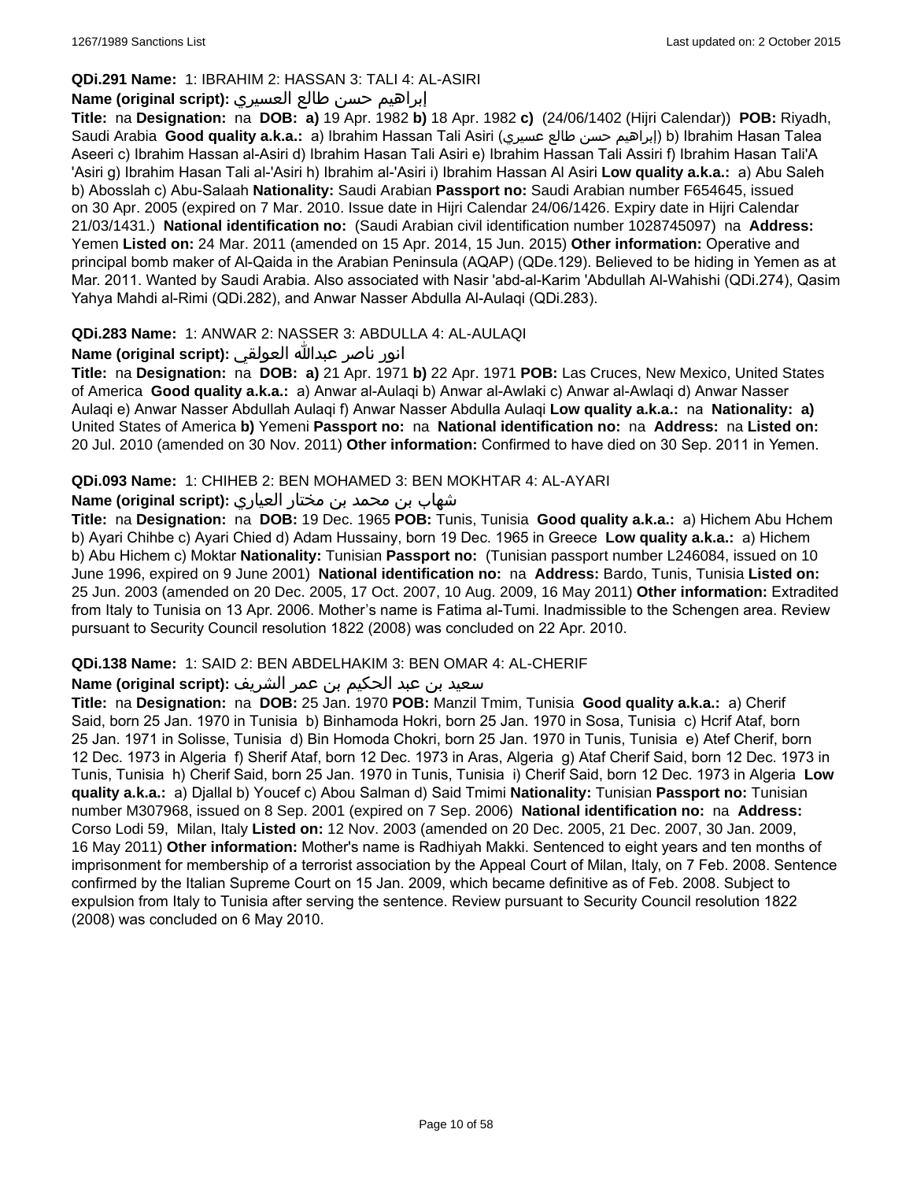**QDi.291 Name:** 1: IBRAHIM 2: HASSAN 3: TALI 4: AL-ASIRI

**Name (original script):** إبراهيم حسن طالع العسيري

**Title:** na **Designation:** na **DOB:** **a)** 19 Apr. 1982 **b)** 18 Apr. 1982 **c)** (24/06/1402 (Hijri Calendar)) **POB:** Riyadh, Saudi Arabia **Good quality a.k.a.:** a) Ibrahim Hassan Tali Asiri (إبراهيم حسن طالع عسيري) b) Ibrahim Hasan Talea Aseeri c) Ibrahim Hassan al-Asiri d) Ibrahim Hasan Tali Asiri e) Ibrahim Hassan Tali Assiri f) Ibrahim Hasan Tali'A 'Asiri g) Ibrahim Hasan Tali al-'Asiri h) Ibrahim al-'Asiri i) Ibrahim Hassan Al Asiri **Low quality a.k.a.:** a) Abu Saleh b) Abosslah c) Abu-Salaah **Nationality:** Saudi Arabian **Passport no:** Saudi Arabian number F654645, issued on 30 Apr. 2005 (expired on 7 Mar. 2010. Issue date in Hijri Calendar 24/06/1426. Expiry date in Hijri Calendar 21/03/1431.) **National identification no:** (Saudi Arabian civil identification number 1028745097) na **Address:** Yemen **Listed on:** 24 Mar. 2011 (amended on 15 Apr. 2014, 15 Jun. 2015) **Other information:** Operative and principal bomb maker of Al-Qaida in the Arabian Peninsula (AQAP) (QDe.129). Believed to be hiding in Yemen as at Mar. 2011. Wanted by Saudi Arabia. Also associated with Nasir 'abd-al-Karim 'Abdullah Al-Wahishi (QDi.274), Qasim Yahya Mahdi al-Rimi (QDi.282), and Anwar Nasser Abdulla Al-Aulaqi (QDi.283).

**QDi.283 Name:** 1: ANWAR 2: NASSER 3: ABDULLA 4: AL-AULAQI

**Name (original script):** انور ناصر عبدالله العولقي

**Title:** na **Designation:** na **DOB:** **a)** 21 Apr. 1971 **b)** 22 Apr. 1971 **POB:** Las Cruces, New Mexico, United States of America **Good quality a.k.a.:** a) Anwar al-Aulaqi b) Anwar al-Awlaki c) Anwar al-Awlaqi d) Anwar Nasser Aulaqi e) Anwar Nasser Abdullah Aulaqi f) Anwar Nasser Abdulla Aulaqi **Low quality a.k.a.:** na **Nationality:** **a)** United States of America **b)** Yemeni **Passport no:** na **National identification no:** na **Address:** na **Listed on:** 20 Jul. 2010 (amended on 30 Nov. 2011) **Other information:** Confirmed to have died on 30 Sep. 2011 in Yemen.

**QDi.093 Name:** 1: CHIHEB 2: BEN MOHAMED 3: BEN MOKHTAR 4: AL-AYARI

**Name (original script):** شهاب بن محمد بن مختار العياري

**Title:** na **Designation:** na **DOB:** 19 Dec. 1965 **POB:** Tunis, Tunisia **Good quality a.k.a.:** a) Hichem Abu Hchem b) Ayari Chihbe c) Ayari Chied d) Adam Hussainy, born 19 Dec. 1965 in Greece **Low quality a.k.a.:** a) Hichem b) Abu Hichem c) Moktar **Nationality:** Tunisian **Passport no:** (Tunisian passport number L246084, issued on 10 June 1996, expired on 9 June 2001) **National identification no:** na **Address:** Bardo, Tunis, Tunisia **Listed on:** 25 Jun. 2003 (amended on 20 Dec. 2005, 17 Oct. 2007, 10 Aug. 2009, 16 May 2011) **Other information:** Extradited from Italy to Tunisia on 13 Apr. 2006. Mother's name is Fatima al-Tumi. Inadmissible to the Schengen area. Review pursuant to Security Council resolution 1822 (2008) was concluded on 22 Apr. 2010.

**QDi.138 Name:** 1: SAID 2: BEN ABDELHAKIM 3: BEN OMAR 4: AL-CHERIF

**Name (original script):** سعيد بن عبد الحكيم بن عمر الشريف

**Title:** na **Designation:** na **DOB:** 25 Jan. 1970 **POB:** Manzil Tmim, Tunisia **Good quality a.k.a.:** a) Cherif Said, born 25 Jan. 1970 in Tunisia b) Binhamoda Hokri, born 25 Jan. 1970 in Sosa, Tunisia c) Hcrif Ataf, born 25 Jan. 1971 in Solisse, Tunisia d) Bin Homoda Chokri, born 25 Jan. 1970 in Tunis, Tunisia e) Atef Cherif, born 12 Dec. 1973 in Algeria f) Sherif Ataf, born 12 Dec. 1973 in Aras, Algeria g) Ataf Cherif Said, born 12 Dec. 1973 in Tunis, Tunisia h) Cherif Said, born 25 Jan. 1970 in Tunis, Tunisia i) Cherif Said, born 12 Dec. 1973 in Algeria **Low quality a.k.a.:** a) Djallal b) Youcef c) Abou Salman d) Said Tmimi **Nationality:** Tunisian **Passport no:** Tunisian number M307968, issued on 8 Sep. 2001 (expired on 7 Sep. 2006) **National identification no:** na **Address:** Corso Lodi 59, Milan, Italy **Listed on:** 12 Nov. 2003 (amended on 20 Dec. 2005, 21 Dec. 2007, 30 Jan. 2009, 16 May 2011) **Other information:** Mother's name is Radhiyah Makki. Sentenced to eight years and ten months of imprisonment for membership of a terrorist association by the Appeal Court of Milan, Italy, on 7 Feb. 2008. Sentence confirmed by the Italian Supreme Court on 15 Jan. 2009, which became definitive as of Feb. 2008. Subject to expulsion from Italy to Tunisia after serving the sentence. Review pursuant to Security Council resolution 1822 (2008) was concluded on 6 May 2010.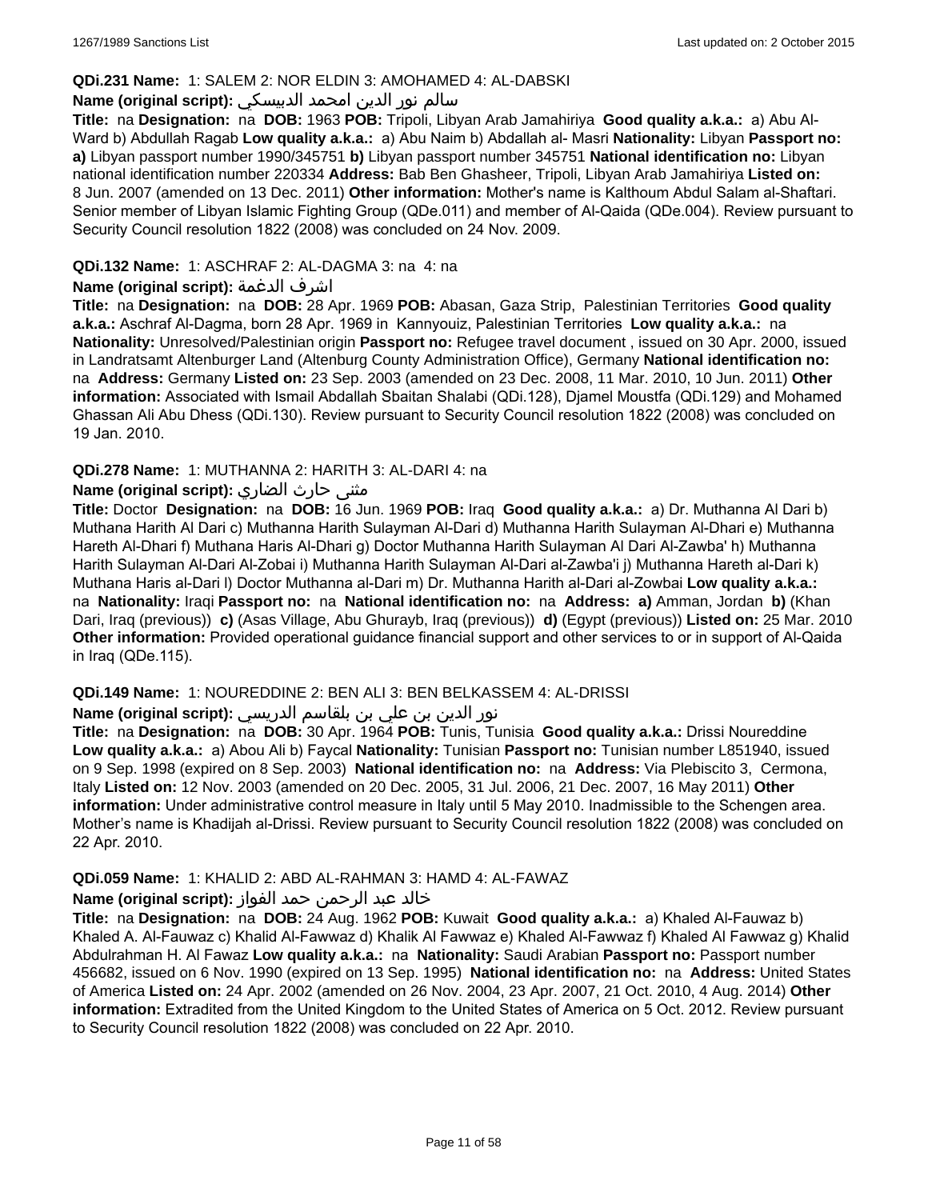**QDi.231 Name:** 1: SALEM 2: NOR ELDIN 3: AMOHAMED 4: AL-DABSKI

**Name (original script):** سالم نور الدين امحمد الدبيسكي

**Title:** na **Designation:** na **DOB:** 1963 **POB:** Tripoli, Libyan Arab Jamahiriya **Good quality a.k.a.:** a) Abu Al-Ward b) Abdullah Ragab **Low quality a.k.a.:** a) Abu Naim b) Abdallah al- Masri **Nationality:** Libyan **Passport no:** **a)** Libyan passport number 1990/345751 **b)** Libyan passport number 345751 **National identification no:** Libyan national identification number 220334 **Address:** Bab Ben Ghasheer, Tripoli, Libyan Arab Jamahiriya **Listed on:** 8 Jun. 2007 (amended on 13 Dec. 2011) **Other information:** Mother's name is Kalthoum Abdul Salam al-Shaftari. Senior member of Libyan Islamic Fighting Group (QDe.011) and member of Al-Qaida (QDe.004). Review pursuant to Security Council resolution 1822 (2008) was concluded on 24 Nov. 2009.

**QDi.132 Name:** 1: ASCHRAF 2: AL-DAGMA 3: na 4: na

**Name (original script):** اشرف الدغمة

**Title:** na **Designation:** na **DOB:** 28 Apr. 1969 **POB:** Abasan, Gaza Strip, Palestinian Territories **Good quality a.k.a.:** Aschraf Al-Dagma, born 28 Apr. 1969 in Kannyouiz, Palestinian Territories **Low quality a.k.a.:** na **Nationality:** Unresolved/Palestinian origin **Passport no:** Refugee travel document , issued on 30 Apr. 2000, issued in Landratsamt Altenburger Land (Altenburg County Administration Office), Germany **National identification no:** na **Address:** Germany **Listed on:** 23 Sep. 2003 (amended on 23 Dec. 2008, 11 Mar. 2010, 10 Jun. 2011) **Other information:** Associated with Ismail Abdallah Sbaitan Shalabi (QDi.128), Djamel Moustfa (QDi.129) and Mohamed Ghassan Ali Abu Dhess (QDi.130). Review pursuant to Security Council resolution 1822 (2008) was concluded on 19 Jan. 2010.

**QDi.278 Name:** 1: MUTHANNA 2: HARITH 3: AL-DARI 4: na

**Name (original script):** مثنى حارث الضاري

**Title:** Doctor **Designation:** na **DOB:** 16 Jun. 1969 **POB:** Iraq **Good quality a.k.a.:** a) Dr. Muthanna Al Dari b) Muthana Harith Al Dari c) Muthanna Harith Sulayman Al-Dari d) Muthanna Harith Sulayman Al-Dhari e) Muthanna Hareth Al-Dhari f) Muthana Haris Al-Dhari g) Doctor Muthanna Harith Sulayman Al Dari Al-Zawba' h) Muthanna Harith Sulayman Al-Dari Al-Zobai i) Muthanna Harith Sulayman Al-Dari al-Zawba'i j) Muthanna Hareth al-Dari k) Muthana Haris al-Dari l) Doctor Muthanna al-Dari m) Dr. Muthanna Harith al-Dari al-Zowbai **Low quality a.k.a.:** na **Nationality:** Iraqi **Passport no:** na **National identification no:** na **Address:** **a)** Amman, Jordan **b)** (Khan Dari, Iraq (previous)) **c)** (Asas Village, Abu Ghurayb, Iraq (previous)) **d)** (Egypt (previous)) **Listed on:** 25 Mar. 2010 **Other information:** Provided operational guidance financial support and other services to or in support of Al-Qaida in Iraq (QDe.115).

**QDi.149 Name:** 1: NOUREDDINE 2: BEN ALI 3: BEN BELKASSEM 4: AL-DRISSI

**Name (original script):** نور الدين بن علي بن بلقاسم الدريسي

**Title:** na **Designation:** na **DOB:** 30 Apr. 1964 **POB:** Tunis, Tunisia **Good quality a.k.a.:** Drissi Noureddine **Low quality a.k.a.:** a) Abou Ali b) Faycal **Nationality:** Tunisian **Passport no:** Tunisian number L851940, issued on 9 Sep. 1998 (expired on 8 Sep. 2003) **National identification no:** na **Address:** Via Plebiscito 3, Cermona, Italy **Listed on:** 12 Nov. 2003 (amended on 20 Dec. 2005, 31 Jul. 2006, 21 Dec. 2007, 16 May 2011) **Other information:** Under administrative control measure in Italy until 5 May 2010. Inadmissible to the Schengen area. Mother's name is Khadijah al-Drissi. Review pursuant to Security Council resolution 1822 (2008) was concluded on 22 Apr. 2010.

**QDi.059 Name:** 1: KHALID 2: ABD AL-RAHMAN 3: HAMD 4: AL-FAWAZ

**Name (original script):** خالد عبد الرحمن حمد الفواز

**Title:** na **Designation:** na **DOB:** 24 Aug. 1962 **POB:** Kuwait **Good quality a.k.a.:** a) Khaled Al-Fauwaz b) Khaled A. Al-Fauwaz c) Khalid Al-Fawwaz d) Khalik Al Fawwaz e) Khaled Al-Fawwaz f) Khaled Al Fawwaz g) Khalid Abdulrahman H. Al Fawaz **Low quality a.k.a.:** na **Nationality:** Saudi Arabian **Passport no:** Passport number 456682, issued on 6 Nov. 1990 (expired on 13 Sep. 1995) **National identification no:** na **Address:** United States of America **Listed on:** 24 Apr. 2002 (amended on 26 Nov. 2004, 23 Apr. 2007, 21 Oct. 2010, 4 Aug. 2014) **Other information:** Extradited from the United Kingdom to the United States of America on 5 Oct. 2012. Review pursuant to Security Council resolution 1822 (2008) was concluded on 22 Apr. 2010.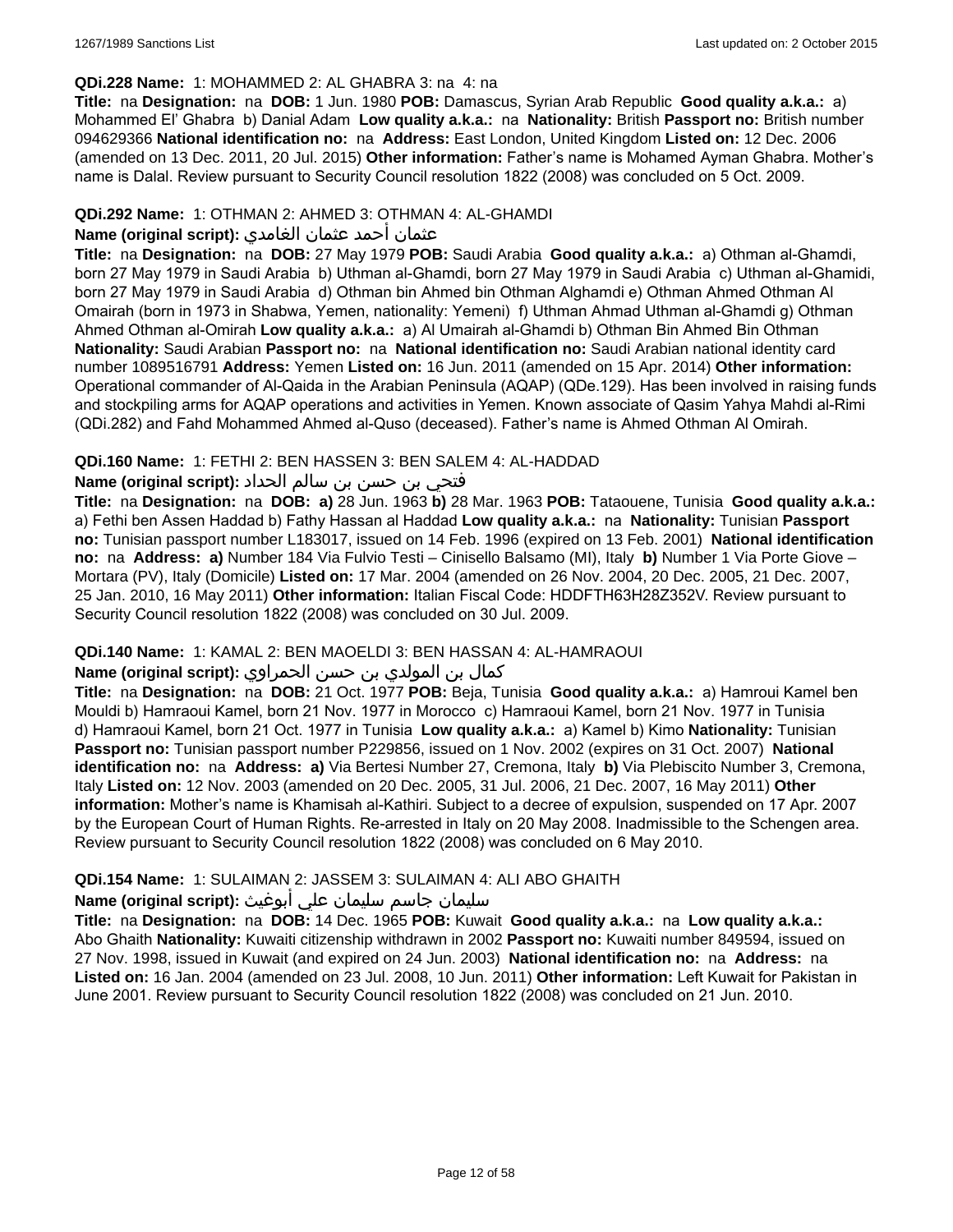**QDi.228 Name:** 1: MOHAMMED 2: AL GHABRA 3: na 4: na

**Title:** na **Designation:** na **DOB:** 1 Jun. 1980 **POB:** Damascus, Syrian Arab Republic **Good quality a.k.a.:** a) Mohammed El' Ghabra b) Danial Adam **Low quality a.k.a.:** na **Nationality:** British **Passport no:** British number 094629366 **National identification no:** na **Address:** East London, United Kingdom **Listed on:** 12 Dec. 2006 (amended on 13 Dec. 2011, 20 Jul. 2015) **Other information:** Father's name is Mohamed Ayman Ghabra. Mother's name is Dalal. Review pursuant to Security Council resolution 1822 (2008) was concluded on 5 Oct. 2009.

**QDi.292 Name:** 1: OTHMAN 2: AHMED 3: OTHMAN 4: AL-GHAMDI

**Name (original script):** عثمان أحمد عثمان الغامدي

**Title:** na **Designation:** na **DOB:** 27 May 1979 **POB:** Saudi Arabia **Good quality a.k.a.:** a) Othman al-Ghamdi, born 27 May 1979 in Saudi Arabia b) Uthman al-Ghamdi, born 27 May 1979 in Saudi Arabia c) Uthman al-Ghamidi, born 27 May 1979 in Saudi Arabia d) Othman bin Ahmed bin Othman Alghamdi e) Othman Ahmed Othman Al Omairah (born in 1973 in Shabwa, Yemen, nationality: Yemeni) f) Uthman Ahmad Uthman al-Ghamdi g) Othman Ahmed Othman al-Omirah **Low quality a.k.a.:** a) Al Umairah al-Ghamdi b) Othman Bin Ahmed Bin Othman **Nationality:** Saudi Arabian **Passport no:** na **National identification no:** Saudi Arabian national identity card number 1089516791 **Address:** Yemen **Listed on:** 16 Jun. 2011 (amended on 15 Apr. 2014) **Other information:** Operational commander of Al-Qaida in the Arabian Peninsula (AQAP) (QDe.129). Has been involved in raising funds and stockpiling arms for AQAP operations and activities in Yemen. Known associate of Qasim Yahya Mahdi al-Rimi (QDi.282) and Fahd Mohammed Ahmed al-Quso (deceased). Father's name is Ahmed Othman Al Omirah.

**QDi.160 Name:** 1: FETHI 2: BEN HASSEN 3: BEN SALEM 4: AL-HADDAD

**Name (original script):** فتحي بن حسن بن سالم الحداد

**Title:** na **Designation:** na **DOB:** **a)** 28 Jun. 1963 **b)** 28 Mar. 1963 **POB:** Tataouene, Tunisia **Good quality a.k.a.:** a) Fethi ben Assen Haddad b) Fathy Hassan al Haddad **Low quality a.k.a.:** na **Nationality:** Tunisian **Passport no:** Tunisian passport number L183017, issued on 14 Feb. 1996 (expired on 13 Feb. 2001) **National identification no:** na **Address:** **a)** Number 184 Via Fulvio Testi – Cinisello Balsamo (MI), Italy **b)** Number 1 Via Porte Giove – Mortara (PV), Italy (Domicile) **Listed on:** 17 Mar. 2004 (amended on 26 Nov. 2004, 20 Dec. 2005, 21 Dec. 2007, 25 Jan. 2010, 16 May 2011) **Other information:** Italian Fiscal Code: HDDFTH63H28Z352V. Review pursuant to Security Council resolution 1822 (2008) was concluded on 30 Jul. 2009.

**QDi.140 Name:** 1: KAMAL 2: BEN MAOELDI 3: BEN HASSAN 4: AL-HAMRAOUI

**Name (original script):** كمال بن المولدي بن حسن الحمراوي

**Title:** na **Designation:** na **DOB:** 21 Oct. 1977 **POB:** Beja, Tunisia **Good quality a.k.a.:** a) Hamroui Kamel ben Mouldi b) Hamraoui Kamel, born 21 Nov. 1977 in Morocco c) Hamraoui Kamel, born 21 Nov. 1977 in Tunisia d) Hamraoui Kamel, born 21 Oct. 1977 in Tunisia **Low quality a.k.a.:** a) Kamel b) Kimo **Nationality:** Tunisian **Passport no:** Tunisian passport number P229856, issued on 1 Nov. 2002 (expires on 31 Oct. 2007) **National identification no:** na **Address:** **a)** Via Bertesi Number 27, Cremona, Italy **b)** Via Plebiscito Number 3, Cremona, Italy **Listed on:** 12 Nov. 2003 (amended on 20 Dec. 2005, 31 Jul. 2006, 21 Dec. 2007, 16 May 2011) **Other information:** Mother's name is Khamisah al-Kathiri. Subject to a decree of expulsion, suspended on 17 Apr. 2007 by the European Court of Human Rights. Re-arrested in Italy on 20 May 2008. Inadmissible to the Schengen area. Review pursuant to Security Council resolution 1822 (2008) was concluded on 6 May 2010.

**QDi.154 Name:** 1: SULAIMAN 2: JASSEM 3: SULAIMAN 4: ALI ABO GHAITH

**Name (original script):** سليمان جاسم سليمان علي أبوغيث

**Title:** na **Designation:** na **DOB:** 14 Dec. 1965 **POB:** Kuwait **Good quality a.k.a.:** na **Low quality a.k.a.:** Abo Ghaith **Nationality:** Kuwaiti citizenship withdrawn in 2002 **Passport no:** Kuwaiti number 849594, issued on 27 Nov. 1998, issued in Kuwait (and expired on 24 Jun. 2003) **National identification no:** na **Address:** na **Listed on:** 16 Jan. 2004 (amended on 23 Jul. 2008, 10 Jun. 2011) **Other information:** Left Kuwait for Pakistan in June 2001. Review pursuant to Security Council resolution 1822 (2008) was concluded on 21 Jun. 2010.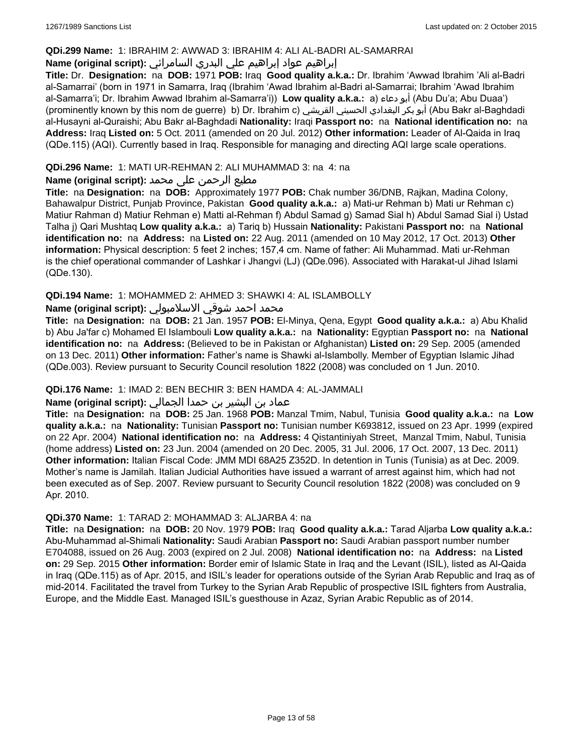**QDi.299 Name:** 1: IBRAHIM 2: AWWAD 3: IBRAHIM 4: ALI AL-BADRI AL-SAMARRAI

**Name (original script):** إبراهيم عواد إبراهيم علي البدري السامرائي

**Title:** Dr. **Designation:** na **DOB:** 1971 **POB:** Iraq **Good quality a.k.a.:** Dr. Ibrahim 'Awwad Ibrahim 'Ali al-Badri al-Samarrai' (born in 1971 in Samarra, Iraq (Ibrahim 'Awad Ibrahim al-Badri al-Samarrai; Ibrahim 'Awad Ibrahim al-Samarra'i; Dr. Ibrahim Awwad Ibrahim al-Samarra'i)) **Low quality a.k.a.:** a) أبو دعاء (Abu Du'a; Abu Duaa') (prominently known by this nom de guerre) b) Dr. Ibrahim c) أبو بكر البغدادي الحسيني القريشي (Abu Bakr al-Baghdadi al-Husayni al-Quraishi; Abu Bakr al-Baghdadi **Nationality:** Iraqi **Passport no:** na **National identification no:** na **Address:** Iraq **Listed on:** 5 Oct. 2011 (amended on 20 Jul. 2012) **Other information:** Leader of Al-Qaida in Iraq (QDe.115) (AQI). Currently based in Iraq. Responsible for managing and directing AQI large scale operations.

**QDi.296 Name:** 1: MATI UR-REHMAN 2: ALI MUHAMMAD 3: na 4: na

**Name (original script):** مطيع الرحمن على محمد

**Title:** na **Designation:** na **DOB:** Approximately 1977 **POB:** Chak number 36/DNB, Rajkan, Madina Colony, Bahawalpur District, Punjab Province, Pakistan **Good quality a.k.a.:** a) Mati-ur Rehman b) Mati ur Rehman c) Matiur Rahman d) Matiur Rehman e) Matti al-Rehman f) Abdul Samad g) Samad Sial h) Abdul Samad Sial i) Ustad Talha j) Qari Mushtaq **Low quality a.k.a.:** a) Tariq b) Hussain **Nationality:** Pakistani **Passport no:** na **National identification no:** na **Address:** na **Listed on:** 22 Aug. 2011 (amended on 10 May 2012, 17 Oct. 2013) **Other information:** Physical description: 5 feet 2 inches; 157,4 cm. Name of father: Ali Muhammad. Mati ur-Rehman is the chief operational commander of Lashkar i Jhangvi (LJ) (QDe.096). Associated with Harakat-ul Jihad Islami (QDe.130).

**QDi.194 Name:** 1: MOHAMMED 2: AHMED 3: SHAWKI 4: AL ISLAMBOLLY

**Name (original script):** محمد احمد شوقي الاسلامبولي

**Title:** na **Designation:** na **DOB:** 21 Jan. 1957 **POB:** El-Minya, Qena, Egypt **Good quality a.k.a.:** a) Abu Khalid b) Abu Ja'far c) Mohamed El Islambouli **Low quality a.k.a.:** na **Nationality:** Egyptian **Passport no:** na **National identification no:** na **Address:** (Believed to be in Pakistan or Afghanistan) **Listed on:** 29 Sep. 2005 (amended on 13 Dec. 2011) **Other information:** Father's name is Shawki al-Islambolly. Member of Egyptian Islamic Jihad (QDe.003). Review pursuant to Security Council resolution 1822 (2008) was concluded on 1 Jun. 2010.

**QDi.176 Name:** 1: IMAD 2: BEN BECHIR 3: BEN HAMDA 4: AL-JAMMALI

**Name (original script):** عماد بن البشير بن حمدا الجمالي

**Title:** na **Designation:** na **DOB:** 25 Jan. 1968 **POB:** Manzal Tmim, Nabul, Tunisia **Good quality a.k.a.:** na **Low quality a.k.a.:** na **Nationality:** Tunisian **Passport no:** Tunisian number K693812, issued on 23 Apr. 1999 (expired on 22 Apr. 2004) **National identification no:** na **Address:** 4 Qistantiniyah Street, Manzal Tmim, Nabul, Tunisia (home address) **Listed on:** 23 Jun. 2004 (amended on 20 Dec. 2005, 31 Jul. 2006, 17 Oct. 2007, 13 Dec. 2011) **Other information:** Italian Fiscal Code: JMM MDI 68A25 Z352D. In detention in Tunis (Tunisia) as at Dec. 2009. Mother's name is Jamilah. Italian Judicial Authorities have issued a warrant of arrest against him, which had not been executed as of Sep. 2007. Review pursuant to Security Council resolution 1822 (2008) was concluded on 9 Apr. 2010.

**QDi.370 Name:** 1: TARAD 2: MOHAMMAD 3: ALJARBA 4: na

**Title:** na **Designation:** na **DOB:** 20 Nov. 1979 **POB:** Iraq **Good quality a.k.a.:** Tarad Aljarba **Low quality a.k.a.:** Abu-Muhammad al-Shimali **Nationality:** Saudi Arabian **Passport no:** Saudi Arabian passport number number E704088, issued on 26 Aug. 2003 (expired on 2 Jul. 2008) **National identification no:** na **Address:** na **Listed on:** 29 Sep. 2015 **Other information:** Border emir of Islamic State in Iraq and the Levant (ISIL), listed as Al-Qaida in Iraq (QDe.115) as of Apr. 2015, and ISIL's leader for operations outside of the Syrian Arab Republic and Iraq as of mid-2014. Facilitated the travel from Turkey to the Syrian Arab Republic of prospective ISIL fighters from Australia, Europe, and the Middle East. Managed ISIL's guesthouse in Azaz, Syrian Arabic Republic as of 2014.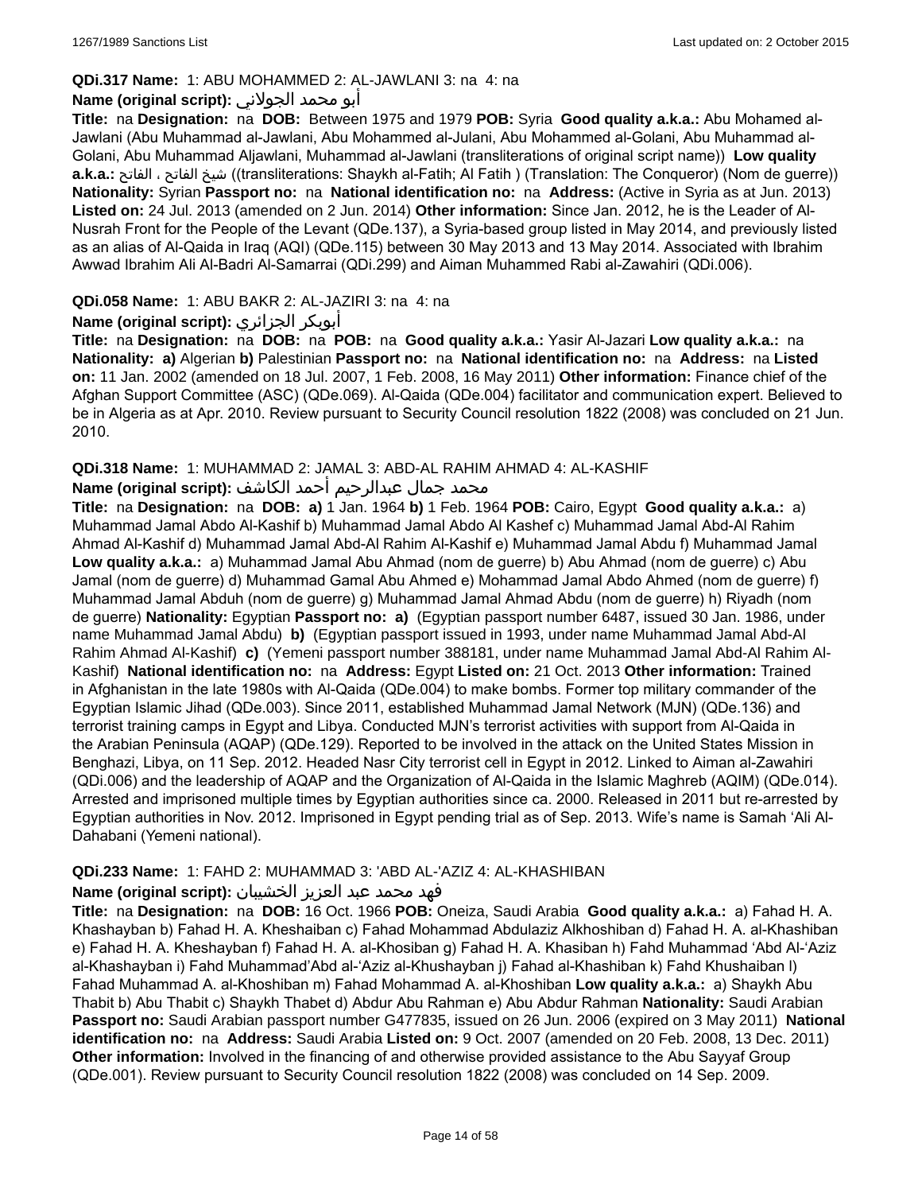**QDi.317 Name:** 1: ABU MOHAMMED 2: AL-JAWLANI 3: na 4: na

**Name (original script):** أبو محمد الجولاني

**Title:** na **Designation:** na **DOB:** Between 1975 and 1979 **POB:** Syria **Good quality a.k.a.:** Abu Mohamed al-Jawlani (Abu Muhammad al-Jawlani, Abu Mohammed al-Julani, Abu Mohammed al-Golani, Abu Muhammad al-Golani, Abu Muhammad Aljawlani, Muhammad al-Jawlani (transliterations of original script name)) **Low quality a.k.a.:** شيخ الفاتح ، الفاتح ((transliterations: Shaykh al-Fatih; Al Fatih ) (Translation: The Conqueror) (Nom de guerre)) **Nationality:** Syrian **Passport no:** na **National identification no:** na **Address:** (Active in Syria as at Jun. 2013) **Listed on:** 24 Jul. 2013 (amended on 2 Jun. 2014) **Other information:** Since Jan. 2012, he is the Leader of Al-Nusrah Front for the People of the Levant (QDe.137), a Syria-based group listed in May 2014, and previously listed as an alias of Al-Qaida in Iraq (AQI) (QDe.115) between 30 May 2013 and 13 May 2014. Associated with Ibrahim Awwad Ibrahim Ali Al-Badri Al-Samarrai (QDi.299) and Aiman Muhammed Rabi al-Zawahiri (QDi.006).

**QDi.058 Name:** 1: ABU BAKR 2: AL-JAZIRI 3: na 4: na

**Name (original script):** أبوبكر الجزائري

**Title:** na **Designation:** na **DOB:** na **POB:** na **Good quality a.k.a.:** Yasir Al-Jazari **Low quality a.k.a.:** na **Nationality:** **a)** Algerian **b)** Palestinian **Passport no:** na **National identification no:** na **Address:** na **Listed on:** 11 Jan. 2002 (amended on 18 Jul. 2007, 1 Feb. 2008, 16 May 2011) **Other information:** Finance chief of the Afghan Support Committee (ASC) (QDe.069). Al-Qaida (QDe.004) facilitator and communication expert. Believed to be in Algeria as at Apr. 2010. Review pursuant to Security Council resolution 1822 (2008) was concluded on 21 Jun. 2010.

**QDi.318 Name:** 1: MUHAMMAD 2: JAMAL 3: ABD-AL RAHIM AHMAD 4: AL-KASHIF

**Name (original script):** محمد جمال عبدالرحيم أحمد الكاشف

**Title:** na **Designation:** na **DOB:** **a)** 1 Jan. 1964 **b)** 1 Feb. 1964 **POB:** Cairo, Egypt **Good quality a.k.a.:** a) Muhammad Jamal Abdo Al-Kashif b) Muhammad Jamal Abdo Al Kashef c) Muhammad Jamal Abd-Al Rahim Ahmad Al-Kashif d) Muhammad Jamal Abd-Al Rahim Al-Kashif e) Muhammad Jamal Abdu f) Muhammad Jamal **Low quality a.k.a.:** a) Muhammad Jamal Abu Ahmad (nom de guerre) b) Abu Ahmad (nom de guerre) c) Abu Jamal (nom de guerre) d) Muhammad Gamal Abu Ahmed e) Mohammad Jamal Abdo Ahmed (nom de guerre) f) Muhammad Jamal Abduh (nom de guerre) g) Muhammad Jamal Ahmad Abdu (nom de guerre) h) Riyadh (nom de guerre) **Nationality:** Egyptian **Passport no:** **a)** (Egyptian passport number 6487, issued 30 Jan. 1986, under name Muhammad Jamal Abdu) **b)** (Egyptian passport issued in 1993, under name Muhammad Jamal Abd-Al Rahim Ahmad Al-Kashif) **c)** (Yemeni passport number 388181, under name Muhammad Jamal Abd-Al Rahim Al-Kashif) **National identification no:** na **Address:** Egypt **Listed on:** 21 Oct. 2013 **Other information:** Trained in Afghanistan in the late 1980s with Al-Qaida (QDe.004) to make bombs. Former top military commander of the Egyptian Islamic Jihad (QDe.003). Since 2011, established Muhammad Jamal Network (MJN) (QDe.136) and terrorist training camps in Egypt and Libya. Conducted MJN's terrorist activities with support from Al-Qaida in the Arabian Peninsula (AQAP) (QDe.129). Reported to be involved in the attack on the United States Mission in Benghazi, Libya, on 11 Sep. 2012. Headed Nasr City terrorist cell in Egypt in 2012. Linked to Aiman al-Zawahiri (QDi.006) and the leadership of AQAP and the Organization of Al-Qaida in the Islamic Maghreb (AQIM) (QDe.014). Arrested and imprisoned multiple times by Egyptian authorities since ca. 2000. Released in 2011 but re-arrested by Egyptian authorities in Nov. 2012. Imprisoned in Egypt pending trial as of Sep. 2013. Wife's name is Samah 'Ali Al-Dahabani (Yemeni national).

**QDi.233 Name:** 1: FAHD 2: MUHAMMAD 3: 'ABD AL-'AZIZ 4: AL-KHASHIBAN

**Name (original script):** فهد محمد عبد العزيز الخشيبان

**Title:** na **Designation:** na **DOB:** 16 Oct. 1966 **POB:** Oneiza, Saudi Arabia **Good quality a.k.a.:** a) Fahad H. A. Khashayban b) Fahad H. A. Kheshaiban c) Fahad Mohammad Abdulaziz Alkhoshiban d) Fahad H. A. al-Khashiban e) Fahad H. A. Kheshayban f) Fahad H. A. al-Khosiban g) Fahad H. A. Khasiban h) Fahd Muhammad 'Abd Al-'Aziz al-Khashayban i) Fahd Muhammad'Abd al-'Aziz al-Khushayban j) Fahad al-Khashiban k) Fahd Khushaiban l) Fahad Muhammad A. al-Khoshiban m) Fahad Mohammad A. al-Khoshiban **Low quality a.k.a.:** a) Shaykh Abu Thabit b) Abu Thabit c) Shaykh Thabet d) Abdur Abu Rahman e) Abu Abdur Rahman **Nationality:** Saudi Arabian **Passport no:** Saudi Arabian passport number G477835, issued on 26 Jun. 2006 (expired on 3 May 2011) **National identification no:** na **Address:** Saudi Arabia **Listed on:** 9 Oct. 2007 (amended on 20 Feb. 2008, 13 Dec. 2011) **Other information:** Involved in the financing of and otherwise provided assistance to the Abu Sayyaf Group (QDe.001). Review pursuant to Security Council resolution 1822 (2008) was concluded on 14 Sep. 2009.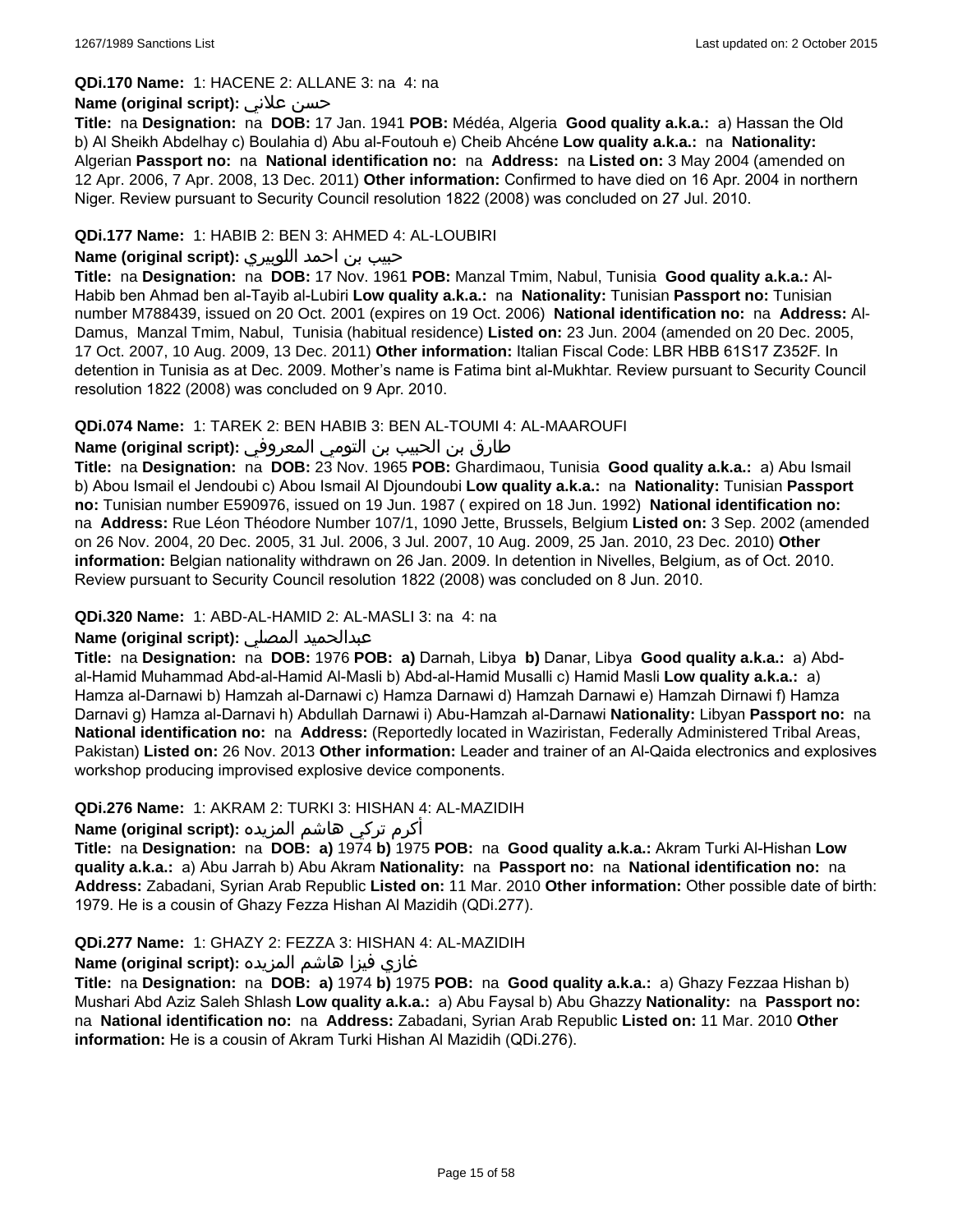**QDi.170 Name:** 1: HACENE 2: ALLANE 3: na 4: na

**Name (original script):** حسن علاني

**Title:** na **Designation:** na **DOB:** 17 Jan. 1941 **POB:** Médéa, Algeria **Good quality a.k.a.:** a) Hassan the Old b) Al Sheikh Abdelhay c) Boulahia d) Abu al-Foutouh e) Cheib Ahcéne **Low quality a.k.a.:** na **Nationality:** Algerian **Passport no:** na **National identification no:** na **Address:** na **Listed on:** 3 May 2004 (amended on 12 Apr. 2006, 7 Apr. 2008, 13 Dec. 2011) **Other information:** Confirmed to have died on 16 Apr. 2004 in northern Niger. Review pursuant to Security Council resolution 1822 (2008) was concluded on 27 Jul. 2010.

**QDi.177 Name:** 1: HABIB 2: BEN 3: AHMED 4: AL-LOUBIRI

**Name (original script):** حبيب بن احمد اللوبيري

**Title:** na **Designation:** na **DOB:** 17 Nov. 1961 **POB:** Manzal Tmim, Nabul, Tunisia **Good quality a.k.a.:** Al-Habib ben Ahmad ben al-Tayib al-Lubiri **Low quality a.k.a.:** na **Nationality:** Tunisian **Passport no:** Tunisian number M788439, issued on 20 Oct. 2001 (expires on 19 Oct. 2006) **National identification no:** na **Address:** Al-Damus, Manzal Tmim, Nabul, Tunisia (habitual residence) **Listed on:** 23 Jun. 2004 (amended on 20 Dec. 2005, 17 Oct. 2007, 10 Aug. 2009, 13 Dec. 2011) **Other information:** Italian Fiscal Code: LBR HBB 61S17 Z352F. In detention in Tunisia as at Dec. 2009. Mother's name is Fatima bint al-Mukhtar. Review pursuant to Security Council resolution 1822 (2008) was concluded on 9 Apr. 2010.

**QDi.074 Name:** 1: TAREK 2: BEN HABIB 3: BEN AL-TOUMI 4: AL-MAAROUFI

**Name (original script):** طارق بن الحبيب بن التومي المعروفي

**Title:** na **Designation:** na **DOB:** 23 Nov. 1965 **POB:** Ghardimaou, Tunisia **Good quality a.k.a.:** a) Abu Ismail b) Abou Ismail el Jendoubi c) Abou Ismail Al Djoundoubi **Low quality a.k.a.:** na **Nationality:** Tunisian **Passport no:** Tunisian number E590976, issued on 19 Jun. 1987 ( expired on 18 Jun. 1992) **National identification no:** na **Address:** Rue Léon Théodore Number 107/1, 1090 Jette, Brussels, Belgium **Listed on:** 3 Sep. 2002 (amended on 26 Nov. 2004, 20 Dec. 2005, 31 Jul. 2006, 3 Jul. 2007, 10 Aug. 2009, 25 Jan. 2010, 23 Dec. 2010) **Other information:** Belgian nationality withdrawn on 26 Jan. 2009. In detention in Nivelles, Belgium, as of Oct. 2010. Review pursuant to Security Council resolution 1822 (2008) was concluded on 8 Jun. 2010.

**QDi.320 Name:** 1: ABD-AL-HAMID 2: AL-MASLI 3: na 4: na

**Name (original script):** عبدالحميد المصلي

**Title:** na **Designation:** na **DOB:** 1976 **POB:** **a)** Darnah, Libya **b)** Danar, Libya **Good quality a.k.a.:** a) Abd-al-Hamid Muhammad Abd-al-Hamid Al-Masli b) Abd-al-Hamid Musalli c) Hamid Masli **Low quality a.k.a.:** a) Hamza al-Darnawi b) Hamzah al-Darnawi c) Hamza Darnawi d) Hamzah Darnawi e) Hamzah Dirnawi f) Hamza Darnavi g) Hamza al-Darnavi h) Abdullah Darnawi i) Abu-Hamzah al-Darnawi **Nationality:** Libyan **Passport no:** na **National identification no:** na **Address:** (Reportedly located in Waziristan, Federally Administered Tribal Areas, Pakistan) **Listed on:** 26 Nov. 2013 **Other information:** Leader and trainer of an Al-Qaida electronics and explosives workshop producing improvised explosive device components.

**QDi.276 Name:** 1: AKRAM 2: TURKI 3: HISHAN 4: AL-MAZIDIH

**Name (original script):** أكرم تركي هاشم المزيده

**Title:** na **Designation:** na **DOB:** **a)** 1974 **b)** 1975 **POB:** na **Good quality a.k.a.:** Akram Turki Al-Hishan **Low quality a.k.a.:** a) Abu Jarrah b) Abu Akram **Nationality:** na **Passport no:** na **National identification no:** na **Address:** Zabadani, Syrian Arab Republic **Listed on:** 11 Mar. 2010 **Other information:** Other possible date of birth: 1979. He is a cousin of Ghazy Fezza Hishan Al Mazidih (QDi.277).

**QDi.277 Name:** 1: GHAZY 2: FEZZA 3: HISHAN 4: AL-MAZIDIH

**Name (original script):** غازي فيزا هاشم المزيده

**Title:** na **Designation:** na **DOB:** **a)** 1974 **b)** 1975 **POB:** na **Good quality a.k.a.:** a) Ghazy Fezzaa Hishan b) Mushari Abd Aziz Saleh Shlash **Low quality a.k.a.:** a) Abu Faysal b) Abu Ghazzy **Nationality:** na **Passport no:** na **National identification no:** na **Address:** Zabadani, Syrian Arab Republic **Listed on:** 11 Mar. 2010 **Other information:** He is a cousin of Akram Turki Hishan Al Mazidih (QDi.276).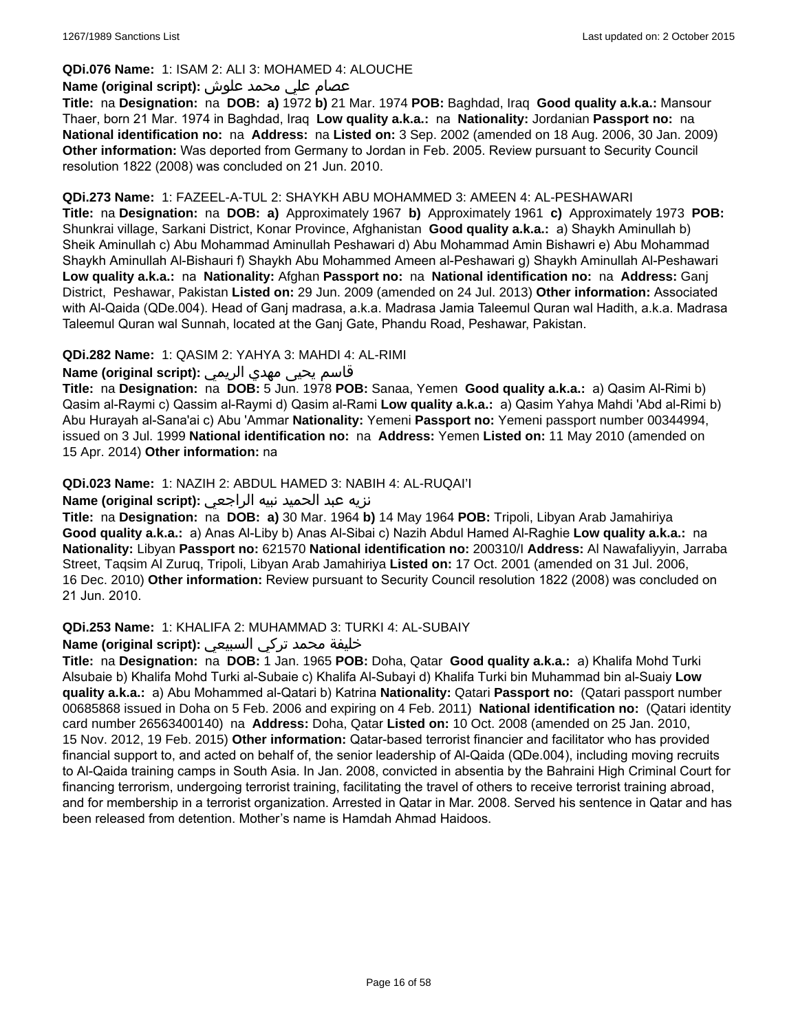**QDi.076 Name:** 1: ISAM 2: ALI 3: MOHAMED 4: ALOUCHE

**Name (original script):** عصام علي محمد علوش

**Title:** na **Designation:** na **DOB:** **a)** 1972 **b)** 21 Mar. 1974 **POB:** Baghdad, Iraq **Good quality a.k.a.:** Mansour Thaer, born 21 Mar. 1974 in Baghdad, Iraq **Low quality a.k.a.:** na **Nationality:** Jordanian **Passport no:** na **National identification no:** na **Address:** na **Listed on:** 3 Sep. 2002 (amended on 18 Aug. 2006, 30 Jan. 2009) **Other information:** Was deported from Germany to Jordan in Feb. 2005. Review pursuant to Security Council resolution 1822 (2008) was concluded on 21 Jun. 2010.

**QDi.273 Name:** 1: FAZEEL-A-TUL 2: SHAYKH ABU MOHAMMED 3: AMEEN 4: AL-PESHAWARI

**Title:** na **Designation:** na **DOB:** **a)** Approximately 1967 **b)** Approximately 1961 **c)** Approximately 1973 **POB:** Shunkrai village, Sarkani District, Konar Province, Afghanistan **Good quality a.k.a.:** a) Shaykh Aminullah b) Sheik Aminullah c) Abu Mohammad Aminullah Peshawari d) Abu Mohammad Amin Bishawri e) Abu Mohammad Shaykh Aminullah Al-Bishauri f) Shaykh Abu Mohammed Ameen al-Peshawari g) Shaykh Aminullah Al-Peshawari **Low quality a.k.a.:** na **Nationality:** Afghan **Passport no:** na **National identification no:** na **Address:** Ganj District, Peshawar, Pakistan **Listed on:** 29 Jun. 2009 (amended on 24 Jul. 2013) **Other information:** Associated with Al-Qaida (QDe.004). Head of Ganj madrasa, a.k.a. Madrasa Jamia Taleemul Quran wal Hadith, a.k.a. Madrasa Taleemul Quran wal Sunnah, located at the Ganj Gate, Phandu Road, Peshawar, Pakistan.

**QDi.282 Name:** 1: QASIM 2: YAHYA 3: MAHDI 4: AL-RIMI

**Name (original script):** قاسم يحيى مهدي الريمي

**Title:** na **Designation:** na **DOB:** 5 Jun. 1978 **POB:** Sanaa, Yemen **Good quality a.k.a.:** a) Qasim Al-Rimi b) Qasim al-Raymi c) Qassim al-Raymi d) Qasim al-Rami **Low quality a.k.a.:** a) Qasim Yahya Mahdi 'Abd al-Rimi b) Abu Hurayah al-Sana'ai c) Abu 'Ammar **Nationality:** Yemeni **Passport no:** Yemeni passport number 00344994, issued on 3 Jul. 1999 **National identification no:** na **Address:** Yemen **Listed on:** 11 May 2010 (amended on 15 Apr. 2014) **Other information:** na

**QDi.023 Name:** 1: NAZIH 2: ABDUL HAMED 3: NABIH 4: AL-RUQAI'I

**Name (original script):** نزيه عبد الحميد نبيه الراجعي

**Title:** na **Designation:** na **DOB:** **a)** 30 Mar. 1964 **b)** 14 May 1964 **POB:** Tripoli, Libyan Arab Jamahiriya **Good quality a.k.a.:** a) Anas Al-Liby b) Anas Al-Sibai c) Nazih Abdul Hamed Al-Raghie **Low quality a.k.a.:** na **Nationality:** Libyan **Passport no:** 621570 **National identification no:** 200310/I **Address:** Al Nawafaliyyin, Jarraba Street, Taqsim Al Zuruq, Tripoli, Libyan Arab Jamahiriya **Listed on:** 17 Oct. 2001 (amended on 31 Jul. 2006, 16 Dec. 2010) **Other information:** Review pursuant to Security Council resolution 1822 (2008) was concluded on 21 Jun. 2010.

**QDi.253 Name:** 1: KHALIFA 2: MUHAMMAD 3: TURKI 4: AL-SUBAIY

**Name (original script):** خليفة محمد تركي السبيعي

**Title:** na **Designation:** na **DOB:** 1 Jan. 1965 **POB:** Doha, Qatar **Good quality a.k.a.:** a) Khalifa Mohd Turki Alsubaie b) Khalifa Mohd Turki al-Subaie c) Khalifa Al-Subayi d) Khalifa Turki bin Muhammad bin al-Suaiy **Low quality a.k.a.:** a) Abu Mohammed al-Qatari b) Katrina **Nationality:** Qatari **Passport no:** (Qatari passport number 00685868 issued in Doha on 5 Feb. 2006 and expiring on 4 Feb. 2011) **National identification no:** (Qatari identity card number 26563400140) na **Address:** Doha, Qatar **Listed on:** 10 Oct. 2008 (amended on 25 Jan. 2010, 15 Nov. 2012, 19 Feb. 2015) **Other information:** Qatar-based terrorist financier and facilitator who has provided financial support to, and acted on behalf of, the senior leadership of Al-Qaida (QDe.004), including moving recruits to Al-Qaida training camps in South Asia. In Jan. 2008, convicted in absentia by the Bahraini High Criminal Court for financing terrorism, undergoing terrorist training, facilitating the travel of others to receive terrorist training abroad, and for membership in a terrorist organization. Arrested in Qatar in Mar. 2008. Served his sentence in Qatar and has been released from detention. Mother's name is Hamdah Ahmad Haidoos.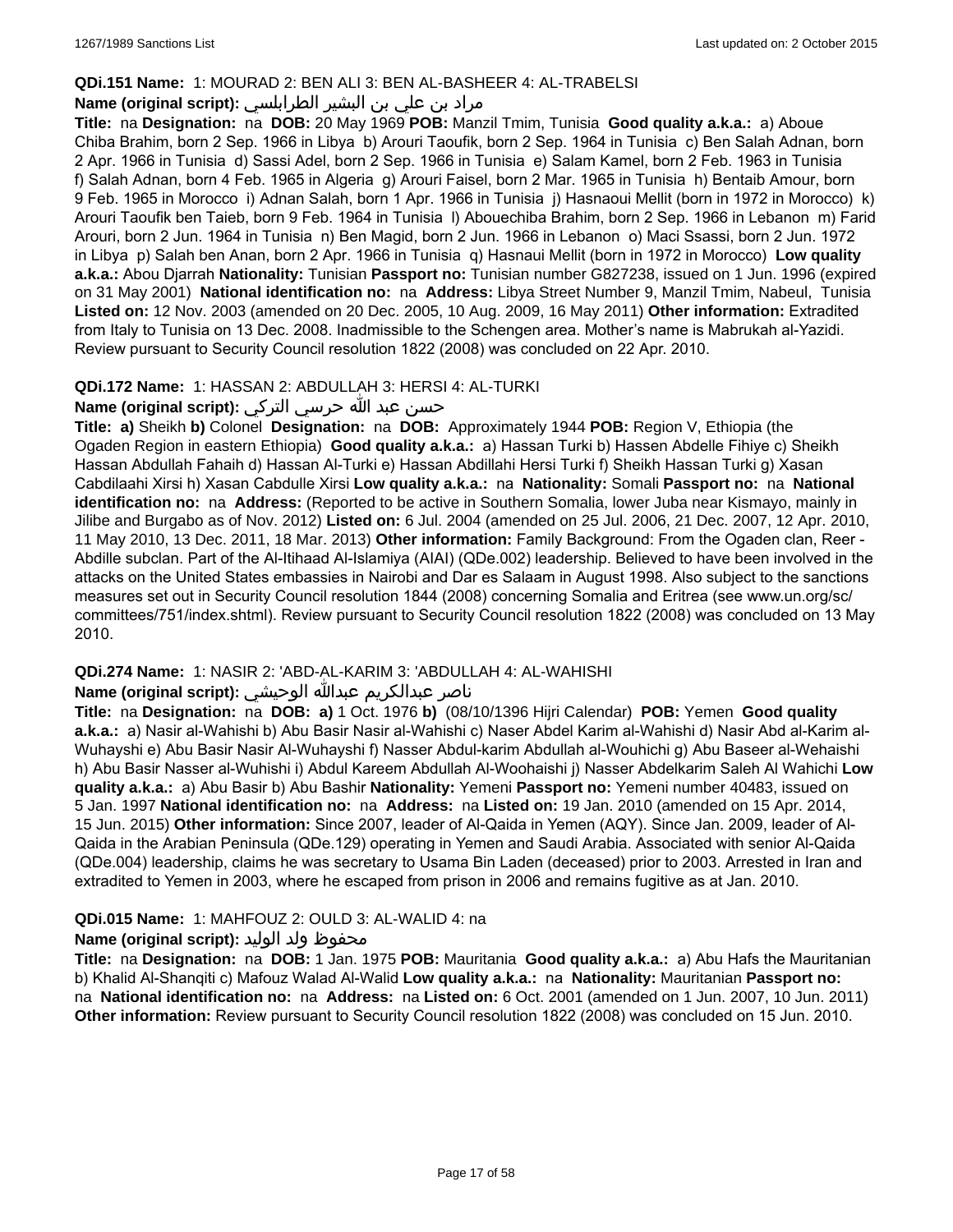**QDi.151 Name:** 1: MOURAD 2: BEN ALI 3: BEN AL-BASHEER 4: AL-TRABELSI

**Name (original script):** مراد بن علي بن البشير الطرابلسي

**Title:** na **Designation:** na **DOB:** 20 May 1969 **POB:** Manzil Tmim, Tunisia **Good quality a.k.a.:** a) Aboue Chiba Brahim, born 2 Sep. 1966 in Libya b) Arouri Taoufik, born 2 Sep. 1964 in Tunisia c) Ben Salah Adnan, born 2 Apr. 1966 in Tunisia d) Sassi Adel, born 2 Sep. 1966 in Tunisia e) Salam Kamel, born 2 Feb. 1963 in Tunisia f) Salah Adnan, born 4 Feb. 1965 in Algeria g) Arouri Faisel, born 2 Mar. 1965 in Tunisia h) Bentaib Amour, born 9 Feb. 1965 in Morocco i) Adnan Salah, born 1 Apr. 1966 in Tunisia j) Hasnaoui Mellit (born in 1972 in Morocco) k) Arouri Taoufik ben Taieb, born 9 Feb. 1964 in Tunisia l) Abouechiba Brahim, born 2 Sep. 1966 in Lebanon m) Farid Arouri, born 2 Jun. 1964 in Tunisia n) Ben Magid, born 2 Jun. 1966 in Lebanon o) Maci Ssassi, born 2 Jun. 1972 in Libya p) Salah ben Anan, born 2 Apr. 1966 in Tunisia q) Hasnaui Mellit (born in 1972 in Morocco) **Low quality a.k.a.:** Abou Djarrah **Nationality:** Tunisian **Passport no:** Tunisian number G827238, issued on 1 Jun. 1996 (expired on 31 May 2001) **National identification no:** na **Address:** Libya Street Number 9, Manzil Tmim, Nabeul, Tunisia **Listed on:** 12 Nov. 2003 (amended on 20 Dec. 2005, 10 Aug. 2009, 16 May 2011) **Other information:** Extradited from Italy to Tunisia on 13 Dec. 2008. Inadmissible to the Schengen area. Mother's name is Mabrukah al-Yazidi. Review pursuant to Security Council resolution 1822 (2008) was concluded on 22 Apr. 2010.

**QDi.172 Name:** 1: HASSAN 2: ABDULLAH 3: HERSI 4: AL-TURKI

**Name (original script):** حسن عبد الله حرسي التركي

**Title:** **a)** Sheikh **b)** Colonel **Designation:** na **DOB:** Approximately 1944 **POB:** Region V, Ethiopia (the Ogaden Region in eastern Ethiopia) **Good quality a.k.a.:** a) Hassan Turki b) Hassen Abdelle Fihiye c) Sheikh Hassan Abdullah Fahaih d) Hassan Al-Turki e) Hassan Abdillahi Hersi Turki f) Sheikh Hassan Turki g) Xasan Cabdilaahi Xirsi h) Xasan Cabdulle Xirsi **Low quality a.k.a.:** na **Nationality:** Somali **Passport no:** na **National identification no:** na **Address:** (Reported to be active in Southern Somalia, lower Juba near Kismayo, mainly in Jilibe and Burgabo as of Nov. 2012) **Listed on:** 6 Jul. 2004 (amended on 25 Jul. 2006, 21 Dec. 2007, 12 Apr. 2010, 11 May 2010, 13 Dec. 2011, 18 Mar. 2013) **Other information:** Family Background: From the Ogaden clan, Reer - Abdille subclan. Part of the Al-Itihaad Al-Islamiya (AIAI) (QDe.002) leadership. Believed to have been involved in the attacks on the United States embassies in Nairobi and Dar es Salaam in August 1998. Also subject to the sanctions measures set out in Security Council resolution 1844 (2008) concerning Somalia and Eritrea (see www.un.org/sc/committees/751/index.shtml). Review pursuant to Security Council resolution 1822 (2008) was concluded on 13 May 2010.

**QDi.274 Name:** 1: NASIR 2: 'ABD-AL-KARIM 3: 'ABDULLAH 4: AL-WAHISHI

**Name (original script):** ناصر عبدالكريم عبدالله الوحيشي

**Title:** na **Designation:** na **DOB:** **a)** 1 Oct. 1976 **b)** (08/10/1396 Hijri Calendar) **POB:** Yemen **Good quality a.k.a.:** a) Nasir al-Wahishi b) Abu Basir Nasir al-Wahishi c) Naser Abdel Karim al-Wahishi d) Nasir Abd al-Karim al-Wuhayshi e) Abu Basir Nasir Al-Wuhayshi f) Nasser Abdul-karim Abdullah al-Wouhichi g) Abu Baseer al-Wehaishi h) Abu Basir Nasser al-Wuhishi i) Abdul Kareem Abdullah Al-Woohaishi j) Nasser Abdelkarim Saleh Al Wahichi **Low quality a.k.a.:** a) Abu Basir b) Abu Bashir **Nationality:** Yemeni **Passport no:** Yemeni number 40483, issued on 5 Jan. 1997 **National identification no:** na **Address:** na **Listed on:** 19 Jan. 2010 (amended on 15 Apr. 2014, 15 Jun. 2015) **Other information:** Since 2007, leader of Al-Qaida in Yemen (AQY). Since Jan. 2009, leader of Al-Qaida in the Arabian Peninsula (QDe.129) operating in Yemen and Saudi Arabia. Associated with senior Al-Qaida (QDe.004) leadership, claims he was secretary to Usama Bin Laden (deceased) prior to 2003. Arrested in Iran and extradited to Yemen in 2003, where he escaped from prison in 2006 and remains fugitive as at Jan. 2010.

**QDi.015 Name:** 1: MAHFOUZ 2: OULD 3: AL-WALID 4: na

**Name (original script):** محفوظ ولد الوليد

**Title:** na **Designation:** na **DOB:** 1 Jan. 1975 **POB:** Mauritania **Good quality a.k.a.:** a) Abu Hafs the Mauritanian b) Khalid Al-Shanqiti c) Mafouz Walad Al-Walid **Low quality a.k.a.:** na **Nationality:** Mauritanian **Passport no:** na **National identification no:** na **Address:** na **Listed on:** 6 Oct. 2001 (amended on 1 Jun. 2007, 10 Jun. 2011) **Other information:** Review pursuant to Security Council resolution 1822 (2008) was concluded on 15 Jun. 2010.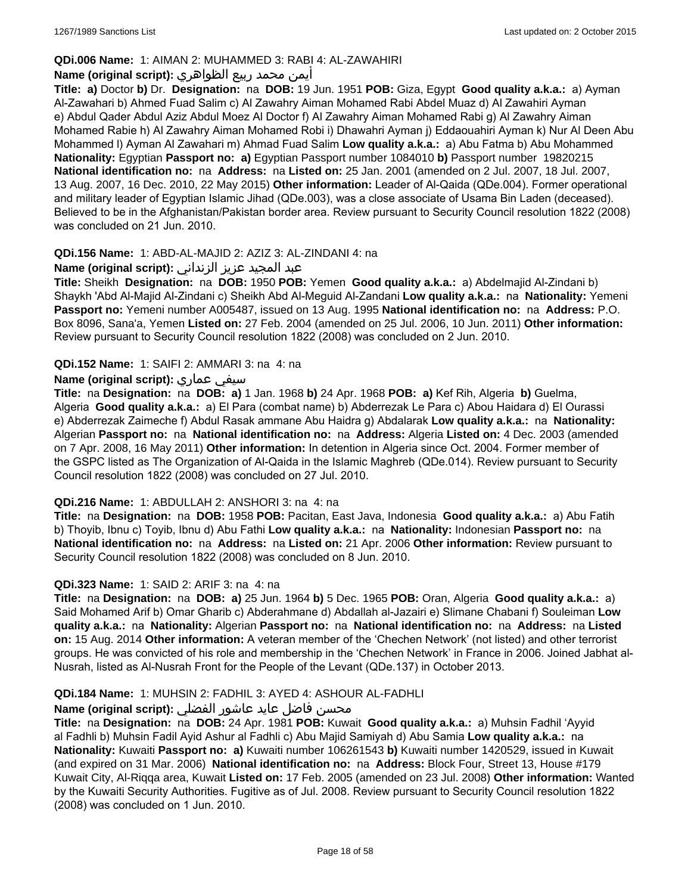**QDi.006 Name:** 1: AIMAN 2: MUHAMMED 3: RABI 4: AL-ZAWAHIRI

**Name (original script):** أيمن محمد ربيع الظواهري

**Title:** **a)** Doctor **b)** Dr. **Designation:** na **DOB:** 19 Jun. 1951 **POB:** Giza, Egypt **Good quality a.k.a.:** a) Ayman Al-Zawahari b) Ahmed Fuad Salim c) Al Zawahry Aiman Mohamed Rabi Abdel Muaz d) Al Zawahiri Ayman e) Abdul Qader Abdul Aziz Abdul Moez Al Doctor f) Al Zawahry Aiman Mohamed Rabi g) Al Zawahry Aiman Mohamed Rabie h) Al Zawahry Aiman Mohamed Robi i) Dhawahri Ayman j) Eddaouahiri Ayman k) Nur Al Deen Abu Mohammed l) Ayman Al Zawahari m) Ahmad Fuad Salim **Low quality a.k.a.:** a) Abu Fatma b) Abu Mohammed **Nationality:** Egyptian **Passport no:** **a)** Egyptian Passport number 1084010 **b)** Passport number 19820215 **National identification no:** na **Address:** na **Listed on:** 25 Jan. 2001 (amended on 2 Jul. 2007, 18 Jul. 2007, 13 Aug. 2007, 16 Dec. 2010, 22 May 2015) **Other information:** Leader of Al-Qaida (QDe.004). Former operational and military leader of Egyptian Islamic Jihad (QDe.003), was a close associate of Usama Bin Laden (deceased). Believed to be in the Afghanistan/Pakistan border area. Review pursuant to Security Council resolution 1822 (2008) was concluded on 21 Jun. 2010.

**QDi.156 Name:** 1: ABD-AL-MAJID 2: AZIZ 3: AL-ZINDANI 4: na

**Name (original script):** عبد المجيد عزيز الزنداني

**Title:** Sheikh **Designation:** na **DOB:** 1950 **POB:** Yemen **Good quality a.k.a.:** a) Abdelmajid Al-Zindani b) Shaykh 'Abd Al-Majid Al-Zindani c) Sheikh Abd Al-Meguid Al-Zandani **Low quality a.k.a.:** na **Nationality:** Yemeni **Passport no:** Yemeni number A005487, issued on 13 Aug. 1995 **National identification no:** na **Address:** P.O. Box 8096, Sana'a, Yemen **Listed on:** 27 Feb. 2004 (amended on 25 Jul. 2006, 10 Jun. 2011) **Other information:** Review pursuant to Security Council resolution 1822 (2008) was concluded on 2 Jun. 2010.

**QDi.152 Name:** 1: SAIFI 2: AMMARI 3: na 4: na

**Name (original script):** سيفي عماري

**Title:** na **Designation:** na **DOB:** **a)** 1 Jan. 1968 **b)** 24 Apr. 1968 **POB:** **a)** Kef Rih, Algeria **b)** Guelma, Algeria **Good quality a.k.a.:** a) El Para (combat name) b) Abderrezak Le Para c) Abou Haidara d) El Ourassi e) Abderrezak Zaimeche f) Abdul Rasak ammane Abu Haidra g) Abdalarak **Low quality a.k.a.:** na **Nationality:** Algerian **Passport no:** na **National identification no:** na **Address:** Algeria **Listed on:** 4 Dec. 2003 (amended on 7 Apr. 2008, 16 May 2011) **Other information:** In detention in Algeria since Oct. 2004. Former member of the GSPC listed as The Organization of Al-Qaida in the Islamic Maghreb (QDe.014). Review pursuant to Security Council resolution 1822 (2008) was concluded on 27 Jul. 2010.

**QDi.216 Name:** 1: ABDULLAH 2: ANSHORI 3: na 4: na

**Title:** na **Designation:** na **DOB:** 1958 **POB:** Pacitan, East Java, Indonesia **Good quality a.k.a.:** a) Abu Fatih b) Thoyib, Ibnu c) Toyib, Ibnu d) Abu Fathi **Low quality a.k.a.:** na **Nationality:** Indonesian **Passport no:** na **National identification no:** na **Address:** na **Listed on:** 21 Apr. 2006 **Other information:** Review pursuant to Security Council resolution 1822 (2008) was concluded on 8 Jun. 2010.

**QDi.323 Name:** 1: SAID 2: ARIF 3: na 4: na

**Title:** na **Designation:** na **DOB:** **a)** 25 Jun. 1964 **b)** 5 Dec. 1965 **POB:** Oran, Algeria **Good quality a.k.a.:** a) Said Mohamed Arif b) Omar Gharib c) Abderahmane d) Abdallah al-Jazairi e) Slimane Chabani f) Souleiman **Low quality a.k.a.:** na **Nationality:** Algerian **Passport no:** na **National identification no:** na **Address:** na **Listed on:** 15 Aug. 2014 **Other information:** A veteran member of the 'Chechen Network' (not listed) and other terrorist groups. He was convicted of his role and membership in the 'Chechen Network' in France in 2006. Joined Jabhat al-Nusrah, listed as Al-Nusrah Front for the People of the Levant (QDe.137) in October 2013.

**QDi.184 Name:** 1: MUHSIN 2: FADHIL 3: AYED 4: ASHOUR AL-FADHLI

**Name (original script):** محسن فاضل عايد عاشور الفضلي

**Title:** na **Designation:** na **DOB:** 24 Apr. 1981 **POB:** Kuwait **Good quality a.k.a.:** a) Muhsin Fadhil 'Ayyid al Fadhli b) Muhsin Fadil Ayid Ashur al Fadhli c) Abu Majid Samiyah d) Abu Samia **Low quality a.k.a.:** na **Nationality:** Kuwaiti **Passport no:** **a)** Kuwaiti number 106261543 **b)** Kuwaiti number 1420529, issued in Kuwait (and expired on 31 Mar. 2006) **National identification no:** na **Address:** Block Four, Street 13, House #179 Kuwait City, Al-Riqqa area, Kuwait **Listed on:** 17 Feb. 2005 (amended on 23 Jul. 2008) **Other information:** Wanted by the Kuwaiti Security Authorities. Fugitive as of Jul. 2008. Review pursuant to Security Council resolution 1822 (2008) was concluded on 1 Jun. 2010.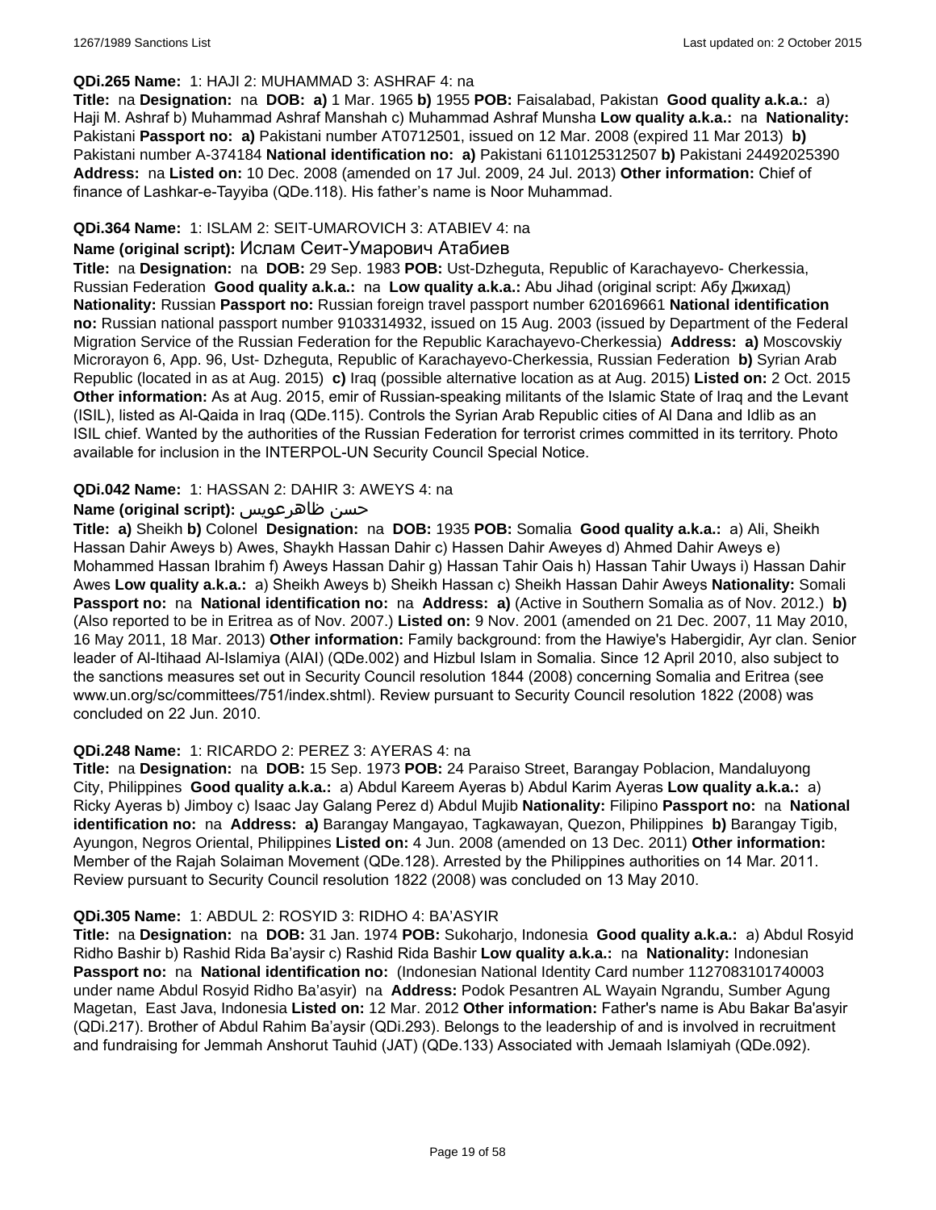**QDi.265 Name:** 1: HAJI 2: MUHAMMAD 3: ASHRAF 4: na

**Title:** na **Designation:** na **DOB:** **a)** 1 Mar. 1965 **b)** 1955 **POB:** Faisalabad, Pakistan **Good quality a.k.a.:** a) Haji M. Ashraf b) Muhammad Ashraf Manshah c) Muhammad Ashraf Munsha **Low quality a.k.a.:** na **Nationality:** Pakistani **Passport no:** **a)** Pakistani number AT0712501, issued on 12 Mar. 2008 (expired 11 Mar 2013) **b)** Pakistani number A-374184 **National identification no:** **a)** Pakistani 6110125312507 **b)** Pakistani 24492025390 **Address:** na **Listed on:** 10 Dec. 2008 (amended on 17 Jul. 2009, 24 Jul. 2013) **Other information:** Chief of finance of Lashkar-e-Tayyiba (QDe.118). His father's name is Noor Muhammad.

**QDi.364 Name:** 1: ISLAM 2: SEIT-UMAROVICH 3: ATABIEV 4: na

**Name (original script):** Ислам Сеит-Умарович Атабиев

**Title:** na **Designation:** na **DOB:** 29 Sep. 1983 **POB:** Ust-Dzheguta, Republic of Karachayevo- Cherkessia, Russian Federation **Good quality a.k.a.:** na **Low quality a.k.a.:** Abu Jihad (original script: Абу Джихад) **Nationality:** Russian **Passport no:** Russian foreign travel passport number 620169661 **National identification no:** Russian national passport number 9103314932, issued on 15 Aug. 2003 (issued by Department of the Federal Migration Service of the Russian Federation for the Republic Karachayevo-Cherkessia) **Address:** **a)** Moscovskiy Microrayon 6, App. 96, Ust- Dzheguta, Republic of Karachayevo-Cherkessia, Russian Federation **b)** Syrian Arab Republic (located in as at Aug. 2015) **c)** Iraq (possible alternative location as at Aug. 2015) **Listed on:** 2 Oct. 2015 **Other information:** As at Aug. 2015, emir of Russian-speaking militants of the Islamic State of Iraq and the Levant (ISIL), listed as Al-Qaida in Iraq (QDe.115). Controls the Syrian Arab Republic cities of Al Dana and Idlib as an ISIL chief. Wanted by the authorities of the Russian Federation for terrorist crimes committed in its territory. Photo available for inclusion in the INTERPOL-UN Security Council Special Notice.

**QDi.042 Name:** 1: HASSAN 2: DAHIR 3: AWEYS 4: na

**Name (original script):** حسن ظاهرعويس

**Title:** **a)** Sheikh **b)** Colonel **Designation:** na **DOB:** 1935 **POB:** Somalia **Good quality a.k.a.:** a) Ali, Sheikh Hassan Dahir Aweys b) Awes, Shaykh Hassan Dahir c) Hassen Dahir Aweyes d) Ahmed Dahir Aweys e) Mohammed Hassan Ibrahim f) Aweys Hassan Dahir g) Hassan Tahir Oais h) Hassan Tahir Uways i) Hassan Dahir Awes **Low quality a.k.a.:** a) Sheikh Aweys b) Sheikh Hassan c) Sheikh Hassan Dahir Aweys **Nationality:** Somali **Passport no:** na **National identification no:** na **Address:** **a)** (Active in Southern Somalia as of Nov. 2012.) **b)** (Also reported to be in Eritrea as of Nov. 2007.) **Listed on:** 9 Nov. 2001 (amended on 21 Dec. 2007, 11 May 2010, 16 May 2011, 18 Mar. 2013) **Other information:** Family background: from the Hawiye's Habergidir, Ayr clan. Senior leader of Al-Itihaad Al-Islamiya (AIAI) (QDe.002) and Hizbul Islam in Somalia. Since 12 April 2010, also subject to the sanctions measures set out in Security Council resolution 1844 (2008) concerning Somalia and Eritrea (see www.un.org/sc/committees/751/index.shtml). Review pursuant to Security Council resolution 1822 (2008) was concluded on 22 Jun. 2010.

**QDi.248 Name:** 1: RICARDO 2: PEREZ 3: AYERAS 4: na

**Title:** na **Designation:** na **DOB:** 15 Sep. 1973 **POB:** 24 Paraiso Street, Barangay Poblacion, Mandaluyong City, Philippines **Good quality a.k.a.:** a) Abdul Kareem Ayeras b) Abdul Karim Ayeras **Low quality a.k.a.:** a) Ricky Ayeras b) Jimboy c) Isaac Jay Galang Perez d) Abdul Mujib **Nationality:** Filipino **Passport no:** na **National identification no:** na **Address:** **a)** Barangay Mangayao, Tagkawayan, Quezon, Philippines **b)** Barangay Tigib, Ayungon, Negros Oriental, Philippines **Listed on:** 4 Jun. 2008 (amended on 13 Dec. 2011) **Other information:** Member of the Rajah Solaiman Movement (QDe.128). Arrested by the Philippines authorities on 14 Mar. 2011. Review pursuant to Security Council resolution 1822 (2008) was concluded on 13 May 2010.

**QDi.305 Name:** 1: ABDUL 2: ROSYID 3: RIDHO 4: BA'ASYIR

**Title:** na **Designation:** na **DOB:** 31 Jan. 1974 **POB:** Sukoharjo, Indonesia **Good quality a.k.a.:** a) Abdul Rosyid Ridho Bashir b) Rashid Rida Ba'aysir c) Rashid Rida Bashir **Low quality a.k.a.:** na **Nationality:** Indonesian **Passport no:** na **National identification no:** (Indonesian National Identity Card number 1127083101740003 under name Abdul Rosyid Ridho Ba'asyir) na **Address:** Podok Pesantren AL Wayain Ngrandu, Sumber Agung Magetan, East Java, Indonesia **Listed on:** 12 Mar. 2012 **Other information:** Father's name is Abu Bakar Ba'asyir (QDi.217). Brother of Abdul Rahim Ba'aysir (QDi.293). Belongs to the leadership of and is involved in recruitment and fundraising for Jemmah Anshorut Tauhid (JAT) (QDe.133) Associated with Jemaah Islamiyah (QDe.092).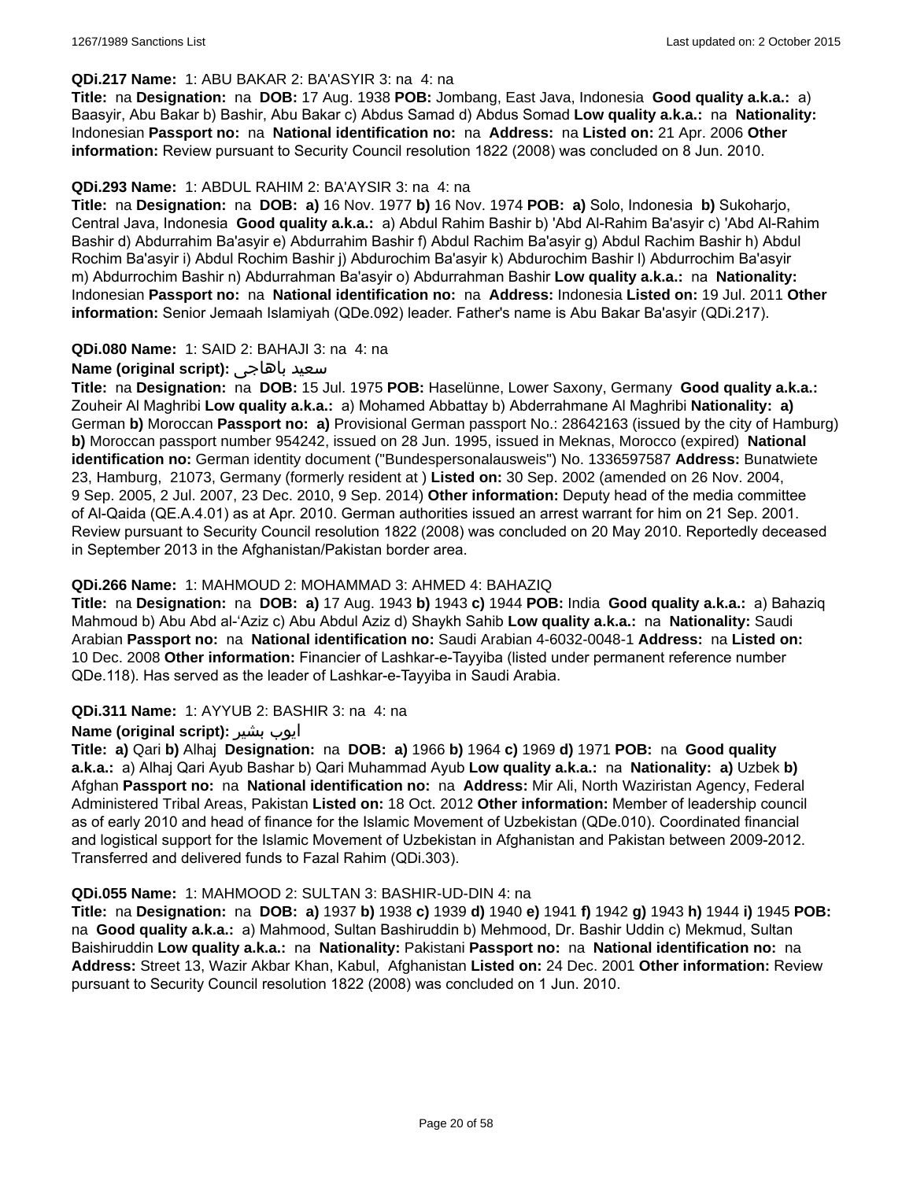**QDi.217 Name:** 1: ABU BAKAR 2: BA'ASYIR 3: na 4: na
**Title:** na **Designation:** na **DOB:** 17 Aug. 1938 **POB:** Jombang, East Java, Indonesia **Good quality a.k.a.:** a) Baasyir, Abu Bakar b) Bashir, Abu Bakar c) Abdus Samad d) Abdus Somad **Low quality a.k.a.:** na **Nationality:** Indonesian **Passport no:** na **National identification no:** na **Address:** na **Listed on:** 21 Apr. 2006 **Other information:** Review pursuant to Security Council resolution 1822 (2008) was concluded on 8 Jun. 2010.

**QDi.293 Name:** 1: ABDUL RAHIM 2: BA'AYSIR 3: na 4: na
**Title:** na **Designation:** na **DOB:** **a)** 16 Nov. 1977 **b)** 16 Nov. 1974 **POB:** **a)** Solo, Indonesia **b)** Sukoharjo, Central Java, Indonesia **Good quality a.k.a.:** a) Abdul Rahim Bashir b) 'Abd Al-Rahim Ba'asyir c) 'Abd Al-Rahim Bashir d) Abdurrahim Ba'asyir e) Abdurrahim Bashir f) Abdul Rachim Ba'asyir g) Abdul Rachim Bashir h) Abdul Rochim Ba'asyir i) Abdul Rochim Bashir j) Abdurochim Ba'asyir k) Abdurochim Bashir l) Abdurrochim Ba'asyir m) Abdurrochim Bashir n) Abdurrahman Ba'asyir o) Abdurrahman Bashir **Low quality a.k.a.:** na **Nationality:** Indonesian **Passport no:** na **National identification no:** na **Address:** Indonesia **Listed on:** 19 Jul. 2011 **Other information:** Senior Jemaah Islamiyah (QDe.092) leader. Father's name is Abu Bakar Ba'asyir (QDi.217).

**QDi.080 Name:** 1: SAID 2: BAHAJI 3: na 4: na
**Name (original script):** سعيد باهاجى
**Title:** na **Designation:** na **DOB:** 15 Jul. 1975 **POB:** Haselünne, Lower Saxony, Germany **Good quality a.k.a.:** Zouheir Al Maghribi **Low quality a.k.a.:** a) Mohamed Abbattay b) Abderrahmane Al Maghribi **Nationality:** **a)** German **b)** Moroccan **Passport no:** **a)** Provisional German passport No.: 28642163 (issued by the city of Hamburg) **b)** Moroccan passport number 954242, issued on 28 Jun. 1995, issued in Meknas, Morocco (expired) **National identification no:** German identity document ("Bundespersonalausweis") No. 1336597587 **Address:** Bunatwiete 23, Hamburg, 21073, Germany (formerly resident at ) **Listed on:** 30 Sep. 2002 (amended on 26 Nov. 2004, 9 Sep. 2005, 2 Jul. 2007, 23 Dec. 2010, 9 Sep. 2014) **Other information:** Deputy head of the media committee of Al-Qaida (QE.A.4.01) as at Apr. 2010. German authorities issued an arrest warrant for him on 21 Sep. 2001. Review pursuant to Security Council resolution 1822 (2008) was concluded on 20 May 2010. Reportedly deceased in September 2013 in the Afghanistan/Pakistan border area.

**QDi.266 Name:** 1: MAHMOUD 2: MOHAMMAD 3: AHMED 4: BAHAZIQ
**Title:** na **Designation:** na **DOB:** **a)** 17 Aug. 1943 **b)** 1943 **c)** 1944 **POB:** India **Good quality a.k.a.:** a) Bahaziq Mahmoud b) Abu Abd al-'Aziz c) Abu Abdul Aziz d) Shaykh Sahib **Low quality a.k.a.:** na **Nationality:** Saudi Arabian **Passport no:** na **National identification no:** Saudi Arabian 4-6032-0048-1 **Address:** na **Listed on:** 10 Dec. 2008 **Other information:** Financier of Lashkar-e-Tayyiba (listed under permanent reference number QDe.118). Has served as the leader of Lashkar-e-Tayyiba in Saudi Arabia.

**QDi.311 Name:** 1: AYYUB 2: BASHIR 3: na 4: na
**Name (original script):** ايوب بشير
**Title:** **a)** Qari **b)** Alhaj **Designation:** na **DOB:** **a)** 1966 **b)** 1964 **c)** 1969 **d)** 1971 **POB:** na **Good quality a.k.a.:** a) Alhaj Qari Ayub Bashar b) Qari Muhammad Ayub **Low quality a.k.a.:** na **Nationality:** **a)** Uzbek **b)** Afghan **Passport no:** na **National identification no:** na **Address:** Mir Ali, North Waziristan Agency, Federal Administered Tribal Areas, Pakistan **Listed on:** 18 Oct. 2012 **Other information:** Member of leadership council as of early 2010 and head of finance for the Islamic Movement of Uzbekistan (QDe.010). Coordinated financial and logistical support for the Islamic Movement of Uzbekistan in Afghanistan and Pakistan between 2009-2012. Transferred and delivered funds to Fazal Rahim (QDi.303).

**QDi.055 Name:** 1: MAHMOOD 2: SULTAN 3: BASHIR-UD-DIN 4: na
**Title:** na **Designation:** na **DOB:** **a)** 1937 **b)** 1938 **c)** 1939 **d)** 1940 **e)** 1941 **f)** 1942 **g)** 1943 **h)** 1944 **i)** 1945 **POB:** na **Good quality a.k.a.:** a) Mahmood, Sultan Bashiruddin b) Mehmood, Dr. Bashir Uddin c) Mekmud, Sultan Baishiruddin **Low quality a.k.a.:** na **Nationality:** Pakistani **Passport no:** na **National identification no:** na **Address:** Street 13, Wazir Akbar Khan, Kabul, Afghanistan **Listed on:** 24 Dec. 2001 **Other information:** Review pursuant to Security Council resolution 1822 (2008) was concluded on 1 Jun. 2010.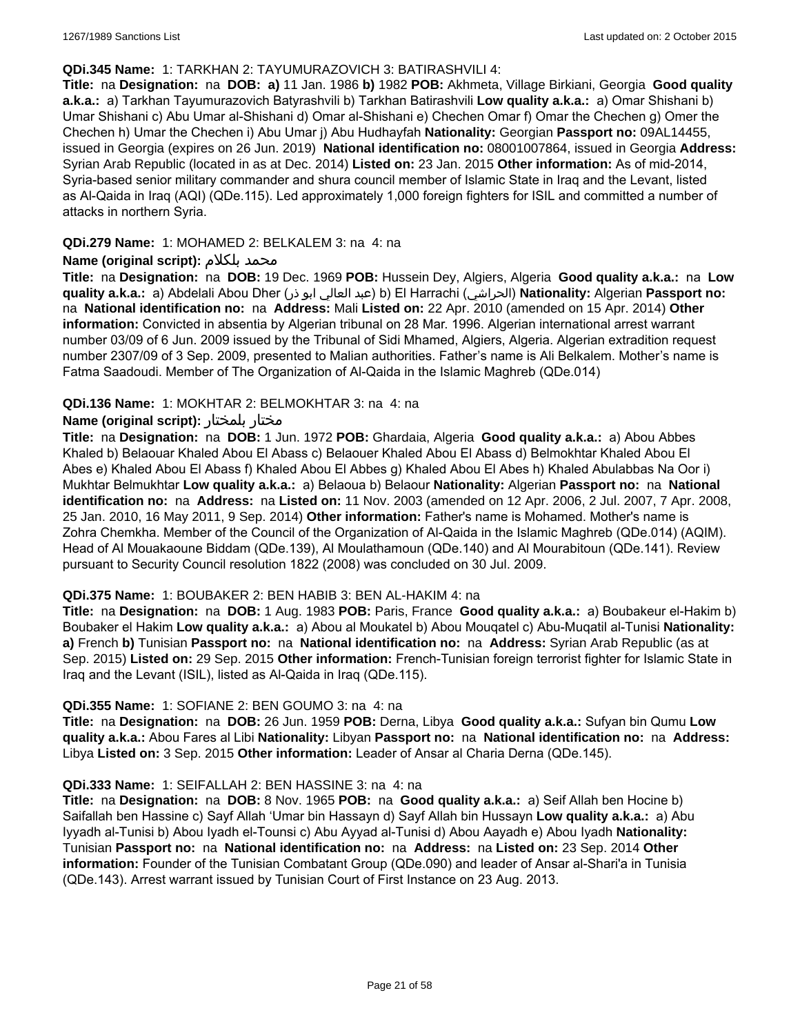**QDi.345 Name:** 1: TARKHAN 2: TAYUMURAZOVICH 3: BATIRASHVILI 4:

**Title:** na **Designation:** na **DOB:** **a)** 11 Jan. 1986 **b)** 1982 **POB:** Akhmeta, Village Birkiani, Georgia **Good quality a.k.a.:** a) Tarkhan Tayumurazovich Batyrashvili b) Tarkhan Batirashvili **Low quality a.k.a.:** a) Omar Shishani b) Umar Shishani c) Abu Umar al-Shishani d) Omar al-Shishani e) Chechen Omar f) Omar the Chechen g) Omer the Chechen h) Umar the Chechen i) Abu Umar j) Abu Hudhayfah **Nationality:** Georgian **Passport no:** 09AL14455, issued in Georgia (expires on 26 Jun. 2019) **National identification no:** 08001007864, issued in Georgia **Address:** Syrian Arab Republic (located in as at Dec. 2014) **Listed on:** 23 Jan. 2015 **Other information:** As of mid-2014, Syria-based senior military commander and shura council member of Islamic State in Iraq and the Levant, listed as Al-Qaida in Iraq (AQI) (QDe.115). Led approximately 1,000 foreign fighters for ISIL and committed a number of attacks in northern Syria.

**QDi.279 Name:** 1: MOHAMED 2: BELKALEM 3: na 4: na

**Name (original script):** محمد بلكلام

**Title:** na **Designation:** na **DOB:** 19 Dec. 1969 **POB:** Hussein Dey, Algiers, Algeria **Good quality a.k.a.:** na **Low quality a.k.a.:** a) Abdelali Abou Dher (عبد العالي ابو ذر) b) El Harrachi (الحراشي) **Nationality:** Algerian **Passport no:** na **National identification no:** na **Address:** Mali **Listed on:** 22 Apr. 2010 (amended on 15 Apr. 2014) **Other information:** Convicted in absentia by Algerian tribunal on 28 Mar. 1996. Algerian international arrest warrant number 03/09 of 6 Jun. 2009 issued by the Tribunal of Sidi Mhamed, Algiers, Algeria. Algerian extradition request number 2307/09 of 3 Sep. 2009, presented to Malian authorities. Father's name is Ali Belkalem. Mother's name is Fatma Saadoudi. Member of The Organization of Al-Qaida in the Islamic Maghreb (QDe.014)

**QDi.136 Name:** 1: MOKHTAR 2: BELMOKHTAR 3: na 4: na

**Name (original script):** مختار بلمختار

**Title:** na **Designation:** na **DOB:** 1 Jun. 1972 **POB:** Ghardaia, Algeria **Good quality a.k.a.:** a) Abou Abbes Khaled b) Belaouar Khaled Abou El Abass c) Belaouer Khaled Abou El Abass d) Belmokhtar Khaled Abou El Abes e) Khaled Abou El Abass f) Khaled Abou El Abbes g) Khaled Abou El Abes h) Khaled Abulabbas Na Oor i) Mukhtar Belmukhtar **Low quality a.k.a.:** a) Belaoua b) Belaour **Nationality:** Algerian **Passport no:** na **National identification no:** na **Address:** na **Listed on:** 11 Nov. 2003 (amended on 12 Apr. 2006, 2 Jul. 2007, 7 Apr. 2008, 25 Jan. 2010, 16 May 2011, 9 Sep. 2014) **Other information:** Father's name is Mohamed. Mother's name is Zohra Chemkha. Member of the Council of the Organization of Al-Qaida in the Islamic Maghreb (QDe.014) (AQIM). Head of Al Mouakaoune Biddam (QDe.139), Al Moulathamoun (QDe.140) and Al Mourabitoun (QDe.141). Review pursuant to Security Council resolution 1822 (2008) was concluded on 30 Jul. 2009.

**QDi.375 Name:** 1: BOUBAKER 2: BEN HABIB 3: BEN AL-HAKIM 4: na

**Title:** na **Designation:** na **DOB:** 1 Aug. 1983 **POB:** Paris, France **Good quality a.k.a.:** a) Boubakeur el-Hakim b) Boubaker el Hakim **Low quality a.k.a.:** a) Abou al Moukatel b) Abou Mouqatel c) Abu-Muqatil al-Tunisi **Nationality:** **a)** French **b)** Tunisian **Passport no:** na **National identification no:** na **Address:** Syrian Arab Republic (as at Sep. 2015) **Listed on:** 29 Sep. 2015 **Other information:** French-Tunisian foreign terrorist fighter for Islamic State in Iraq and the Levant (ISIL), listed as Al-Qaida in Iraq (QDe.115).

**QDi.355 Name:** 1: SOFIANE 2: BEN GOUMO 3: na 4: na

**Title:** na **Designation:** na **DOB:** 26 Jun. 1959 **POB:** Derna, Libya **Good quality a.k.a.:** Sufyan bin Qumu **Low quality a.k.a.:** Abou Fares al Libi **Nationality:** Libyan **Passport no:** na **National identification no:** na **Address:** Libya **Listed on:** 3 Sep. 2015 **Other information:** Leader of Ansar al Charia Derna (QDe.145).

**QDi.333 Name:** 1: SEIFALLAH 2: BEN HASSINE 3: na 4: na

**Title:** na **Designation:** na **DOB:** 8 Nov. 1965 **POB:** na **Good quality a.k.a.:** a) Seif Allah ben Hocine b) Saifallah ben Hassine c) Sayf Allah 'Umar bin Hassayn d) Sayf Allah bin Hussayn **Low quality a.k.a.:** a) Abu Iyyadh al-Tunisi b) Abou Iyadh el-Tounsi c) Abu Ayyad al-Tunisi d) Abou Aayadh e) Abou Iyadh **Nationality:** Tunisian **Passport no:** na **National identification no:** na **Address:** na **Listed on:** 23 Sep. 2014 **Other information:** Founder of the Tunisian Combatant Group (QDe.090) and leader of Ansar al-Shari'a in Tunisia (QDe.143). Arrest warrant issued by Tunisian Court of First Instance on 23 Aug. 2013.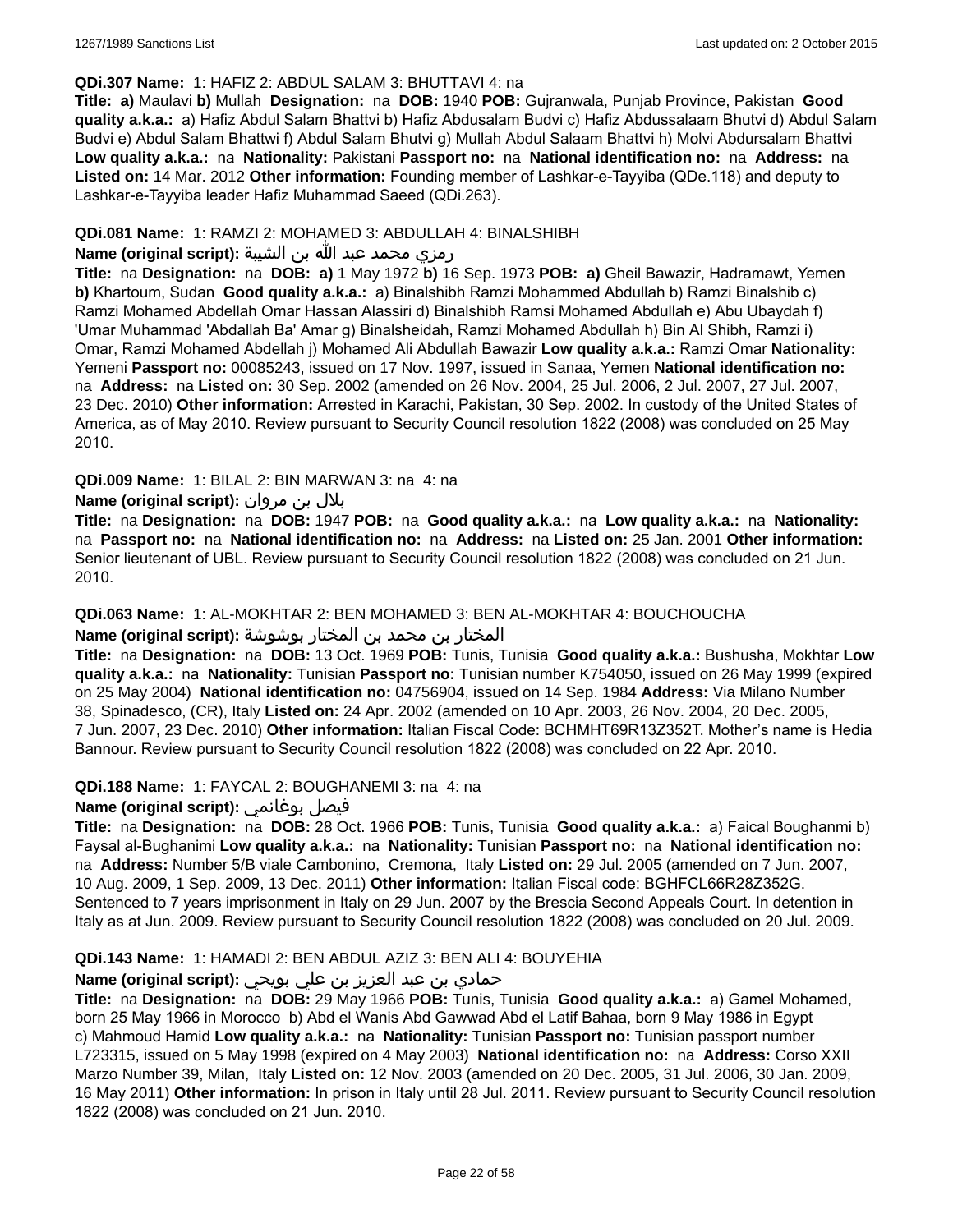**QDi.307 Name:** 1: HAFIZ 2: ABDUL SALAM 3: BHUTTAVI 4: na

**Title:** **a)** Maulavi **b)** Mullah **Designation:** na **DOB:** 1940 **POB:** Gujranwala, Punjab Province, Pakistan **Good quality a.k.a.:** a) Hafiz Abdul Salam Bhattvi b) Hafiz Abdusalam Budvi c) Hafiz Abdussalaam Bhutvi d) Abdul Salam Budvi e) Abdul Salam Bhattwi f) Abdul Salam Bhutvi g) Mullah Abdul Salaam Bhattvi h) Molvi Abdursalam Bhattvi **Low quality a.k.a.:** na **Nationality:** Pakistani **Passport no:** na **National identification no:** na **Address:** na **Listed on:** 14 Mar. 2012 **Other information:** Founding member of Lashkar-e-Tayyiba (QDe.118) and deputy to Lashkar-e-Tayyiba leader Hafiz Muhammad Saeed (QDi.263).

**QDi.081 Name:** 1: RAMZI 2: MOHAMED 3: ABDULLAH 4: BINALSHIBH

**Name (original script):** رمزي محمد عبد الله بن الشيبة

**Title:** na **Designation:** na **DOB:** **a)** 1 May 1972 **b)** 16 Sep. 1973 **POB:** **a)** Gheil Bawazir, Hadramawt, Yemen **b)** Khartoum, Sudan **Good quality a.k.a.:** a) Binalshibh Ramzi Mohammed Abdullah b) Ramzi Binalshib c) Ramzi Mohamed Abdellah Omar Hassan Alassiri d) Binalshibh Ramsi Mohamed Abdullah e) Abu Ubaydah f) 'Umar Muhammad 'Abdallah Ba' Amar g) Binalsheidah, Ramzi Mohamed Abdullah h) Bin Al Shibh, Ramzi i) Omar, Ramzi Mohamed Abdellah j) Mohamed Ali Abdullah Bawazir **Low quality a.k.a.:** Ramzi Omar **Nationality:** Yemeni **Passport no:** 00085243, issued on 17 Nov. 1997, issued in Sanaa, Yemen **National identification no:** na **Address:** na **Listed on:** 30 Sep. 2002 (amended on 26 Nov. 2004, 25 Jul. 2006, 2 Jul. 2007, 27 Jul. 2007, 23 Dec. 2010) **Other information:** Arrested in Karachi, Pakistan, 30 Sep. 2002. In custody of the United States of America, as of May 2010. Review pursuant to Security Council resolution 1822 (2008) was concluded on 25 May 2010.

**QDi.009 Name:** 1: BILAL 2: BIN MARWAN 3: na 4: na

**Name (original script):** بلال بن مروان

**Title:** na **Designation:** na **DOB:** 1947 **POB:** na **Good quality a.k.a.:** na **Low quality a.k.a.:** na **Nationality:** na **Passport no:** na **National identification no:** na **Address:** na **Listed on:** 25 Jan. 2001 **Other information:** Senior lieutenant of UBL. Review pursuant to Security Council resolution 1822 (2008) was concluded on 21 Jun. 2010.

**QDi.063 Name:** 1: AL-MOKHTAR 2: BEN MOHAMED 3: BEN AL-MOKHTAR 4: BOUCHOUCHA

**Name (original script):** المختار بن محمد بن المختار بوشوشة

**Title:** na **Designation:** na **DOB:** 13 Oct. 1969 **POB:** Tunis, Tunisia **Good quality a.k.a.:** Bushusha, Mokhtar **Low quality a.k.a.:** na **Nationality:** Tunisian **Passport no:** Tunisian number K754050, issued on 26 May 1999 (expired on 25 May 2004) **National identification no:** 04756904, issued on 14 Sep. 1984 **Address:** Via Milano Number 38, Spinadesco, (CR), Italy **Listed on:** 24 Apr. 2002 (amended on 10 Apr. 2003, 26 Nov. 2004, 20 Dec. 2005, 7 Jun. 2007, 23 Dec. 2010) **Other information:** Italian Fiscal Code: BCHMHT69R13Z352T. Mother's name is Hedia Bannour. Review pursuant to Security Council resolution 1822 (2008) was concluded on 22 Apr. 2010.

**QDi.188 Name:** 1: FAYCAL 2: BOUGHANEMI 3: na 4: na

**Name (original script):** فيصل بوغانمي

**Title:** na **Designation:** na **DOB:** 28 Oct. 1966 **POB:** Tunis, Tunisia **Good quality a.k.a.:** a) Faical Boughanmi b) Faysal al-Bughanimi **Low quality a.k.a.:** na **Nationality:** Tunisian **Passport no:** na **National identification no:** na **Address:** Number 5/B viale Cambonino, Cremona, Italy **Listed on:** 29 Jul. 2005 (amended on 7 Jun. 2007, 10 Aug. 2009, 1 Sep. 2009, 13 Dec. 2011) **Other information:** Italian Fiscal code: BGHFCL66R28Z352G. Sentenced to 7 years imprisonment in Italy on 29 Jun. 2007 by the Brescia Second Appeals Court. In detention in Italy as at Jun. 2009. Review pursuant to Security Council resolution 1822 (2008) was concluded on 20 Jul. 2009.

**QDi.143 Name:** 1: HAMADI 2: BEN ABDUL AZIZ 3: BEN ALI 4: BOUYEHIA

**Name (original script):** حمادي بن عبد العزيز بن علي بويحي

**Title:** na **Designation:** na **DOB:** 29 May 1966 **POB:** Tunis, Tunisia **Good quality a.k.a.:** a) Gamel Mohamed, born 25 May 1966 in Morocco b) Abd el Wanis Abd Gawwad Abd el Latif Bahaa, born 9 May 1986 in Egypt c) Mahmoud Hamid **Low quality a.k.a.:** na **Nationality:** Tunisian **Passport no:** Tunisian passport number L723315, issued on 5 May 1998 (expired on 4 May 2003) **National identification no:** na **Address:** Corso XXII Marzo Number 39, Milan, Italy **Listed on:** 12 Nov. 2003 (amended on 20 Dec. 2005, 31 Jul. 2006, 30 Jan. 2009, 16 May 2011) **Other information:** In prison in Italy until 28 Jul. 2011. Review pursuant to Security Council resolution 1822 (2008) was concluded on 21 Jun. 2010.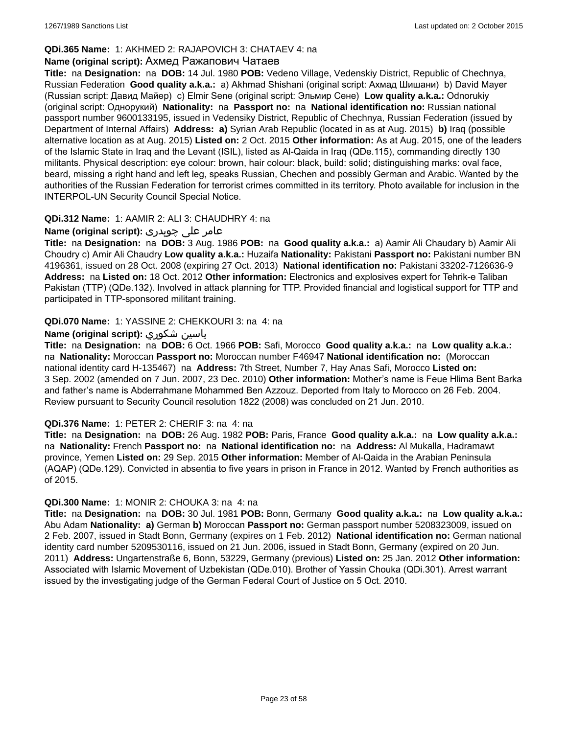**QDi.365 Name:** 1: AKHMED 2: RAJAPOVICH 3: CHATAEV 4: na

**Name (original script):** Ахмед Ражапович Чатаев

**Title:** na **Designation:** na **DOB:** 14 Jul. 1980 **POB:** Vedeno Village, Vedenskiy District, Republic of Chechnya, Russian Federation **Good quality a.k.a.:** a) Akhmad Shishani (original script: Ахмад Шишани) b) David Mayer (Russian script: Давид Майер) c) Elmir Sene (original script: Эльмир Сене) **Low quality a.k.a.:** Odnorukiy (original script: Однорукий) **Nationality:** na **Passport no:** na **National identification no:** Russian national passport number 9600133195, issued in Vedensiky District, Republic of Chechnya, Russian Federation (issued by Department of Internal Affairs) **Address:** **a)** Syrian Arab Republic (located in as at Aug. 2015) **b)** Iraq (possible alternative location as at Aug. 2015) **Listed on:** 2 Oct. 2015 **Other information:** As at Aug. 2015, one of the leaders of the Islamic State in Iraq and the Levant (ISIL), listed as Al-Qaida in Iraq (QDe.115), commanding directly 130 militants. Physical description: eye colour: brown, hair colour: black, build: solid; distinguishing marks: oval face, beard, missing a right hand and left leg, speaks Russian, Chechen and possibly German and Arabic. Wanted by the authorities of the Russian Federation for terrorist crimes committed in its territory. Photo available for inclusion in the INTERPOL-UN Security Council Special Notice.

**QDi.312 Name:** 1: AAMIR 2: ALI 3: CHAUDHRY 4: na

**Name (original script):** عامر علی چوہدری

**Title:** na **Designation:** na **DOB:** 3 Aug. 1986 **POB:** na **Good quality a.k.a.:** a) Aamir Ali Chaudary b) Aamir Ali Choudry c) Amir Ali Chaudry **Low quality a.k.a.:** Huzaifa **Nationality:** Pakistani **Passport no:** Pakistani number BN 4196361, issued on 28 Oct. 2008 (expiring 27 Oct. 2013) **National identification no:** Pakistani 33202-7126636-9 **Address:** na **Listed on:** 18 Oct. 2012 **Other information:** Electronics and explosives expert for Tehrik-e Taliban Pakistan (TTP) (QDe.132). Involved in attack planning for TTP. Provided financial and logistical support for TTP and participated in TTP-sponsored militant training.

**QDi.070 Name:** 1: YASSINE 2: CHEKKOURI 3: na 4: na

**Name (original script):** ياسين شكوري

**Title:** na **Designation:** na **DOB:** 6 Oct. 1966 **POB:** Safi, Morocco **Good quality a.k.a.:** na **Low quality a.k.a.:** na **Nationality:** Moroccan **Passport no:** Moroccan number F46947 **National identification no:** (Moroccan national identity card H-135467) na **Address:** 7th Street, Number 7, Hay Anas Safi, Morocco **Listed on:** 3 Sep. 2002 (amended on 7 Jun. 2007, 23 Dec. 2010) **Other information:** Mother's name is Feue Hlima Bent Barka and father's name is Abderrahmane Mohammed Ben Azzouz. Deported from Italy to Morocco on 26 Feb. 2004. Review pursuant to Security Council resolution 1822 (2008) was concluded on 21 Jun. 2010.

**QDi.376 Name:** 1: PETER 2: CHERIF 3: na 4: na

**Title:** na **Designation:** na **DOB:** 26 Aug. 1982 **POB:** Paris, France **Good quality a.k.a.:** na **Low quality a.k.a.:** na **Nationality:** French **Passport no:** na **National identification no:** na **Address:** Al Mukalla, Hadramawt province, Yemen **Listed on:** 29 Sep. 2015 **Other information:** Member of Al-Qaida in the Arabian Peninsula (AQAP) (QDe.129). Convicted in absentia to five years in prison in France in 2012. Wanted by French authorities as of 2015.

**QDi.300 Name:** 1: MONIR 2: CHOUKA 3: na 4: na

**Title:** na **Designation:** na **DOB:** 30 Jul. 1981 **POB:** Bonn, Germany **Good quality a.k.a.:** na **Low quality a.k.a.:** Abu Adam **Nationality:** **a)** German **b)** Moroccan **Passport no:** German passport number 5208323009, issued on 2 Feb. 2007, issued in Stadt Bonn, Germany (expires on 1 Feb. 2012) **National identification no:** German national identity card number 5209530116, issued on 21 Jun. 2006, issued in Stadt Bonn, Germany (expired on 20 Jun. 2011) **Address:** Ungartenstraße 6, Bonn, 53229, Germany (previous) **Listed on:** 25 Jan. 2012 **Other information:** Associated with Islamic Movement of Uzbekistan (QDe.010). Brother of Yassin Chouka (QDi.301). Arrest warrant issued by the investigating judge of the German Federal Court of Justice on 5 Oct. 2010.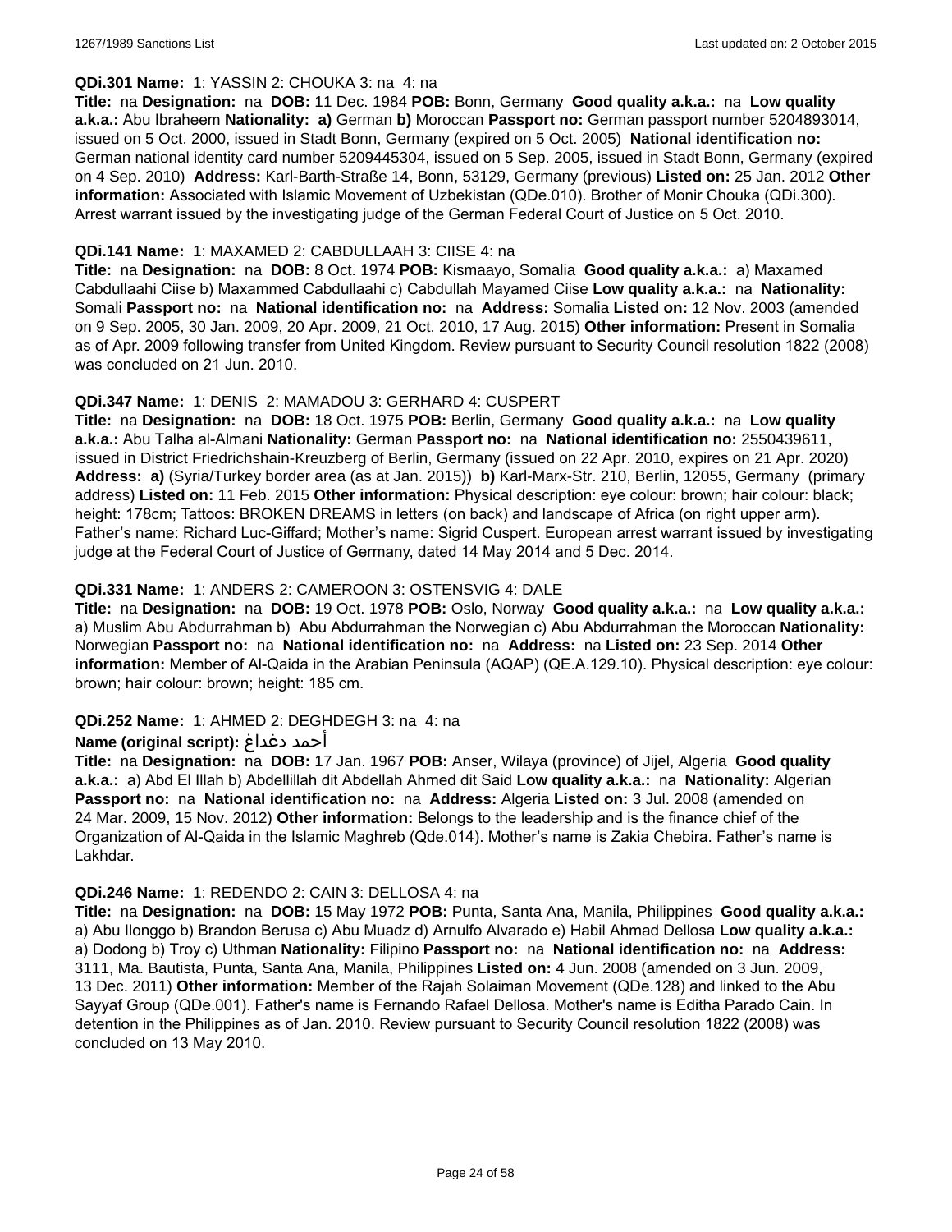**QDi.301 Name:** 1: YASSIN 2: CHOUKA 3: na 4: na

**Title:** na **Designation:** na **DOB:** 11 Dec. 1984 **POB:** Bonn, Germany **Good quality a.k.a.:** na **Low quality a.k.a.:** Abu Ibraheem **Nationality:** **a)** German **b)** Moroccan **Passport no:** German passport number 5204893014, issued on 5 Oct. 2000, issued in Stadt Bonn, Germany (expired on 5 Oct. 2005) **National identification no:** German national identity card number 5209445304, issued on 5 Sep. 2005, issued in Stadt Bonn, Germany (expired on 4 Sep. 2010) **Address:** Karl-Barth-Straße 14, Bonn, 53129, Germany (previous) **Listed on:** 25 Jan. 2012 **Other information:** Associated with Islamic Movement of Uzbekistan (QDe.010). Brother of Monir Chouka (QDi.300). Arrest warrant issued by the investigating judge of the German Federal Court of Justice on 5 Oct. 2010.

**QDi.141 Name:** 1: MAXAMED 2: CABDULLAAH 3: CIISE 4: na

**Title:** na **Designation:** na **DOB:** 8 Oct. 1974 **POB:** Kismaayo, Somalia **Good quality a.k.a.:** a) Maxamed Cabdullaahi Ciise b) Maxammed Cabdullaahi c) Cabdullah Mayamed Ciise **Low quality a.k.a.:** na **Nationality:** Somali **Passport no:** na **National identification no:** na **Address:** Somalia **Listed on:** 12 Nov. 2003 (amended on 9 Sep. 2005, 30 Jan. 2009, 20 Apr. 2009, 21 Oct. 2010, 17 Aug. 2015) **Other information:** Present in Somalia as of Apr. 2009 following transfer from United Kingdom. Review pursuant to Security Council resolution 1822 (2008) was concluded on 21 Jun. 2010.

**QDi.347 Name:** 1: DENIS 2: MAMADOU 3: GERHARD 4: CUSPERT

**Title:** na **Designation:** na **DOB:** 18 Oct. 1975 **POB:** Berlin, Germany **Good quality a.k.a.:** na **Low quality a.k.a.:** Abu Talha al-Almani **Nationality:** German **Passport no:** na **National identification no:** 2550439611, issued in District Friedrichshain-Kreuzberg of Berlin, Germany (issued on 22 Apr. 2010, expires on 21 Apr. 2020) **Address:** **a)** (Syria/Turkey border area (as at Jan. 2015)) **b)** Karl-Marx-Str. 210, Berlin, 12055, Germany (primary address) **Listed on:** 11 Feb. 2015 **Other information:** Physical description: eye colour: brown; hair colour: black; height: 178cm; Tattoos: BROKEN DREAMS in letters (on back) and landscape of Africa (on right upper arm). Father's name: Richard Luc-Giffard; Mother's name: Sigrid Cuspert. European arrest warrant issued by investigating judge at the Federal Court of Justice of Germany, dated 14 May 2014 and 5 Dec. 2014.

**QDi.331 Name:** 1: ANDERS 2: CAMEROON 3: OSTENSVIG 4: DALE

**Title:** na **Designation:** na **DOB:** 19 Oct. 1978 **POB:** Oslo, Norway **Good quality a.k.a.:** na **Low quality a.k.a.:** a) Muslim Abu Abdurrahman b) Abu Abdurrahman the Norwegian c) Abu Abdurrahman the Moroccan **Nationality:** Norwegian **Passport no:** na **National identification no:** na **Address:** na **Listed on:** 23 Sep. 2014 **Other information:** Member of Al-Qaida in the Arabian Peninsula (AQAP) (QE.A.129.10). Physical description: eye colour: brown; hair colour: brown; height: 185 cm.

**QDi.252 Name:** 1: AHMED 2: DEGHDEGH 3: na 4: na

**Name (original script):** أحمد دغداغ

**Title:** na **Designation:** na **DOB:** 17 Jan. 1967 **POB:** Anser, Wilaya (province) of Jijel, Algeria **Good quality a.k.a.:** a) Abd El Illah b) Abdellillah dit Abdellah Ahmed dit Said **Low quality a.k.a.:** na **Nationality:** Algerian **Passport no:** na **National identification no:** na **Address:** Algeria **Listed on:** 3 Jul. 2008 (amended on 24 Mar. 2009, 15 Nov. 2012) **Other information:** Belongs to the leadership and is the finance chief of the Organization of Al-Qaida in the Islamic Maghreb (Qde.014). Mother's name is Zakia Chebira. Father's name is Lakhdar.

**QDi.246 Name:** 1: REDENDO 2: CAIN 3: DELLOSA 4: na

**Title:** na **Designation:** na **DOB:** 15 May 1972 **POB:** Punta, Santa Ana, Manila, Philippines **Good quality a.k.a.:** a) Abu Ilonggo b) Brandon Berusa c) Abu Muadz d) Arnulfo Alvarado e) Habil Ahmad Dellosa **Low quality a.k.a.:** a) Dodong b) Troy c) Uthman **Nationality:** Filipino **Passport no:** na **National identification no:** na **Address:** 3111, Ma. Bautista, Punta, Santa Ana, Manila, Philippines **Listed on:** 4 Jun. 2008 (amended on 3 Jun. 2009, 13 Dec. 2011) **Other information:** Member of the Rajah Solaiman Movement (QDe.128) and linked to the Abu Sayyaf Group (QDe.001). Father's name is Fernando Rafael Dellosa. Mother's name is Editha Parado Cain. In detention in the Philippines as of Jan. 2010. Review pursuant to Security Council resolution 1822 (2008) was concluded on 13 May 2010.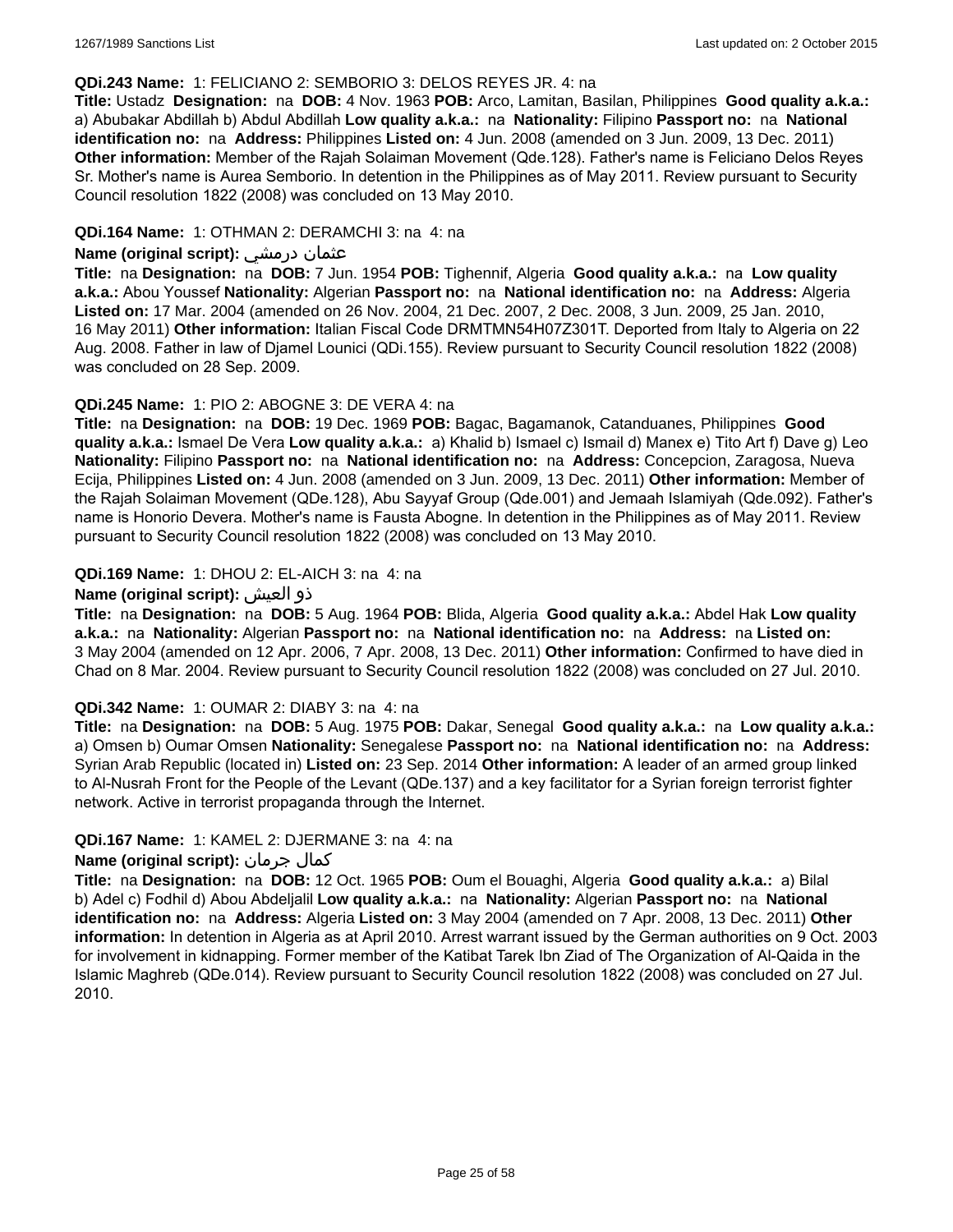**QDi.243 Name:** 1: FELICIANO 2: SEMBORIO 3: DELOS REYES JR. 4: na

**Title:** Ustadz **Designation:** na **DOB:** 4 Nov. 1963 **POB:** Arco, Lamitan, Basilan, Philippines **Good quality a.k.a.:** a) Abubakar Abdillah b) Abdul Abdillah **Low quality a.k.a.:** na **Nationality:** Filipino **Passport no:** na **National identification no:** na **Address:** Philippines **Listed on:** 4 Jun. 2008 (amended on 3 Jun. 2009, 13 Dec. 2011) **Other information:** Member of the Rajah Solaiman Movement (Qde.128). Father's name is Feliciano Delos Reyes Sr. Mother's name is Aurea Semborio. In detention in the Philippines as of May 2011. Review pursuant to Security Council resolution 1822 (2008) was concluded on 13 May 2010.

**QDi.164 Name:** 1: OTHMAN 2: DERAMCHI 3: na 4: na

**Name (original script):** عثمان درمشي

**Title:** na **Designation:** na **DOB:** 7 Jun. 1954 **POB:** Tighennif, Algeria **Good quality a.k.a.:** na **Low quality a.k.a.:** Abou Youssef **Nationality:** Algerian **Passport no:** na **National identification no:** na **Address:** Algeria **Listed on:** 17 Mar. 2004 (amended on 26 Nov. 2004, 21 Dec. 2007, 2 Dec. 2008, 3 Jun. 2009, 25 Jan. 2010, 16 May 2011) **Other information:** Italian Fiscal Code DRMTMN54H07Z301T. Deported from Italy to Algeria on 22 Aug. 2008. Father in law of Djamel Lounici (QDi.155). Review pursuant to Security Council resolution 1822 (2008) was concluded on 28 Sep. 2009.

**QDi.245 Name:** 1: PIO 2: ABOGNE 3: DE VERA 4: na

**Title:** na **Designation:** na **DOB:** 19 Dec. 1969 **POB:** Bagac, Bagamanok, Catanduanes, Philippines **Good quality a.k.a.:** Ismael De Vera **Low quality a.k.a.:** a) Khalid b) Ismael c) Ismail d) Manex e) Tito Art f) Dave g) Leo **Nationality:** Filipino **Passport no:** na **National identification no:** na **Address:** Concepcion, Zaragosa, Nueva Ecija, Philippines **Listed on:** 4 Jun. 2008 (amended on 3 Jun. 2009, 13 Dec. 2011) **Other information:** Member of the Rajah Solaiman Movement (QDe.128), Abu Sayyaf Group (Qde.001) and Jemaah Islamiyah (Qde.092). Father's name is Honorio Devera. Mother's name is Fausta Abogne. In detention in the Philippines as of May 2011. Review pursuant to Security Council resolution 1822 (2008) was concluded on 13 May 2010.

**QDi.169 Name:** 1: DHOU 2: EL-AICH 3: na 4: na

**Name (original script):** ذو العيش

**Title:** na **Designation:** na **DOB:** 5 Aug. 1964 **POB:** Blida, Algeria **Good quality a.k.a.:** Abdel Hak **Low quality a.k.a.:** na **Nationality:** Algerian **Passport no:** na **National identification no:** na **Address:** na **Listed on:** 3 May 2004 (amended on 12 Apr. 2006, 7 Apr. 2008, 13 Dec. 2011) **Other information:** Confirmed to have died in Chad on 8 Mar. 2004. Review pursuant to Security Council resolution 1822 (2008) was concluded on 27 Jul. 2010.

**QDi.342 Name:** 1: OUMAR 2: DIABY 3: na 4: na

**Title:** na **Designation:** na **DOB:** 5 Aug. 1975 **POB:** Dakar, Senegal **Good quality a.k.a.:** na **Low quality a.k.a.:** a) Omsen b) Oumar Omsen **Nationality:** Senegalese **Passport no:** na **National identification no:** na **Address:** Syrian Arab Republic (located in) **Listed on:** 23 Sep. 2014 **Other information:** A leader of an armed group linked to Al-Nusrah Front for the People of the Levant (QDe.137) and a key facilitator for a Syrian foreign terrorist fighter network. Active in terrorist propaganda through the Internet.

**QDi.167 Name:** 1: KAMEL 2: DJERMANE 3: na 4: na

**Name (original script):** كمال جرمان

**Title:** na **Designation:** na **DOB:** 12 Oct. 1965 **POB:** Oum el Bouaghi, Algeria **Good quality a.k.a.:** a) Bilal b) Adel c) Fodhil d) Abou Abdeljalil **Low quality a.k.a.:** na **Nationality:** Algerian **Passport no:** na **National identification no:** na **Address:** Algeria **Listed on:** 3 May 2004 (amended on 7 Apr. 2008, 13 Dec. 2011) **Other information:** In detention in Algeria as at April 2010. Arrest warrant issued by the German authorities on 9 Oct. 2003 for involvement in kidnapping. Former member of the Katibat Tarek Ibn Ziad of The Organization of Al-Qaida in the Islamic Maghreb (QDe.014). Review pursuant to Security Council resolution 1822 (2008) was concluded on 27 Jul. 2010.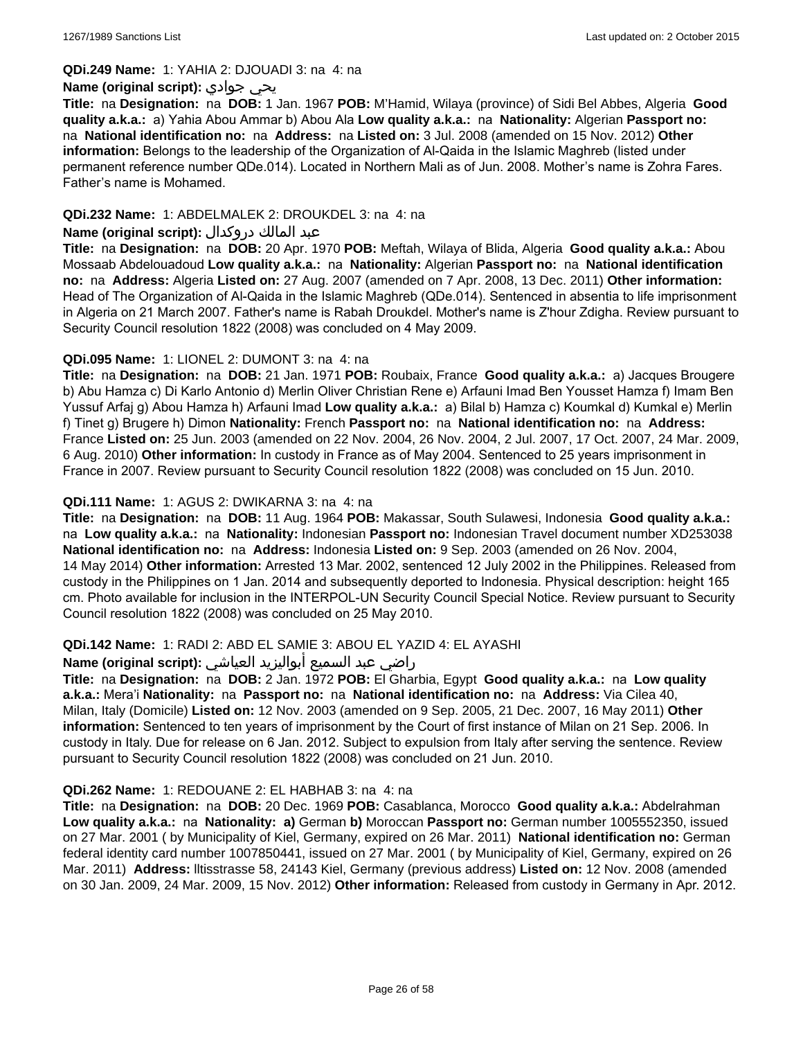**QDi.249 Name:** 1: YAHIA 2: DJOUADI 3: na 4: na

**Name (original script):** يحي جوادي

**Title:** na **Designation:** na **DOB:** 1 Jan. 1967 **POB:** M'Hamid, Wilaya (province) of Sidi Bel Abbes, Algeria **Good quality a.k.a.:** a) Yahia Abou Ammar b) Abou Ala **Low quality a.k.a.:** na **Nationality:** Algerian **Passport no:** na **National identification no:** na **Address:** na **Listed on:** 3 Jul. 2008 (amended on 15 Nov. 2012) **Other information:** Belongs to the leadership of the Organization of Al-Qaida in the Islamic Maghreb (listed under permanent reference number QDe.014). Located in Northern Mali as of Jun. 2008. Mother's name is Zohra Fares. Father's name is Mohamed.

**QDi.232 Name:** 1: ABDELMALEK 2: DROUKDEL 3: na 4: na

**Name (original script):** عبد المالك دروكدال

**Title:** na **Designation:** na **DOB:** 20 Apr. 1970 **POB:** Meftah, Wilaya of Blida, Algeria **Good quality a.k.a.:** Abou Mossaab Abdelouadoud **Low quality a.k.a.:** na **Nationality:** Algerian **Passport no:** na **National identification no:** na **Address:** Algeria **Listed on:** 27 Aug. 2007 (amended on 7 Apr. 2008, 13 Dec. 2011) **Other information:** Head of The Organization of Al-Qaida in the Islamic Maghreb (QDe.014). Sentenced in absentia to life imprisonment in Algeria on 21 March 2007. Father's name is Rabah Droukdel. Mother's name is Z'hour Zdigha. Review pursuant to Security Council resolution 1822 (2008) was concluded on 4 May 2009.

**QDi.095 Name:** 1: LIONEL 2: DUMONT 3: na 4: na

**Title:** na **Designation:** na **DOB:** 21 Jan. 1971 **POB:** Roubaix, France **Good quality a.k.a.:** a) Jacques Brougere b) Abu Hamza c) Di Karlo Antonio d) Merlin Oliver Christian Rene e) Arfauni Imad Ben Yousset Hamza f) Imam Ben Yussuf Arfaj g) Abou Hamza h) Arfauni Imad **Low quality a.k.a.:** a) Bilal b) Hamza c) Koumkal d) Kumkal e) Merlin f) Tinet g) Brugere h) Dimon **Nationality:** French **Passport no:** na **National identification no:** na **Address:** France **Listed on:** 25 Jun. 2003 (amended on 22 Nov. 2004, 26 Nov. 2004, 2 Jul. 2007, 17 Oct. 2007, 24 Mar. 2009, 6 Aug. 2010) **Other information:** In custody in France as of May 2004. Sentenced to 25 years imprisonment in France in 2007. Review pursuant to Security Council resolution 1822 (2008) was concluded on 15 Jun. 2010.

**QDi.111 Name:** 1: AGUS 2: DWIKARNA 3: na 4: na

**Title:** na **Designation:** na **DOB:** 11 Aug. 1964 **POB:** Makassar, South Sulawesi, Indonesia **Good quality a.k.a.:** na **Low quality a.k.a.:** na **Nationality:** Indonesian **Passport no:** Indonesian Travel document number XD253038 **National identification no:** na **Address:** Indonesia **Listed on:** 9 Sep. 2003 (amended on 26 Nov. 2004, 14 May 2014) **Other information:** Arrested 13 Mar. 2002, sentenced 12 July 2002 in the Philippines. Released from custody in the Philippines on 1 Jan. 2014 and subsequently deported to Indonesia. Physical description: height 165 cm. Photo available for inclusion in the INTERPOL-UN Security Council Special Notice. Review pursuant to Security Council resolution 1822 (2008) was concluded on 25 May 2010.

**QDi.142 Name:** 1: RADI 2: ABD EL SAMIE 3: ABOU EL YAZID 4: EL AYASHI

**Name (original script):** راضي عبد السميع أبواليزيد العياشي

**Title:** na **Designation:** na **DOB:** 2 Jan. 1972 **POB:** El Gharbia, Egypt **Good quality a.k.a.:** na **Low quality a.k.a.:** Mera'i **Nationality:** na **Passport no:** na **National identification no:** na **Address:** Via Cilea 40, Milan, Italy (Domicile) **Listed on:** 12 Nov. 2003 (amended on 9 Sep. 2005, 21 Dec. 2007, 16 May 2011) **Other information:** Sentenced to ten years of imprisonment by the Court of first instance of Milan on 21 Sep. 2006. In custody in Italy. Due for release on 6 Jan. 2012. Subject to expulsion from Italy after serving the sentence. Review pursuant to Security Council resolution 1822 (2008) was concluded on 21 Jun. 2010.

**QDi.262 Name:** 1: REDOUANE 2: EL HABHAB 3: na 4: na

**Title:** na **Designation:** na **DOB:** 20 Dec. 1969 **POB:** Casablanca, Morocco **Good quality a.k.a.:** Abdelrahman **Low quality a.k.a.:** na **Nationality:** **a)** German **b)** Moroccan **Passport no:** German number 1005552350, issued on 27 Mar. 2001 ( by Municipality of Kiel, Germany, expired on 26 Mar. 2011) **National identification no:** German federal identity card number 1007850441, issued on 27 Mar. 2001 ( by Municipality of Kiel, Germany, expired on 26 Mar. 2011) **Address:** lltisstrasse 58, 24143 Kiel, Germany (previous address) **Listed on:** 12 Nov. 2008 (amended on 30 Jan. 2009, 24 Mar. 2009, 15 Nov. 2012) **Other information:** Released from custody in Germany in Apr. 2012.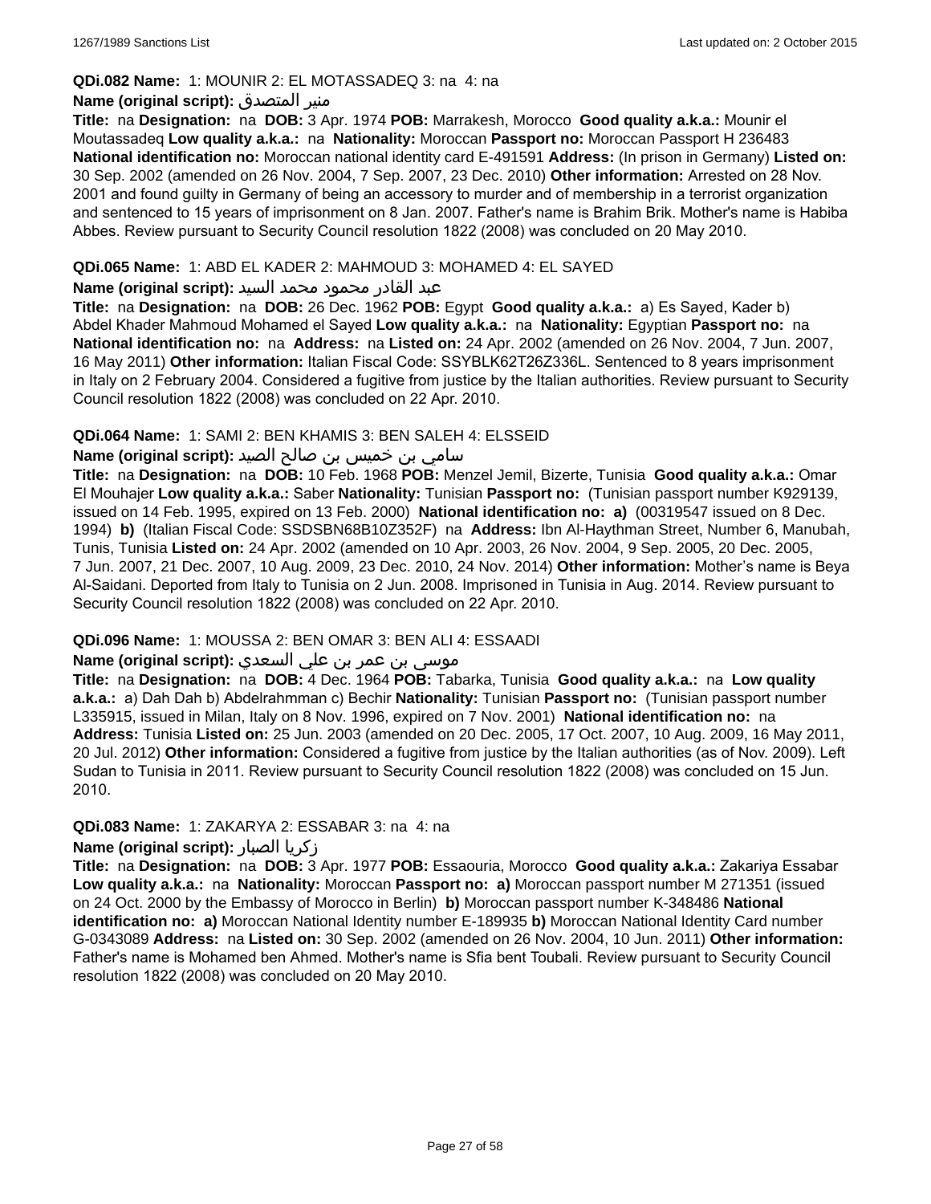**QDi.082 Name:** 1: MOUNIR 2: EL MOTASSADEQ 3: na 4: na

**Name (original script):** منير المتصدق

**Title:** na **Designation:** na **DOB:** 3 Apr. 1974 **POB:** Marrakesh, Morocco **Good quality a.k.a.:** Mounir el Moutassadeq **Low quality a.k.a.:** na **Nationality:** Moroccan **Passport no:** Moroccan Passport H 236483 **National identification no:** Moroccan national identity card E-491591 **Address:** (In prison in Germany) **Listed on:** 30 Sep. 2002 (amended on 26 Nov. 2004, 7 Sep. 2007, 23 Dec. 2010) **Other information:** Arrested on 28 Nov. 2001 and found guilty in Germany of being an accessory to murder and of membership in a terrorist organization and sentenced to 15 years of imprisonment on 8 Jan. 2007. Father's name is Brahim Brik. Mother's name is Habiba Abbes. Review pursuant to Security Council resolution 1822 (2008) was concluded on 20 May 2010.

**QDi.065 Name:** 1: ABD EL KADER 2: MAHMOUD 3: MOHAMED 4: EL SAYED

**Name (original script):** عبد القادر محمود محمد السيد

**Title:** na **Designation:** na **DOB:** 26 Dec. 1962 **POB:** Egypt **Good quality a.k.a.:** a) Es Sayed, Kader b) Abdel Khader Mahmoud Mohamed el Sayed **Low quality a.k.a.:** na **Nationality:** Egyptian **Passport no:** na **National identification no:** na **Address:** na **Listed on:** 24 Apr. 2002 (amended on 26 Nov. 2004, 7 Jun. 2007, 16 May 2011) **Other information:** Italian Fiscal Code: SSYBLK62T26Z336L. Sentenced to 8 years imprisonment in Italy on 2 February 2004. Considered a fugitive from justice by the Italian authorities. Review pursuant to Security Council resolution 1822 (2008) was concluded on 22 Apr. 2010.

**QDi.064 Name:** 1: SAMI 2: BEN KHAMIS 3: BEN SALEH 4: ELSSEID

**Name (original script):** سامي بن خميس بن صالح الصيد

**Title:** na **Designation:** na **DOB:** 10 Feb. 1968 **POB:** Menzel Jemil, Bizerte, Tunisia **Good quality a.k.a.:** Omar El Mouhajer **Low quality a.k.a.:** Saber **Nationality:** Tunisian **Passport no:** (Tunisian passport number K929139, issued on 14 Feb. 1995, expired on 13 Feb. 2000) **National identification no:** **a)** (00319547 issued on 8 Dec. 1994) **b)** (Italian Fiscal Code: SSDSBN68B10Z352F) na **Address:** Ibn Al-Haythman Street, Number 6, Manubah, Tunis, Tunisia **Listed on:** 24 Apr. 2002 (amended on 10 Apr. 2003, 26 Nov. 2004, 9 Sep. 2005, 20 Dec. 2005, 7 Jun. 2007, 21 Dec. 2007, 10 Aug. 2009, 23 Dec. 2010, 24 Nov. 2014) **Other information:** Mother's name is Beya Al-Saidani. Deported from Italy to Tunisia on 2 Jun. 2008. Imprisoned in Tunisia in Aug. 2014. Review pursuant to Security Council resolution 1822 (2008) was concluded on 22 Apr. 2010.

**QDi.096 Name:** 1: MOUSSA 2: BEN OMAR 3: BEN ALI 4: ESSAADI

**Name (original script):** موسى بن عمر بن علي السعدي

**Title:** na **Designation:** na **DOB:** 4 Dec. 1964 **POB:** Tabarka, Tunisia **Good quality a.k.a.:** na **Low quality a.k.a.:** a) Dah Dah b) Abdelrahmman c) Bechir **Nationality:** Tunisian **Passport no:** (Tunisian passport number L335915, issued in Milan, Italy on 8 Nov. 1996, expired on 7 Nov. 2001) **National identification no:** na **Address:** Tunisia **Listed on:** 25 Jun. 2003 (amended on 20 Dec. 2005, 17 Oct. 2007, 10 Aug. 2009, 16 May 2011, 20 Jul. 2012) **Other information:** Considered a fugitive from justice by the Italian authorities (as of Nov. 2009). Left Sudan to Tunisia in 2011. Review pursuant to Security Council resolution 1822 (2008) was concluded on 15 Jun. 2010.

**QDi.083 Name:** 1: ZAKARYA 2: ESSABAR 3: na 4: na

**Name (original script):** زكريا الصبار

**Title:** na **Designation:** na **DOB:** 3 Apr. 1977 **POB:** Essaouria, Morocco **Good quality a.k.a.:** Zakariya Essabar **Low quality a.k.a.:** na **Nationality:** Moroccan **Passport no:** **a)** Moroccan passport number M 271351 (issued on 24 Oct. 2000 by the Embassy of Morocco in Berlin) **b)** Moroccan passport number K-348486 **National identification no:** **a)** Moroccan National Identity number E-189935 **b)** Moroccan National Identity Card number G-0343089 **Address:** na **Listed on:** 30 Sep. 2002 (amended on 26 Nov. 2004, 10 Jun. 2011) **Other information:** Father's name is Mohamed ben Ahmed. Mother's name is Sfia bent Toubali. Review pursuant to Security Council resolution 1822 (2008) was concluded on 20 May 2010.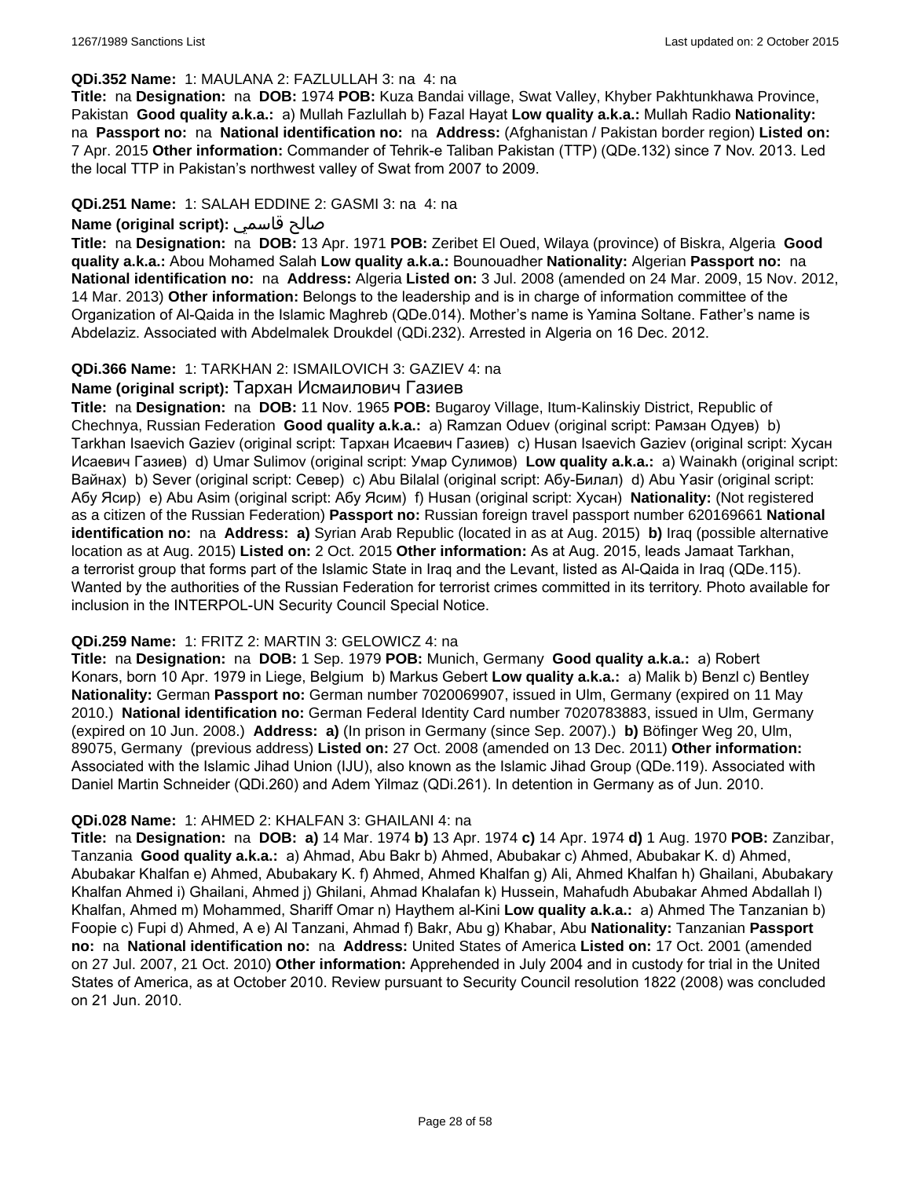**QDi.352 Name:** 1: MAULANA 2: FAZLULLAH 3: na 4: na

**Title:** na **Designation:** na **DOB:** 1974 **POB:** Kuza Bandai village, Swat Valley, Khyber Pakhtunkhawa Province, Pakistan **Good quality a.k.a.:** a) Mullah Fazlullah b) Fazal Hayat **Low quality a.k.a.:** Mullah Radio **Nationality:** na **Passport no:** na **National identification no:** na **Address:** (Afghanistan / Pakistan border region) **Listed on:** 7 Apr. 2015 **Other information:** Commander of Tehrik-e Taliban Pakistan (TTP) (QDe.132) since 7 Nov. 2013. Led the local TTP in Pakistan's northwest valley of Swat from 2007 to 2009.

**QDi.251 Name:** 1: SALAH EDDINE 2: GASMI 3: na 4: na

**Name (original script):** صالح قاسمي

**Title:** na **Designation:** na **DOB:** 13 Apr. 1971 **POB:** Zeribet El Oued, Wilaya (province) of Biskra, Algeria **Good quality a.k.a.:** Abou Mohamed Salah **Low quality a.k.a.:** Bounouadher **Nationality:** Algerian **Passport no:** na **National identification no:** na **Address:** Algeria **Listed on:** 3 Jul. 2008 (amended on 24 Mar. 2009, 15 Nov. 2012, 14 Mar. 2013) **Other information:** Belongs to the leadership and is in charge of information committee of the Organization of Al-Qaida in the Islamic Maghreb (QDe.014). Mother's name is Yamina Soltane. Father's name is Abdelaziz. Associated with Abdelmalek Droukdel (QDi.232). Arrested in Algeria on 16 Dec. 2012.

**QDi.366 Name:** 1: TARKHAN 2: ISMAILOVICH 3: GAZIEV 4: na

**Name (original script):** Тархан Исмаилович Газиев

**Title:** na **Designation:** na **DOB:** 11 Nov. 1965 **POB:** Bugaroy Village, Itum-Kalinskiy District, Republic of Chechnya, Russian Federation **Good quality a.k.a.:** a) Ramzan Oduev (original script: Рамзан Одуев) b) Tarkhan Isaevich Gaziev (original script: Тархан Исаевич Газиев) c) Husan Isaevich Gaziev (original script: Хусан Исаевич Газиев) d) Umar Sulimov (original script: Умар Сулимов) **Low quality a.k.a.:** a) Wainakh (original script: Вайнах) b) Sever (original script: Север) c) Abu Bilalal (original script: Абу-Билал) d) Abu Yasir (original script: Абу Ясир) e) Abu Asim (original script: Абу Ясим) f) Husan (original script: Хусан) **Nationality:** (Not registered as a citizen of the Russian Federation) **Passport no:** Russian foreign travel passport number 620169661 **National identification no:** na **Address:** **a)** Syrian Arab Republic (located in as at Aug. 2015) **b)** Iraq (possible alternative location as at Aug. 2015) **Listed on:** 2 Oct. 2015 **Other information:** As at Aug. 2015, leads Jamaat Tarkhan, a terrorist group that forms part of the Islamic State in Iraq and the Levant, listed as Al-Qaida in Iraq (QDe.115). Wanted by the authorities of the Russian Federation for terrorist crimes committed in its territory. Photo available for inclusion in the INTERPOL-UN Security Council Special Notice.

**QDi.259 Name:** 1: FRITZ 2: MARTIN 3: GELOWICZ 4: na

**Title:** na **Designation:** na **DOB:** 1 Sep. 1979 **POB:** Munich, Germany **Good quality a.k.a.:** a) Robert Konars, born 10 Apr. 1979 in Liege, Belgium b) Markus Gebert **Low quality a.k.a.:** a) Malik b) Benzl c) Bentley **Nationality:** German **Passport no:** German number 7020069907, issued in Ulm, Germany (expired on 11 May 2010.) **National identification no:** German Federal Identity Card number 7020783883, issued in Ulm, Germany (expired on 10 Jun. 2008.) **Address:** **a)** (In prison in Germany (since Sep. 2007).) **b)** Böfinger Weg 20, Ulm, 89075, Germany (previous address) **Listed on:** 27 Oct. 2008 (amended on 13 Dec. 2011) **Other information:** Associated with the Islamic Jihad Union (IJU), also known as the Islamic Jihad Group (QDe.119). Associated with Daniel Martin Schneider (QDi.260) and Adem Yilmaz (QDi.261). In detention in Germany as of Jun. 2010.

**QDi.028 Name:** 1: AHMED 2: KHALFAN 3: GHAILANI 4: na

**Title:** na **Designation:** na **DOB:** **a)** 14 Mar. 1974 **b)** 13 Apr. 1974 **c)** 14 Apr. 1974 **d)** 1 Aug. 1970 **POB:** Zanzibar, Tanzania **Good quality a.k.a.:** a) Ahmad, Abu Bakr b) Ahmed, Abubakar c) Ahmed, Abubakar K. d) Ahmed, Abubakar Khalfan e) Ahmed, Abubakary K. f) Ahmed, Ahmed Khalfan g) Ali, Ahmed Khalfan h) Ghailani, Abubakary Khalfan Ahmed i) Ghailani, Ahmed j) Ghilani, Ahmad Khalafan k) Hussein, Mahafudh Abubakar Ahmed Abdallah l) Khalfan, Ahmed m) Mohammed, Shariff Omar n) Haythem al-Kini **Low quality a.k.a.:** a) Ahmed The Tanzanian b) Foopie c) Fupi d) Ahmed, A e) Al Tanzani, Ahmad f) Bakr, Abu g) Khabar, Abu **Nationality:** Tanzanian **Passport no:** na **National identification no:** na **Address:** United States of America **Listed on:** 17 Oct. 2001 (amended on 27 Jul. 2007, 21 Oct. 2010) **Other information:** Apprehended in July 2004 and in custody for trial in the United States of America, as at October 2010. Review pursuant to Security Council resolution 1822 (2008) was concluded on 21 Jun. 2010.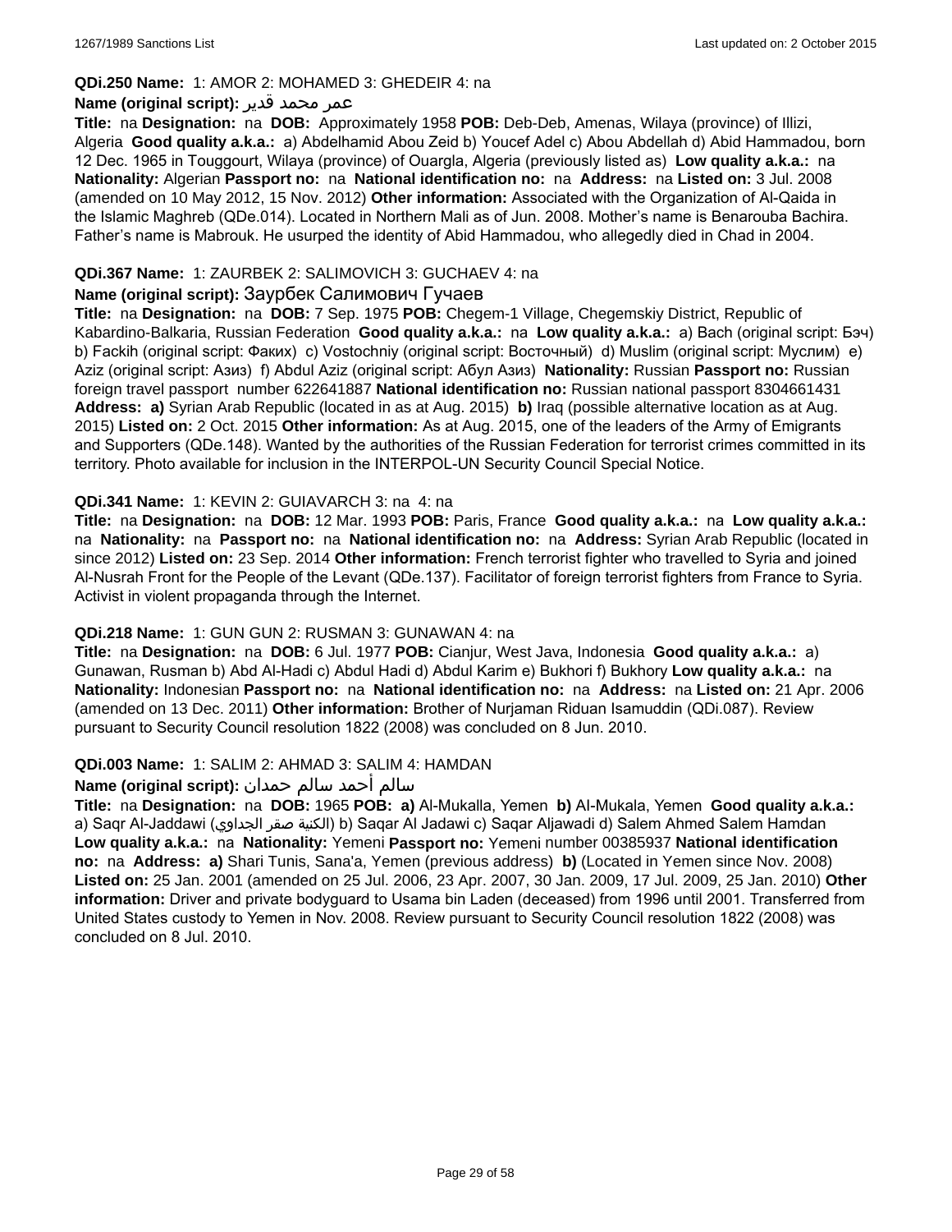**QDi.250 Name:** 1: AMOR 2: MOHAMED 3: GHEDEIR 4: na

**Name (original script):** عمر محمد قدير

**Title:** na **Designation:** na **DOB:** Approximately 1958 **POB:** Deb-Deb, Amenas, Wilaya (province) of Illizi, Algeria **Good quality a.k.a.:** a) Abdelhamid Abou Zeid b) Youcef Adel c) Abou Abdellah d) Abid Hammadou, born 12 Dec. 1965 in Touggourt, Wilaya (province) of Ouargla, Algeria (previously listed as) **Low quality a.k.a.:** na **Nationality:** Algerian **Passport no:** na **National identification no:** na **Address:** na **Listed on:** 3 Jul. 2008 (amended on 10 May 2012, 15 Nov. 2012) **Other information:** Associated with the Organization of Al-Qaida in the Islamic Maghreb (QDe.014). Located in Northern Mali as of Jun. 2008. Mother's name is Benarouba Bachira. Father's name is Mabrouk. He usurped the identity of Abid Hammadou, who allegedly died in Chad in 2004.

**QDi.367 Name:** 1: ZAURBEK 2: SALIMOVICH 3: GUCHAEV 4: na

**Name (original script):** Заурбек Салимович Гучаев

**Title:** na **Designation:** na **DOB:** 7 Sep. 1975 **POB:** Chegem-1 Village, Chegemskiy District, Republic of Kabardino-Balkaria, Russian Federation **Good quality a.k.a.:** na **Low quality a.k.a.:** a) Bach (original script: Бэч) b) Fackih (original script: Факих) c) Vostochniy (original script: Восточный) d) Muslim (original script: Муслим) e) Aziz (original script: Азиз) f) Abdul Aziz (original script: Абул Азиз) **Nationality:** Russian **Passport no:** Russian foreign travel passport number 622641887 **National identification no:** Russian national passport 8304661431 **Address:** **a)** Syrian Arab Republic (located in as at Aug. 2015) **b)** Iraq (possible alternative location as at Aug. 2015) **Listed on:** 2 Oct. 2015 **Other information:** As at Aug. 2015, one of the leaders of the Army of Emigrants and Supporters (QDe.148). Wanted by the authorities of the Russian Federation for terrorist crimes committed in its territory. Photo available for inclusion in the INTERPOL-UN Security Council Special Notice.

**QDi.341 Name:** 1: KEVIN 2: GUIAVARCH 3: na 4: na

**Title:** na **Designation:** na **DOB:** 12 Mar. 1993 **POB:** Paris, France **Good quality a.k.a.:** na **Low quality a.k.a.:** na **Nationality:** na **Passport no:** na **National identification no:** na **Address:** Syrian Arab Republic (located in since 2012) **Listed on:** 23 Sep. 2014 **Other information:** French terrorist fighter who travelled to Syria and joined Al-Nusrah Front for the People of the Levant (QDe.137). Facilitator of foreign terrorist fighters from France to Syria. Activist in violent propaganda through the Internet.

**QDi.218 Name:** 1: GUN GUN 2: RUSMAN 3: GUNAWAN 4: na

**Title:** na **Designation:** na **DOB:** 6 Jul. 1977 **POB:** Cianjur, West Java, Indonesia **Good quality a.k.a.:** a) Gunawan, Rusman b) Abd Al-Hadi c) Abdul Hadi d) Abdul Karim e) Bukhori f) Bukhory **Low quality a.k.a.:** na **Nationality:** Indonesian **Passport no:** na **National identification no:** na **Address:** na **Listed on:** 21 Apr. 2006 (amended on 13 Dec. 2011) **Other information:** Brother of Nurjaman Riduan Isamuddin (QDi.087). Review pursuant to Security Council resolution 1822 (2008) was concluded on 8 Jun. 2010.

**QDi.003 Name:** 1: SALIM 2: AHMAD 3: SALIM 4: HAMDAN

**Name (original script):** سالم أحمد سالم حمدان

**Title:** na **Designation:** na **DOB:** 1965 **POB:** **a)** Al-Mukalla, Yemen **b)** Al-Mukala, Yemen **Good quality a.k.a.:** a) Saqr Al-Jaddawi (الكنية صقر الجداوي) b) Saqar Al Jadawi c) Saqar Aljawadi d) Salem Ahmed Salem Hamdan **Low quality a.k.a.:** na **Nationality:** Yemeni **Passport no:** Yemeni number 00385937 **National identification no:** na **Address:** **a)** Shari Tunis, Sana'a, Yemen (previous address) **b)** (Located in Yemen since Nov. 2008) **Listed on:** 25 Jan. 2001 (amended on 25 Jul. 2006, 23 Apr. 2007, 30 Jan. 2009, 17 Jul. 2009, 25 Jan. 2010) **Other information:** Driver and private bodyguard to Usama bin Laden (deceased) from 1996 until 2001. Transferred from United States custody to Yemen in Nov. 2008. Review pursuant to Security Council resolution 1822 (2008) was concluded on 8 Jul. 2010.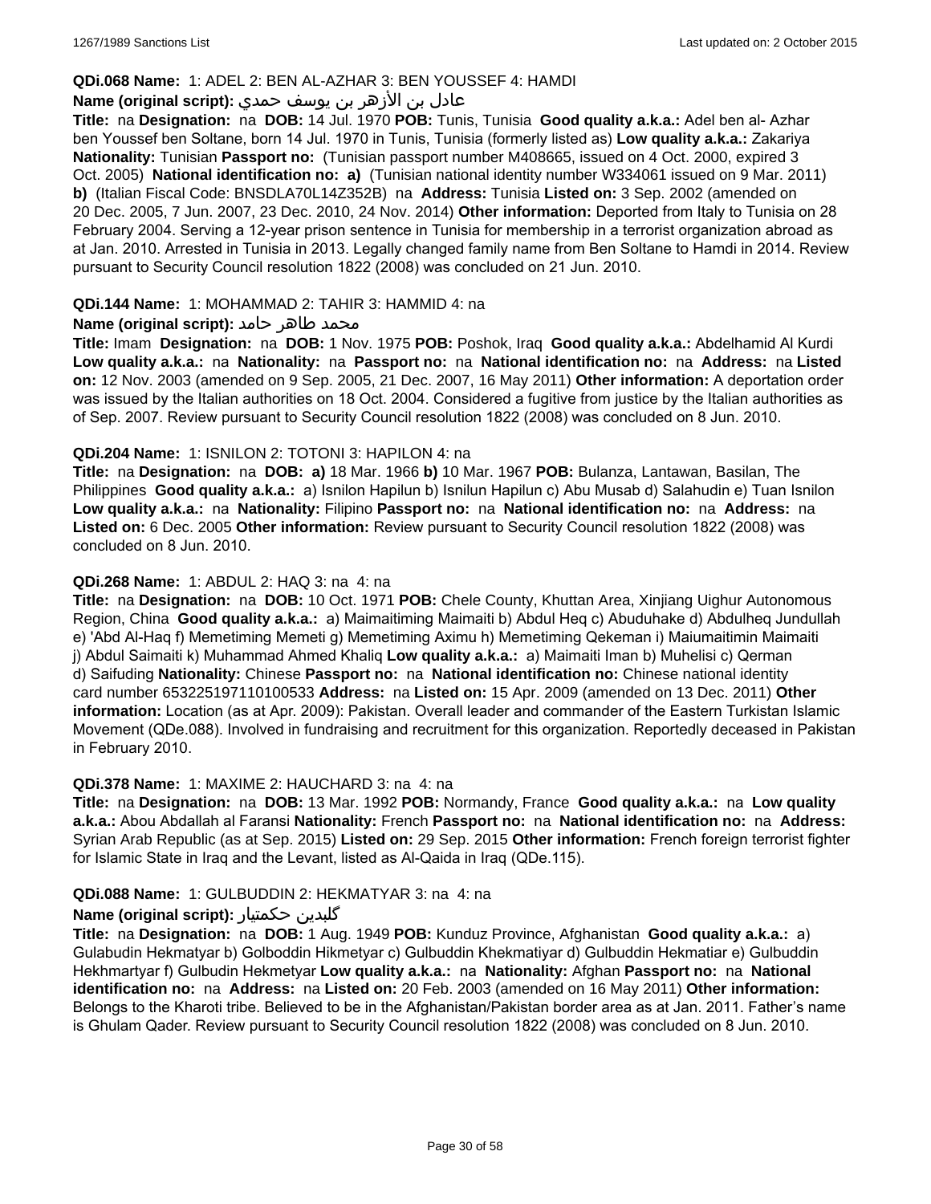**QDi.068 Name:** 1: ADEL 2: BEN AL-AZHAR 3: BEN YOUSSEF 4: HAMDI

**Name (original script):** عادل بن الأزهر بن يوسف حمدي

**Title:** na **Designation:** na **DOB:** 14 Jul. 1970 **POB:** Tunis, Tunisia **Good quality a.k.a.:** Adel ben al- Azhar ben Youssef ben Soltane, born 14 Jul. 1970 in Tunis, Tunisia (formerly listed as) **Low quality a.k.a.:** Zakariya **Nationality:** Tunisian **Passport no:** (Tunisian passport number M408665, issued on 4 Oct. 2000, expired 3 Oct. 2005) **National identification no: a)** (Tunisian national identity number W334061 issued on 9 Mar. 2011) **b)** (Italian Fiscal Code: BNSDLA70L14Z352B) na **Address:** Tunisia **Listed on:** 3 Sep. 2002 (amended on 20 Dec. 2005, 7 Jun. 2007, 23 Dec. 2010, 24 Nov. 2014) **Other information:** Deported from Italy to Tunisia on 28 February 2004. Serving a 12-year prison sentence in Tunisia for membership in a terrorist organization abroad as at Jan. 2010. Arrested in Tunisia in 2013. Legally changed family name from Ben Soltane to Hamdi in 2014. Review pursuant to Security Council resolution 1822 (2008) was concluded on 21 Jun. 2010.

**QDi.144 Name:** 1: MOHAMMAD 2: TAHIR 3: HAMMID 4: na

**Name (original script):** محمد طاهر حامد

**Title:** Imam **Designation:** na **DOB:** 1 Nov. 1975 **POB:** Poshok, Iraq **Good quality a.k.a.:** Abdelhamid Al Kurdi **Low quality a.k.a.:** na **Nationality:** na **Passport no:** na **National identification no:** na **Address:** na **Listed on:** 12 Nov. 2003 (amended on 9 Sep. 2005, 21 Dec. 2007, 16 May 2011) **Other information:** A deportation order was issued by the Italian authorities on 18 Oct. 2004. Considered a fugitive from justice by the Italian authorities as of Sep. 2007. Review pursuant to Security Council resolution 1822 (2008) was concluded on 8 Jun. 2010.

**QDi.204 Name:** 1: ISNILON 2: TOTONI 3: HAPILON 4: na

**Title:** na **Designation:** na **DOB: a)** 18 Mar. 1966 **b)** 10 Mar. 1967 **POB:** Bulanza, Lantawan, Basilan, The Philippines **Good quality a.k.a.:** a) Isnilon Hapilun b) Isnilun Hapilun c) Abu Musab d) Salahudin e) Tuan Isnilon **Low quality a.k.a.:** na **Nationality:** Filipino **Passport no:** na **National identification no:** na **Address:** na **Listed on:** 6 Dec. 2005 **Other information:** Review pursuant to Security Council resolution 1822 (2008) was concluded on 8 Jun. 2010.

**QDi.268 Name:** 1: ABDUL 2: HAQ 3: na 4: na

**Title:** na **Designation:** na **DOB:** 10 Oct. 1971 **POB:** Chele County, Khuttan Area, Xinjiang Uighur Autonomous Region, China **Good quality a.k.a.:** a) Maimaitiming Maimaiti b) Abdul Heq c) Abuduhake d) Abdulheq Jundullah e) 'Abd Al-Haq f) Memetiming Memeti g) Memetiming Aximu h) Memetiming Qekeman i) Maiumaitimin Maimaiti j) Abdul Saimaiti k) Muhammad Ahmed Khaliq **Low quality a.k.a.:** a) Maimaiti Iman b) Muhelisi c) Qerman d) Saifuding **Nationality:** Chinese **Passport no:** na **National identification no:** Chinese national identity card number 653225197110100533 **Address:** na **Listed on:** 15 Apr. 2009 (amended on 13 Dec. 2011) **Other information:** Location (as at Apr. 2009): Pakistan. Overall leader and commander of the Eastern Turkistan Islamic Movement (QDe.088). Involved in fundraising and recruitment for this organization. Reportedly deceased in Pakistan in February 2010.

**QDi.378 Name:** 1: MAXIME 2: HAUCHARD 3: na 4: na

**Title:** na **Designation:** na **DOB:** 13 Mar. 1992 **POB:** Normandy, France **Good quality a.k.a.:** na **Low quality a.k.a.:** Abou Abdallah al Faransi **Nationality:** French **Passport no:** na **National identification no:** na **Address:** Syrian Arab Republic (as at Sep. 2015) **Listed on:** 29 Sep. 2015 **Other information:** French foreign terrorist fighter for Islamic State in Iraq and the Levant, listed as Al-Qaida in Iraq (QDe.115).

**QDi.088 Name:** 1: GULBUDDIN 2: HEKMATYAR 3: na 4: na

**Name (original script):** گلبدین حکمتیار

**Title:** na **Designation:** na **DOB:** 1 Aug. 1949 **POB:** Kunduz Province, Afghanistan **Good quality a.k.a.:** a) Gulabudin Hekmatyar b) Golboddin Hikmetyar c) Gulbuddin Khekmatiyar d) Gulbuddin Hekmatiar e) Gulbuddin Hekhmartyar f) Gulbudin Hekmetyar **Low quality a.k.a.:** na **Nationality:** Afghan **Passport no:** na **National identification no:** na **Address:** na **Listed on:** 20 Feb. 2003 (amended on 16 May 2011) **Other information:** Belongs to the Kharoti tribe. Believed to be in the Afghanistan/Pakistan border area as at Jan. 2011. Father's name is Ghulam Qader. Review pursuant to Security Council resolution 1822 (2008) was concluded on 8 Jun. 2010.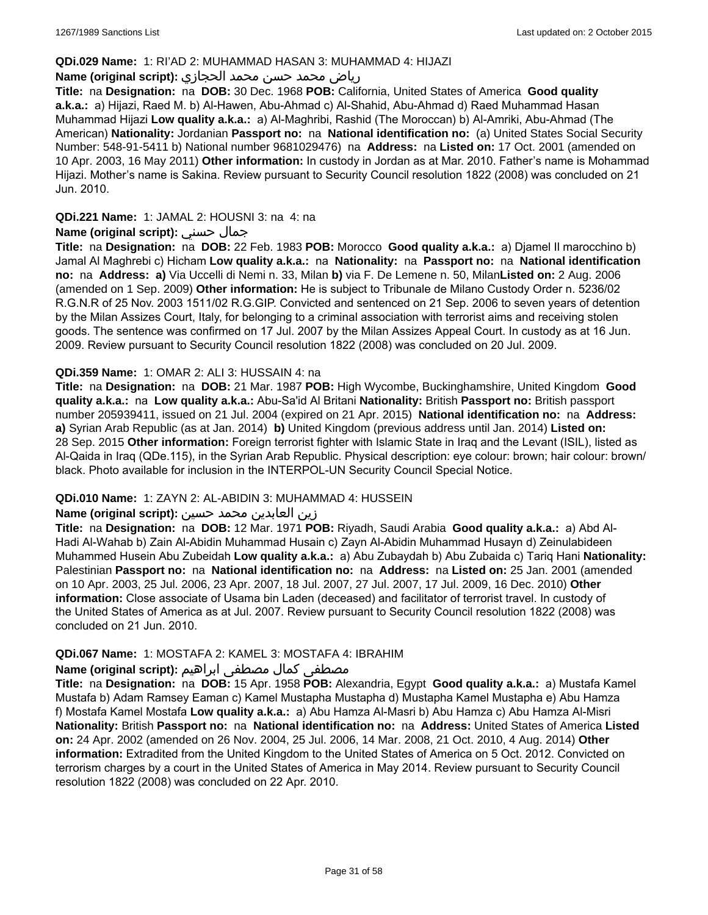**QDi.029 Name:** 1: RI'AD 2: MUHAMMAD HASAN 3: MUHAMMAD 4: HIJAZI

**Name (original script):** رياض محمد حسن محمد الحجازي

**Title:** na **Designation:** na **DOB:** 30 Dec. 1968 **POB:** California, United States of America **Good quality a.k.a.:** a) Hijazi, Raed M. b) Al-Hawen, Abu-Ahmad c) Al-Shahid, Abu-Ahmad d) Raed Muhammad Hasan Muhammad Hijazi **Low quality a.k.a.:** a) Al-Maghribi, Rashid (The Moroccan) b) Al-Amriki, Abu-Ahmad (The American) **Nationality:** Jordanian **Passport no:** na **National identification no:** (a) United States Social Security Number: 548-91-5411 b) National number 9681029476) na **Address:** na **Listed on:** 17 Oct. 2001 (amended on 10 Apr. 2003, 16 May 2011) **Other information:** In custody in Jordan as at Mar. 2010. Father's name is Mohammad Hijazi. Mother's name is Sakina. Review pursuant to Security Council resolution 1822 (2008) was concluded on 21 Jun. 2010.

**QDi.221 Name:** 1: JAMAL 2: HOUSNI 3: na 4: na

**Name (original script):** جمال حسني

**Title:** na **Designation:** na **DOB:** 22 Feb. 1983 **POB:** Morocco **Good quality a.k.a.:** a) Djamel Il marocchino b) Jamal Al Maghrebi c) Hicham **Low quality a.k.a.:** na **Nationality:** na **Passport no:** na **National identification no:** na **Address:** **a)** Via Uccelli di Nemi n. 33, Milan **b)** via F. De Lemene n. 50, Milan**Listed on:** 2 Aug. 2006 (amended on 1 Sep. 2009) **Other information:** He is subject to Tribunale de Milano Custody Order n. 5236/02 R.G.N.R of 25 Nov. 2003 1511/02 R.G.GIP. Convicted and sentenced on 21 Sep. 2006 to seven years of detention by the Milan Assizes Court, Italy, for belonging to a criminal association with terrorist aims and receiving stolen goods. The sentence was confirmed on 17 Jul. 2007 by the Milan Assizes Appeal Court. In custody as at 16 Jun. 2009. Review pursuant to Security Council resolution 1822 (2008) was concluded on 20 Jul. 2009.

**QDi.359 Name:** 1: OMAR 2: ALI 3: HUSSAIN 4: na

**Title:** na **Designation:** na **DOB:** 21 Mar. 1987 **POB:** High Wycombe, Buckinghamshire, United Kingdom **Good quality a.k.a.:** na **Low quality a.k.a.:** Abu-Sa'id Al Britani **Nationality:** British **Passport no:** British passport number 205939411, issued on 21 Jul. 2004 (expired on 21 Apr. 2015) **National identification no:** na **Address:** **a)** Syrian Arab Republic (as at Jan. 2014) **b)** United Kingdom (previous address until Jan. 2014) **Listed on:** 28 Sep. 2015 **Other information:** Foreign terrorist fighter with Islamic State in Iraq and the Levant (ISIL), listed as Al-Qaida in Iraq (QDe.115), in the Syrian Arab Republic. Physical description: eye colour: brown; hair colour: brown/ black. Photo available for inclusion in the INTERPOL-UN Security Council Special Notice.

**QDi.010 Name:** 1: ZAYN 2: AL-ABIDIN 3: MUHAMMAD 4: HUSSEIN

**Name (original script):** زين العابدين محمد حسين

**Title:** na **Designation:** na **DOB:** 12 Mar. 1971 **POB:** Riyadh, Saudi Arabia **Good quality a.k.a.:** a) Abd Al-Hadi Al-Wahab b) Zain Al-Abidin Muhammad Husain c) Zayn Al-Abidin Muhammad Husayn d) Zeinulabideen Muhammed Husein Abu Zubeidah **Low quality a.k.a.:** a) Abu Zubaydah b) Abu Zubaida c) Tariq Hani **Nationality:** Palestinian **Passport no:** na **National identification no:** na **Address:** na **Listed on:** 25 Jan. 2001 (amended on 10 Apr. 2003, 25 Jul. 2006, 23 Apr. 2007, 18 Jul. 2007, 27 Jul. 2007, 17 Jul. 2009, 16 Dec. 2010) **Other information:** Close associate of Usama bin Laden (deceased) and facilitator of terrorist travel. In custody of the United States of America as at Jul. 2007. Review pursuant to Security Council resolution 1822 (2008) was concluded on 21 Jun. 2010.

**QDi.067 Name:** 1: MOSTAFA 2: KAMEL 3: MOSTAFA 4: IBRAHIM

**Name (original script):** مصطفى كمال مصطفى ابراهيم

**Title:** na **Designation:** na **DOB:** 15 Apr. 1958 **POB:** Alexandria, Egypt **Good quality a.k.a.:** a) Mustafa Kamel Mustafa b) Adam Ramsey Eaman c) Kamel Mustapha Mustapha d) Mustapha Kamel Mustapha e) Abu Hamza f) Mostafa Kamel Mostafa **Low quality a.k.a.:** a) Abu Hamza Al-Masri b) Abu Hamza c) Abu Hamza Al-Misri **Nationality:** British **Passport no:** na **National identification no:** na **Address:** United States of America **Listed on:** 24 Apr. 2002 (amended on 26 Nov. 2004, 25 Jul. 2006, 14 Mar. 2008, 21 Oct. 2010, 4 Aug. 2014) **Other information:** Extradited from the United Kingdom to the United States of America on 5 Oct. 2012. Convicted on terrorism charges by a court in the United States of America in May 2014. Review pursuant to Security Council resolution 1822 (2008) was concluded on 22 Apr. 2010.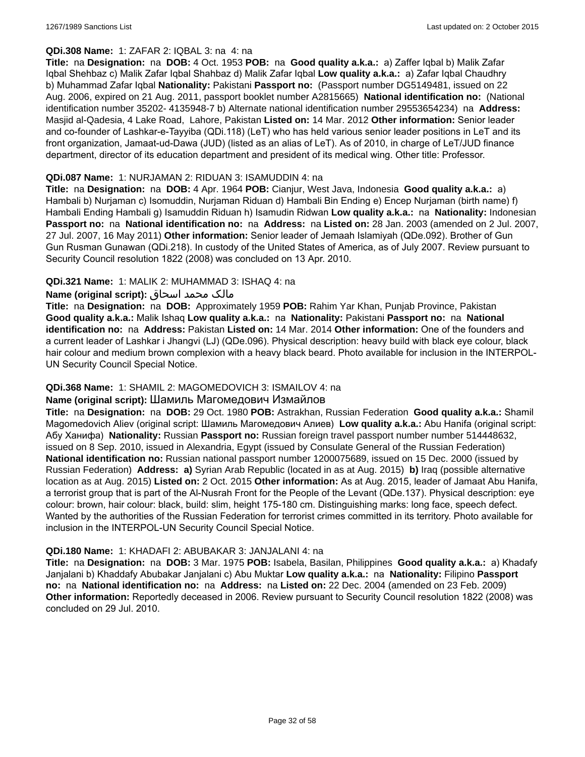**QDi.308 Name:** 1: ZAFAR 2: IQBAL 3: na 4: na

**Title:** na **Designation:** na **DOB:** 4 Oct. 1953 **POB:** na **Good quality a.k.a.:** a) Zaffer Iqbal b) Malik Zafar Iqbal Shehbaz c) Malik Zafar Iqbal Shahbaz d) Malik Zafar Iqbal **Low quality a.k.a.:** a) Zafar Iqbal Chaudhry b) Muhammad Zafar Iqbal **Nationality:** Pakistani **Passport no:** (Passport number DG5149481, issued on 22 Aug. 2006, expired on 21 Aug. 2011, passport booklet number A2815665) **National identification no:** (National identification number 35202- 4135948-7 b) Alternate national identification number 29553654234) na **Address:** Masjid al-Qadesia, 4 Lake Road, Lahore, Pakistan **Listed on:** 14 Mar. 2012 **Other information:** Senior leader and co-founder of Lashkar-e-Tayyiba (QDi.118) (LeT) who has held various senior leader positions in LeT and its front organization, Jamaat-ud-Dawa (JUD) (listed as an alias of LeT). As of 2010, in charge of LeT/JUD finance department, director of its education department and president of its medical wing. Other title: Professor.

**QDi.087 Name:** 1: NURJAMAN 2: RIDUAN 3: ISAMUDDIN 4: na

**Title:** na **Designation:** na **DOB:** 4 Apr. 1964 **POB:** Cianjur, West Java, Indonesia **Good quality a.k.a.:** a) Hambali b) Nurjaman c) Isomuddin, Nurjaman Riduan d) Hambali Bin Ending e) Encep Nurjaman (birth name) f) Hambali Ending Hambali g) Isamuddin Riduan h) Isamudin Ridwan **Low quality a.k.a.:** na **Nationality:** Indonesian **Passport no:** na **National identification no:** na **Address:** na **Listed on:** 28 Jan. 2003 (amended on 2 Jul. 2007, 27 Jul. 2007, 16 May 2011) **Other information:** Senior leader of Jemaah Islamiyah (QDe.092). Brother of Gun Gun Rusman Gunawan (QDi.218). In custody of the United States of America, as of July 2007. Review pursuant to Security Council resolution 1822 (2008) was concluded on 13 Apr. 2010.

**QDi.321 Name:** 1: MALIK 2: MUHAMMAD 3: ISHAQ 4: na

**Name (original script):** مالک محمد اسحاق

**Title:** na **Designation:** na **DOB:** Approximately 1959 **POB:** Rahim Yar Khan, Punjab Province, Pakistan **Good quality a.k.a.:** Malik Ishaq **Low quality a.k.a.:** na **Nationality:** Pakistani **Passport no:** na **National identification no:** na **Address:** Pakistan **Listed on:** 14 Mar. 2014 **Other information:** One of the founders and a current leader of Lashkar i Jhangvi (LJ) (QDe.096). Physical description: heavy build with black eye colour, black hair colour and medium brown complexion with a heavy black beard. Photo available for inclusion in the INTERPOL-UN Security Council Special Notice.

**QDi.368 Name:** 1: SHAMIL 2: MAGOMEDOVICH 3: ISMAILOV 4: na

**Name (original script):** Шамиль Магомедович Измайлов

**Title:** na **Designation:** na **DOB:** 29 Oct. 1980 **POB:** Astrakhan, Russian Federation **Good quality a.k.a.:** Shamil Magomedovich Aliev (original script: Шамиль Магомедович Алиев) **Low quality a.k.a.:** Abu Hanifa (original script: Абу Ханифа) **Nationality:** Russian **Passport no:** Russian foreign travel passport number number 514448632, issued on 8 Sep. 2010, issued in Alexandria, Egypt (issued by Consulate General of the Russian Federation) **National identification no:** Russian national passport number 1200075689, issued on 15 Dec. 2000 (issued by Russian Federation) **Address:** **a)** Syrian Arab Republic (located in as at Aug. 2015) **b)** Iraq (possible alternative location as at Aug. 2015) **Listed on:** 2 Oct. 2015 **Other information:** As at Aug. 2015, leader of Jamaat Abu Hanifa, a terrorist group that is part of the Al-Nusrah Front for the People of the Levant (QDe.137). Physical description: eye colour: brown, hair colour: black, build: slim, height 175-180 cm. Distinguishing marks: long face, speech defect. Wanted by the authorities of the Russian Federation for terrorist crimes committed in its territory. Photo available for inclusion in the INTERPOL-UN Security Council Special Notice.

**QDi.180 Name:** 1: KHADAFI 2: ABUBAKAR 3: JANJALANI 4: na

**Title:** na **Designation:** na **DOB:** 3 Mar. 1975 **POB:** Isabela, Basilan, Philippines **Good quality a.k.a.:** a) Khadafy Janjalani b) Khaddafy Abubakar Janjalani c) Abu Muktar **Low quality a.k.a.:** na **Nationality:** Filipino **Passport no:** na **National identification no:** na **Address:** na **Listed on:** 22 Dec. 2004 (amended on 23 Feb. 2009) **Other information:** Reportedly deceased in 2006. Review pursuant to Security Council resolution 1822 (2008) was concluded on 29 Jul. 2010.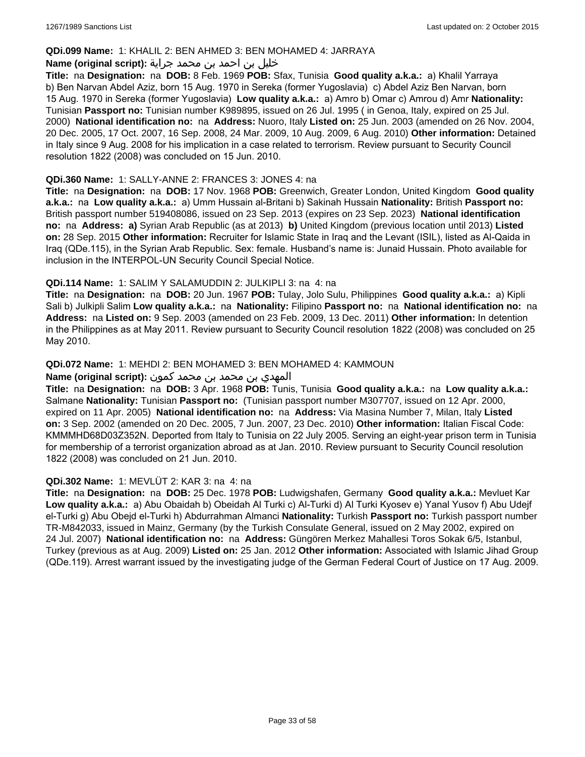**QDi.099 Name:** 1: KHALIL 2: BEN AHMED 3: BEN MOHAMED 4: JARRAYA

**Name (original script):** خليل بن احمد بن محمد جراية

**Title:** na **Designation:** na **DOB:** 8 Feb. 1969 **POB:** Sfax, Tunisia **Good quality a.k.a.:** a) Khalil Yarraya b) Ben Narvan Abdel Aziz, born 15 Aug. 1970 in Sereka (former Yugoslavia) c) Abdel Aziz Ben Narvan, born 15 Aug. 1970 in Sereka (former Yugoslavia) **Low quality a.k.a.:** a) Amro b) Omar c) Amrou d) Amr **Nationality:** Tunisian **Passport no:** Tunisian number K989895, issued on 26 Jul. 1995 ( in Genoa, Italy, expired on 25 Jul. 2000) **National identification no:** na **Address:** Nuoro, Italy **Listed on:** 25 Jun. 2003 (amended on 26 Nov. 2004, 20 Dec. 2005, 17 Oct. 2007, 16 Sep. 2008, 24 Mar. 2009, 10 Aug. 2009, 6 Aug. 2010) **Other information:** Detained in Italy since 9 Aug. 2008 for his implication in a case related to terrorism. Review pursuant to Security Council resolution 1822 (2008) was concluded on 15 Jun. 2010.

**QDi.360 Name:** 1: SALLY-ANNE 2: FRANCES 3: JONES 4: na

**Title:** na **Designation:** na **DOB:** 17 Nov. 1968 **POB:** Greenwich, Greater London, United Kingdom **Good quality a.k.a.:** na **Low quality a.k.a.:** a) Umm Hussain al-Britani b) Sakinah Hussain **Nationality:** British **Passport no:** British passport number 519408086, issued on 23 Sep. 2013 (expires on 23 Sep. 2023) **National identification no:** na **Address:** **a)** Syrian Arab Republic (as at 2013) **b)** United Kingdom (previous location until 2013) **Listed on:** 28 Sep. 2015 **Other information:** Recruiter for Islamic State in Iraq and the Levant (ISIL), listed as Al-Qaida in Iraq (QDe.115), in the Syrian Arab Republic. Sex: female. Husband's name is: Junaid Hussain. Photo available for inclusion in the INTERPOL-UN Security Council Special Notice.

**QDi.114 Name:** 1: SALIM Y SALAMUDDIN 2: JULKIPLI 3: na 4: na

**Title:** na **Designation:** na **DOB:** 20 Jun. 1967 **POB:** Tulay, Jolo Sulu, Philippines **Good quality a.k.a.:** a) Kipli Sali b) Julkipli Salim **Low quality a.k.a.:** na **Nationality:** Filipino **Passport no:** na **National identification no:** na **Address:** na **Listed on:** 9 Sep. 2003 (amended on 23 Feb. 2009, 13 Dec. 2011) **Other information:** In detention in the Philippines as at May 2011. Review pursuant to Security Council resolution 1822 (2008) was concluded on 25 May 2010.

**QDi.072 Name:** 1: MEHDI 2: BEN MOHAMED 3: BEN MOHAMED 4: KAMMOUN

**Name (original script):** المهدي بن محمد بن محمد كمون

**Title:** na **Designation:** na **DOB:** 3 Apr. 1968 **POB:** Tunis, Tunisia **Good quality a.k.a.:** na **Low quality a.k.a.:** Salmane **Nationality:** Tunisian **Passport no:** (Tunisian passport number M307707, issued on 12 Apr. 2000, expired on 11 Apr. 2005) **National identification no:** na **Address:** Via Masina Number 7, Milan, Italy **Listed on:** 3 Sep. 2002 (amended on 20 Dec. 2005, 7 Jun. 2007, 23 Dec. 2010) **Other information:** Italian Fiscal Code: KMMMHD68D03Z352N. Deported from Italy to Tunisia on 22 July 2005. Serving an eight-year prison term in Tunisia for membership of a terrorist organization abroad as at Jan. 2010. Review pursuant to Security Council resolution 1822 (2008) was concluded on 21 Jun. 2010.

**QDi.302 Name:** 1: MEVLÜT 2: KAR 3: na 4: na

**Title:** na **Designation:** na **DOB:** 25 Dec. 1978 **POB:** Ludwigshafen, Germany **Good quality a.k.a.:** Mevluet Kar **Low quality a.k.a.:** a) Abu Obaidah b) Obeidah Al Turki c) Al-Turki d) Al Turki Kyosev e) Yanal Yusov f) Abu Udejf el-Turki g) Abu Obejd el-Turki h) Abdurrahman Almanci **Nationality:** Turkish **Passport no:** Turkish passport number TR-M842033, issued in Mainz, Germany (by the Turkish Consulate General, issued on 2 May 2002, expired on 24 Jul. 2007) **National identification no:** na **Address:** Güngören Merkez Mahallesi Toros Sokak 6/5, Istanbul, Turkey (previous as at Aug. 2009) **Listed on:** 25 Jan. 2012 **Other information:** Associated with Islamic Jihad Group (QDe.119). Arrest warrant issued by the investigating judge of the German Federal Court of Justice on 17 Aug. 2009.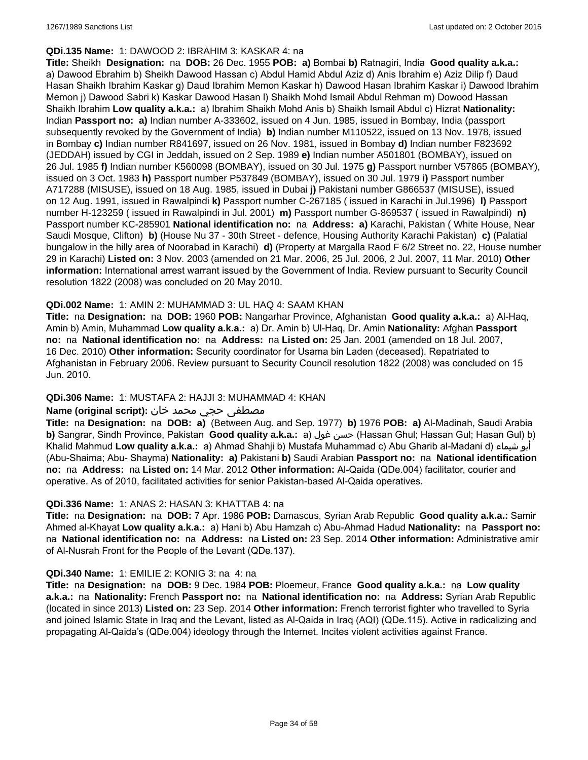**QDi.135 Name:** 1: DAWOOD 2: IBRAHIM 3: KASKAR 4: na

**Title:** Sheikh **Designation:** na **DOB:** 26 Dec. 1955 **POB: a)** Bombai **b)** Ratnagiri, India **Good quality a.k.a.:** a) Dawood Ebrahim b) Sheikh Dawood Hassan c) Abdul Hamid Abdul Aziz d) Anis Ibrahim e) Aziz Dilip f) Daud Hasan Shaikh Ibrahim Kaskar g) Daud Ibrahim Memon Kaskar h) Dawood Hasan Ibrahim Kaskar i) Dawood Ibrahim Memon j) Dawood Sabri k) Kaskar Dawood Hasan l) Shaikh Mohd Ismail Abdul Rehman m) Dowood Hassan Shaikh Ibrahim **Low quality a.k.a.:** a) Ibrahim Shaikh Mohd Anis b) Shaikh Ismail Abdul c) Hizrat **Nationality:** Indian **Passport no: a)** Indian number A-333602, issued on 4 Jun. 1985, issued in Bombay, India (passport subsequently revoked by the Government of India) **b)** Indian number M110522, issued on 13 Nov. 1978, issued in Bombay **c)** Indian number R841697, issued on 26 Nov. 1981, issued in Bombay **d)** Indian number F823692 (JEDDAH) issued by CGI in Jeddah, issued on 2 Sep. 1989 **e)** Indian number A501801 (BOMBAY), issued on 26 Jul. 1985 **f)** Indian number K560098 (BOMBAY), issued on 30 Jul. 1975 **g)** Passport number V57865 (BOMBAY), issued on 3 Oct. 1983 **h)** Passport number P537849 (BOMBAY), issued on 30 Jul. 1979 **i)** Passport number A717288 (MISUSE), issued on 18 Aug. 1985, issued in Dubai **j)** Pakistani number G866537 (MISUSE), issued on 12 Aug. 1991, issued in Rawalpindi **k)** Passport number C-267185 ( issued in Karachi in Jul.1996) **l)** Passport number H-123259 ( issued in Rawalpindi in Jul. 2001) **m)** Passport number G-869537 ( issued in Rawalpindi) **n)** Passport number KC-285901 **National identification no:** na **Address: a)** Karachi, Pakistan ( White House, Near Saudi Mosque, Clifton) **b)** (House Nu 37 - 30th Street - defence, Housing Authority Karachi Pakistan) **c)** (Palatial bungalow in the hilly area of Noorabad in Karachi) **d)** (Property at Margalla Raod F 6/2 Street no. 22, House number 29 in Karachi) **Listed on:** 3 Nov. 2003 (amended on 21 Mar. 2006, 25 Jul. 2006, 2 Jul. 2007, 11 Mar. 2010) **Other information:** International arrest warrant issued by the Government of India. Review pursuant to Security Council resolution 1822 (2008) was concluded on 20 May 2010.

**QDi.002 Name:** 1: AMIN 2: MUHAMMAD 3: UL HAQ 4: SAAM KHAN

**Title:** na **Designation:** na **DOB:** 1960 **POB:** Nangarhar Province, Afghanistan **Good quality a.k.a.:** a) Al-Haq, Amin b) Amin, Muhammad **Low quality a.k.a.:** a) Dr. Amin b) Ul-Haq, Dr. Amin **Nationality:** Afghan **Passport no:** na **National identification no:** na **Address:** na **Listed on:** 25 Jan. 2001 (amended on 18 Jul. 2007, 16 Dec. 2010) **Other information:** Security coordinator for Usama bin Laden (deceased). Repatriated to Afghanistan in February 2006. Review pursuant to Security Council resolution 1822 (2008) was concluded on 15 Jun. 2010.

**QDi.306 Name:** 1: MUSTAFA 2: HAJJI 3: MUHAMMAD 4: KHAN

**Name (original script):** مصطفى حجي محمد خان

**Title:** na **Designation:** na **DOB: a)** (Between Aug. and Sep. 1977) **b)** 1976 **POB: a)** Al-Madinah, Saudi Arabia **b)** Sangrar, Sindh Province, Pakistan **Good quality a.k.a.:** a) حسن غول (Hassan Ghul; Hassan Gul; Hasan Gul) b) Khalid Mahmud **Low quality a.k.a.:** a) Ahmad Shahji b) Mustafa Muhammad c) Abu Gharib al-Madani d) أبو شيماء (Abu-Shaima; Abu- Shayma) **Nationality: a)** Pakistani **b)** Saudi Arabian **Passport no:** na **National identification no:** na **Address:** na **Listed on:** 14 Mar. 2012 **Other information:** Al-Qaida (QDe.004) facilitator, courier and operative. As of 2010, facilitated activities for senior Pakistan-based Al-Qaida operatives.

**QDi.336 Name:** 1: ANAS 2: HASAN 3: KHATTAB 4: na

**Title:** na **Designation:** na **DOB:** 7 Apr. 1986 **POB:** Damascus, Syrian Arab Republic **Good quality a.k.a.:** Samir Ahmed al-Khayat **Low quality a.k.a.:** a) Hani b) Abu Hamzah c) Abu-Ahmad Hadud **Nationality:** na **Passport no:** na **National identification no:** na **Address:** na **Listed on:** 23 Sep. 2014 **Other information:** Administrative amir of Al-Nusrah Front for the People of the Levant (QDe.137).

**QDi.340 Name:** 1: EMILIE 2: KONIG 3: na 4: na

**Title:** na **Designation:** na **DOB:** 9 Dec. 1984 **POB:** Ploemeur, France **Good quality a.k.a.:** na **Low quality a.k.a.:** na **Nationality:** French **Passport no:** na **National identification no:** na **Address:** Syrian Arab Republic (located in since 2013) **Listed on:** 23 Sep. 2014 **Other information:** French terrorist fighter who travelled to Syria and joined Islamic State in Iraq and the Levant, listed as Al-Qaida in Iraq (AQI) (QDe.115). Active in radicalizing and propagating Al-Qaida's (QDe.004) ideology through the Internet. Incites violent activities against France.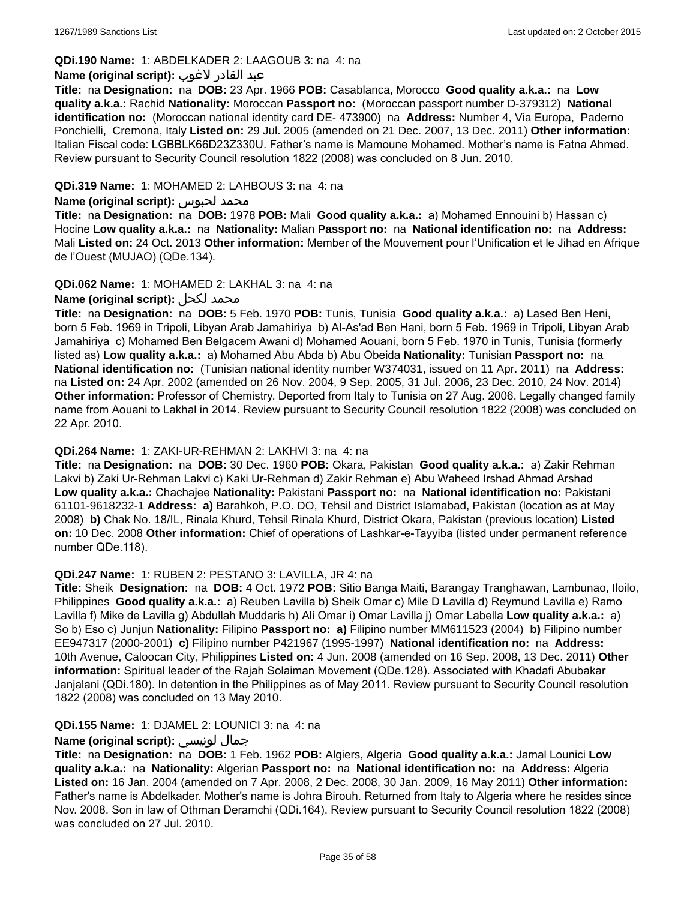**QDi.190 Name:** 1: ABDELKADER 2: LAAGOUB 3: na 4: na

**Name (original script):** عبد القادر لاغوب

**Title:** na **Designation:** na **DOB:** 23 Apr. 1966 **POB:** Casablanca, Morocco **Good quality a.k.a.:** na **Low quality a.k.a.:** Rachid **Nationality:** Moroccan **Passport no:** (Moroccan passport number D-379312) **National identification no:** (Moroccan national identity card DE- 473900) na **Address:** Number 4, Via Europa, Paderno Ponchielli, Cremona, Italy **Listed on:** 29 Jul. 2005 (amended on 21 Dec. 2007, 13 Dec. 2011) **Other information:** Italian Fiscal code: LGBBLK66D23Z330U. Father's name is Mamoune Mohamed. Mother's name is Fatna Ahmed. Review pursuant to Security Council resolution 1822 (2008) was concluded on 8 Jun. 2010.

**QDi.319 Name:** 1: MOHAMED 2: LAHBOUS 3: na 4: na

**Name (original script):** محمد لحبوس

**Title:** na **Designation:** na **DOB:** 1978 **POB:** Mali **Good quality a.k.a.:** a) Mohamed Ennouini b) Hassan c) Hocine **Low quality a.k.a.:** na **Nationality:** Malian **Passport no:** na **National identification no:** na **Address:** Mali **Listed on:** 24 Oct. 2013 **Other information:** Member of the Mouvement pour l'Unification et le Jihad en Afrique de l'Ouest (MUJAO) (QDe.134).

**QDi.062 Name:** 1: MOHAMED 2: LAKHAL 3: na 4: na

**Name (original script):** محمد لكحل

**Title:** na **Designation:** na **DOB:** 5 Feb. 1970 **POB:** Tunis, Tunisia **Good quality a.k.a.:** a) Lased Ben Heni, born 5 Feb. 1969 in Tripoli, Libyan Arab Jamahiriya b) Al-As'ad Ben Hani, born 5 Feb. 1969 in Tripoli, Libyan Arab Jamahiriya c) Mohamed Ben Belgacem Awani d) Mohamed Aouani, born 5 Feb. 1970 in Tunis, Tunisia (formerly listed as) **Low quality a.k.a.:** a) Mohamed Abu Abda b) Abu Obeida **Nationality:** Tunisian **Passport no:** na **National identification no:** (Tunisian national identity number W374031, issued on 11 Apr. 2011) na **Address:** na **Listed on:** 24 Apr. 2002 (amended on 26 Nov. 2004, 9 Sep. 2005, 31 Jul. 2006, 23 Dec. 2010, 24 Nov. 2014) **Other information:** Professor of Chemistry. Deported from Italy to Tunisia on 27 Aug. 2006. Legally changed family name from Aouani to Lakhal in 2014. Review pursuant to Security Council resolution 1822 (2008) was concluded on 22 Apr. 2010.

**QDi.264 Name:** 1: ZAKI-UR-REHMAN 2: LAKHVI 3: na 4: na

**Title:** na **Designation:** na **DOB:** 30 Dec. 1960 **POB:** Okara, Pakistan **Good quality a.k.a.:** a) Zakir Rehman Lakvi b) Zaki Ur-Rehman Lakvi c) Kaki Ur-Rehman d) Zakir Rehman e) Abu Waheed Irshad Ahmad Arshad **Low quality a.k.a.:** Chachajee **Nationality:** Pakistani **Passport no:** na **National identification no:** Pakistani 61101-9618232-1 **Address:** **a)** Barahkoh, P.O. DO, Tehsil and District Islamabad, Pakistan (location as at May 2008) **b)** Chak No. 18/IL, Rinala Khurd, Tehsil Rinala Khurd, District Okara, Pakistan (previous location) **Listed on:** 10 Dec. 2008 **Other information:** Chief of operations of Lashkar-e-Tayyiba (listed under permanent reference number QDe.118).

**QDi.247 Name:** 1: RUBEN 2: PESTANO 3: LAVILLA, JR 4: na

**Title:** Sheik **Designation:** na **DOB:** 4 Oct. 1972 **POB:** Sitio Banga Maiti, Barangay Tranghawan, Lambunao, Iloilo, Philippines **Good quality a.k.a.:** a) Reuben Lavilla b) Sheik Omar c) Mile D Lavilla d) Reymund Lavilla e) Ramo Lavilla f) Mike de Lavilla g) Abdullah Muddaris h) Ali Omar i) Omar Lavilla j) Omar Labella **Low quality a.k.a.:** a) So b) Eso c) Junjun **Nationality:** Filipino **Passport no:** **a)** Filipino number MM611523 (2004) **b)** Filipino number EE947317 (2000-2001) **c)** Filipino number P421967 (1995-1997) **National identification no:** na **Address:** 10th Avenue, Caloocan City, Philippines **Listed on:** 4 Jun. 2008 (amended on 16 Sep. 2008, 13 Dec. 2011) **Other information:** Spiritual leader of the Rajah Solaiman Movement (QDe.128). Associated with Khadafi Abubakar Janjalani (QDi.180). In detention in the Philippines as of May 2011. Review pursuant to Security Council resolution 1822 (2008) was concluded on 13 May 2010.

**QDi.155 Name:** 1: DJAMEL 2: LOUNICI 3: na 4: na

**Name (original script):** جمال لونيسي

**Title:** na **Designation:** na **DOB:** 1 Feb. 1962 **POB:** Algiers, Algeria **Good quality a.k.a.:** Jamal Lounici **Low quality a.k.a.:** na **Nationality:** Algerian **Passport no:** na **National identification no:** na **Address:** Algeria **Listed on:** 16 Jan. 2004 (amended on 7 Apr. 2008, 2 Dec. 2008, 30 Jan. 2009, 16 May 2011) **Other information:** Father's name is Abdelkader. Mother's name is Johra Birouh. Returned from Italy to Algeria where he resides since Nov. 2008. Son in law of Othman Deramchi (QDi.164). Review pursuant to Security Council resolution 1822 (2008) was concluded on 27 Jul. 2010.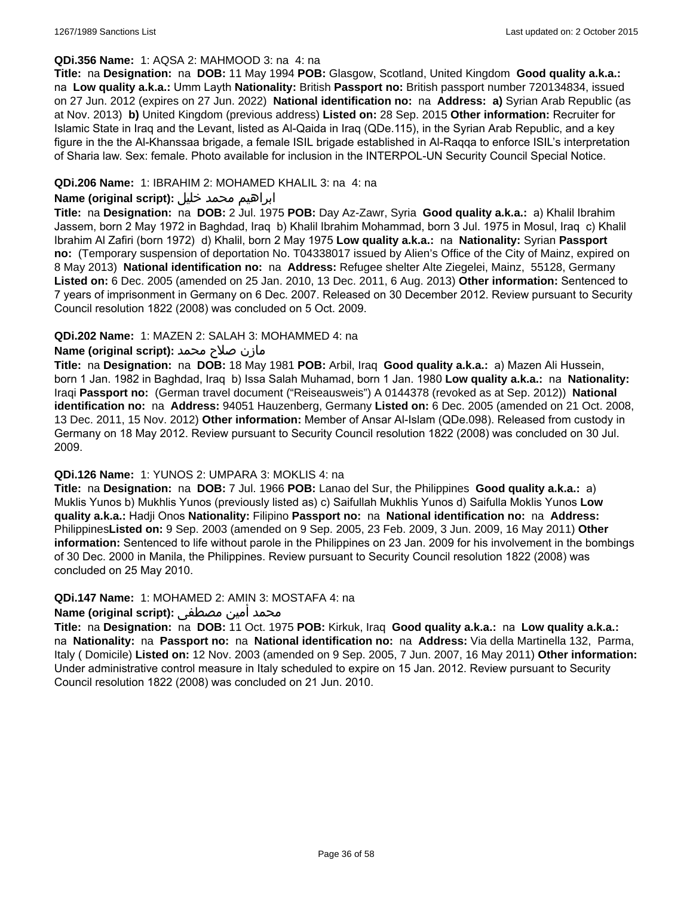**QDi.356 Name:** 1: AQSA 2: MAHMOOD 3: na 4: na

**Title:** na **Designation:** na **DOB:** 11 May 1994 **POB:** Glasgow, Scotland, United Kingdom **Good quality a.k.a.:** na **Low quality a.k.a.:** Umm Layth **Nationality:** British **Passport no:** British passport number 720134834, issued on 27 Jun. 2012 (expires on 27 Jun. 2022) **National identification no:** na **Address: a)** Syrian Arab Republic (as at Nov. 2013) **b)** United Kingdom (previous address) **Listed on:** 28 Sep. 2015 **Other information:** Recruiter for Islamic State in Iraq and the Levant, listed as Al-Qaida in Iraq (QDe.115), in the Syrian Arab Republic, and a key figure in the the Al-Khanssaa brigade, a female ISIL brigade established in Al-Raqqa to enforce ISIL's interpretation of Sharia law. Sex: female. Photo available for inclusion in the INTERPOL-UN Security Council Special Notice.

**QDi.206 Name:** 1: IBRAHIM 2: MOHAMED KHALIL 3: na 4: na

**Name (original script):** ابراهيم محمد خليل

**Title:** na **Designation:** na **DOB:** 2 Jul. 1975 **POB:** Day Az-Zawr, Syria **Good quality a.k.a.:** a) Khalil Ibrahim Jassem, born 2 May 1972 in Baghdad, Iraq b) Khalil Ibrahim Mohammad, born 3 Jul. 1975 in Mosul, Iraq c) Khalil Ibrahim Al Zafiri (born 1972) d) Khalil, born 2 May 1975 **Low quality a.k.a.:** na **Nationality:** Syrian **Passport no:** (Temporary suspension of deportation No. T04338017 issued by Alien's Office of the City of Mainz, expired on 8 May 2013) **National identification no:** na **Address:** Refugee shelter Alte Ziegelei, Mainz, 55128, Germany **Listed on:** 6 Dec. 2005 (amended on 25 Jan. 2010, 13 Dec. 2011, 6 Aug. 2013) **Other information:** Sentenced to 7 years of imprisonment in Germany on 6 Dec. 2007. Released on 30 December 2012. Review pursuant to Security Council resolution 1822 (2008) was concluded on 5 Oct. 2009.

**QDi.202 Name:** 1: MAZEN 2: SALAH 3: MOHAMMED 4: na

**Name (original script):** مازن صلاح محمد

**Title:** na **Designation:** na **DOB:** 18 May 1981 **POB:** Arbil, Iraq **Good quality a.k.a.:** a) Mazen Ali Hussein, born 1 Jan. 1982 in Baghdad, Iraq b) Issa Salah Muhamad, born 1 Jan. 1980 **Low quality a.k.a.:** na **Nationality:** Iraqi **Passport no:** (German travel document ("Reiseausweis") A 0144378 (revoked as at Sep. 2012)) **National identification no:** na **Address:** 94051 Hauzenberg, Germany **Listed on:** 6 Dec. 2005 (amended on 21 Oct. 2008, 13 Dec. 2011, 15 Nov. 2012) **Other information:** Member of Ansar Al-Islam (QDe.098). Released from custody in Germany on 18 May 2012. Review pursuant to Security Council resolution 1822 (2008) was concluded on 30 Jul. 2009.

**QDi.126 Name:** 1: YUNOS 2: UMPARA 3: MOKLIS 4: na

**Title:** na **Designation:** na **DOB:** 7 Jul. 1966 **POB:** Lanao del Sur, the Philippines **Good quality a.k.a.:** a) Muklis Yunos b) Mukhlis Yunos (previously listed as) c) Saifullah Mukhlis Yunos d) Saifulla Moklis Yunos **Low quality a.k.a.:** Hadji Onos **Nationality:** Filipino **Passport no:** na **National identification no:** na **Address:** Philippines**Listed on:** 9 Sep. 2003 (amended on 9 Sep. 2005, 23 Feb. 2009, 3 Jun. 2009, 16 May 2011) **Other information:** Sentenced to life without parole in the Philippines on 23 Jan. 2009 for his involvement in the bombings of 30 Dec. 2000 in Manila, the Philippines. Review pursuant to Security Council resolution 1822 (2008) was concluded on 25 May 2010.

**QDi.147 Name:** 1: MOHAMED 2: AMIN 3: MOSTAFA 4: na

**Name (original script):** محمد أمين مصطفى

**Title:** na **Designation:** na **DOB:** 11 Oct. 1975 **POB:** Kirkuk, Iraq **Good quality a.k.a.:** na **Low quality a.k.a.:** na **Nationality:** na **Passport no:** na **National identification no:** na **Address:** Via della Martinella 132, Parma, Italy ( Domicile) **Listed on:** 12 Nov. 2003 (amended on 9 Sep. 2005, 7 Jun. 2007, 16 May 2011) **Other information:** Under administrative control measure in Italy scheduled to expire on 15 Jan. 2012. Review pursuant to Security Council resolution 1822 (2008) was concluded on 21 Jun. 2010.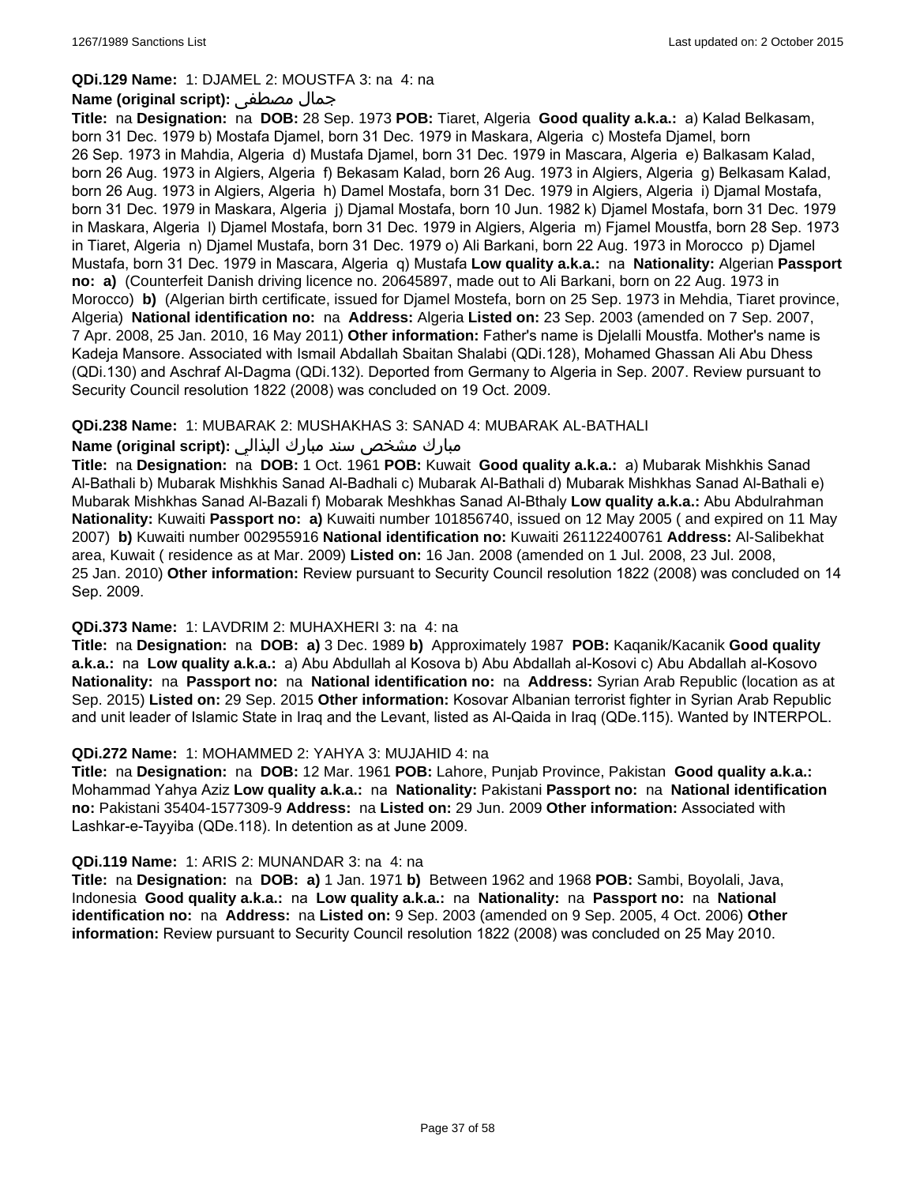**QDi.129 Name:** 1: DJAMEL 2: MOUSTFA 3: na 4: na

**Name (original script):** جمال مصطفى

**Title:** na **Designation:** na **DOB:** 28 Sep. 1973 **POB:** Tiaret, Algeria **Good quality a.k.a.:** a) Kalad Belkasam, born 31 Dec. 1979 b) Mostafa Djamel, born 31 Dec. 1979 in Maskara, Algeria c) Mostefa Djamel, born 26 Sep. 1973 in Mahdia, Algeria d) Mustafa Djamel, born 31 Dec. 1979 in Mascara, Algeria e) Balkasam Kalad, born 26 Aug. 1973 in Algiers, Algeria f) Bekasam Kalad, born 26 Aug. 1973 in Algiers, Algeria g) Belkasam Kalad, born 26 Aug. 1973 in Algiers, Algeria h) Damel Mostafa, born 31 Dec. 1979 in Algiers, Algeria i) Djamal Mostafa, born 31 Dec. 1979 in Maskara, Algeria j) Djamal Mostafa, born 10 Jun. 1982 k) Djamel Mostafa, born 31 Dec. 1979 in Maskara, Algeria l) Djamel Mostafa, born 31 Dec. 1979 in Algiers, Algeria m) Fjamel Moustfa, born 28 Sep. 1973 in Tiaret, Algeria n) Djamel Mustafa, born 31 Dec. 1979 o) Ali Barkani, born 22 Aug. 1973 in Morocco p) Djamel Mustafa, born 31 Dec. 1979 in Mascara, Algeria q) Mustafa **Low quality a.k.a.:** na **Nationality:** Algerian **Passport no:** **a)** (Counterfeit Danish driving licence no. 20645897, made out to Ali Barkani, born on 22 Aug. 1973 in Morocco) **b)** (Algerian birth certificate, issued for Djamel Mostefa, born on 25 Sep. 1973 in Mehdia, Tiaret province, Algeria) **National identification no:** na **Address:** Algeria **Listed on:** 23 Sep. 2003 (amended on 7 Sep. 2007, 7 Apr. 2008, 25 Jan. 2010, 16 May 2011) **Other information:** Father's name is Djelalli Moustfa. Mother's name is Kadeja Mansore. Associated with Ismail Abdallah Sbaitan Shalabi (QDi.128), Mohamed Ghassan Ali Abu Dhess (QDi.130) and Aschraf Al-Dagma (QDi.132). Deported from Germany to Algeria in Sep. 2007. Review pursuant to Security Council resolution 1822 (2008) was concluded on 19 Oct. 2009.

**QDi.238 Name:** 1: MUBARAK 2: MUSHAKHAS 3: SANAD 4: MUBARAK AL-BATHALI

**Name (original script):** مبارك مشخص سند مبارك البذالي

**Title:** na **Designation:** na **DOB:** 1 Oct. 1961 **POB:** Kuwait **Good quality a.k.a.:** a) Mubarak Mishkhis Sanad Al-Bathali b) Mubarak Mishkhis Sanad Al-Badhali c) Mubarak Al-Bathali d) Mubarak Mishkhas Sanad Al-Bathali e) Mubarak Mishkhas Sanad Al-Bazali f) Mobarak Meshkhas Sanad Al-Bthaly **Low quality a.k.a.:** Abu Abdulrahman **Nationality:** Kuwaiti **Passport no:** **a)** Kuwaiti number 101856740, issued on 12 May 2005 ( and expired on 11 May 2007) **b)** Kuwaiti number 002955916 **National identification no:** Kuwaiti 261122400761 **Address:** Al-Salibekhat area, Kuwait ( residence as at Mar. 2009) **Listed on:** 16 Jan. 2008 (amended on 1 Jul. 2008, 23 Jul. 2008, 25 Jan. 2010) **Other information:** Review pursuant to Security Council resolution 1822 (2008) was concluded on 14 Sep. 2009.

**QDi.373 Name:** 1: LAVDRIM 2: MUHAXHERI 3: na 4: na

**Title:** na **Designation:** na **DOB:** **a)** 3 Dec. 1989 **b)** Approximately 1987 **POB:** Kaqanik/Kacanik **Good quality a.k.a.:** na **Low quality a.k.a.:** a) Abu Abdullah al Kosova b) Abu Abdallah al-Kosovi c) Abu Abdallah al-Kosovo **Nationality:** na **Passport no:** na **National identification no:** na **Address:** Syrian Arab Republic (location as at Sep. 2015) **Listed on:** 29 Sep. 2015 **Other information:** Kosovar Albanian terrorist fighter in Syrian Arab Republic and unit leader of Islamic State in Iraq and the Levant, listed as Al-Qaida in Iraq (QDe.115). Wanted by INTERPOL.

**QDi.272 Name:** 1: MOHAMMED 2: YAHYA 3: MUJAHID 4: na

**Title:** na **Designation:** na **DOB:** 12 Mar. 1961 **POB:** Lahore, Punjab Province, Pakistan **Good quality a.k.a.:** Mohammad Yahya Aziz **Low quality a.k.a.:** na **Nationality:** Pakistani **Passport no:** na **National identification no:** Pakistani 35404-1577309-9 **Address:** na **Listed on:** 29 Jun. 2009 **Other information:** Associated with Lashkar-e-Tayyiba (QDe.118). In detention as at June 2009.

**QDi.119 Name:** 1: ARIS 2: MUNANDAR 3: na 4: na

**Title:** na **Designation:** na **DOB:** **a)** 1 Jan. 1971 **b)** Between 1962 and 1968 **POB:** Sambi, Boyolali, Java, Indonesia **Good quality a.k.a.:** na **Low quality a.k.a.:** na **Nationality:** na **Passport no:** na **National identification no:** na **Address:** na **Listed on:** 9 Sep. 2003 (amended on 9 Sep. 2005, 4 Oct. 2006) **Other information:** Review pursuant to Security Council resolution 1822 (2008) was concluded on 25 May 2010.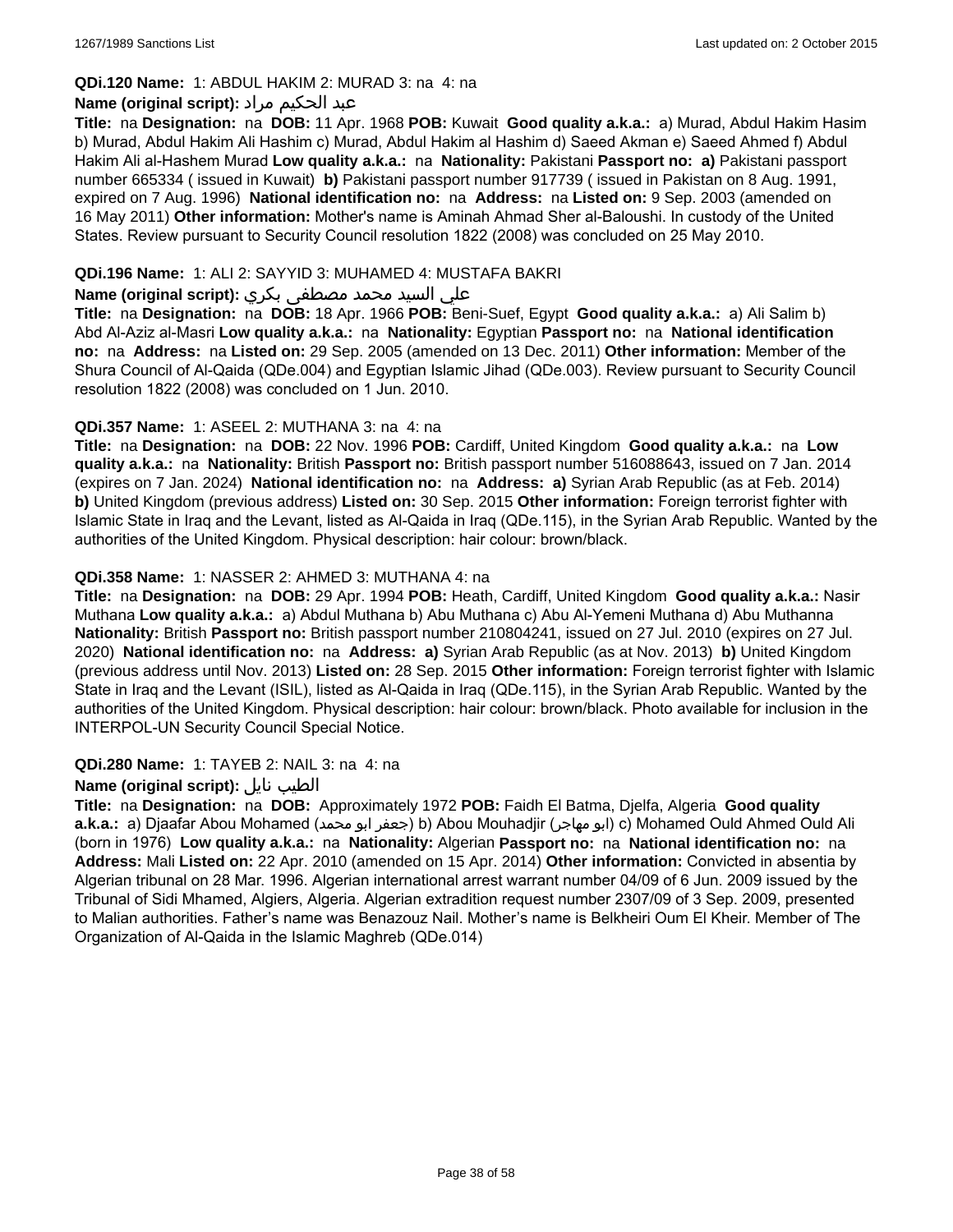**QDi.120 Name:** 1: ABDUL HAKIM 2: MURAD 3: na 4: na

**Name (original script):** عبد الحكيم مراد

**Title:** na **Designation:** na **DOB:** 11 Apr. 1968 **POB:** Kuwait **Good quality a.k.a.:** a) Murad, Abdul Hakim Hasim b) Murad, Abdul Hakim Ali Hashim c) Murad, Abdul Hakim al Hashim d) Saeed Akman e) Saeed Ahmed f) Abdul Hakim Ali al-Hashem Murad **Low quality a.k.a.:** na **Nationality:** Pakistani **Passport no:** **a)** Pakistani passport number 665334 ( issued in Kuwait) **b)** Pakistani passport number 917739 ( issued in Pakistan on 8 Aug. 1991, expired on 7 Aug. 1996) **National identification no:** na **Address:** na **Listed on:** 9 Sep. 2003 (amended on 16 May 2011) **Other information:** Mother's name is Aminah Ahmad Sher al-Baloushi. In custody of the United States. Review pursuant to Security Council resolution 1822 (2008) was concluded on 25 May 2010.

**QDi.196 Name:** 1: ALI 2: SAYYID 3: MUHAMED 4: MUSTAFA BAKRI

**Name (original script):** علي السيد محمد مصطفى بكري

**Title:** na **Designation:** na **DOB:** 18 Apr. 1966 **POB:** Beni-Suef, Egypt **Good quality a.k.a.:** a) Ali Salim b) Abd Al-Aziz al-Masri **Low quality a.k.a.:** na **Nationality:** Egyptian **Passport no:** na **National identification no:** na **Address:** na **Listed on:** 29 Sep. 2005 (amended on 13 Dec. 2011) **Other information:** Member of the Shura Council of Al-Qaida (QDe.004) and Egyptian Islamic Jihad (QDe.003). Review pursuant to Security Council resolution 1822 (2008) was concluded on 1 Jun. 2010.

**QDi.357 Name:** 1: ASEEL 2: MUTHANA 3: na 4: na

**Title:** na **Designation:** na **DOB:** 22 Nov. 1996 **POB:** Cardiff, United Kingdom **Good quality a.k.a.:** na **Low quality a.k.a.:** na **Nationality:** British **Passport no:** British passport number 516088643, issued on 7 Jan. 2014 (expires on 7 Jan. 2024) **National identification no:** na **Address:** **a)** Syrian Arab Republic (as at Feb. 2014) **b)** United Kingdom (previous address) **Listed on:** 30 Sep. 2015 **Other information:** Foreign terrorist fighter with Islamic State in Iraq and the Levant, listed as Al-Qaida in Iraq (QDe.115), in the Syrian Arab Republic. Wanted by the authorities of the United Kingdom. Physical description: hair colour: brown/black.

**QDi.358 Name:** 1: NASSER 2: AHMED 3: MUTHANA 4: na

**Title:** na **Designation:** na **DOB:** 29 Apr. 1994 **POB:** Heath, Cardiff, United Kingdom **Good quality a.k.a.:** Nasir Muthana **Low quality a.k.a.:** a) Abdul Muthana b) Abu Muthana c) Abu Al-Yemeni Muthana d) Abu Muthanna **Nationality:** British **Passport no:** British passport number 210804241, issued on 27 Jul. 2010 (expires on 27 Jul. 2020) **National identification no:** na **Address:** **a)** Syrian Arab Republic (as at Nov. 2013) **b)** United Kingdom (previous address until Nov. 2013) **Listed on:** 28 Sep. 2015 **Other information:** Foreign terrorist fighter with Islamic State in Iraq and the Levant (ISIL), listed as Al-Qaida in Iraq (QDe.115), in the Syrian Arab Republic. Wanted by the authorities of the United Kingdom. Physical description: hair colour: brown/black. Photo available for inclusion in the INTERPOL-UN Security Council Special Notice.

**QDi.280 Name:** 1: TAYEB 2: NAIL 3: na 4: na

**Name (original script):** الطيب نايل

**Title:** na **Designation:** na **DOB:** Approximately 1972 **POB:** Faidh El Batma, Djelfa, Algeria **Good quality a.k.a.:** a) Djaafar Abou Mohamed (جعفر ابو محمد) b) Abou Mouhadjir (ابو مهاجر) c) Mohamed Ould Ahmed Ould Ali (born in 1976) **Low quality a.k.a.:** na **Nationality:** Algerian **Passport no:** na **National identification no:** na **Address:** Mali **Listed on:** 22 Apr. 2010 (amended on 15 Apr. 2014) **Other information:** Convicted in absentia by Algerian tribunal on 28 Mar. 1996. Algerian international arrest warrant number 04/09 of 6 Jun. 2009 issued by the Tribunal of Sidi Mhamed, Algiers, Algeria. Algerian extradition request number 2307/09 of 3 Sep. 2009, presented to Malian authorities. Father's name was Benazouz Nail. Mother's name is Belkheiri Oum El Kheir. Member of The Organization of Al-Qaida in the Islamic Maghreb (QDe.014)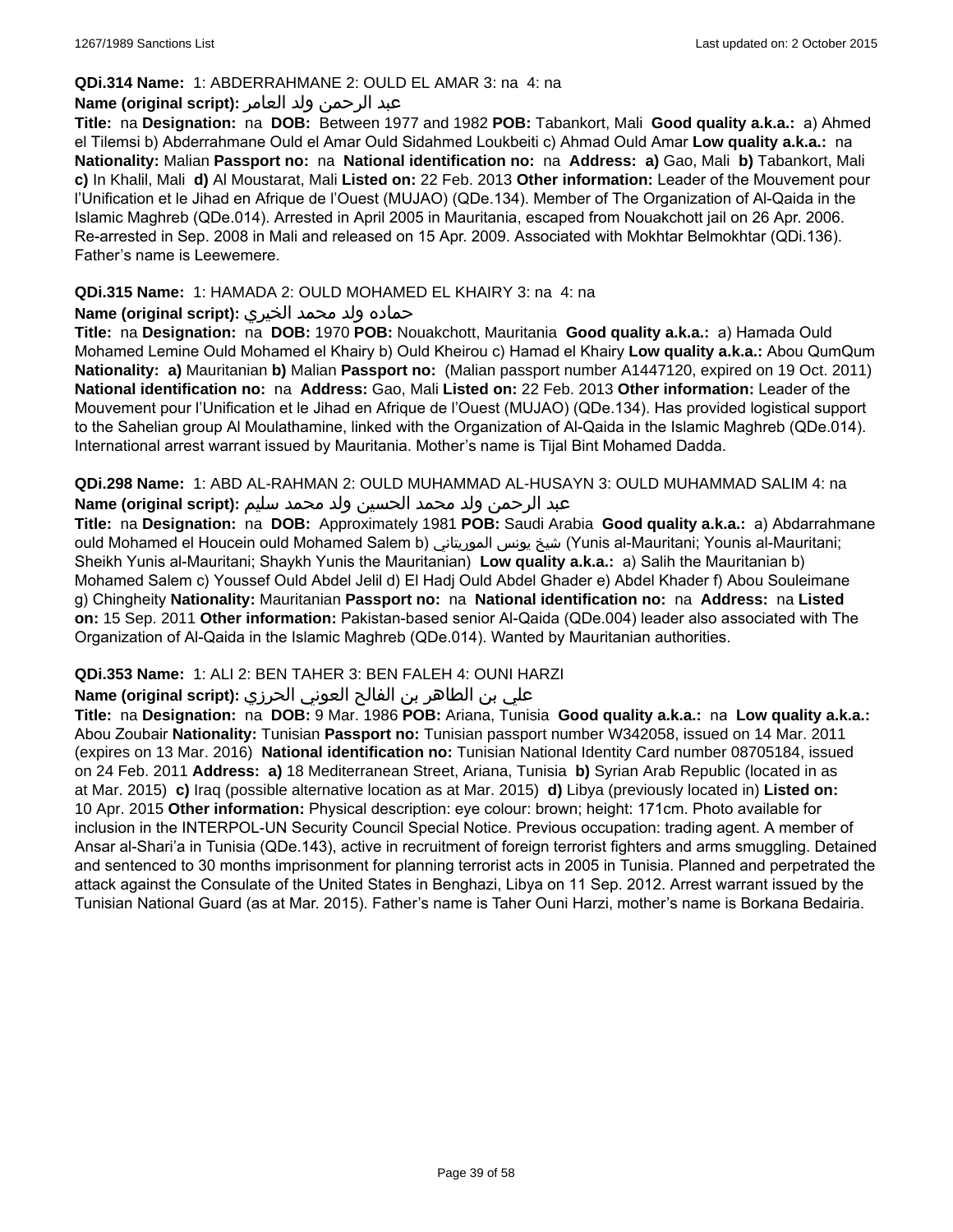**QDi.314 Name:** 1: ABDERRAHMANE 2: OULD EL AMAR 3: na 4: na

**Name (original script):** عبد الرحمن ولد العامر

**Title:** na **Designation:** na **DOB:** Between 1977 and 1982 **POB:** Tabankort, Mali **Good quality a.k.a.:** a) Ahmed el Tilemsi b) Abderrahmane Ould el Amar Ould Sidahmed Loukbeiti c) Ahmad Ould Amar **Low quality a.k.a.:** na **Nationality:** Malian **Passport no:** na **National identification no:** na **Address:** **a)** Gao, Mali **b)** Tabankort, Mali **c)** In Khalil, Mali **d)** Al Moustarat, Mali **Listed on:** 22 Feb. 2013 **Other information:** Leader of the Mouvement pour l'Unification et le Jihad en Afrique de l'Ouest (MUJAO) (QDe.134). Member of The Organization of Al-Qaida in the Islamic Maghreb (QDe.014). Arrested in April 2005 in Mauritania, escaped from Nouakchott jail on 26 Apr. 2006. Re-arrested in Sep. 2008 in Mali and released on 15 Apr. 2009. Associated with Mokhtar Belmokhtar (QDi.136). Father's name is Leewemere.

**QDi.315 Name:** 1: HAMADA 2: OULD MOHAMED EL KHAIRY 3: na 4: na

**Name (original script):** حماده ولد محمد الخيري

**Title:** na **Designation:** na **DOB:** 1970 **POB:** Nouakchott, Mauritania **Good quality a.k.a.:** a) Hamada Ould Mohamed Lemine Ould Mohamed el Khairy b) Ould Kheirou c) Hamad el Khairy **Low quality a.k.a.:** Abou QumQum **Nationality:** **a)** Mauritanian **b)** Malian **Passport no:** (Malian passport number A1447120, expired on 19 Oct. 2011) **National identification no:** na **Address:** Gao, Mali **Listed on:** 22 Feb. 2013 **Other information:** Leader of the Mouvement pour l'Unification et le Jihad en Afrique de l'Ouest (MUJAO) (QDe.134). Has provided logistical support to the Sahelian group Al Moulathamine, linked with the Organization of Al-Qaida in the Islamic Maghreb (QDe.014). International arrest warrant issued by Mauritania. Mother's name is Tijal Bint Mohamed Dadda.

**QDi.298 Name:** 1: ABD AL-RAHMAN 2: OULD MUHAMMAD AL-HUSAYN 3: OULD MUHAMMAD SALIM 4: na

**Name (original script):** عبد الرحمن ولد محمد الحسين ولد محمد سليم

**Title:** na **Designation:** na **DOB:** Approximately 1981 **POB:** Saudi Arabia **Good quality a.k.a.:** a) Abdarrahmane ould Mohamed el Houcein ould Mohamed Salem b) شيخ يونس الموريتاني (Yunis al-Mauritani; Younis al-Mauritani; Sheikh Yunis al-Mauritani; Shaykh Yunis the Mauritanian) **Low quality a.k.a.:** a) Salih the Mauritanian b) Mohamed Salem c) Youssef Ould Abdel Jelil d) El Hadj Ould Abdel Ghader e) Abdel Khader f) Abou Souleimane g) Chingheity **Nationality:** Mauritanian **Passport no:** na **National identification no:** na **Address:** na **Listed on:** 15 Sep. 2011 **Other information:** Pakistan-based senior Al-Qaida (QDe.004) leader also associated with The Organization of Al-Qaida in the Islamic Maghreb (QDe.014). Wanted by Mauritanian authorities.

**QDi.353 Name:** 1: ALI 2: BEN TAHER 3: BEN FALEH 4: OUNI HARZI

**Name (original script):** علي بن الطاهر بن الفالح العوني الحرزي

**Title:** na **Designation:** na **DOB:** 9 Mar. 1986 **POB:** Ariana, Tunisia **Good quality a.k.a.:** na **Low quality a.k.a.:** Abou Zoubair **Nationality:** Tunisian **Passport no:** Tunisian passport number W342058, issued on 14 Mar. 2011 (expires on 13 Mar. 2016) **National identification no:** Tunisian National Identity Card number 08705184, issued on 24 Feb. 2011 **Address:** **a)** 18 Mediterranean Street, Ariana, Tunisia **b)** Syrian Arab Republic (located in as at Mar. 2015) **c)** Iraq (possible alternative location as at Mar. 2015) **d)** Libya (previously located in) **Listed on:** 10 Apr. 2015 **Other information:** Physical description: eye colour: brown; height: 171cm. Photo available for inclusion in the INTERPOL-UN Security Council Special Notice. Previous occupation: trading agent. A member of Ansar al-Shari'a in Tunisia (QDe.143), active in recruitment of foreign terrorist fighters and arms smuggling. Detained and sentenced to 30 months imprisonment for planning terrorist acts in 2005 in Tunisia. Planned and perpetrated the attack against the Consulate of the United States in Benghazi, Libya on 11 Sep. 2012. Arrest warrant issued by the Tunisian National Guard (as at Mar. 2015). Father's name is Taher Ouni Harzi, mother's name is Borkana Bedairia.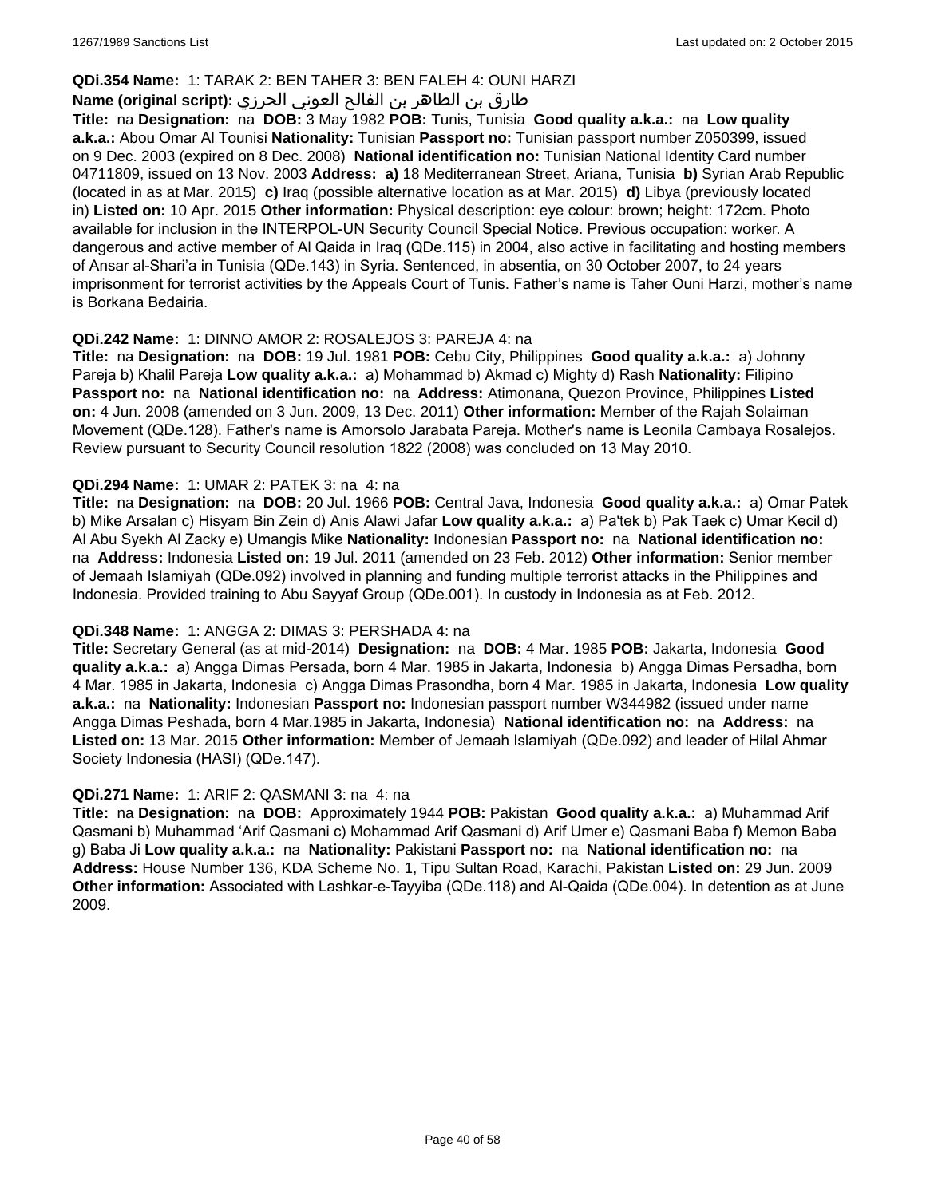**QDi.354 Name:** 1: TARAK 2: BEN TAHER 3: BEN FALEH 4: OUNI HARZI
**Name (original script):** طارق بن الطاهر بن الفالح العوني الحرزي
**Title:** na **Designation:** na **DOB:** 3 May 1982 **POB:** Tunis, Tunisia **Good quality a.k.a.:** na **Low quality a.k.a.:** Abou Omar Al Tounisi **Nationality:** Tunisian **Passport no:** Tunisian passport number Z050399, issued on 9 Dec. 2003 (expired on 8 Dec. 2008) **National identification no:** Tunisian National Identity Card number 04711809, issued on 13 Nov. 2003 **Address:** **a)** 18 Mediterranean Street, Ariana, Tunisia **b)** Syrian Arab Republic (located in as at Mar. 2015) **c)** Iraq (possible alternative location as at Mar. 2015) **d)** Libya (previously located in) **Listed on:** 10 Apr. 2015 **Other information:** Physical description: eye colour: brown; height: 172cm. Photo available for inclusion in the INTERPOL-UN Security Council Special Notice. Previous occupation: worker. A dangerous and active member of Al Qaida in Iraq (QDe.115) in 2004, also active in facilitating and hosting members of Ansar al-Shari'a in Tunisia (QDe.143) in Syria. Sentenced, in absentia, on 30 October 2007, to 24 years imprisonment for terrorist activities by the Appeals Court of Tunis. Father's name is Taher Ouni Harzi, mother's name is Borkana Bedairia.

**QDi.242 Name:** 1: DINNO AMOR 2: ROSALEJOS 3: PAREJA 4: na
**Title:** na **Designation:** na **DOB:** 19 Jul. 1981 **POB:** Cebu City, Philippines **Good quality a.k.a.:** a) Johnny Pareja b) Khalil Pareja **Low quality a.k.a.:** a) Mohammad b) Akmad c) Mighty d) Rash **Nationality:** Filipino **Passport no:** na **National identification no:** na **Address:** Atimonana, Quezon Province, Philippines **Listed on:** 4 Jun. 2008 (amended on 3 Jun. 2009, 13 Dec. 2011) **Other information:** Member of the Rajah Solaiman Movement (QDe.128). Father's name is Amorsolo Jarabata Pareja. Mother's name is Leonila Cambaya Rosalejos. Review pursuant to Security Council resolution 1822 (2008) was concluded on 13 May 2010.

**QDi.294 Name:** 1: UMAR 2: PATEK 3: na 4: na
**Title:** na **Designation:** na **DOB:** 20 Jul. 1966 **POB:** Central Java, Indonesia **Good quality a.k.a.:** a) Omar Patek b) Mike Arsalan c) Hisyam Bin Zein d) Anis Alawi Jafar **Low quality a.k.a.:** a) Pa'tek b) Pak Taek c) Umar Kecil d) Al Abu Syekh Al Zacky e) Umangis Mike **Nationality:** Indonesian **Passport no:** na **National identification no:** na **Address:** Indonesia **Listed on:** 19 Jul. 2011 (amended on 23 Feb. 2012) **Other information:** Senior member of Jemaah Islamiyah (QDe.092) involved in planning and funding multiple terrorist attacks in the Philippines and Indonesia. Provided training to Abu Sayyaf Group (QDe.001). In custody in Indonesia as at Feb. 2012.

**QDi.348 Name:** 1: ANGGA 2: DIMAS 3: PERSHADA 4: na
**Title:** Secretary General (as at mid-2014) **Designation:** na **DOB:** 4 Mar. 1985 **POB:** Jakarta, Indonesia **Good quality a.k.a.:** a) Angga Dimas Persada, born 4 Mar. 1985 in Jakarta, Indonesia b) Angga Dimas Persadha, born 4 Mar. 1985 in Jakarta, Indonesia c) Angga Dimas Prasondha, born 4 Mar. 1985 in Jakarta, Indonesia **Low quality a.k.a.:** na **Nationality:** Indonesian **Passport no:** Indonesian passport number W344982 (issued under name Angga Dimas Peshada, born 4 Mar.1985 in Jakarta, Indonesia) **National identification no:** na **Address:** na **Listed on:** 13 Mar. 2015 **Other information:** Member of Jemaah Islamiyah (QDe.092) and leader of Hilal Ahmar Society Indonesia (HASI) (QDe.147).

**QDi.271 Name:** 1: ARIF 2: QASMANI 3: na 4: na
**Title:** na **Designation:** na **DOB:** Approximately 1944 **POB:** Pakistan **Good quality a.k.a.:** a) Muhammad Arif Qasmani b) Muhammad 'Arif Qasmani c) Mohammad Arif Qasmani d) Arif Umer e) Qasmani Baba f) Memon Baba g) Baba Ji **Low quality a.k.a.:** na **Nationality:** Pakistani **Passport no:** na **National identification no:** na **Address:** House Number 136, KDA Scheme No. 1, Tipu Sultan Road, Karachi, Pakistan **Listed on:** 29 Jun. 2009 **Other information:** Associated with Lashkar-e-Tayyiba (QDe.118) and Al-Qaida (QDe.004). In detention as at June 2009.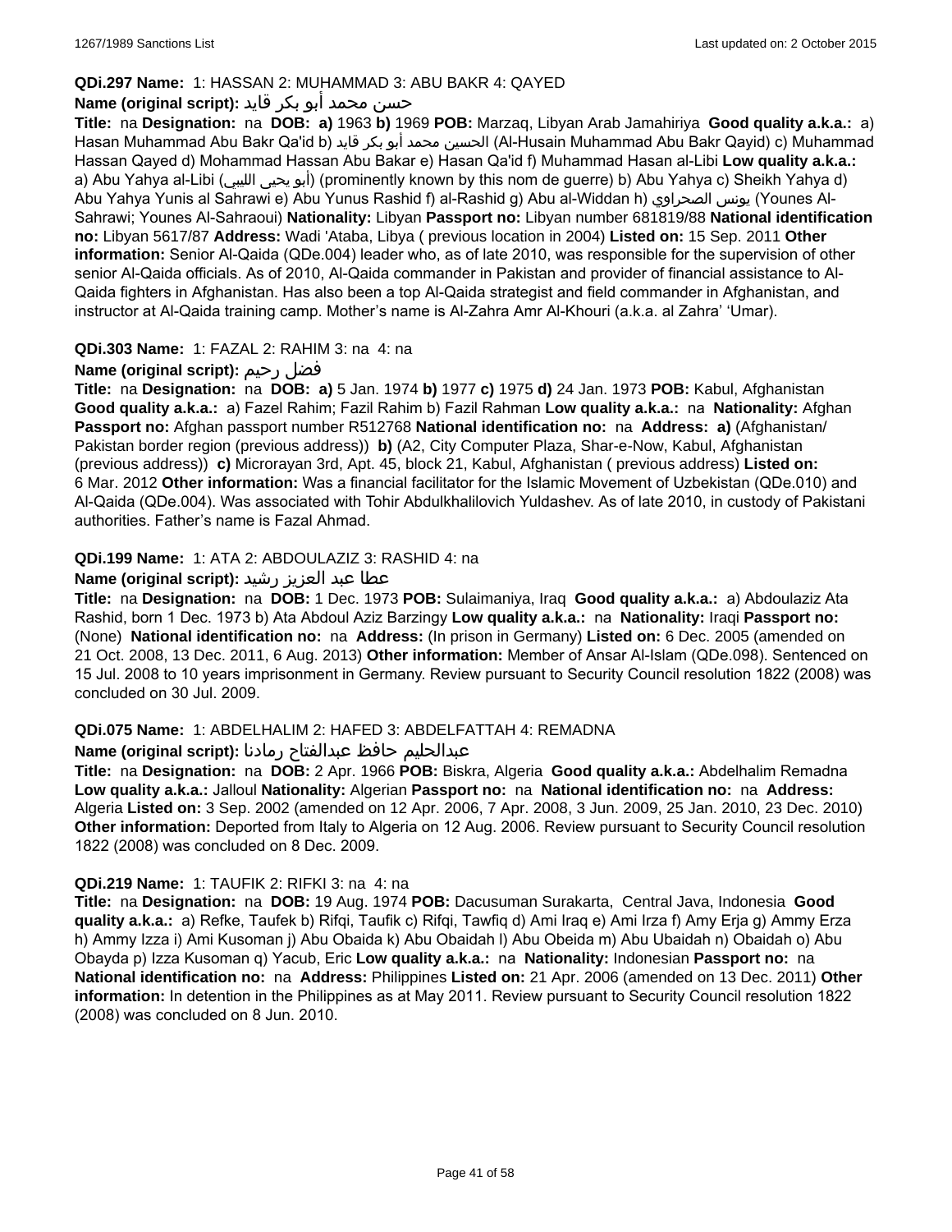**QDi.297 Name:** 1: HASSAN 2: MUHAMMAD 3: ABU BAKR 4: QAYED

**Name (original script):** حسن محمد أبو بكر قايد

**Title:** na **Designation:** na **DOB:** **a)** 1963 **b)** 1969 **POB:** Marzaq, Libyan Arab Jamahiriya **Good quality a.k.a.:** a) Hasan Muhammad Abu Bakr Qa'id b) الحسين محمد أبو بكر قايد (Al-Husain Muhammad Abu Bakr Qayid) c) Muhammad Hassan Qayed d) Mohammad Hassan Abu Bakar e) Hasan Qa'id f) Muhammad Hasan al-Libi **Low quality a.k.a.:** a) Abu Yahya al-Libi (أبو يحيى الليبي) (prominently known by this nom de guerre) b) Abu Yahya c) Sheikh Yahya d) Abu Yahya Yunis al Sahrawi e) Abu Yunus Rashid f) al-Rashid g) Abu al-Widdan h) يونس الصحراوي (Younes Al-Sahrawi; Younes Al-Sahraoui) **Nationality:** Libyan **Passport no:** Libyan number 681819/88 **National identification no:** Libyan 5617/87 **Address:** Wadi 'Ataba, Libya ( previous location in 2004) **Listed on:** 15 Sep. 2011 **Other information:** Senior Al-Qaida (QDe.004) leader who, as of late 2010, was responsible for the supervision of other senior Al-Qaida officials. As of 2010, Al-Qaida commander in Pakistan and provider of financial assistance to Al-Qaida fighters in Afghanistan. Has also been a top Al-Qaida strategist and field commander in Afghanistan, and instructor at Al-Qaida training camp. Mother's name is Al-Zahra Amr Al-Khouri (a.k.a. al Zahra' 'Umar).

**QDi.303 Name:** 1: FAZAL 2: RAHIM 3: na 4: na

**Name (original script):** فضل رحيم

**Title:** na **Designation:** na **DOB:** **a)** 5 Jan. 1974 **b)** 1977 **c)** 1975 **d)** 24 Jan. 1973 **POB:** Kabul, Afghanistan **Good quality a.k.a.:** a) Fazel Rahim; Fazil Rahim b) Fazil Rahman **Low quality a.k.a.:** na **Nationality:** Afghan **Passport no:** Afghan passport number R512768 **National identification no:** na **Address:** **a)** (Afghanistan/ Pakistan border region (previous address)) **b)** (A2, City Computer Plaza, Shar-e-Now, Kabul, Afghanistan (previous address)) **c)** Microrayan 3rd, Apt. 45, block 21, Kabul, Afghanistan ( previous address) **Listed on:** 6 Mar. 2012 **Other information:** Was a financial facilitator for the Islamic Movement of Uzbekistan (QDe.010) and Al-Qaida (QDe.004). Was associated with Tohir Abdulkhalilovich Yuldashev. As of late 2010, in custody of Pakistani authorities. Father's name is Fazal Ahmad.

**QDi.199 Name:** 1: ATA 2: ABDOULAZIZ 3: RASHID 4: na

**Name (original script):** عطا عبد العزيز رشيد

**Title:** na **Designation:** na **DOB:** 1 Dec. 1973 **POB:** Sulaimaniya, Iraq **Good quality a.k.a.:** a) Abdoulaziz Ata Rashid, born 1 Dec. 1973 b) Ata Abdoul Aziz Barzingy **Low quality a.k.a.:** na **Nationality:** Iraqi **Passport no:** (None) **National identification no:** na **Address:** (In prison in Germany) **Listed on:** 6 Dec. 2005 (amended on 21 Oct. 2008, 13 Dec. 2011, 6 Aug. 2013) **Other information:** Member of Ansar Al-Islam (QDe.098). Sentenced on 15 Jul. 2008 to 10 years imprisonment in Germany. Review pursuant to Security Council resolution 1822 (2008) was concluded on 30 Jul. 2009.

**QDi.075 Name:** 1: ABDELHALIM 2: HAFED 3: ABDELFATTAH 4: REMADNA

**Name (original script):** عبدالحليم حافظ عبدالفتاح رمادنا

**Title:** na **Designation:** na **DOB:** 2 Apr. 1966 **POB:** Biskra, Algeria **Good quality a.k.a.:** Abdelhalim Remadna **Low quality a.k.a.:** Jalloul **Nationality:** Algerian **Passport no:** na **National identification no:** na **Address:** Algeria **Listed on:** 3 Sep. 2002 (amended on 12 Apr. 2006, 7 Apr. 2008, 3 Jun. 2009, 25 Jan. 2010, 23 Dec. 2010) **Other information:** Deported from Italy to Algeria on 12 Aug. 2006. Review pursuant to Security Council resolution 1822 (2008) was concluded on 8 Dec. 2009.

**QDi.219 Name:** 1: TAUFIK 2: RIFKI 3: na 4: na

**Title:** na **Designation:** na **DOB:** 19 Aug. 1974 **POB:** Dacusuman Surakarta, Central Java, Indonesia **Good quality a.k.a.:** a) Refke, Taufek b) Rifqi, Taufik c) Rifqi, Tawfiq d) Ami Iraq e) Ami Irza f) Amy Erja g) Ammy Erza h) Ammy Izza i) Ami Kusoman j) Abu Obaida k) Abu Obaidah l) Abu Obeida m) Abu Ubaidah n) Obaidah o) Abu Obayda p) Izza Kusoman q) Yacub, Eric **Low quality a.k.a.:** na **Nationality:** Indonesian **Passport no:** na **National identification no:** na **Address:** Philippines **Listed on:** 21 Apr. 2006 (amended on 13 Dec. 2011) **Other information:** In detention in the Philippines as at May 2011. Review pursuant to Security Council resolution 1822 (2008) was concluded on 8 Jun. 2010.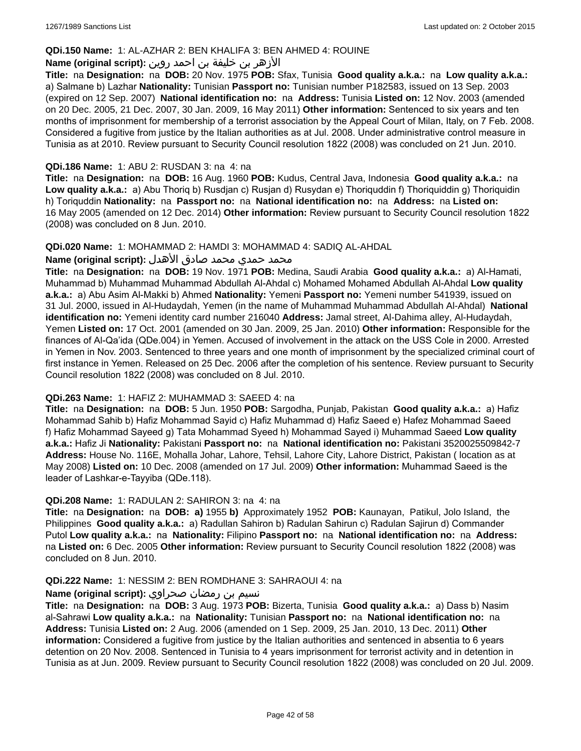**QDi.150 Name:** 1: AL-AZHAR 2: BEN KHALIFA 3: BEN AHMED 4: ROUINE

**Name (original script):** الأزهر بن خليفة بن احمد روين

**Title:** na **Designation:** na **DOB:** 20 Nov. 1975 **POB:** Sfax, Tunisia **Good quality a.k.a.:** na **Low quality a.k.a.:** a) Salmane b) Lazhar **Nationality:** Tunisian **Passport no:** Tunisian number P182583, issued on 13 Sep. 2003 (expired on 12 Sep. 2007) **National identification no:** na **Address:** Tunisia **Listed on:** 12 Nov. 2003 (amended on 20 Dec. 2005, 21 Dec. 2007, 30 Jan. 2009, 16 May 2011) **Other information:** Sentenced to six years and ten months of imprisonment for membership of a terrorist association by the Appeal Court of Milan, Italy, on 7 Feb. 2008. Considered a fugitive from justice by the Italian authorities as at Jul. 2008. Under administrative control measure in Tunisia as at 2010. Review pursuant to Security Council resolution 1822 (2008) was concluded on 21 Jun. 2010.

**QDi.186 Name:** 1: ABU 2: RUSDAN 3: na 4: na

**Title:** na **Designation:** na **DOB:** 16 Aug. 1960 **POB:** Kudus, Central Java, Indonesia **Good quality a.k.a.:** na **Low quality a.k.a.:** a) Abu Thoriq b) Rusdjan c) Rusjan d) Rusydan e) Thoriquddin f) Thoriquiddin g) Thoriquidin h) Toriquddin **Nationality:** na **Passport no:** na **National identification no:** na **Address:** na **Listed on:** 16 May 2005 (amended on 12 Dec. 2014) **Other information:** Review pursuant to Security Council resolution 1822 (2008) was concluded on 8 Jun. 2010.

**QDi.020 Name:** 1: MOHAMMAD 2: HAMDI 3: MOHAMMAD 4: SADIQ AL-AHDAL

**Name (original script):** محمد حمدي محمد صادق الأهدل

**Title:** na **Designation:** na **DOB:** 19 Nov. 1971 **POB:** Medina, Saudi Arabia **Good quality a.k.a.:** a) Al-Hamati, Muhammad b) Muhammad Muhammad Abdullah Al-Ahdal c) Mohamed Mohamed Abdullah Al-Ahdal **Low quality a.k.a.:** a) Abu Asim Al-Makki b) Ahmed **Nationality:** Yemeni **Passport no:** Yemeni number 541939, issued on 31 Jul. 2000, issued in Al-Hudaydah, Yemen (in the name of Muhammad Muhammad Abdullah Al-Ahdal) **National identification no:** Yemeni identity card number 216040 **Address:** Jamal street, Al-Dahima alley, Al-Hudaydah, Yemen **Listed on:** 17 Oct. 2001 (amended on 30 Jan. 2009, 25 Jan. 2010) **Other information:** Responsible for the finances of Al-Qa'ida (QDe.004) in Yemen. Accused of involvement in the attack on the USS Cole in 2000. Arrested in Yemen in Nov. 2003. Sentenced to three years and one month of imprisonment by the specialized criminal court of first instance in Yemen. Released on 25 Dec. 2006 after the completion of his sentence. Review pursuant to Security Council resolution 1822 (2008) was concluded on 8 Jul. 2010.

**QDi.263 Name:** 1: HAFIZ 2: MUHAMMAD 3: SAEED 4: na

**Title:** na **Designation:** na **DOB:** 5 Jun. 1950 **POB:** Sargodha, Punjab, Pakistan **Good quality a.k.a.:** a) Hafiz Mohammad Sahib b) Hafiz Mohammad Sayid c) Hafiz Muhammad d) Hafiz Saeed e) Hafez Mohammad Saeed f) Hafiz Mohammad Sayeed g) Tata Mohammad Syeed h) Mohammad Sayed i) Muhammad Saeed **Low quality a.k.a.:** Hafiz Ji **Nationality:** Pakistani **Passport no:** na **National identification no:** Pakistani 3520025509842-7 **Address:** House No. 116E, Mohalla Johar, Lahore, Tehsil, Lahore City, Lahore District, Pakistan ( location as at May 2008) **Listed on:** 10 Dec. 2008 (amended on 17 Jul. 2009) **Other information:** Muhammad Saeed is the leader of Lashkar-e-Tayyiba (QDe.118).

**QDi.208 Name:** 1: RADULAN 2: SAHIRON 3: na 4: na

**Title:** na **Designation:** na **DOB:** **a)** 1955 **b)** Approximately 1952 **POB:** Kaunayan, Patikul, Jolo Island, the Philippines **Good quality a.k.a.:** a) Radullan Sahiron b) Radulan Sahirun c) Radulan Sajirun d) Commander Putol **Low quality a.k.a.:** na **Nationality:** Filipino **Passport no:** na **National identification no:** na **Address:** na **Listed on:** 6 Dec. 2005 **Other information:** Review pursuant to Security Council resolution 1822 (2008) was concluded on 8 Jun. 2010.

**QDi.222 Name:** 1: NESSIM 2: BEN ROMDHANE 3: SAHRAOUI 4: na

**Name (original script):** نسيم بن رمضان صحراوي

**Title:** na **Designation:** na **DOB:** 3 Aug. 1973 **POB:** Bizerta, Tunisia **Good quality a.k.a.:** a) Dass b) Nasim al-Sahrawi **Low quality a.k.a.:** na **Nationality:** Tunisian **Passport no:** na **National identification no:** na **Address:** Tunisia **Listed on:** 2 Aug. 2006 (amended on 1 Sep. 2009, 25 Jan. 2010, 13 Dec. 2011) **Other information:** Considered a fugitive from justice by the Italian authorities and sentenced in absentia to 6 years detention on 20 Nov. 2008. Sentenced in Tunisia to 4 years imprisonment for terrorist activity and in detention in Tunisia as at Jun. 2009. Review pursuant to Security Council resolution 1822 (2008) was concluded on 20 Jul. 2009.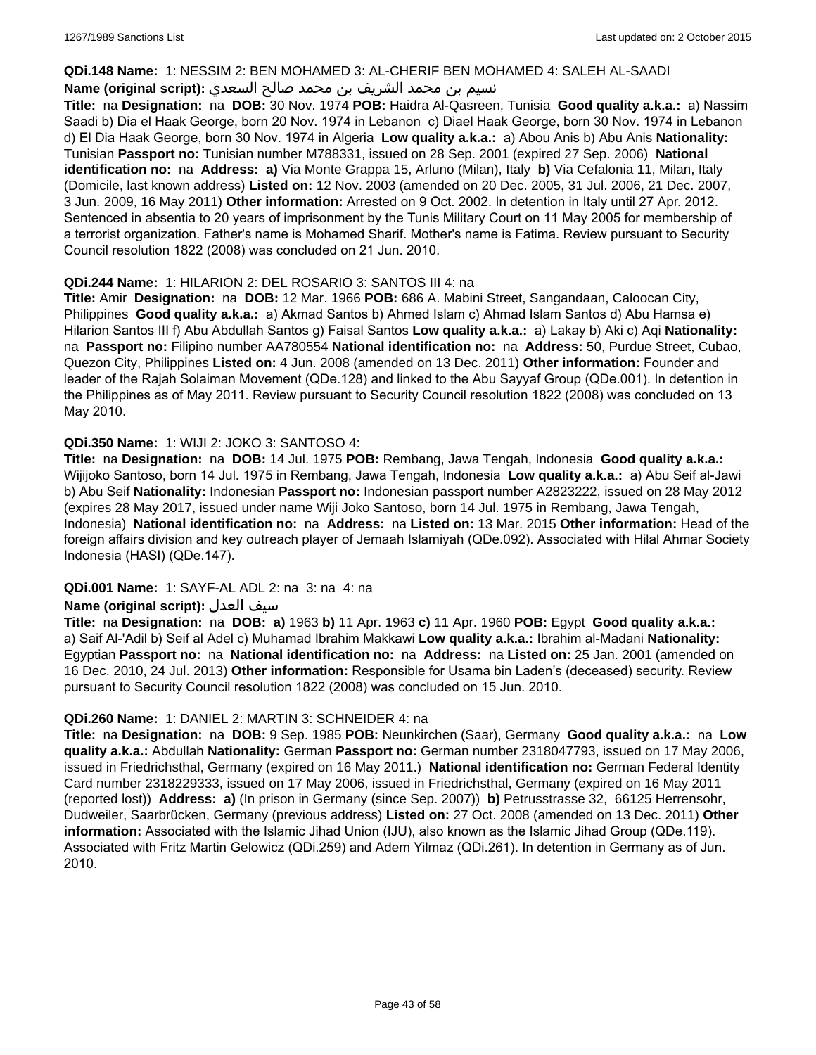**QDi.148 Name:** 1: NESSIM 2: BEN MOHAMED 3: AL-CHERIF BEN MOHAMED 4: SALEH AL-SAADI

**Name (original script):** نسيم بن محمد الشريف بن محمد صالح السعدي

**Title:** na **Designation:** na **DOB:** 30 Nov. 1974 **POB:** Haidra Al-Qasreen, Tunisia **Good quality a.k.a.:** a) Nassim Saadi b) Dia el Haak George, born 20 Nov. 1974 in Lebanon c) Diael Haak George, born 30 Nov. 1974 in Lebanon d) El Dia Haak George, born 30 Nov. 1974 in Algeria **Low quality a.k.a.:** a) Abou Anis b) Abu Anis **Nationality:** Tunisian **Passport no:** Tunisian number M788331, issued on 28 Sep. 2001 (expired 27 Sep. 2006) **National identification no:** na **Address:** **a)** Via Monte Grappa 15, Arluno (Milan), Italy **b)** Via Cefalonia 11, Milan, Italy (Domicile, last known address) **Listed on:** 12 Nov. 2003 (amended on 20 Dec. 2005, 31 Jul. 2006, 21 Dec. 2007, 3 Jun. 2009, 16 May 2011) **Other information:** Arrested on 9 Oct. 2002. In detention in Italy until 27 Apr. 2012. Sentenced in absentia to 20 years of imprisonment by the Tunis Military Court on 11 May 2005 for membership of a terrorist organization. Father's name is Mohamed Sharif. Mother's name is Fatima. Review pursuant to Security Council resolution 1822 (2008) was concluded on 21 Jun. 2010.

**QDi.244 Name:** 1: HILARION 2: DEL ROSARIO 3: SANTOS III 4: na

**Title:** Amir **Designation:** na **DOB:** 12 Mar. 1966 **POB:** 686 A. Mabini Street, Sangandaan, Caloocan City, Philippines **Good quality a.k.a.:** a) Akmad Santos b) Ahmed Islam c) Ahmad Islam Santos d) Abu Hamsa e) Hilarion Santos III f) Abu Abdullah Santos g) Faisal Santos **Low quality a.k.a.:** a) Lakay b) Aki c) Aqi **Nationality:** na **Passport no:** Filipino number AA780554 **National identification no:** na **Address:** 50, Purdue Street, Cubao, Quezon City, Philippines **Listed on:** 4 Jun. 2008 (amended on 13 Dec. 2011) **Other information:** Founder and leader of the Rajah Solaiman Movement (QDe.128) and linked to the Abu Sayyaf Group (QDe.001). In detention in the Philippines as of May 2011. Review pursuant to Security Council resolution 1822 (2008) was concluded on 13 May 2010.

**QDi.350 Name:** 1: WIJI 2: JOKO 3: SANTOSO 4:

**Title:** na **Designation:** na **DOB:** 14 Jul. 1975 **POB:** Rembang, Jawa Tengah, Indonesia **Good quality a.k.a.:** Wijijoko Santoso, born 14 Jul. 1975 in Rembang, Jawa Tengah, Indonesia **Low quality a.k.a.:** a) Abu Seif al-Jawi b) Abu Seif **Nationality:** Indonesian **Passport no:** Indonesian passport number A2823222, issued on 28 May 2012 (expires 28 May 2017, issued under name Wiji Joko Santoso, born 14 Jul. 1975 in Rembang, Jawa Tengah, Indonesia) **National identification no:** na **Address:** na **Listed on:** 13 Mar. 2015 **Other information:** Head of the foreign affairs division and key outreach player of Jemaah Islamiyah (QDe.092). Associated with Hilal Ahmar Society Indonesia (HASI) (QDe.147).

**QDi.001 Name:** 1: SAYF-AL ADL 2: na 3: na 4: na

**Name (original script):** سيف العدل

**Title:** na **Designation:** na **DOB:** **a)** 1963 **b)** 11 Apr. 1963 **c)** 11 Apr. 1960 **POB:** Egypt **Good quality a.k.a.:** a) Saif Al-'Adil b) Seif al Adel c) Muhamad Ibrahim Makkawi **Low quality a.k.a.:** Ibrahim al-Madani **Nationality:** Egyptian **Passport no:** na **National identification no:** na **Address:** na **Listed on:** 25 Jan. 2001 (amended on 16 Dec. 2010, 24 Jul. 2013) **Other information:** Responsible for Usama bin Laden's (deceased) security. Review pursuant to Security Council resolution 1822 (2008) was concluded on 15 Jun. 2010.

**QDi.260 Name:** 1: DANIEL 2: MARTIN 3: SCHNEIDER 4: na

**Title:** na **Designation:** na **DOB:** 9 Sep. 1985 **POB:** Neunkirchen (Saar), Germany **Good quality a.k.a.:** na **Low quality a.k.a.:** Abdullah **Nationality:** German **Passport no:** German number 2318047793, issued on 17 May 2006, issued in Friedrichsthal, Germany (expired on 16 May 2011.) **National identification no:** German Federal Identity Card number 2318229333, issued on 17 May 2006, issued in Friedrichsthal, Germany (expired on 16 May 2011 (reported lost)) **Address:** **a)** (In prison in Germany (since Sep. 2007)) **b)** Petrusstrasse 32, 66125 Herrensohr, Dudweiler, Saarbrücken, Germany (previous address) **Listed on:** 27 Oct. 2008 (amended on 13 Dec. 2011) **Other information:** Associated with the Islamic Jihad Union (IJU), also known as the Islamic Jihad Group (QDe.119). Associated with Fritz Martin Gelowicz (QDi.259) and Adem Yilmaz (QDi.261). In detention in Germany as of Jun. 2010.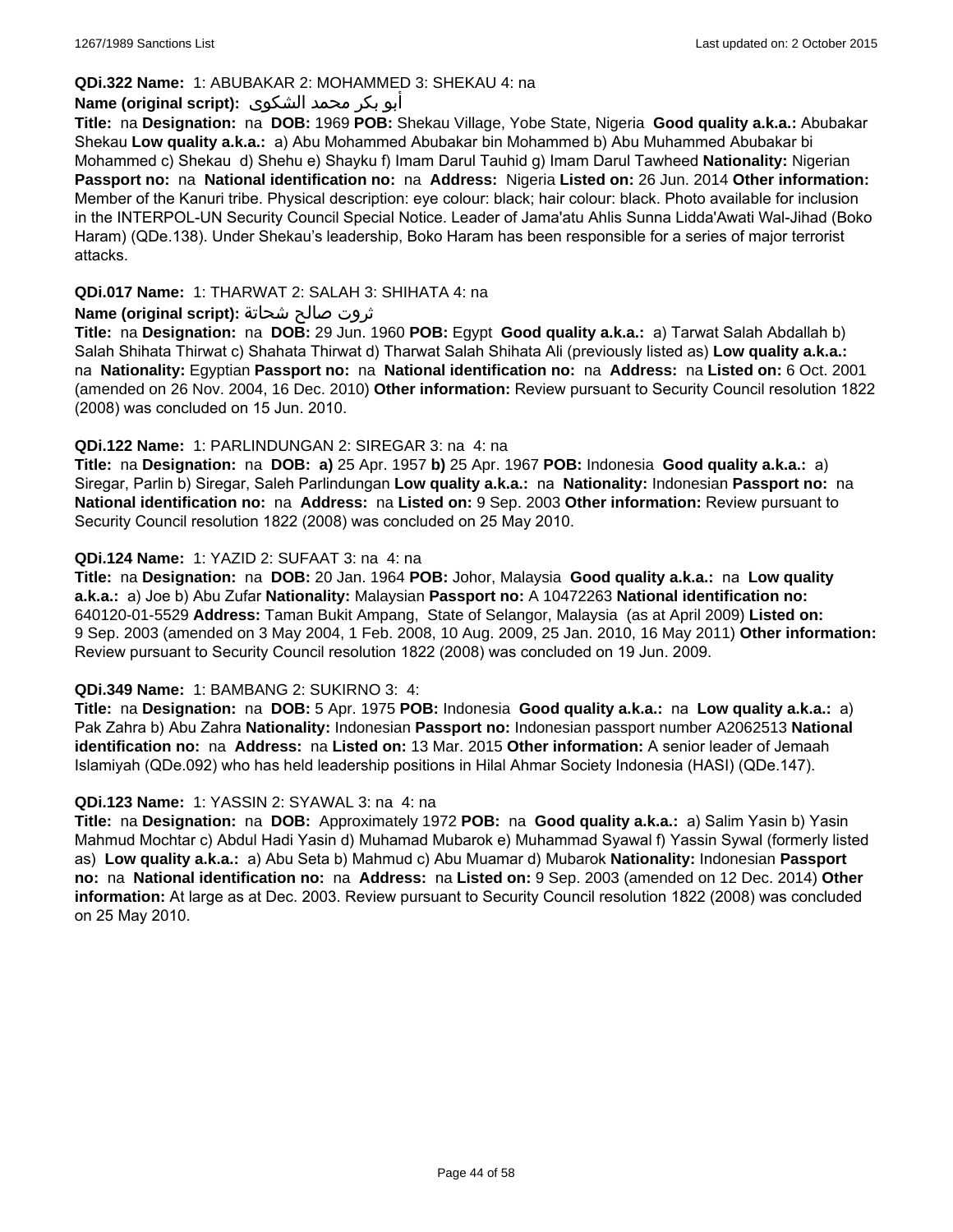**QDi.322 Name:** 1: ABUBAKAR 2: MOHAMMED 3: SHEKAU 4: na

**Name (original script):** أبو بكر محمد الشكوى

**Title:** na **Designation:** na **DOB:** 1969 **POB:** Shekau Village, Yobe State, Nigeria **Good quality a.k.a.:** Abubakar Shekau **Low quality a.k.a.:** a) Abu Mohammed Abubakar bin Mohammed b) Abu Muhammed Abubakar bi Mohammed c) Shekau d) Shehu e) Shayku f) Imam Darul Tauhid g) Imam Darul Tawheed **Nationality:** Nigerian **Passport no:** na **National identification no:** na **Address:** Nigeria **Listed on:** 26 Jun. 2014 **Other information:** Member of the Kanuri tribe. Physical description: eye colour: black; hair colour: black. Photo available for inclusion in the INTERPOL-UN Security Council Special Notice. Leader of Jama'atu Ahlis Sunna Lidda'Awati Wal-Jihad (Boko Haram) (QDe.138). Under Shekau's leadership, Boko Haram has been responsible for a series of major terrorist attacks.

**QDi.017 Name:** 1: THARWAT 2: SALAH 3: SHIHATA 4: na

**Name (original script):** ثروت صالح شحاتة

**Title:** na **Designation:** na **DOB:** 29 Jun. 1960 **POB:** Egypt **Good quality a.k.a.:** a) Tarwat Salah Abdallah b) Salah Shihata Thirwat c) Shahata Thirwat d) Tharwat Salah Shihata Ali (previously listed as) **Low quality a.k.a.:** na **Nationality:** Egyptian **Passport no:** na **National identification no:** na **Address:** na **Listed on:** 6 Oct. 2001 (amended on 26 Nov. 2004, 16 Dec. 2010) **Other information:** Review pursuant to Security Council resolution 1822 (2008) was concluded on 15 Jun. 2010.

**QDi.122 Name:** 1: PARLINDUNGAN 2: SIREGAR 3: na 4: na

**Title:** na **Designation:** na **DOB:** **a)** 25 Apr. 1957 **b)** 25 Apr. 1967 **POB:** Indonesia **Good quality a.k.a.:** a) Siregar, Parlin b) Siregar, Saleh Parlindungan **Low quality a.k.a.:** na **Nationality:** Indonesian **Passport no:** na **National identification no:** na **Address:** na **Listed on:** 9 Sep. 2003 **Other information:** Review pursuant to Security Council resolution 1822 (2008) was concluded on 25 May 2010.

**QDi.124 Name:** 1: YAZID 2: SUFAAT 3: na 4: na

**Title:** na **Designation:** na **DOB:** 20 Jan. 1964 **POB:** Johor, Malaysia **Good quality a.k.a.:** na **Low quality a.k.a.:** a) Joe b) Abu Zufar **Nationality:** Malaysian **Passport no:** A 10472263 **National identification no:** 640120-01-5529 **Address:** Taman Bukit Ampang, State of Selangor, Malaysia (as at April 2009) **Listed on:** 9 Sep. 2003 (amended on 3 May 2004, 1 Feb. 2008, 10 Aug. 2009, 25 Jan. 2010, 16 May 2011) **Other information:** Review pursuant to Security Council resolution 1822 (2008) was concluded on 19 Jun. 2009.

**QDi.349 Name:** 1: BAMBANG 2: SUKIRNO 3: 4:

**Title:** na **Designation:** na **DOB:** 5 Apr. 1975 **POB:** Indonesia **Good quality a.k.a.:** na **Low quality a.k.a.:** a) Pak Zahra b) Abu Zahra **Nationality:** Indonesian **Passport no:** Indonesian passport number A2062513 **National identification no:** na **Address:** na **Listed on:** 13 Mar. 2015 **Other information:** A senior leader of Jemaah Islamiyah (QDe.092) who has held leadership positions in Hilal Ahmar Society Indonesia (HASI) (QDe.147).

**QDi.123 Name:** 1: YASSIN 2: SYAWAL 3: na 4: na

**Title:** na **Designation:** na **DOB:** Approximately 1972 **POB:** na **Good quality a.k.a.:** a) Salim Yasin b) Yasin Mahmud Mochtar c) Abdul Hadi Yasin d) Muhamad Mubarok e) Muhammad Syawal f) Yassin Sywal (formerly listed as) **Low quality a.k.a.:** a) Abu Seta b) Mahmud c) Abu Muamar d) Mubarok **Nationality:** Indonesian **Passport no:** na **National identification no:** na **Address:** na **Listed on:** 9 Sep. 2003 (amended on 12 Dec. 2014) **Other information:** At large as at Dec. 2003. Review pursuant to Security Council resolution 1822 (2008) was concluded on 25 May 2010.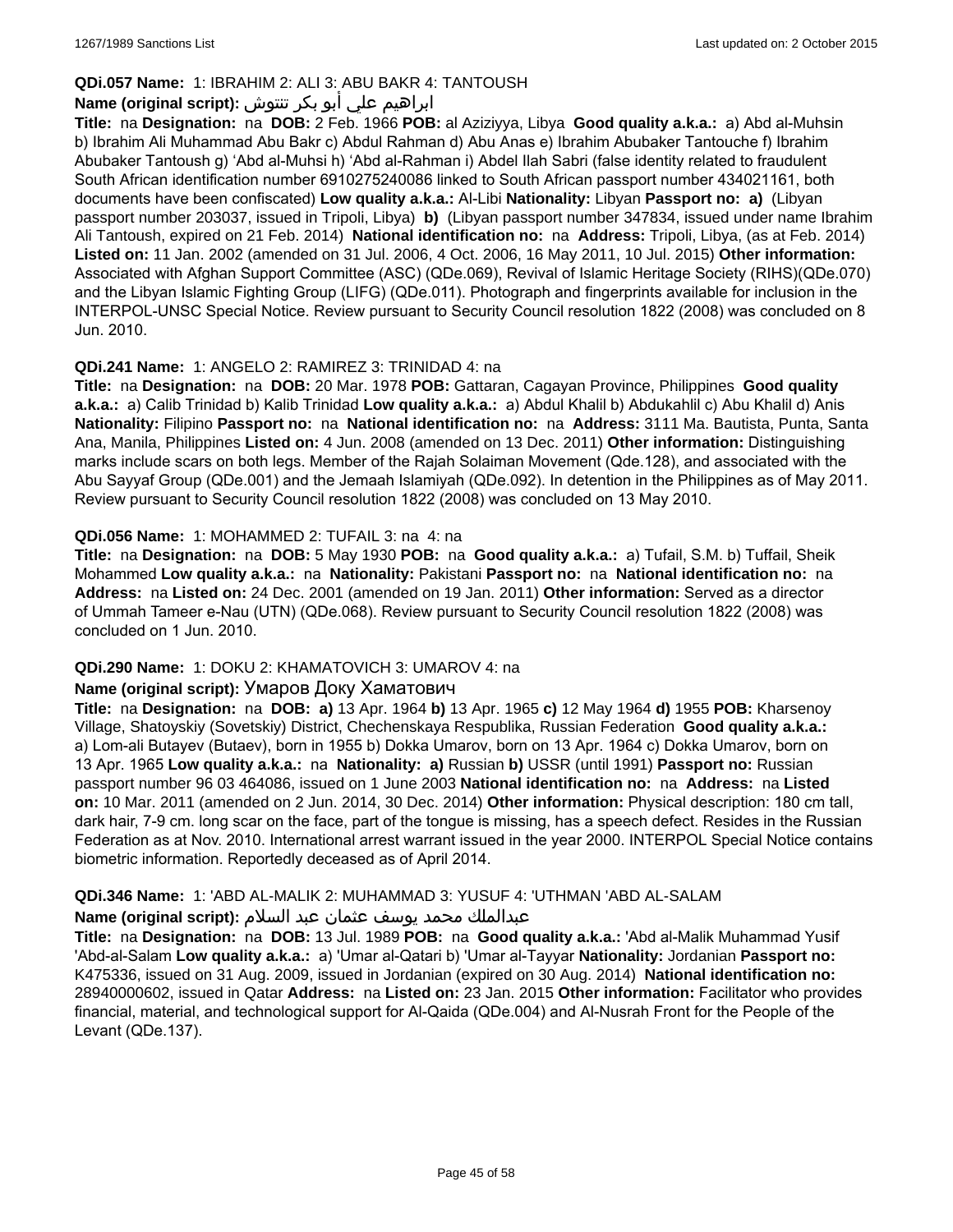**QDi.057 Name:** 1: IBRAHIM 2: ALI 3: ABU BAKR 4: TANTOUSH

**Name (original script):** ابراهيم علي أبو بكر تنتوش

**Title:** na **Designation:** na **DOB:** 2 Feb. 1966 **POB:** al Aziziyya, Libya **Good quality a.k.a.:** a) Abd al-Muhsin b) Ibrahim Ali Muhammad Abu Bakr c) Abdul Rahman d) Abu Anas e) Ibrahim Abubaker Tantouche f) Ibrahim Abubaker Tantoush g) 'Abd al-Muhsi h) 'Abd al-Rahman i) Abdel Ilah Sabri (false identity related to fraudulent South African identification number 6910275240086 linked to South African passport number 434021161, both documents have been confiscated) **Low quality a.k.a.:** Al-Libi **Nationality:** Libyan **Passport no:** **a)** (Libyan passport number 203037, issued in Tripoli, Libya) **b)** (Libyan passport number 347834, issued under name Ibrahim Ali Tantoush, expired on 21 Feb. 2014) **National identification no:** na **Address:** Tripoli, Libya, (as at Feb. 2014) **Listed on:** 11 Jan. 2002 (amended on 31 Jul. 2006, 4 Oct. 2006, 16 May 2011, 10 Jul. 2015) **Other information:** Associated with Afghan Support Committee (ASC) (QDe.069), Revival of Islamic Heritage Society (RIHS)(QDe.070) and the Libyan Islamic Fighting Group (LIFG) (QDe.011). Photograph and fingerprints available for inclusion in the INTERPOL-UNSC Special Notice. Review pursuant to Security Council resolution 1822 (2008) was concluded on 8 Jun. 2010.

**QDi.241 Name:** 1: ANGELO 2: RAMIREZ 3: TRINIDAD 4: na

**Title:** na **Designation:** na **DOB:** 20 Mar. 1978 **POB:** Gattaran, Cagayan Province, Philippines **Good quality a.k.a.:** a) Calib Trinidad b) Kalib Trinidad **Low quality a.k.a.:** a) Abdul Khalil b) Abdukahlil c) Abu Khalil d) Anis **Nationality:** Filipino **Passport no:** na **National identification no:** na **Address:** 3111 Ma. Bautista, Punta, Santa Ana, Manila, Philippines **Listed on:** 4 Jun. 2008 (amended on 13 Dec. 2011) **Other information:** Distinguishing marks include scars on both legs. Member of the Rajah Solaiman Movement (Qde.128), and associated with the Abu Sayyaf Group (QDe.001) and the Jemaah Islamiyah (QDe.092). In detention in the Philippines as of May 2011. Review pursuant to Security Council resolution 1822 (2008) was concluded on 13 May 2010.

**QDi.056 Name:** 1: MOHAMMED 2: TUFAIL 3: na 4: na

**Title:** na **Designation:** na **DOB:** 5 May 1930 **POB:** na **Good quality a.k.a.:** a) Tufail, S.M. b) Tuffail, Sheik Mohammed **Low quality a.k.a.:** na **Nationality:** Pakistani **Passport no:** na **National identification no:** na **Address:** na **Listed on:** 24 Dec. 2001 (amended on 19 Jan. 2011) **Other information:** Served as a director of Ummah Tameer e-Nau (UTN) (QDe.068). Review pursuant to Security Council resolution 1822 (2008) was concluded on 1 Jun. 2010.

**QDi.290 Name:** 1: DOKU 2: KHAMATOVICH 3: UMAROV 4: na

**Name (original script):** Умаров Доку Хаматович

**Title:** na **Designation:** na **DOB:** **a)** 13 Apr. 1964 **b)** 13 Apr. 1965 **c)** 12 May 1964 **d)** 1955 **POB:** Kharsenoy Village, Shatoyskiy (Sovetskiy) District, Chechenskaya Respublika, Russian Federation **Good quality a.k.a.:** a) Lom-ali Butayev (Butaev), born in 1955 b) Dokka Umarov, born on 13 Apr. 1964 c) Dokka Umarov, born on 13 Apr. 1965 **Low quality a.k.a.:** na **Nationality:** **a)** Russian **b)** USSR (until 1991) **Passport no:** Russian passport number 96 03 464086, issued on 1 June 2003 **National identification no:** na **Address:** na **Listed on:** 10 Mar. 2011 (amended on 2 Jun. 2014, 30 Dec. 2014) **Other information:** Physical description: 180 cm tall, dark hair, 7-9 cm. long scar on the face, part of the tongue is missing, has a speech defect. Resides in the Russian Federation as at Nov. 2010. International arrest warrant issued in the year 2000. INTERPOL Special Notice contains biometric information. Reportedly deceased as of April 2014.

**QDi.346 Name:** 1: 'ABD AL-MALIK 2: MUHAMMAD 3: YUSUF 4: 'UTHMAN 'ABD AL-SALAM

**Name (original script):** عبدالملك محمد يوسف عثمان عبد السلام

**Title:** na **Designation:** na **DOB:** 13 Jul. 1989 **POB:** na **Good quality a.k.a.:** 'Abd al-Malik Muhammad Yusif 'Abd-al-Salam **Low quality a.k.a.:** a) 'Umar al-Qatari b) 'Umar al-Tayyar **Nationality:** Jordanian **Passport no:** K475336, issued on 31 Aug. 2009, issued in Jordanian (expired on 30 Aug. 2014) **National identification no:** 28940000602, issued in Qatar **Address:** na **Listed on:** 23 Jan. 2015 **Other information:** Facilitator who provides financial, material, and technological support for Al-Qaida (QDe.004) and Al-Nusrah Front for the People of the Levant (QDe.137).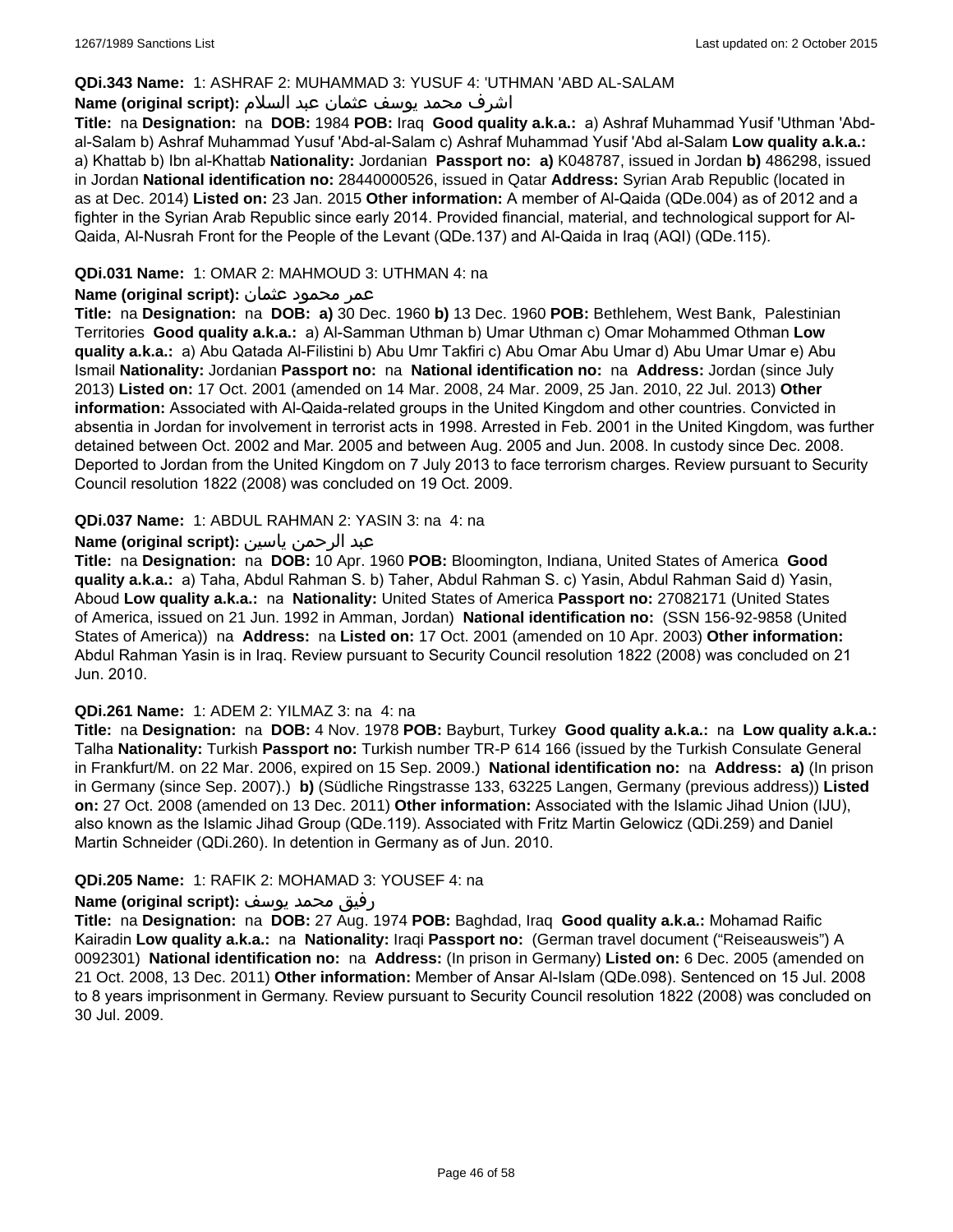**QDi.343 Name:** 1: ASHRAF 2: MUHAMMAD 3: YUSUF 4: 'UTHMAN 'ABD AL-SALAM

**Name (original script):** اشرف محمد يوسف عثمان عبد السلام

**Title:** na **Designation:** na **DOB:** 1984 **POB:** Iraq **Good quality a.k.a.:** a) Ashraf Muhammad Yusif 'Uthman 'Abd-al-Salam b) Ashraf Muhammad Yusuf 'Abd-al-Salam c) Ashraf Muhammad Yusif 'Abd al-Salam **Low quality a.k.a.:** a) Khattab b) Ibn al-Khattab **Nationality:** Jordanian **Passport no:** **a)** K048787, issued in Jordan **b)** 486298, issued in Jordan **National identification no:** 28440000526, issued in Qatar **Address:** Syrian Arab Republic (located in as at Dec. 2014) **Listed on:** 23 Jan. 2015 **Other information:** A member of Al-Qaida (QDe.004) as of 2012 and a fighter in the Syrian Arab Republic since early 2014. Provided financial, material, and technological support for Al-Qaida, Al-Nusrah Front for the People of the Levant (QDe.137) and Al-Qaida in Iraq (AQI) (QDe.115).

**QDi.031 Name:** 1: OMAR 2: MAHMOUD 3: UTHMAN 4: na

**Name (original script):** عمر محمود عثمان

**Title:** na **Designation:** na **DOB:** **a)** 30 Dec. 1960 **b)** 13 Dec. 1960 **POB:** Bethlehem, West Bank, Palestinian Territories **Good quality a.k.a.:** a) Al-Samman Uthman b) Umar Uthman c) Omar Mohammed Othman **Low quality a.k.a.:** a) Abu Qatada Al-Filistini b) Abu Umr Takfiri c) Abu Omar Abu Umar d) Abu Umar Umar e) Abu Ismail **Nationality:** Jordanian **Passport no:** na **National identification no:** na **Address:** Jordan (since July 2013) **Listed on:** 17 Oct. 2001 (amended on 14 Mar. 2008, 24 Mar. 2009, 25 Jan. 2010, 22 Jul. 2013) **Other information:** Associated with Al-Qaida-related groups in the United Kingdom and other countries. Convicted in absentia in Jordan for involvement in terrorist acts in 1998. Arrested in Feb. 2001 in the United Kingdom, was further detained between Oct. 2002 and Mar. 2005 and between Aug. 2005 and Jun. 2008. In custody since Dec. 2008. Deported to Jordan from the United Kingdom on 7 July 2013 to face terrorism charges. Review pursuant to Security Council resolution 1822 (2008) was concluded on 19 Oct. 2009.

**QDi.037 Name:** 1: ABDUL RAHMAN 2: YASIN 3: na 4: na

**Name (original script):** عبد الرحمن ياسين

**Title:** na **Designation:** na **DOB:** 10 Apr. 1960 **POB:** Bloomington, Indiana, United States of America **Good quality a.k.a.:** a) Taha, Abdul Rahman S. b) Taher, Abdul Rahman S. c) Yasin, Abdul Rahman Said d) Yasin, Aboud **Low quality a.k.a.:** na **Nationality:** United States of America **Passport no:** 27082171 (United States of America, issued on 21 Jun. 1992 in Amman, Jordan) **National identification no:** (SSN 156-92-9858 (United States of America)) na **Address:** na **Listed on:** 17 Oct. 2001 (amended on 10 Apr. 2003) **Other information:** Abdul Rahman Yasin is in Iraq. Review pursuant to Security Council resolution 1822 (2008) was concluded on 21 Jun. 2010.

**QDi.261 Name:** 1: ADEM 2: YILMAZ 3: na 4: na

**Title:** na **Designation:** na **DOB:** 4 Nov. 1978 **POB:** Bayburt, Turkey **Good quality a.k.a.:** na **Low quality a.k.a.:** Talha **Nationality:** Turkish **Passport no:** Turkish number TR-P 614 166 (issued by the Turkish Consulate General in Frankfurt/M. on 22 Mar. 2006, expired on 15 Sep. 2009.) **National identification no:** na **Address:** **a)** (In prison in Germany (since Sep. 2007).) **b)** (Südliche Ringstrasse 133, 63225 Langen, Germany (previous address)) **Listed on:** 27 Oct. 2008 (amended on 13 Dec. 2011) **Other information:** Associated with the Islamic Jihad Union (IJU), also known as the Islamic Jihad Group (QDe.119). Associated with Fritz Martin Gelowicz (QDi.259) and Daniel Martin Schneider (QDi.260). In detention in Germany as of Jun. 2010.

**QDi.205 Name:** 1: RAFIK 2: MOHAMAD 3: YOUSEF 4: na

**Name (original script):** رفيق محمد يوسف

**Title:** na **Designation:** na **DOB:** 27 Aug. 1974 **POB:** Baghdad, Iraq **Good quality a.k.a.:** Mohamad Raific Kairadin **Low quality a.k.a.:** na **Nationality:** Iraqi **Passport no:** (German travel document ("Reiseausweis") A 0092301) **National identification no:** na **Address:** (In prison in Germany) **Listed on:** 6 Dec. 2005 (amended on 21 Oct. 2008, 13 Dec. 2011) **Other information:** Member of Ansar Al-Islam (QDe.098). Sentenced on 15 Jul. 2008 to 8 years imprisonment in Germany. Review pursuant to Security Council resolution 1822 (2008) was concluded on 30 Jul. 2009.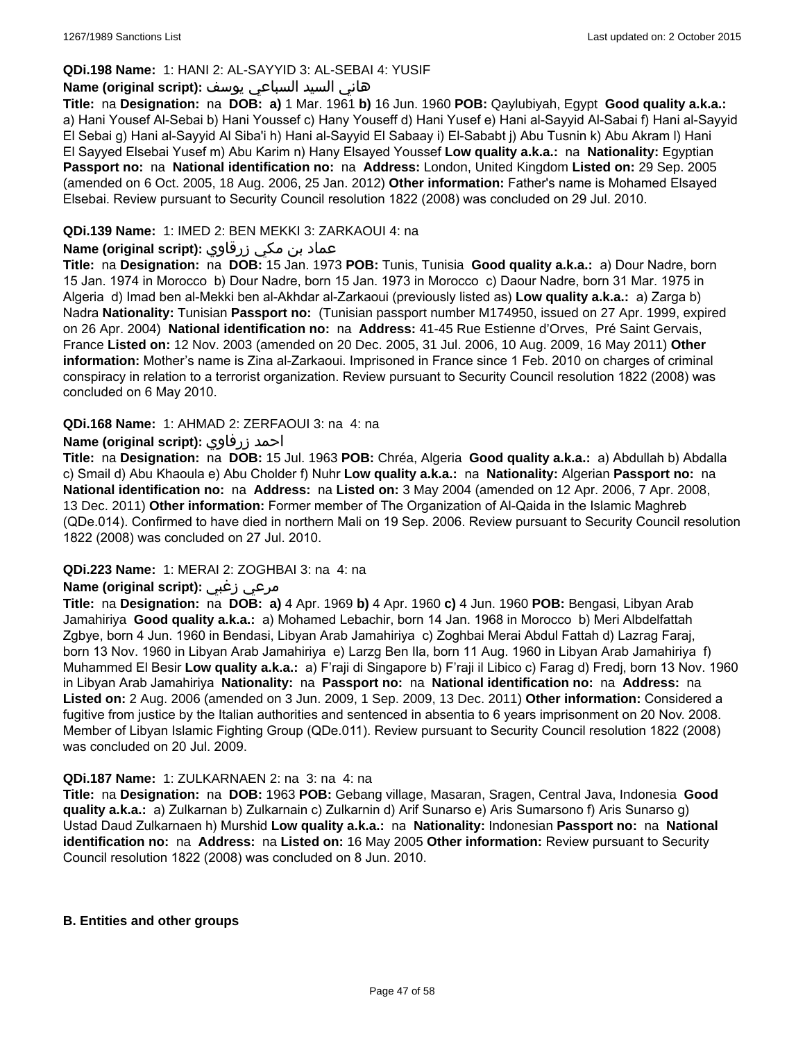**QDi.198 Name:** 1: HANI 2: AL-SAYYID 3: AL-SEBAI 4: YUSIF

**Name (original script):** هاني السيد السباعي يوسف

**Title:** na **Designation:** na **DOB:** **a)** 1 Mar. 1961 **b)** 16 Jun. 1960 **POB:** Qaylubiyah, Egypt **Good quality a.k.a.:** a) Hani Yousef Al-Sebai b) Hani Youssef c) Hany Youseff d) Hani Yusef e) Hani al-Sayyid Al-Sabai f) Hani al-Sayyid El Sebai g) Hani al-Sayyid Al Siba'i h) Hani al-Sayyid El Sabaay i) El-Sababt j) Abu Tusnin k) Abu Akram l) Hani El Sayyed Elsebai Yusef m) Abu Karim n) Hany Elsayed Youssef **Low quality a.k.a.:** na **Nationality:** Egyptian **Passport no:** na **National identification no:** na **Address:** London, United Kingdom **Listed on:** 29 Sep. 2005 (amended on 6 Oct. 2005, 18 Aug. 2006, 25 Jan. 2012) **Other information:** Father's name is Mohamed Elsayed Elsebai. Review pursuant to Security Council resolution 1822 (2008) was concluded on 29 Jul. 2010.

**QDi.139 Name:** 1: IMED 2: BEN MEKKI 3: ZARKAOUI 4: na

**Name (original script):** عماد بن مكي زرقاوي

**Title:** na **Designation:** na **DOB:** 15 Jan. 1973 **POB:** Tunis, Tunisia **Good quality a.k.a.:** a) Dour Nadre, born 15 Jan. 1974 in Morocco b) Dour Nadre, born 15 Jan. 1973 in Morocco c) Daour Nadre, born 31 Mar. 1975 in Algeria d) Imad ben al-Mekki ben al-Akhdar al-Zarkaoui (previously listed as) **Low quality a.k.a.:** a) Zarga b) Nadra **Nationality:** Tunisian **Passport no:** (Tunisian passport number M174950, issued on 27 Apr. 1999, expired on 26 Apr. 2004) **National identification no:** na **Address:** 41-45 Rue Estienne d'Orves, Pré Saint Gervais, France **Listed on:** 12 Nov. 2003 (amended on 20 Dec. 2005, 31 Jul. 2006, 10 Aug. 2009, 16 May 2011) **Other information:** Mother's name is Zina al-Zarkaoui. Imprisoned in France since 1 Feb. 2010 on charges of criminal conspiracy in relation to a terrorist organization. Review pursuant to Security Council resolution 1822 (2008) was concluded on 6 May 2010.

**QDi.168 Name:** 1: AHMAD 2: ZERFAOUI 3: na 4: na

**Name (original script):** احمد زرفاوي

**Title:** na **Designation:** na **DOB:** 15 Jul. 1963 **POB:** Chréa, Algeria **Good quality a.k.a.:** a) Abdullah b) Abdalla c) Smail d) Abu Khaoula e) Abu Cholder f) Nuhr **Low quality a.k.a.:** na **Nationality:** Algerian **Passport no:** na **National identification no:** na **Address:** na **Listed on:** 3 May 2004 (amended on 12 Apr. 2006, 7 Apr. 2008, 13 Dec. 2011) **Other information:** Former member of The Organization of Al-Qaida in the Islamic Maghreb (QDe.014). Confirmed to have died in northern Mali on 19 Sep. 2006. Review pursuant to Security Council resolution 1822 (2008) was concluded on 27 Jul. 2010.

**QDi.223 Name:** 1: MERAI 2: ZOGHBAI 3: na 4: na

**Name (original script):** مرعي زغبي

**Title:** na **Designation:** na **DOB:** **a)** 4 Apr. 1969 **b)** 4 Apr. 1960 **c)** 4 Jun. 1960 **POB:** Bengasi, Libyan Arab Jamahiriya **Good quality a.k.a.:** a) Mohamed Lebachir, born 14 Jan. 1968 in Morocco b) Meri Albdelfattah Zgbye, born 4 Jun. 1960 in Bendasi, Libyan Arab Jamahiriya c) Zoghbai Merai Abdul Fattah d) Lazrag Faraj, born 13 Nov. 1960 in Libyan Arab Jamahiriya e) Larzg Ben Ila, born 11 Aug. 1960 in Libyan Arab Jamahiriya f) Muhammed El Besir **Low quality a.k.a.:** a) F'raji di Singapore b) F'raji il Libico c) Farag d) Fredj, born 13 Nov. 1960 in Libyan Arab Jamahiriya **Nationality:** na **Passport no:** na **National identification no:** na **Address:** na **Listed on:** 2 Aug. 2006 (amended on 3 Jun. 2009, 1 Sep. 2009, 13 Dec. 2011) **Other information:** Considered a fugitive from justice by the Italian authorities and sentenced in absentia to 6 years imprisonment on 20 Nov. 2008. Member of Libyan Islamic Fighting Group (QDe.011). Review pursuant to Security Council resolution 1822 (2008) was concluded on 20 Jul. 2009.

**QDi.187 Name:** 1: ZULKARNAEN 2: na 3: na 4: na

**Title:** na **Designation:** na **DOB:** 1963 **POB:** Gebang village, Masaran, Sragen, Central Java, Indonesia **Good quality a.k.a.:** a) Zulkarnan b) Zulkarnain c) Zulkarnin d) Arif Sunarso e) Aris Sumarsono f) Aris Sunarso g) Ustad Daud Zulkarnaen h) Murshid **Low quality a.k.a.:** na **Nationality:** Indonesian **Passport no:** na **National identification no:** na **Address:** na **Listed on:** 16 May 2005 **Other information:** Review pursuant to Security Council resolution 1822 (2008) was concluded on 8 Jun. 2010.

## B. Entities and other groups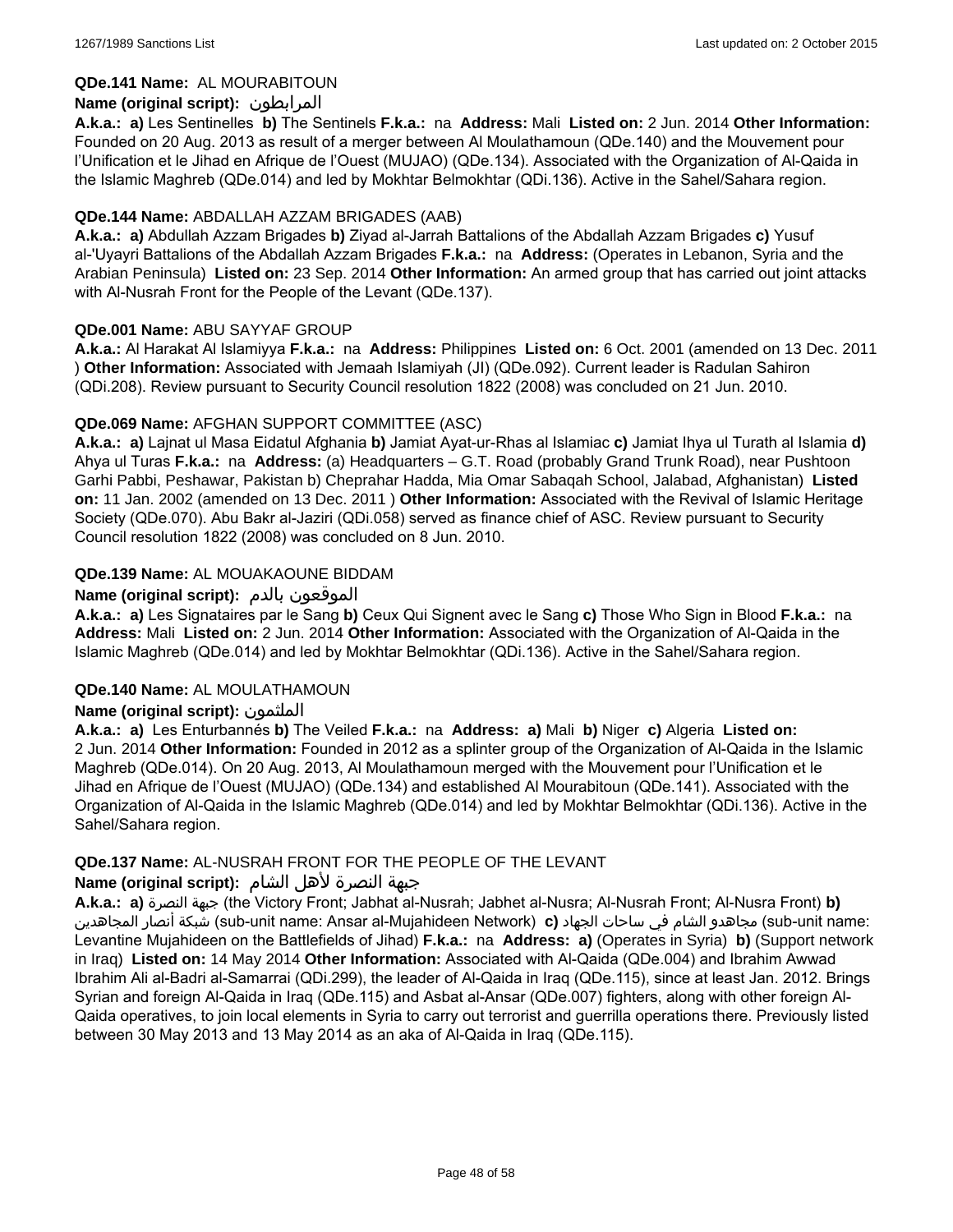**QDe.141 Name:** AL MOURABITOUN

**Name (original script):** المرابطون

**A.k.a.: a)** Les Sentinelles **b)** The Sentinels **F.k.a.:** na **Address:** Mali **Listed on:** 2 Jun. 2014 **Other Information:** Founded on 20 Aug. 2013 as result of a merger between Al Moulathamoun (QDe.140) and the Mouvement pour l'Unification et le Jihad en Afrique de l'Ouest (MUJAO) (QDe.134). Associated with the Organization of Al-Qaida in the Islamic Maghreb (QDe.014) and led by Mokhtar Belmokhtar (QDi.136). Active in the Sahel/Sahara region.

**QDe.144 Name:** ABDALLAH AZZAM BRIGADES (AAB)

**A.k.a.: a)** Abdullah Azzam Brigades **b)** Ziyad al-Jarrah Battalions of the Abdallah Azzam Brigades **c)** Yusuf al-'Uyayri Battalions of the Abdallah Azzam Brigades **F.k.a.:** na **Address:** (Operates in Lebanon, Syria and the Arabian Peninsula) **Listed on:** 23 Sep. 2014 **Other Information:** An armed group that has carried out joint attacks with Al-Nusrah Front for the People of the Levant (QDe.137).

**QDe.001 Name:** ABU SAYYAF GROUP

**A.k.a.:** Al Harakat Al Islamiyya **F.k.a.:** na **Address:** Philippines **Listed on:** 6 Oct. 2001 (amended on 13 Dec. 2011 ) **Other Information:** Associated with Jemaah Islamiyah (JI) (QDe.092). Current leader is Radulan Sahiron (QDi.208). Review pursuant to Security Council resolution 1822 (2008) was concluded on 21 Jun. 2010.

**QDe.069 Name:** AFGHAN SUPPORT COMMITTEE (ASC)

**A.k.a.: a)** Lajnat ul Masa Eidatul Afghania **b)** Jamiat Ayat-ur-Rhas al Islamiac **c)** Jamiat Ihya ul Turath al Islamia **d)** Ahya ul Turas **F.k.a.:** na **Address:** (a) Headquarters – G.T. Road (probably Grand Trunk Road), near Pushtoon Garhi Pabbi, Peshawar, Pakistan b) Cheprahar Hadda, Mia Omar Sabaqah School, Jalabad, Afghanistan) **Listed on:** 11 Jan. 2002 (amended on 13 Dec. 2011 ) **Other Information:** Associated with the Revival of Islamic Heritage Society (QDe.070). Abu Bakr al-Jaziri (QDi.058) served as finance chief of ASC. Review pursuant to Security Council resolution 1822 (2008) was concluded on 8 Jun. 2010.

**QDe.139 Name:** AL MOUAKAOUNE BIDDAM

**Name (original script):** الموقعون بالدم

**A.k.a.: a)** Les Signataires par le Sang **b)** Ceux Qui Signent avec le Sang **c)** Those Who Sign in Blood **F.k.a.:** na **Address:** Mali **Listed on:** 2 Jun. 2014 **Other Information:** Associated with the Organization of Al-Qaida in the Islamic Maghreb (QDe.014) and led by Mokhtar Belmokhtar (QDi.136). Active in the Sahel/Sahara region.

**QDe.140 Name:** AL MOULATHAMOUN

**Name (original script):** الملثمون

**A.k.a.: a)** Les Enturbannés **b)** The Veiled **F.k.a.:** na **Address: a)** Mali **b)** Niger **c)** Algeria **Listed on:** 2 Jun. 2014 **Other Information:** Founded in 2012 as a splinter group of the Organization of Al-Qaida in the Islamic Maghreb (QDe.014). On 20 Aug. 2013, Al Moulathamoun merged with the Mouvement pour l'Unification et le Jihad en Afrique de l'Ouest (MUJAO) (QDe.134) and established Al Mourabitoun (QDe.141). Associated with the Organization of Al-Qaida in the Islamic Maghreb (QDe.014) and led by Mokhtar Belmokhtar (QDi.136). Active in the Sahel/Sahara region.

**QDe.137 Name:** AL-NUSRAH FRONT FOR THE PEOPLE OF THE LEVANT

**Name (original script):** جبهة النصرة لأهل الشام

**A.k.a.: a)** جبهة النصرة (the Victory Front; Jabhat al-Nusrah; Jabhet al-Nusra; Al-Nusrah Front; Al-Nusra Front) **b)** شبكة أنصار المجاهدين (sub-unit name: Ansar al-Mujahideen Network) **c)** مجاهدو الشام في ساحات الجهاد (sub-unit name: Levantine Mujahideen on the Battlefields of Jihad) **F.k.a.:** na **Address: a)** (Operates in Syria) **b)** (Support network in Iraq) **Listed on:** 14 May 2014 **Other Information:** Associated with Al-Qaida (QDe.004) and Ibrahim Awwad Ibrahim Ali al-Badri al-Samarrai (QDi.299), the leader of Al-Qaida in Iraq (QDe.115), since at least Jan. 2012. Brings Syrian and foreign Al-Qaida in Iraq (QDe.115) and Asbat al-Ansar (QDe.007) fighters, along with other foreign Al-Qaida operatives, to join local elements in Syria to carry out terrorist and guerrilla operations there. Previously listed between 30 May 2013 and 13 May 2014 as an aka of Al-Qaida in Iraq (QDe.115).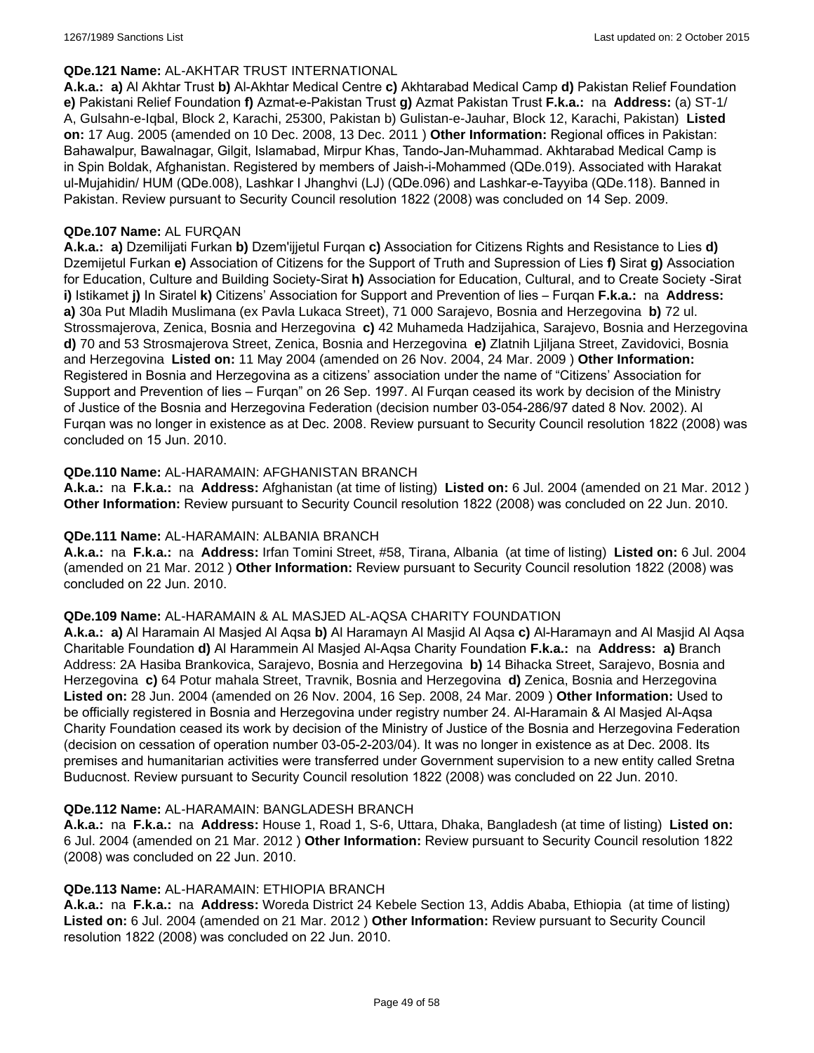**QDe.121 Name:** AL-AKHTAR TRUST INTERNATIONAL
**A.k.a.: a)** Al Akhtar Trust **b)** Al-Akhtar Medical Centre **c)** Akhtarabad Medical Camp **d)** Pakistan Relief Foundation **e)** Pakistani Relief Foundation **f)** Azmat-e-Pakistan Trust **g)** Azmat Pakistan Trust **F.k.a.:** na **Address:** (a) ST-1/ A, Gulsahn-e-Iqbal, Block 2, Karachi, 25300, Pakistan b) Gulistan-e-Jauhar, Block 12, Karachi, Pakistan) **Listed on:** 17 Aug. 2005 (amended on 10 Dec. 2008, 13 Dec. 2011 ) **Other Information:** Regional offices in Pakistan: Bahawalpur, Bawalnagar, Gilgit, Islamabad, Mirpur Khas, Tando-Jan-Muhammad. Akhtarabad Medical Camp is in Spin Boldak, Afghanistan. Registered by members of Jaish-i-Mohammed (QDe.019). Associated with Harakat ul-Mujahidin/ HUM (QDe.008), Lashkar I Jhanghvi (LJ) (QDe.096) and Lashkar-e-Tayyiba (QDe.118). Banned in Pakistan. Review pursuant to Security Council resolution 1822 (2008) was concluded on 14 Sep. 2009.

**QDe.107 Name:** AL FURQAN
**A.k.a.: a)** Dzemilijati Furkan **b)** Dzem'ijjetul Furqan **c)** Association for Citizens Rights and Resistance to Lies **d)** Dzemijetul Furkan **e)** Association of Citizens for the Support of Truth and Supression of Lies **f)** Sirat **g)** Association for Education, Culture and Building Society-Sirat **h)** Association for Education, Cultural, and to Create Society -Sirat **i)** Istikamet **j)** In Siratel **k)** Citizens' Association for Support and Prevention of lies – Furqan **F.k.a.:** na **Address: a)** 30a Put Mladih Muslimana (ex Pavla Lukaca Street), 71 000 Sarajevo, Bosnia and Herzegovina **b)** 72 ul. Strossmajerova, Zenica, Bosnia and Herzegovina **c)** 42 Muhameda Hadzijahica, Sarajevo, Bosnia and Herzegovina **d)** 70 and 53 Strosmajerova Street, Zenica, Bosnia and Herzegovina **e)** Zlatnih Ljiljana Street, Zavidovici, Bosnia and Herzegovina **Listed on:** 11 May 2004 (amended on 26 Nov. 2004, 24 Mar. 2009 ) **Other Information:** Registered in Bosnia and Herzegovina as a citizens' association under the name of "Citizens' Association for Support and Prevention of lies – Furqan" on 26 Sep. 1997. Al Furqan ceased its work by decision of the Ministry of Justice of the Bosnia and Herzegovina Federation (decision number 03-054-286/97 dated 8 Nov. 2002). Al Furqan was no longer in existence as at Dec. 2008. Review pursuant to Security Council resolution 1822 (2008) was concluded on 15 Jun. 2010.

**QDe.110 Name:** AL-HARAMAIN: AFGHANISTAN BRANCH
**A.k.a.:** na **F.k.a.:** na **Address:** Afghanistan (at time of listing) **Listed on:** 6 Jul. 2004 (amended on 21 Mar. 2012 ) **Other Information:** Review pursuant to Security Council resolution 1822 (2008) was concluded on 22 Jun. 2010.

**QDe.111 Name:** AL-HARAMAIN: ALBANIA BRANCH
**A.k.a.:** na **F.k.a.:** na **Address:** Irfan Tomini Street, #58, Tirana, Albania (at time of listing) **Listed on:** 6 Jul. 2004 (amended on 21 Mar. 2012 ) **Other Information:** Review pursuant to Security Council resolution 1822 (2008) was concluded on 22 Jun. 2010.

**QDe.109 Name:** AL-HARAMAIN & AL MASJED AL-AQSA CHARITY FOUNDATION
**A.k.a.: a)** Al Haramain Al Masjed Al Aqsa **b)** Al Haramayn Al Masjid Al Aqsa **c)** Al-Haramayn and Al Masjid Al Aqsa Charitable Foundation **d)** Al Harammein Al Masjed Al-Aqsa Charity Foundation **F.k.a.:** na **Address: a)** Branch Address: 2A Hasiba Brankovica, Sarajevo, Bosnia and Herzegovina **b)** 14 Bihacka Street, Sarajevo, Bosnia and Herzegovina **c)** 64 Potur mahala Street, Travnik, Bosnia and Herzegovina **d)** Zenica, Bosnia and Herzegovina **Listed on:** 28 Jun. 2004 (amended on 26 Nov. 2004, 16 Sep. 2008, 24 Mar. 2009 ) **Other Information:** Used to be officially registered in Bosnia and Herzegovina under registry number 24. Al-Haramain & Al Masjed Al-Aqsa Charity Foundation ceased its work by decision of the Ministry of Justice of the Bosnia and Herzegovina Federation (decision on cessation of operation number 03-05-2-203/04). It was no longer in existence as at Dec. 2008. Its premises and humanitarian activities were transferred under Government supervision to a new entity called Sretna Buducnost. Review pursuant to Security Council resolution 1822 (2008) was concluded on 22 Jun. 2010.

**QDe.112 Name:** AL-HARAMAIN: BANGLADESH BRANCH
**A.k.a.:** na **F.k.a.:** na **Address:** House 1, Road 1, S-6, Uttara, Dhaka, Bangladesh (at time of listing) **Listed on:** 6 Jul. 2004 (amended on 21 Mar. 2012 ) **Other Information:** Review pursuant to Security Council resolution 1822 (2008) was concluded on 22 Jun. 2010.

**QDe.113 Name:** AL-HARAMAIN: ETHIOPIA BRANCH
**A.k.a.:** na **F.k.a.:** na **Address:** Woreda District 24 Kebele Section 13, Addis Ababa, Ethiopia (at time of listing) **Listed on:** 6 Jul. 2004 (amended on 21 Mar. 2012 ) **Other Information:** Review pursuant to Security Council resolution 1822 (2008) was concluded on 22 Jun. 2010.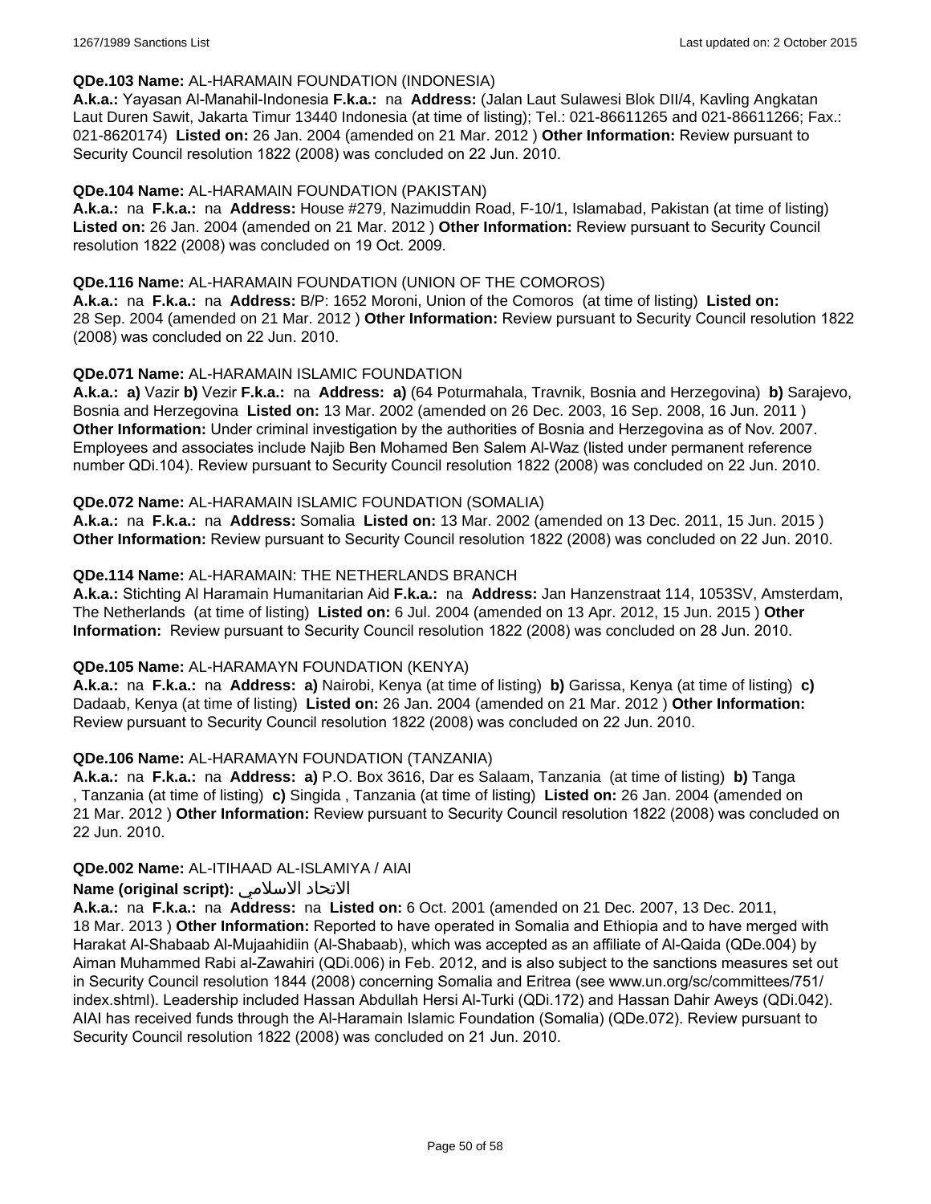**QDe.103 Name:** AL-HARAMAIN FOUNDATION (INDONESIA)

**A.k.a.:** Yayasan Al-Manahil-Indonesia **F.k.a.:** na **Address:** (Jalan Laut Sulawesi Blok DII/4, Kavling Angkatan Laut Duren Sawit, Jakarta Timur 13440 Indonesia (at time of listing); Tel.: 021-86611265 and 021-86611266; Fax.: 021-8620174) **Listed on:** 26 Jan. 2004 (amended on 21 Mar. 2012 ) **Other Information:** Review pursuant to Security Council resolution 1822 (2008) was concluded on 22 Jun. 2010.

**QDe.104 Name:** AL-HARAMAIN FOUNDATION (PAKISTAN)

**A.k.a.:** na **F.k.a.:** na **Address:** House #279, Nazimuddin Road, F-10/1, Islamabad, Pakistan (at time of listing) **Listed on:** 26 Jan. 2004 (amended on 21 Mar. 2012 ) **Other Information:** Review pursuant to Security Council resolution 1822 (2008) was concluded on 19 Oct. 2009.

**QDe.116 Name:** AL-HARAMAIN FOUNDATION (UNION OF THE COMOROS)

**A.k.a.:** na **F.k.a.:** na **Address:** B/P: 1652 Moroni, Union of the Comoros (at time of listing) **Listed on:** 28 Sep. 2004 (amended on 21 Mar. 2012 ) **Other Information:** Review pursuant to Security Council resolution 1822 (2008) was concluded on 22 Jun. 2010.

**QDe.071 Name:** AL-HARAMAIN ISLAMIC FOUNDATION

**A.k.a.:** **a)** Vazir **b)** Vezir **F.k.a.:** na **Address:** **a)** (64 Poturmahala, Travnik, Bosnia and Herzegovina) **b)** Sarajevo, Bosnia and Herzegovina **Listed on:** 13 Mar. 2002 (amended on 26 Dec. 2003, 16 Sep. 2008, 16 Jun. 2011 ) **Other Information:** Under criminal investigation by the authorities of Bosnia and Herzegovina as of Nov. 2007. Employees and associates include Najib Ben Mohamed Ben Salem Al-Waz (listed under permanent reference number QDi.104). Review pursuant to Security Council resolution 1822 (2008) was concluded on 22 Jun. 2010.

**QDe.072 Name:** AL-HARAMAIN ISLAMIC FOUNDATION (SOMALIA)

**A.k.a.:** na **F.k.a.:** na **Address:** Somalia **Listed on:** 13 Mar. 2002 (amended on 13 Dec. 2011, 15 Jun. 2015 ) **Other Information:** Review pursuant to Security Council resolution 1822 (2008) was concluded on 22 Jun. 2010.

**QDe.114 Name:** AL-HARAMAIN: THE NETHERLANDS BRANCH

**A.k.a.:** Stichting Al Haramain Humanitarian Aid **F.k.a.:** na **Address:** Jan Hanzenstraat 114, 1053SV, Amsterdam, The Netherlands (at time of listing) **Listed on:** 6 Jul. 2004 (amended on 13 Apr. 2012, 15 Jun. 2015 ) **Other Information:** Review pursuant to Security Council resolution 1822 (2008) was concluded on 28 Jun. 2010.

**QDe.105 Name:** AL-HARAMAYN FOUNDATION (KENYA)

**A.k.a.:** na **F.k.a.:** na **Address:** **a)** Nairobi, Kenya (at time of listing) **b)** Garissa, Kenya (at time of listing) **c)** Dadaab, Kenya (at time of listing) **Listed on:** 26 Jan. 2004 (amended on 21 Mar. 2012 ) **Other Information:** Review pursuant to Security Council resolution 1822 (2008) was concluded on 22 Jun. 2010.

**QDe.106 Name:** AL-HARAMAYN FOUNDATION (TANZANIA)

**A.k.a.:** na **F.k.a.:** na **Address:** **a)** P.O. Box 3616, Dar es Salaam, Tanzania (at time of listing) **b)** Tanga , Tanzania (at time of listing) **c)** Singida , Tanzania (at time of listing) **Listed on:** 26 Jan. 2004 (amended on 21 Mar. 2012 ) **Other Information:** Review pursuant to Security Council resolution 1822 (2008) was concluded on 22 Jun. 2010.

**QDe.002 Name:** AL-ITIHAAD AL-ISLAMIYA / AIAI

**Name (original script):** الاتحاد الاسلامي

**A.k.a.:** na **F.k.a.:** na **Address:** na **Listed on:** 6 Oct. 2001 (amended on 21 Dec. 2007, 13 Dec. 2011, 18 Mar. 2013 ) **Other Information:** Reported to have operated in Somalia and Ethiopia and to have merged with Harakat Al-Shabaab Al-Mujaahidiin (Al-Shabaab), which was accepted as an affiliate of Al-Qaida (QDe.004) by Aiman Muhammed Rabi al-Zawahiri (QDi.006) in Feb. 2012, and is also subject to the sanctions measures set out in Security Council resolution 1844 (2008) concerning Somalia and Eritrea (see www.un.org/sc/committees/751/index.shtml). Leadership included Hassan Abdullah Hersi Al-Turki (QDi.172) and Hassan Dahir Aweys (QDi.042). AIAI has received funds through the Al-Haramain Islamic Foundation (Somalia) (QDe.072). Review pursuant to Security Council resolution 1822 (2008) was concluded on 21 Jun. 2010.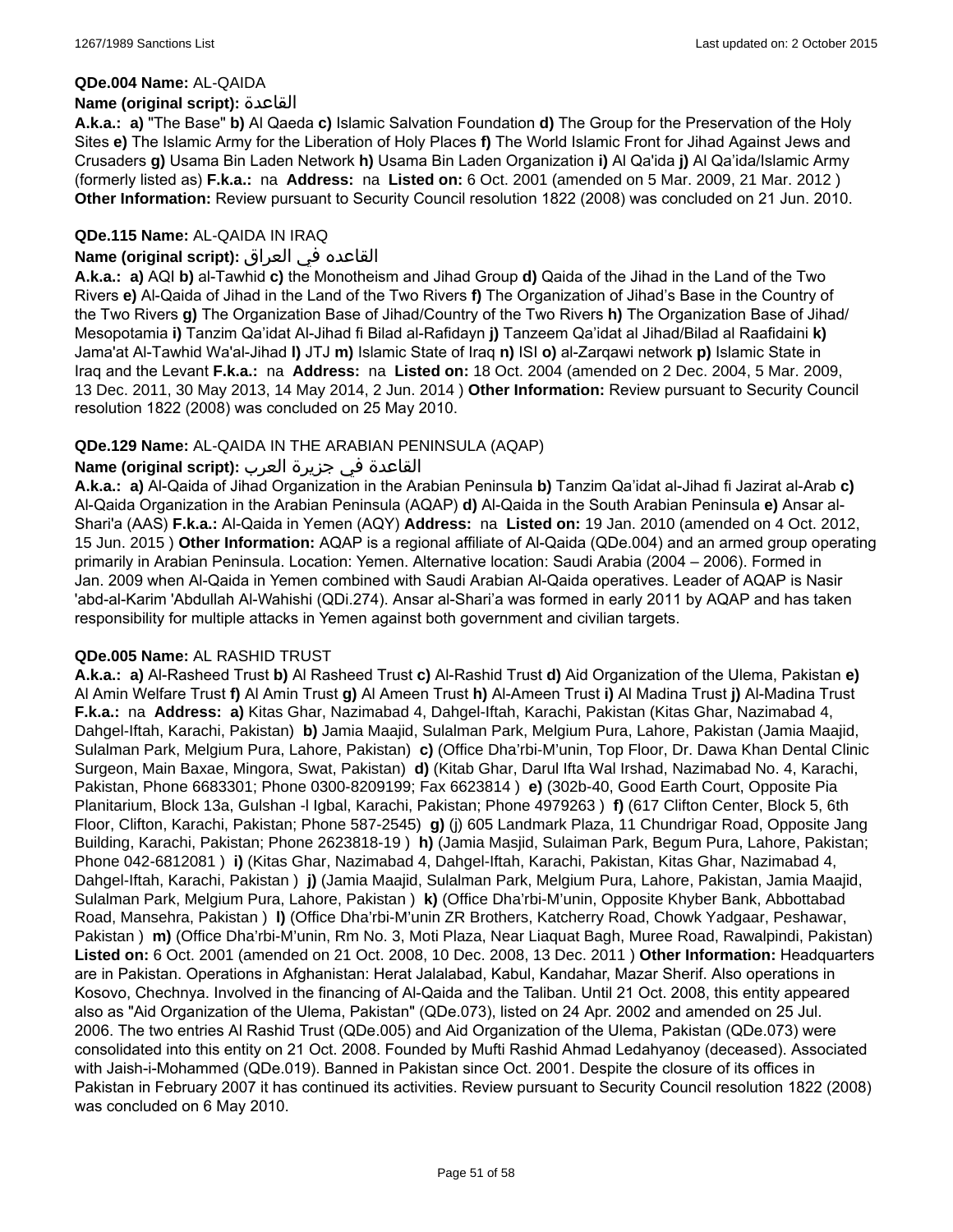**QDe.004 Name:** AL-QAIDA

**Name (original script):** القاعدة

**A.k.a.: a)** "The Base" **b)** Al Qaeda **c)** Islamic Salvation Foundation **d)** The Group for the Preservation of the Holy Sites **e)** The Islamic Army for the Liberation of Holy Places **f)** The World Islamic Front for Jihad Against Jews and Crusaders **g)** Usama Bin Laden Network **h)** Usama Bin Laden Organization **i)** Al Qa'ida **j)** Al Qa'ida/Islamic Army (formerly listed as) **F.k.a.:** na **Address:** na **Listed on:** 6 Oct. 2001 (amended on 5 Mar. 2009, 21 Mar. 2012 ) **Other Information:** Review pursuant to Security Council resolution 1822 (2008) was concluded on 21 Jun. 2010.

**QDe.115 Name:** AL-QAIDA IN IRAQ

**Name (original script):** القاعده في العراق

**A.k.a.: a)** AQI **b)** al-Tawhid **c)** the Monotheism and Jihad Group **d)** Qaida of the Jihad in the Land of the Two Rivers **e)** Al-Qaida of Jihad in the Land of the Two Rivers **f)** The Organization of Jihad's Base in the Country of the Two Rivers **g)** The Organization Base of Jihad/Country of the Two Rivers **h)** The Organization Base of Jihad/ Mesopotamia **i)** Tanzim Qa'idat Al-Jihad fi Bilad al-Rafidayn **j)** Tanzeem Qa'idat al Jihad/Bilad al Raafidaini **k)** Jama'at Al-Tawhid Wa'al-Jihad **l)** JTJ **m)** Islamic State of Iraq **n)** ISI **o)** al-Zarqawi network **p)** Islamic State in Iraq and the Levant **F.k.a.:** na **Address:** na **Listed on:** 18 Oct. 2004 (amended on 2 Dec. 2004, 5 Mar. 2009, 13 Dec. 2011, 30 May 2013, 14 May 2014, 2 Jun. 2014 ) **Other Information:** Review pursuant to Security Council resolution 1822 (2008) was concluded on 25 May 2010.

**QDe.129 Name:** AL-QAIDA IN THE ARABIAN PENINSULA (AQAP)

**Name (original script):** القاعدة في جزيرة العرب

**A.k.a.: a)** Al-Qaida of Jihad Organization in the Arabian Peninsula **b)** Tanzim Qa'idat al-Jihad fi Jazirat al-Arab **c)** Al-Qaida Organization in the Arabian Peninsula (AQAP) **d)** Al-Qaida in the South Arabian Peninsula **e)** Ansar al-Shari'a (AAS) **F.k.a.:** Al-Qaida in Yemen (AQY) **Address:** na **Listed on:** 19 Jan. 2010 (amended on 4 Oct. 2012, 15 Jun. 2015 ) **Other Information:** AQAP is a regional affiliate of Al-Qaida (QDe.004) and an armed group operating primarily in Arabian Peninsula. Location: Yemen. Alternative location: Saudi Arabia (2004 – 2006). Formed in Jan. 2009 when Al-Qaida in Yemen combined with Saudi Arabian Al-Qaida operatives. Leader of AQAP is Nasir 'abd-al-Karim 'Abdullah Al-Wahishi (QDi.274). Ansar al-Shari'a was formed in early 2011 by AQAP and has taken responsibility for multiple attacks in Yemen against both government and civilian targets.

**QDe.005 Name:** AL RASHID TRUST

**A.k.a.: a)** Al-Rasheed Trust **b)** Al Rasheed Trust **c)** Al-Rashid Trust **d)** Aid Organization of the Ulema, Pakistan **e)** Al Amin Welfare Trust **f)** Al Amin Trust **g)** Al Ameen Trust **h)** Al-Ameen Trust **i)** Al Madina Trust **j)** Al-Madina Trust **F.k.a.:** na **Address: a)** Kitas Ghar, Nazimabad 4, Dahgel-Iftah, Karachi, Pakistan (Kitas Ghar, Nazimabad 4, Dahgel-Iftah, Karachi, Pakistan) **b)** Jamia Maajid, Sulalman Park, Melgium Pura, Lahore, Pakistan (Jamia Maajid, Sulalman Park, Melgium Pura, Lahore, Pakistan) **c)** (Office Dha'rbi-M'unin, Top Floor, Dr. Dawa Khan Dental Clinic Surgeon, Main Baxae, Mingora, Swat, Pakistan) **d)** (Kitab Ghar, Darul Ifta Wal Irshad, Nazimabad No. 4, Karachi, Pakistan, Phone 6683301; Phone 0300-8209199; Fax 6623814 ) **e)** (302b-40, Good Earth Court, Opposite Pia Planitarium, Block 13a, Gulshan -l Igbal, Karachi, Pakistan; Phone 4979263 ) **f)** (617 Clifton Center, Block 5, 6th Floor, Clifton, Karachi, Pakistan; Phone 587-2545) **g)** (j) 605 Landmark Plaza, 11 Chundrigar Road, Opposite Jang Building, Karachi, Pakistan; Phone 2623818-19 ) **h)** (Jamia Masjid, Sulaiman Park, Begum Pura, Lahore, Pakistan; Phone 042-6812081 ) **i)** (Kitas Ghar, Nazimabad 4, Dahgel-Iftah, Karachi, Pakistan, Kitas Ghar, Nazimabad 4, Dahgel-Iftah, Karachi, Pakistan ) **j)** (Jamia Maajid, Sulalman Park, Melgium Pura, Lahore, Pakistan, Jamia Maajid, Sulalman Park, Melgium Pura, Lahore, Pakistan ) **k)** (Office Dha'rbi-M'unin, Opposite Khyber Bank, Abbottabad Road, Mansehra, Pakistan ) **l)** (Office Dha'rbi-M'unin ZR Brothers, Katcherry Road, Chowk Yadgaar, Peshawar, Pakistan ) **m)** (Office Dha'rbi-M'unin, Rm No. 3, Moti Plaza, Near Liaquat Bagh, Muree Road, Rawalpindi, Pakistan) **Listed on:** 6 Oct. 2001 (amended on 21 Oct. 2008, 10 Dec. 2008, 13 Dec. 2011 ) **Other Information:** Headquarters are in Pakistan. Operations in Afghanistan: Herat Jalalabad, Kabul, Kandahar, Mazar Sherif. Also operations in Kosovo, Chechnya. Involved in the financing of Al-Qaida and the Taliban. Until 21 Oct. 2008, this entity appeared also as "Aid Organization of the Ulema, Pakistan" (QDe.073), listed on 24 Apr. 2002 and amended on 25 Jul. 2006. The two entries Al Rashid Trust (QDe.005) and Aid Organization of the Ulema, Pakistan (QDe.073) were consolidated into this entity on 21 Oct. 2008. Founded by Mufti Rashid Ahmad Ledahyanoy (deceased). Associated with Jaish-i-Mohammed (QDe.019). Banned in Pakistan since Oct. 2001. Despite the closure of its offices in Pakistan in February 2007 it has continued its activities. Review pursuant to Security Council resolution 1822 (2008) was concluded on 6 May 2010.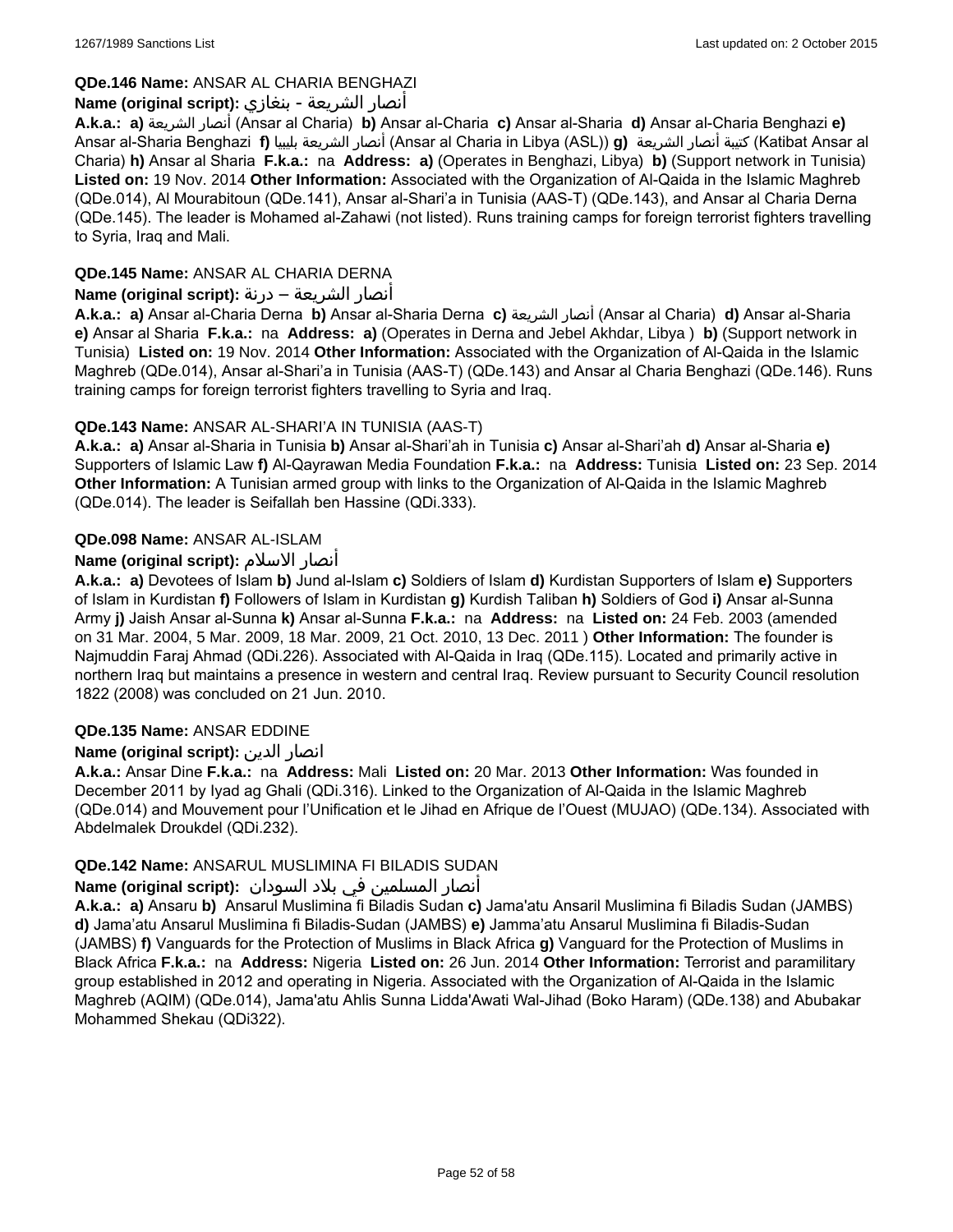**QDe.146 Name:** ANSAR AL CHARIA BENGHAZI

**Name (original script):** أنصار الشريعة - بنغازي

**A.k.a.:** **a)** أنصار الشريعة (Ansar al Charia) **b)** Ansar al-Charia **c)** Ansar al-Sharia **d)** Ansar al-Charia Benghazi **e)** Ansar al-Sharia Benghazi **f)** أنصار الشريعة بليبيا (Ansar al Charia in Libya (ASL)) **g)** كتيبة أنصار الشريعة (Katibat Ansar al Charia) **h)** Ansar al Sharia **F.k.a.:** na **Address:** **a)** (Operates in Benghazi, Libya) **b)** (Support network in Tunisia) **Listed on:** 19 Nov. 2014 **Other Information:** Associated with the Organization of Al-Qaida in the Islamic Maghreb (QDe.014), Al Mourabitoun (QDe.141), Ansar al-Shari'a in Tunisia (AAS-T) (QDe.143), and Ansar al Charia Derna (QDe.145). The leader is Mohamed al-Zahawi (not listed). Runs training camps for foreign terrorist fighters travelling to Syria, Iraq and Mali.

**QDe.145 Name:** ANSAR AL CHARIA DERNA

**Name (original script):** أنصار الشريعة – درنة

**A.k.a.:** **a)** Ansar al-Charia Derna **b)** Ansar al-Sharia Derna **c)** أنصار الشريعة (Ansar al Charia) **d)** Ansar al-Sharia **e)** Ansar al Sharia **F.k.a.:** na **Address:** **a)** (Operates in Derna and Jebel Akhdar, Libya ) **b)** (Support network in Tunisia) **Listed on:** 19 Nov. 2014 **Other Information:** Associated with the Organization of Al-Qaida in the Islamic Maghreb (QDe.014), Ansar al-Shari'a in Tunisia (AAS-T) (QDe.143) and Ansar al Charia Benghazi (QDe.146). Runs training camps for foreign terrorist fighters travelling to Syria and Iraq.

**QDe.143 Name:** ANSAR AL-SHARI'A IN TUNISIA (AAS-T)

**A.k.a.:** **a)** Ansar al-Sharia in Tunisia **b)** Ansar al-Shari'ah in Tunisia **c)** Ansar al-Shari'ah **d)** Ansar al-Sharia **e)** Supporters of Islamic Law **f)** Al-Qayrawan Media Foundation **F.k.a.:** na **Address:** Tunisia **Listed on:** 23 Sep. 2014 **Other Information:** A Tunisian armed group with links to the Organization of Al-Qaida in the Islamic Maghreb (QDe.014). The leader is Seifallah ben Hassine (QDi.333).

**QDe.098 Name:** ANSAR AL-ISLAM

**Name (original script):** أنصار الاسلام

**A.k.a.:** **a)** Devotees of Islam **b)** Jund al-Islam **c)** Soldiers of Islam **d)** Kurdistan Supporters of Islam **e)** Supporters of Islam in Kurdistan **f)** Followers of Islam in Kurdistan **g)** Kurdish Taliban **h)** Soldiers of God **i)** Ansar al-Sunna Army **j)** Jaish Ansar al-Sunna **k)** Ansar al-Sunna **F.k.a.:** na **Address:** na **Listed on:** 24 Feb. 2003 (amended on 31 Mar. 2004, 5 Mar. 2009, 18 Mar. 2009, 21 Oct. 2010, 13 Dec. 2011 ) **Other Information:** The founder is Najmuddin Faraj Ahmad (QDi.226). Associated with Al-Qaida in Iraq (QDe.115). Located and primarily active in northern Iraq but maintains a presence in western and central Iraq. Review pursuant to Security Council resolution 1822 (2008) was concluded on 21 Jun. 2010.

**QDe.135 Name:** ANSAR EDDINE

**Name (original script):** انصار الدين

**A.k.a.:** Ansar Dine **F.k.a.:** na **Address:** Mali **Listed on:** 20 Mar. 2013 **Other Information:** Was founded in December 2011 by Iyad ag Ghali (QDi.316). Linked to the Organization of Al-Qaida in the Islamic Maghreb (QDe.014) and Mouvement pour l'Unification et le Jihad en Afrique de l'Ouest (MUJAO) (QDe.134). Associated with Abdelmalek Droukdel (QDi.232).

**QDe.142 Name:** ANSARUL MUSLIMINA FI BILADIS SUDAN

**Name (original script):** أنصار المسلمين في بلاد السودان

**A.k.a.:** **a)** Ansaru **b)** Ansarul Muslimina fi Biladis Sudan **c)** Jama'atu Ansaril Muslimina fi Biladis Sudan (JAMBS) **d)** Jama'atu Ansarul Muslimina fi Biladis-Sudan (JAMBS) **e)** Jamma'atu Ansarul Muslimina fi Biladis-Sudan (JAMBS) **f)** Vanguards for the Protection of Muslims in Black Africa **g)** Vanguard for the Protection of Muslims in Black Africa **F.k.a.:** na **Address:** Nigeria **Listed on:** 26 Jun. 2014 **Other Information:** Terrorist and paramilitary group established in 2012 and operating in Nigeria. Associated with the Organization of Al-Qaida in the Islamic Maghreb (AQIM) (QDe.014), Jama'atu Ahlis Sunna Lidda'Awati Wal-Jihad (Boko Haram) (QDe.138) and Abubakar Mohammed Shekau (QDi322).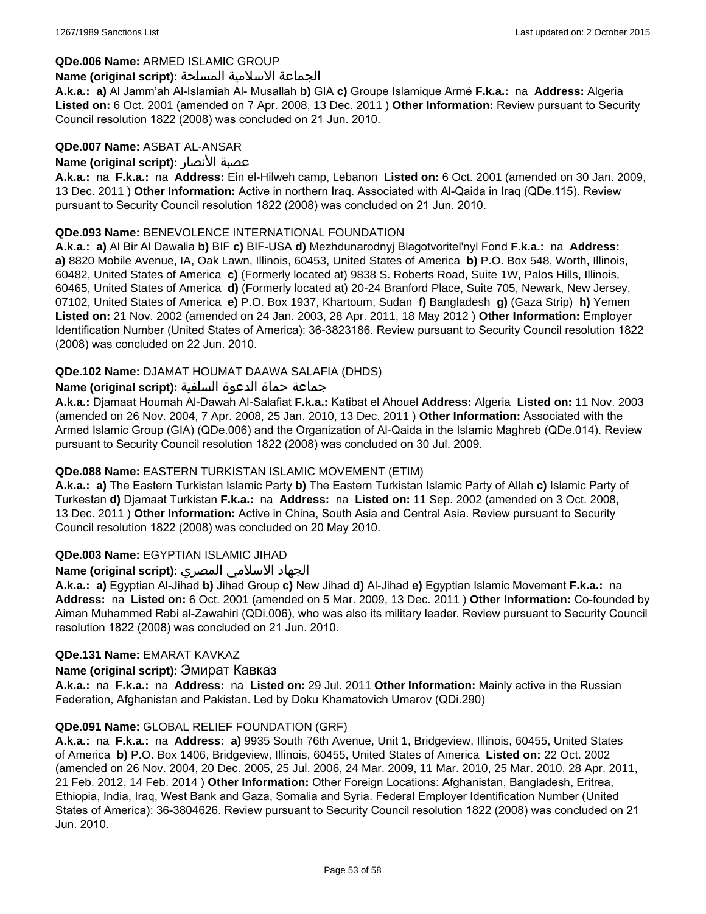**QDe.006 Name:** ARMED ISLAMIC GROUP

**Name (original script):** الجماعة الاسلامية المسلحة

**A.k.a.:** **a)** Al Jamm'ah Al-Islamiah Al- Musallah **b)** GIA **c)** Groupe Islamique Armé **F.k.a.:** na **Address:** Algeria **Listed on:** 6 Oct. 2001 (amended on 7 Apr. 2008, 13 Dec. 2011 ) **Other Information:** Review pursuant to Security Council resolution 1822 (2008) was concluded on 21 Jun. 2010.

**QDe.007 Name:** ASBAT AL-ANSAR

**Name (original script):** عصبة الأنصار

**A.k.a.:** na **F.k.a.:** na **Address:** Ein el-Hilweh camp, Lebanon **Listed on:** 6 Oct. 2001 (amended on 30 Jan. 2009, 13 Dec. 2011 ) **Other Information:** Active in northern Iraq. Associated with Al-Qaida in Iraq (QDe.115). Review pursuant to Security Council resolution 1822 (2008) was concluded on 21 Jun. 2010.

**QDe.093 Name:** BENEVOLENCE INTERNATIONAL FOUNDATION

**A.k.a.:** **a)** Al Bir Al Dawalia **b)** BIF **c)** BIF-USA **d)** Mezhdunarodnyj Blagotvoritel'nyl Fond **F.k.a.:** na **Address:** **a)** 8820 Mobile Avenue, IA, Oak Lawn, Illinois, 60453, United States of America **b)** P.O. Box 548, Worth, Illinois, 60482, United States of America **c)** (Formerly located at) 9838 S. Roberts Road, Suite 1W, Palos Hills, Illinois, 60465, United States of America **d)** (Formerly located at) 20-24 Branford Place, Suite 705, Newark, New Jersey, 07102, United States of America **e)** P.O. Box 1937, Khartoum, Sudan **f)** Bangladesh **g)** (Gaza Strip) **h)** Yemen **Listed on:** 21 Nov. 2002 (amended on 24 Jan. 2003, 28 Apr. 2011, 18 May 2012 ) **Other Information:** Employer Identification Number (United States of America): 36-3823186. Review pursuant to Security Council resolution 1822 (2008) was concluded on 22 Jun. 2010.

**QDe.102 Name:** DJAMAT HOUMAT DAAWA SALAFIA (DHDS)

**Name (original script):** جماعة حماة الدعوة السلفية

**A.k.a.:** Djamaat Houmah Al-Dawah Al-Salafiat **F.k.a.:** Katibat el Ahouel **Address:** Algeria **Listed on:** 11 Nov. 2003 (amended on 26 Nov. 2004, 7 Apr. 2008, 25 Jan. 2010, 13 Dec. 2011 ) **Other Information:** Associated with the Armed Islamic Group (GIA) (QDe.006) and the Organization of Al-Qaida in the Islamic Maghreb (QDe.014). Review pursuant to Security Council resolution 1822 (2008) was concluded on 30 Jul. 2009.

**QDe.088 Name:** EASTERN TURKISTAN ISLAMIC MOVEMENT (ETIM)

**A.k.a.:** **a)** The Eastern Turkistan Islamic Party **b)** The Eastern Turkistan Islamic Party of Allah **c)** Islamic Party of Turkestan **d)** Djamaat Turkistan **F.k.a.:** na **Address:** na **Listed on:** 11 Sep. 2002 (amended on 3 Oct. 2008, 13 Dec. 2011 ) **Other Information:** Active in China, South Asia and Central Asia. Review pursuant to Security Council resolution 1822 (2008) was concluded on 20 May 2010.

**QDe.003 Name:** EGYPTIAN ISLAMIC JIHAD

**Name (original script):** الجهاد الاسلامي المصري

**A.k.a.:** **a)** Egyptian Al-Jihad **b)** Jihad Group **c)** New Jihad **d)** Al-Jihad **e)** Egyptian Islamic Movement **F.k.a.:** na **Address:** na **Listed on:** 6 Oct. 2001 (amended on 5 Mar. 2009, 13 Dec. 2011 ) **Other Information:** Co-founded by Aiman Muhammed Rabi al-Zawahiri (QDi.006), who was also its military leader. Review pursuant to Security Council resolution 1822 (2008) was concluded on 21 Jun. 2010.

**QDe.131 Name:** EMARAT KAVKAZ

**Name (original script):** Эмират Кавказ

**A.k.a.:** na **F.k.a.:** na **Address:** na **Listed on:** 29 Jul. 2011 **Other Information:** Mainly active in the Russian Federation, Afghanistan and Pakistan. Led by Doku Khamatovich Umarov (QDi.290)

**QDe.091 Name:** GLOBAL RELIEF FOUNDATION (GRF)

**A.k.a.:** na **F.k.a.:** na **Address:** **a)** 9935 South 76th Avenue, Unit 1, Bridgeview, Illinois, 60455, United States of America **b)** P.O. Box 1406, Bridgeview, Illinois, 60455, United States of America **Listed on:** 22 Oct. 2002 (amended on 26 Nov. 2004, 20 Dec. 2005, 25 Jul. 2006, 24 Mar. 2009, 11 Mar. 2010, 25 Mar. 2010, 28 Apr. 2011, 21 Feb. 2012, 14 Feb. 2014 ) **Other Information:** Other Foreign Locations: Afghanistan, Bangladesh, Eritrea, Ethiopia, India, Iraq, West Bank and Gaza, Somalia and Syria. Federal Employer Identification Number (United States of America): 36-3804626. Review pursuant to Security Council resolution 1822 (2008) was concluded on 21 Jun. 2010.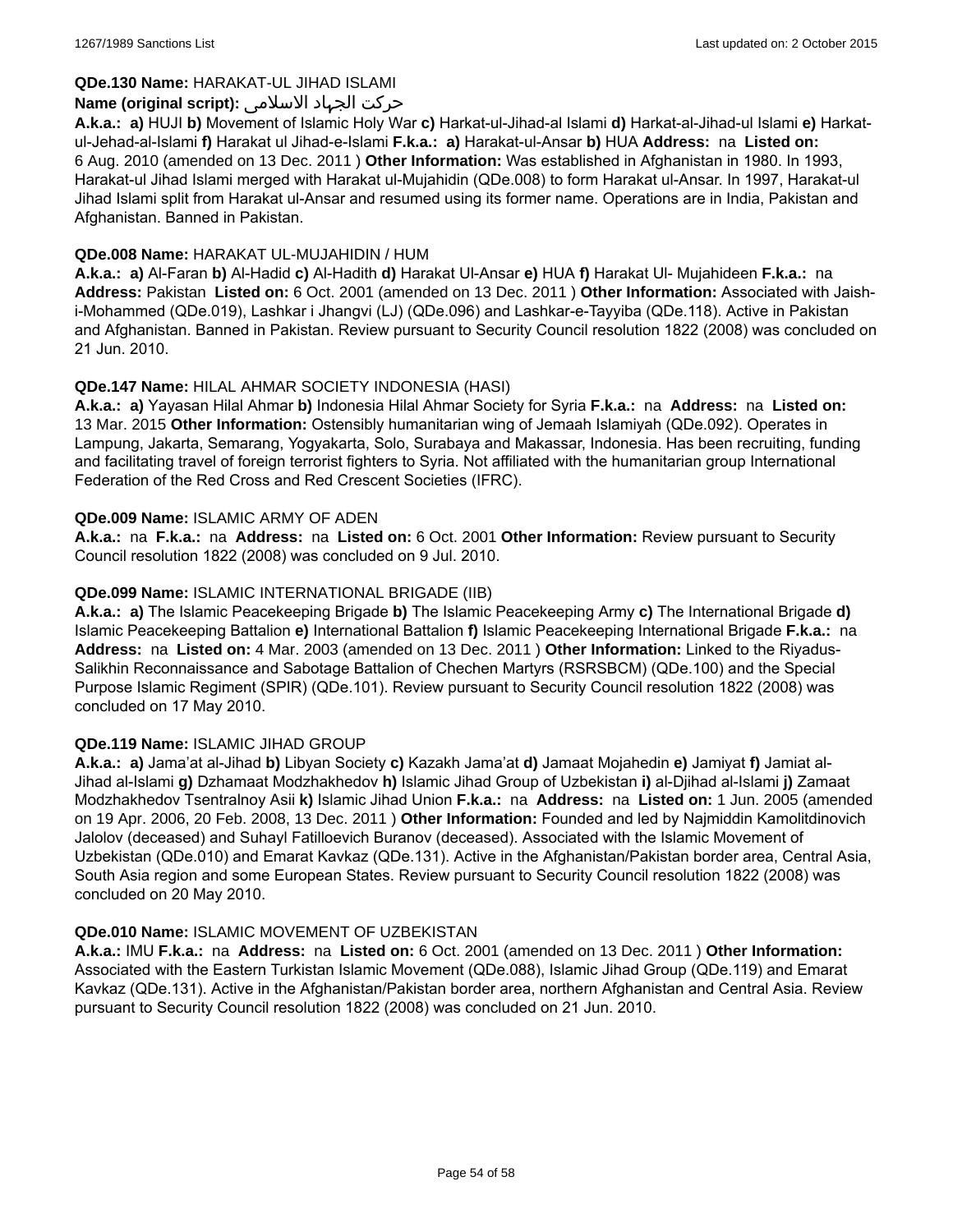**QDe.130 Name:** HARAKAT-UL JIHAD ISLAMI

**Name (original script):** حرکت الجهاد الاسلامی

**A.k.a.: a)** HUJI **b)** Movement of Islamic Holy War **c)** Harkat-ul-Jihad-al Islami **d)** Harkat-al-Jihad-ul Islami **e)** Harkat-ul-Jehad-al-Islami **f)** Harakat ul Jihad-e-Islami **F.k.a.: a)** Harakat-ul-Ansar **b)** HUA **Address:** na **Listed on:** 6 Aug. 2010 (amended on 13 Dec. 2011 ) **Other Information:** Was established in Afghanistan in 1980. In 1993, Harakat-ul Jihad Islami merged with Harakat ul-Mujahidin (QDe.008) to form Harakat ul-Ansar. In 1997, Harakat-ul Jihad Islami split from Harakat ul-Ansar and resumed using its former name. Operations are in India, Pakistan and Afghanistan. Banned in Pakistan.

**QDe.008 Name:** HARAKAT UL-MUJAHIDIN / HUM

**A.k.a.: a)** Al-Faran **b)** Al-Hadid **c)** Al-Hadith **d)** Harakat Ul-Ansar **e)** HUA **f)** Harakat Ul- Mujahideen **F.k.a.:** na **Address:** Pakistan **Listed on:** 6 Oct. 2001 (amended on 13 Dec. 2011 ) **Other Information:** Associated with Jaish-i-Mohammed (QDe.019), Lashkar i Jhangvi (LJ) (QDe.096) and Lashkar-e-Tayyiba (QDe.118). Active in Pakistan and Afghanistan. Banned in Pakistan. Review pursuant to Security Council resolution 1822 (2008) was concluded on 21 Jun. 2010.

**QDe.147 Name:** HILAL AHMAR SOCIETY INDONESIA (HASI)

**A.k.a.: a)** Yayasan Hilal Ahmar **b)** Indonesia Hilal Ahmar Society for Syria **F.k.a.:** na **Address:** na **Listed on:** 13 Mar. 2015 **Other Information:** Ostensibly humanitarian wing of Jemaah Islamiyah (QDe.092). Operates in Lampung, Jakarta, Semarang, Yogyakarta, Solo, Surabaya and Makassar, Indonesia. Has been recruiting, funding and facilitating travel of foreign terrorist fighters to Syria. Not affiliated with the humanitarian group International Federation of the Red Cross and Red Crescent Societies (IFRC).

**QDe.009 Name:** ISLAMIC ARMY OF ADEN

**A.k.a.:** na **F.k.a.:** na **Address:** na **Listed on:** 6 Oct. 2001 **Other Information:** Review pursuant to Security Council resolution 1822 (2008) was concluded on 9 Jul. 2010.

**QDe.099 Name:** ISLAMIC INTERNATIONAL BRIGADE (IIB)

**A.k.a.: a)** The Islamic Peacekeeping Brigade **b)** The Islamic Peacekeeping Army **c)** The International Brigade **d)** Islamic Peacekeeping Battalion **e)** International Battalion **f)** Islamic Peacekeeping International Brigade **F.k.a.:** na **Address:** na **Listed on:** 4 Mar. 2003 (amended on 13 Dec. 2011 ) **Other Information:** Linked to the Riyadus-Salikhin Reconnaissance and Sabotage Battalion of Chechen Martyrs (RSRSBCM) (QDe.100) and the Special Purpose Islamic Regiment (SPIR) (QDe.101). Review pursuant to Security Council resolution 1822 (2008) was concluded on 17 May 2010.

**QDe.119 Name:** ISLAMIC JIHAD GROUP

**A.k.a.: a)** Jama'at al-Jihad **b)** Libyan Society **c)** Kazakh Jama'at **d)** Jamaat Mojahedin **e)** Jamiyat **f)** Jamiat al-Jihad al-Islami **g)** Dzhamaat Modzhakhedov **h)** Islamic Jihad Group of Uzbekistan **i)** al-Djihad al-Islami **j)** Zamaat Modzhakhedov Tsentralnoy Asii **k)** Islamic Jihad Union **F.k.a.:** na **Address:** na **Listed on:** 1 Jun. 2005 (amended on 19 Apr. 2006, 20 Feb. 2008, 13 Dec. 2011 ) **Other Information:** Founded and led by Najmiddin Kamolitdinovich Jalolov (deceased) and Suhayl Fatilloevich Buranov (deceased). Associated with the Islamic Movement of Uzbekistan (QDe.010) and Emarat Kavkaz (QDe.131). Active in the Afghanistan/Pakistan border area, Central Asia, South Asia region and some European States. Review pursuant to Security Council resolution 1822 (2008) was concluded on 20 May 2010.

**QDe.010 Name:** ISLAMIC MOVEMENT OF UZBEKISTAN

**A.k.a.:** IMU **F.k.a.:** na **Address:** na **Listed on:** 6 Oct. 2001 (amended on 13 Dec. 2011 ) **Other Information:** Associated with the Eastern Turkistan Islamic Movement (QDe.088), Islamic Jihad Group (QDe.119) and Emarat Kavkaz (QDe.131). Active in the Afghanistan/Pakistan border area, northern Afghanistan and Central Asia. Review pursuant to Security Council resolution 1822 (2008) was concluded on 21 Jun. 2010.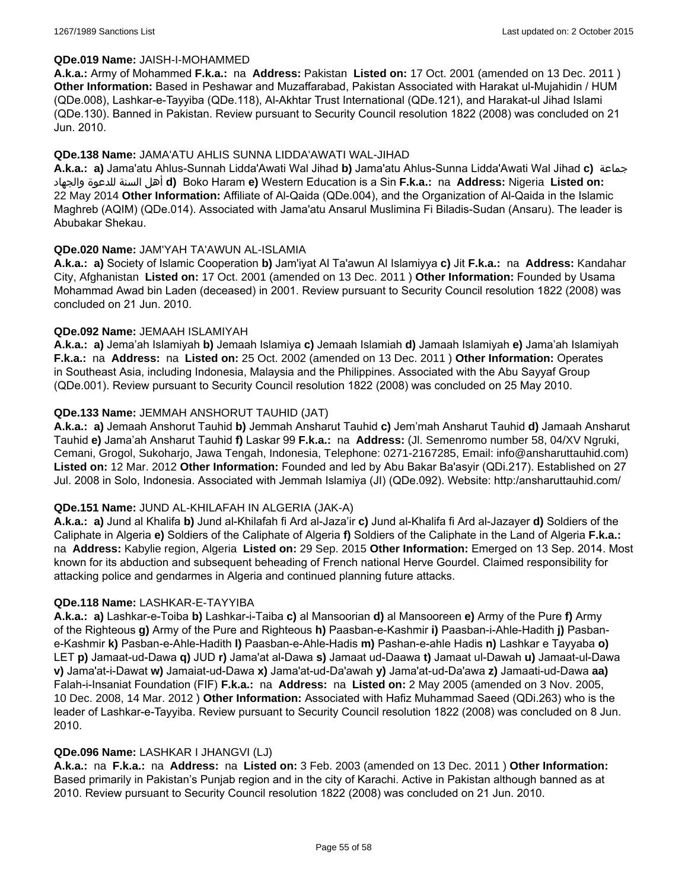**QDe.019 Name:** JAISH-I-MOHAMMED

**A.k.a.:** Army of Mohammed **F.k.a.:** na **Address:** Pakistan **Listed on:** 17 Oct. 2001 (amended on 13 Dec. 2011 ) **Other Information:** Based in Peshawar and Muzaffarabad, Pakistan Associated with Harakat ul-Mujahidin / HUM (QDe.008), Lashkar-e-Tayyiba (QDe.118), Al-Akhtar Trust International (QDe.121), and Harakat-ul Jihad Islami (QDe.130). Banned in Pakistan. Review pursuant to Security Council resolution 1822 (2008) was concluded on 21 Jun. 2010.

**QDe.138 Name:** JAMA'ATU AHLIS SUNNA LIDDA'AWATI WAL-JIHAD

**A.k.a.: a)** Jama'atu Ahlus-Sunnah Lidda'Awati Wal Jihad **b)** Jama'atu Ahlus-Sunna Lidda'Awati Wal Jihad **c)** جماعة أهل السنة للدعوة والجهاد **d)** Boko Haram **e)** Western Education is a Sin **F.k.a.:** na **Address:** Nigeria **Listed on:** 22 May 2014 **Other Information:** Affiliate of Al-Qaida (QDe.004), and the Organization of Al-Qaida in the Islamic Maghreb (AQIM) (QDe.014). Associated with Jama'atu Ansarul Muslimina Fi Biladis-Sudan (Ansaru). The leader is Abubakar Shekau.

**QDe.020 Name:** JAM'YAH TA'AWUN AL-ISLAMIA

**A.k.a.: a)** Society of Islamic Cooperation **b)** Jam'iyat Al Ta'awun Al Islamiyya **c)** Jit **F.k.a.:** na **Address:** Kandahar City, Afghanistan **Listed on:** 17 Oct. 2001 (amended on 13 Dec. 2011 ) **Other Information:** Founded by Usama Mohammad Awad bin Laden (deceased) in 2001. Review pursuant to Security Council resolution 1822 (2008) was concluded on 21 Jun. 2010.

**QDe.092 Name:** JEMAAH ISLAMIYAH

**A.k.a.: a)** Jema’ah Islamiyah **b)** Jemaah Islamiya **c)** Jemaah Islamiah **d)** Jamaah Islamiyah **e)** Jama’ah Islamiyah **F.k.a.:** na **Address:** na **Listed on:** 25 Oct. 2002 (amended on 13 Dec. 2011 ) **Other Information:** Operates in Southeast Asia, including Indonesia, Malaysia and the Philippines. Associated with the Abu Sayyaf Group (QDe.001). Review pursuant to Security Council resolution 1822 (2008) was concluded on 25 May 2010.

**QDe.133 Name:** JEMMAH ANSHORUT TAUHID (JAT)

**A.k.a.: a)** Jemaah Anshorut Tauhid **b)** Jemmah Ansharut Tauhid **c)** Jem’mah Ansharut Tauhid **d)** Jamaah Ansharut Tauhid **e)** Jama’ah Ansharut Tauhid **f)** Laskar 99 **F.k.a.:** na **Address:** (Jl. Semenromo number 58, 04/XV Ngruki, Cemani, Grogol, Sukoharjo, Jawa Tengah, Indonesia, Telephone: 0271-2167285, Email: info@ansharuttauhid.com) **Listed on:** 12 Mar. 2012 **Other Information:** Founded and led by Abu Bakar Ba'asyir (QDi.217). Established on 27 Jul. 2008 in Solo, Indonesia. Associated with Jemmah Islamiya (JI) (QDe.092). Website: http:/ansharuttauhid.com/

**QDe.151 Name:** JUND AL-KHILAFAH IN ALGERIA (JAK-A)

**A.k.a.: a)** Jund al Khalifa **b)** Jund al-Khilafah fi Ard al-Jaza’ir **c)** Jund al-Khalifa fi Ard al-Jazayer **d)** Soldiers of the Caliphate in Algeria **e)** Soldiers of the Caliphate of Algeria **f)** Soldiers of the Caliphate in the Land of Algeria **F.k.a.:** na **Address:** Kabylie region, Algeria **Listed on:** 29 Sep. 2015 **Other Information:** Emerged on 13 Sep. 2014. Most known for its abduction and subsequent beheading of French national Herve Gourdel. Claimed responsibility for attacking police and gendarmes in Algeria and continued planning future attacks.

**QDe.118 Name:** LASHKAR-E-TAYYIBA

**A.k.a.: a)** Lashkar-e-Toiba **b)** Lashkar-i-Taiba **c)** al Mansoorian **d)** al Mansooreen **e)** Army of the Pure **f)** Army of the Righteous **g)** Army of the Pure and Righteous **h)** Paasban-e-Kashmir **i)** Paasban-i-Ahle-Hadith **j)** Pasban-e-Kashmir **k)** Pasban-e-Ahle-Hadith **l)** Paasban-e-Ahle-Hadis **m)** Pashan-e-ahle Hadis **n)** Lashkar e Tayyaba **o)** LET **p)** Jamaat-ud-Dawa **q)** JUD **r)** Jama'at al-Dawa **s)** Jamaat ud-Daawa **t)** Jamaat ul-Dawah **u)** Jamaat-ul-Dawa **v)** Jama'at-i-Dawat **w)** Jamaiat-ud-Dawa **x)** Jama'at-ud-Da'awah **y)** Jama'at-ud-Da'awa **z)** Jamaati-ud-Dawa **aa)** Falah-i-Insaniat Foundation (FIF) **F.k.a.:** na **Address:** na **Listed on:** 2 May 2005 (amended on 3 Nov. 2005, 10 Dec. 2008, 14 Mar. 2012 ) **Other Information:** Associated with Hafiz Muhammad Saeed (QDi.263) who is the leader of Lashkar-e-Tayyiba. Review pursuant to Security Council resolution 1822 (2008) was concluded on 8 Jun. 2010.

**QDe.096 Name:** LASHKAR I JHANGVI (LJ)

**A.k.a.:** na **F.k.a.:** na **Address:** na **Listed on:** 3 Feb. 2003 (amended on 13 Dec. 2011 ) **Other Information:** Based primarily in Pakistan’s Punjab region and in the city of Karachi. Active in Pakistan although banned as at 2010. Review pursuant to Security Council resolution 1822 (2008) was concluded on 21 Jun. 2010.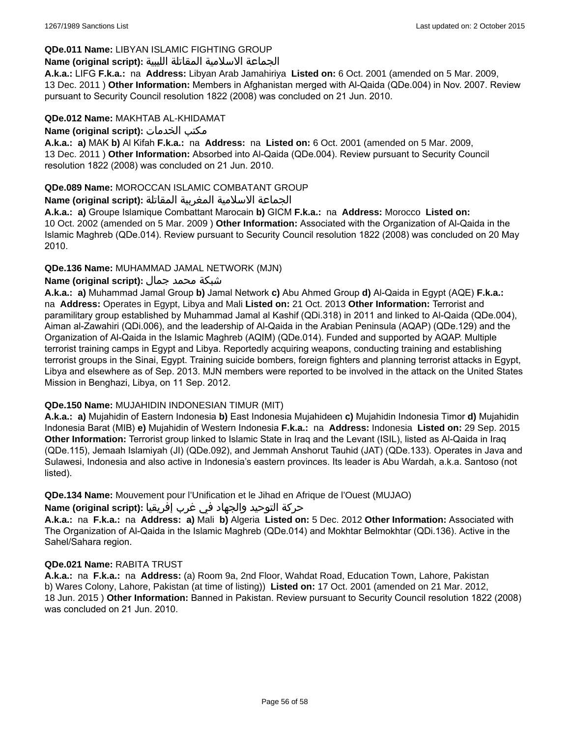**QDe.011 Name:** LIBYAN ISLAMIC FIGHTING GROUP

**Name (original script):** الجماعة الاسلامية المقاتلة الليبية

**A.k.a.:** LIFG **F.k.a.:** na **Address:** Libyan Arab Jamahiriya **Listed on:** 6 Oct. 2001 (amended on 5 Mar. 2009, 13 Dec. 2011 ) **Other Information:** Members in Afghanistan merged with Al-Qaida (QDe.004) in Nov. 2007. Review pursuant to Security Council resolution 1822 (2008) was concluded on 21 Jun. 2010.

**QDe.012 Name:** MAKHTAB AL-KHIDAMAT

**Name (original script):** مكتب الخدمات

**A.k.a.:** **a)** MAK **b)** Al Kifah **F.k.a.:** na **Address:** na **Listed on:** 6 Oct. 2001 (amended on 5 Mar. 2009, 13 Dec. 2011 ) **Other Information:** Absorbed into Al-Qaida (QDe.004). Review pursuant to Security Council resolution 1822 (2008) was concluded on 21 Jun. 2010.

**QDe.089 Name:** MOROCCAN ISLAMIC COMBATANT GROUP

**Name (original script):** الجماعة الاسلامية المغربية المقاتلة

**A.k.a.:** **a)** Groupe Islamique Combattant Marocain **b)** GICM **F.k.a.:** na **Address:** Morocco **Listed on:** 10 Oct. 2002 (amended on 5 Mar. 2009 ) **Other Information:** Associated with the Organization of Al-Qaida in the Islamic Maghreb (QDe.014). Review pursuant to Security Council resolution 1822 (2008) was concluded on 20 May 2010.

**QDe.136 Name:** MUHAMMAD JAMAL NETWORK (MJN)

**Name (original script):** شبكة محمد جمال

**A.k.a.:** **a)** Muhammad Jamal Group **b)** Jamal Network **c)** Abu Ahmed Group **d)** Al-Qaida in Egypt (AQE) **F.k.a.:** na **Address:** Operates in Egypt, Libya and Mali **Listed on:** 21 Oct. 2013 **Other Information:** Terrorist and paramilitary group established by Muhammad Jamal al Kashif (QDi.318) in 2011 and linked to Al-Qaida (QDe.004), Aiman al-Zawahiri (QDi.006), and the leadership of Al-Qaida in the Arabian Peninsula (AQAP) (QDe.129) and the Organization of Al-Qaida in the Islamic Maghreb (AQIM) (QDe.014). Funded and supported by AQAP. Multiple terrorist training camps in Egypt and Libya. Reportedly acquiring weapons, conducting training and establishing terrorist groups in the Sinai, Egypt. Training suicide bombers, foreign fighters and planning terrorist attacks in Egypt, Libya and elsewhere as of Sep. 2013. MJN members were reported to be involved in the attack on the United States Mission in Benghazi, Libya, on 11 Sep. 2012.

**QDe.150 Name:** MUJAHIDIN INDONESIAN TIMUR (MIT)

**A.k.a.:** **a)** Mujahidin of Eastern Indonesia **b)** East Indonesia Mujahideen **c)** Mujahidin Indonesia Timor **d)** Mujahidin Indonesia Barat (MIB) **e)** Mujahidin of Western Indonesia **F.k.a.:** na **Address:** Indonesia **Listed on:** 29 Sep. 2015 **Other Information:** Terrorist group linked to Islamic State in Iraq and the Levant (ISIL), listed as Al-Qaida in Iraq (QDe.115), Jemaah Islamiyah (JI) (QDe.092), and Jemmah Anshorut Tauhid (JAT) (QDe.133). Operates in Java and Sulawesi, Indonesia and also active in Indonesia's eastern provinces. Its leader is Abu Wardah, a.k.a. Santoso (not listed).

**QDe.134 Name:** Mouvement pour l'Unification et le Jihad en Afrique de l'Ouest (MUJAO)

**Name (original script):** حركة التوحيد والجهاد في غرب إفريقيا

**A.k.a.:** na **F.k.a.:** na **Address:** **a)** Mali **b)** Algeria **Listed on:** 5 Dec. 2012 **Other Information:** Associated with The Organization of Al-Qaida in the Islamic Maghreb (QDe.014) and Mokhtar Belmokhtar (QDi.136). Active in the Sahel/Sahara region.

**QDe.021 Name:** RABITA TRUST

**A.k.a.:** na **F.k.a.:** na **Address:** (a) Room 9a, 2nd Floor, Wahdat Road, Education Town, Lahore, Pakistan b) Wares Colony, Lahore, Pakistan (at time of listing)) **Listed on:** 17 Oct. 2001 (amended on 21 Mar. 2012, 18 Jun. 2015 ) **Other Information:** Banned in Pakistan. Review pursuant to Security Council resolution 1822 (2008) was concluded on 21 Jun. 2010.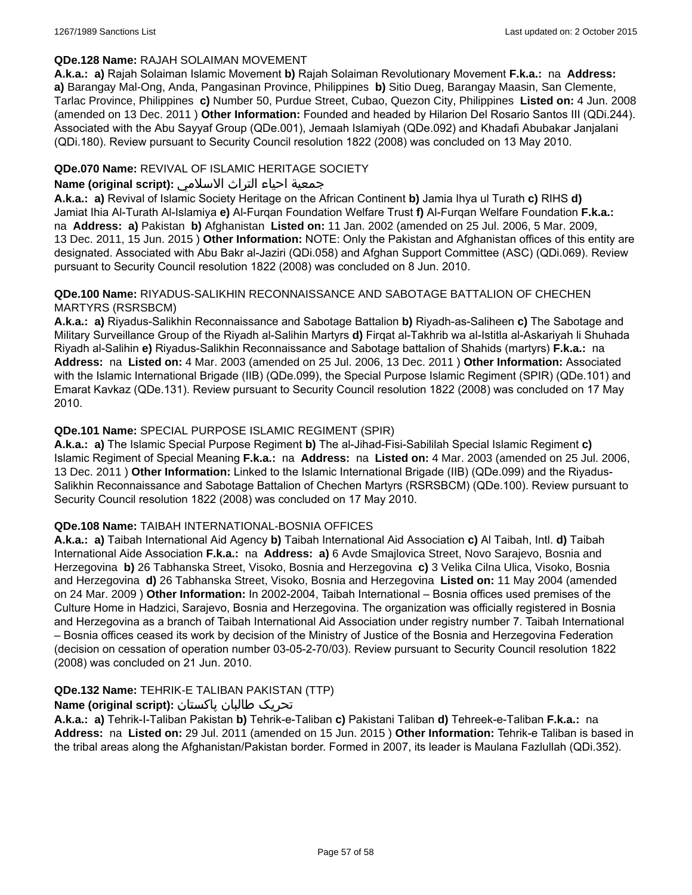**QDe.128 Name:** RAJAH SOLAIMAN MOVEMENT

**A.k.a.: a)** Rajah Solaiman Islamic Movement **b)** Rajah Solaiman Revolutionary Movement **F.k.a.:** na **Address: a)** Barangay Mal-Ong, Anda, Pangasinan Province, Philippines **b)** Sitio Dueg, Barangay Maasin, San Clemente, Tarlac Province, Philippines **c)** Number 50, Purdue Street, Cubao, Quezon City, Philippines **Listed on:** 4 Jun. 2008 (amended on 13 Dec. 2011 ) **Other Information:** Founded and headed by Hilarion Del Rosario Santos III (QDi.244). Associated with the Abu Sayyaf Group (QDe.001), Jemaah Islamiyah (QDe.092) and Khadafi Abubakar Janjalani (QDi.180). Review pursuant to Security Council resolution 1822 (2008) was concluded on 13 May 2010.

**QDe.070 Name:** REVIVAL OF ISLAMIC HERITAGE SOCIETY

**Name (original script):** جمعية احياء التراث الاسلامي

**A.k.a.: a)** Revival of Islamic Society Heritage on the African Continent **b)** Jamia Ihya ul Turath **c)** RIHS **d)** Jamiat Ihia Al-Turath Al-Islamiya **e)** Al-Furqan Foundation Welfare Trust **f)** Al-Furqan Welfare Foundation **F.k.a.:** na **Address: a)** Pakistan **b)** Afghanistan **Listed on:** 11 Jan. 2002 (amended on 25 Jul. 2006, 5 Mar. 2009, 13 Dec. 2011, 15 Jun. 2015 ) **Other Information:** NOTE: Only the Pakistan and Afghanistan offices of this entity are designated. Associated with Abu Bakr al-Jaziri (QDi.058) and Afghan Support Committee (ASC) (QDi.069). Review pursuant to Security Council resolution 1822 (2008) was concluded on 8 Jun. 2010.

**QDe.100 Name:** RIYADUS-SALIKHIN RECONNAISSANCE AND SABOTAGE BATTALION OF CHECHEN MARTYRS (RSRSBCM)

**A.k.a.: a)** Riyadus-Salikhin Reconnaissance and Sabotage Battalion **b)** Riyadh-as-Saliheen **c)** The Sabotage and Military Surveillance Group of the Riyadh al-Salihin Martyrs **d)** Firqat al-Takhrib wa al-Istitla al-Askariyah li Shuhada Riyadh al-Salihin **e)** Riyadus-Salikhin Reconnaissance and Sabotage battalion of Shahids (martyrs) **F.k.a.:** na **Address:** na **Listed on:** 4 Mar. 2003 (amended on 25 Jul. 2006, 13 Dec. 2011 ) **Other Information:** Associated with the Islamic International Brigade (IIB) (QDe.099), the Special Purpose Islamic Regiment (SPIR) (QDe.101) and Emarat Kavkaz (QDe.131). Review pursuant to Security Council resolution 1822 (2008) was concluded on 17 May 2010.

**QDe.101 Name:** SPECIAL PURPOSE ISLAMIC REGIMENT (SPIR)

**A.k.a.: a)** The Islamic Special Purpose Regiment **b)** The al-Jihad-Fisi-Sabililah Special Islamic Regiment **c)** Islamic Regiment of Special Meaning **F.k.a.:** na **Address:** na **Listed on:** 4 Mar. 2003 (amended on 25 Jul. 2006, 13 Dec. 2011 ) **Other Information:** Linked to the Islamic International Brigade (IIB) (QDe.099) and the Riyadus-Salikhin Reconnaissance and Sabotage Battalion of Chechen Martyrs (RSRSBCM) (QDe.100). Review pursuant to Security Council resolution 1822 (2008) was concluded on 17 May 2010.

**QDe.108 Name:** TAIBAH INTERNATIONAL-BOSNIA OFFICES

**A.k.a.: a)** Taibah International Aid Agency **b)** Taibah International Aid Association **c)** Al Taibah, Intl. **d)** Taibah International Aide Association **F.k.a.:** na **Address: a)** 6 Avde Smajlovica Street, Novo Sarajevo, Bosnia and Herzegovina **b)** 26 Tabhanska Street, Visoko, Bosnia and Herzegovina **c)** 3 Velika Cilna Ulica, Visoko, Bosnia and Herzegovina **d)** 26 Tabhanska Street, Visoko, Bosnia and Herzegovina **Listed on:** 11 May 2004 (amended on 24 Mar. 2009 ) **Other Information:** In 2002-2004, Taibah International – Bosnia offices used premises of the Culture Home in Hadzici, Sarajevo, Bosnia and Herzegovina. The organization was officially registered in Bosnia and Herzegovina as a branch of Taibah International Aid Association under registry number 7. Taibah International – Bosnia offices ceased its work by decision of the Ministry of Justice of the Bosnia and Herzegovina Federation (decision on cessation of operation number 03-05-2-70/03). Review pursuant to Security Council resolution 1822 (2008) was concluded on 21 Jun. 2010.

**QDe.132 Name:** TEHRIK-E TALIBAN PAKISTAN (TTP)

**Name (original script):** تحریک طالبان پاکستان

**A.k.a.: a)** Tehrik-I-Taliban Pakistan **b)** Tehrik-e-Taliban **c)** Pakistani Taliban **d)** Tehreek-e-Taliban **F.k.a.:** na **Address:** na **Listed on:** 29 Jul. 2011 (amended on 15 Jun. 2015 ) **Other Information:** Tehrik-e Taliban is based in the tribal areas along the Afghanistan/Pakistan border. Formed in 2007, its leader is Maulana Fazlullah (QDi.352).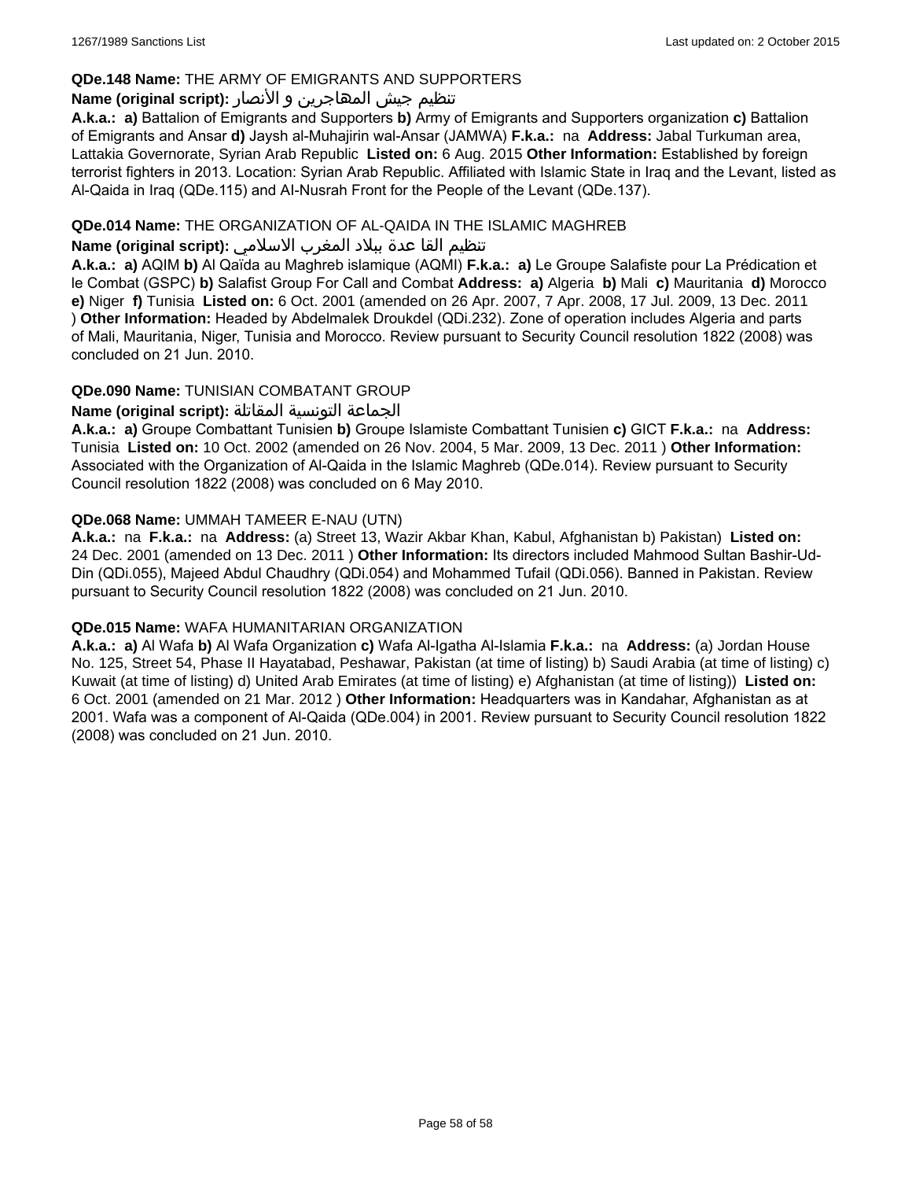**QDe.148 Name:** THE ARMY OF EMIGRANTS AND SUPPORTERS

**Name (original script):** تنظيم جيش المهاجرين و الأنصار

**A.k.a.: a)** Battalion of Emigrants and Supporters **b)** Army of Emigrants and Supporters organization **c)** Battalion of Emigrants and Ansar **d)** Jaysh al-Muhajirin wal-Ansar (JAMWA) **F.k.a.:** na **Address:** Jabal Turkuman area, Lattakia Governorate, Syrian Arab Republic **Listed on:** 6 Aug. 2015 **Other Information:** Established by foreign terrorist fighters in 2013. Location: Syrian Arab Republic. Affiliated with Islamic State in Iraq and the Levant, listed as Al-Qaida in Iraq (QDe.115) and Al-Nusrah Front for the People of the Levant (QDe.137).

**QDe.014 Name:** THE ORGANIZATION OF AL-QAIDA IN THE ISLAMIC MAGHREB

**Name (original script):** تنظيم القا عدة ببلاد المغرب الاسلامي

**A.k.a.: a)** AQIM **b)** Al Qaïda au Maghreb islamique (AQMI) **F.k.a.: a)** Le Groupe Salafiste pour La Prédication et le Combat (GSPC) **b)** Salafist Group For Call and Combat **Address: a)** Algeria **b)** Mali **c)** Mauritania **d)** Morocco **e)** Niger **f)** Tunisia **Listed on:** 6 Oct. 2001 (amended on 26 Apr. 2007, 7 Apr. 2008, 17 Jul. 2009, 13 Dec. 2011 ) **Other Information:** Headed by Abdelmalek Droukdel (QDi.232). Zone of operation includes Algeria and parts of Mali, Mauritania, Niger, Tunisia and Morocco. Review pursuant to Security Council resolution 1822 (2008) was concluded on 21 Jun. 2010.

**QDe.090 Name:** TUNISIAN COMBATANT GROUP

**Name (original script):** الجماعة التونسية المقاتلة

**A.k.a.: a)** Groupe Combattant Tunisien **b)** Groupe Islamiste Combattant Tunisien **c)** GICT **F.k.a.:** na **Address:** Tunisia **Listed on:** 10 Oct. 2002 (amended on 26 Nov. 2004, 5 Mar. 2009, 13 Dec. 2011 ) **Other Information:** Associated with the Organization of Al-Qaida in the Islamic Maghreb (QDe.014). Review pursuant to Security Council resolution 1822 (2008) was concluded on 6 May 2010.

**QDe.068 Name:** UMMAH TAMEER E-NAU (UTN)

**A.k.a.:** na **F.k.a.:** na **Address:** (a) Street 13, Wazir Akbar Khan, Kabul, Afghanistan b) Pakistan) **Listed on:** 24 Dec. 2001 (amended on 13 Dec. 2011 ) **Other Information:** Its directors included Mahmood Sultan Bashir-Ud-Din (QDi.055), Majeed Abdul Chaudhry (QDi.054) and Mohammed Tufail (QDi.056). Banned in Pakistan. Review pursuant to Security Council resolution 1822 (2008) was concluded on 21 Jun. 2010.

**QDe.015 Name:** WAFA HUMANITARIAN ORGANIZATION

**A.k.a.: a)** Al Wafa **b)** Al Wafa Organization **c)** Wafa Al-Igatha Al-Islamia **F.k.a.:** na **Address:** (a) Jordan House No. 125, Street 54, Phase II Hayatabad, Peshawar, Pakistan (at time of listing) b) Saudi Arabia (at time of listing) c) Kuwait (at time of listing) d) United Arab Emirates (at time of listing) e) Afghanistan (at time of listing)) **Listed on:** 6 Oct. 2001 (amended on 21 Mar. 2012 ) **Other Information:** Headquarters was in Kandahar, Afghanistan as at 2001. Wafa was a component of Al-Qaida (QDe.004) in 2001. Review pursuant to Security Council resolution 1822 (2008) was concluded on 21 Jun. 2010.